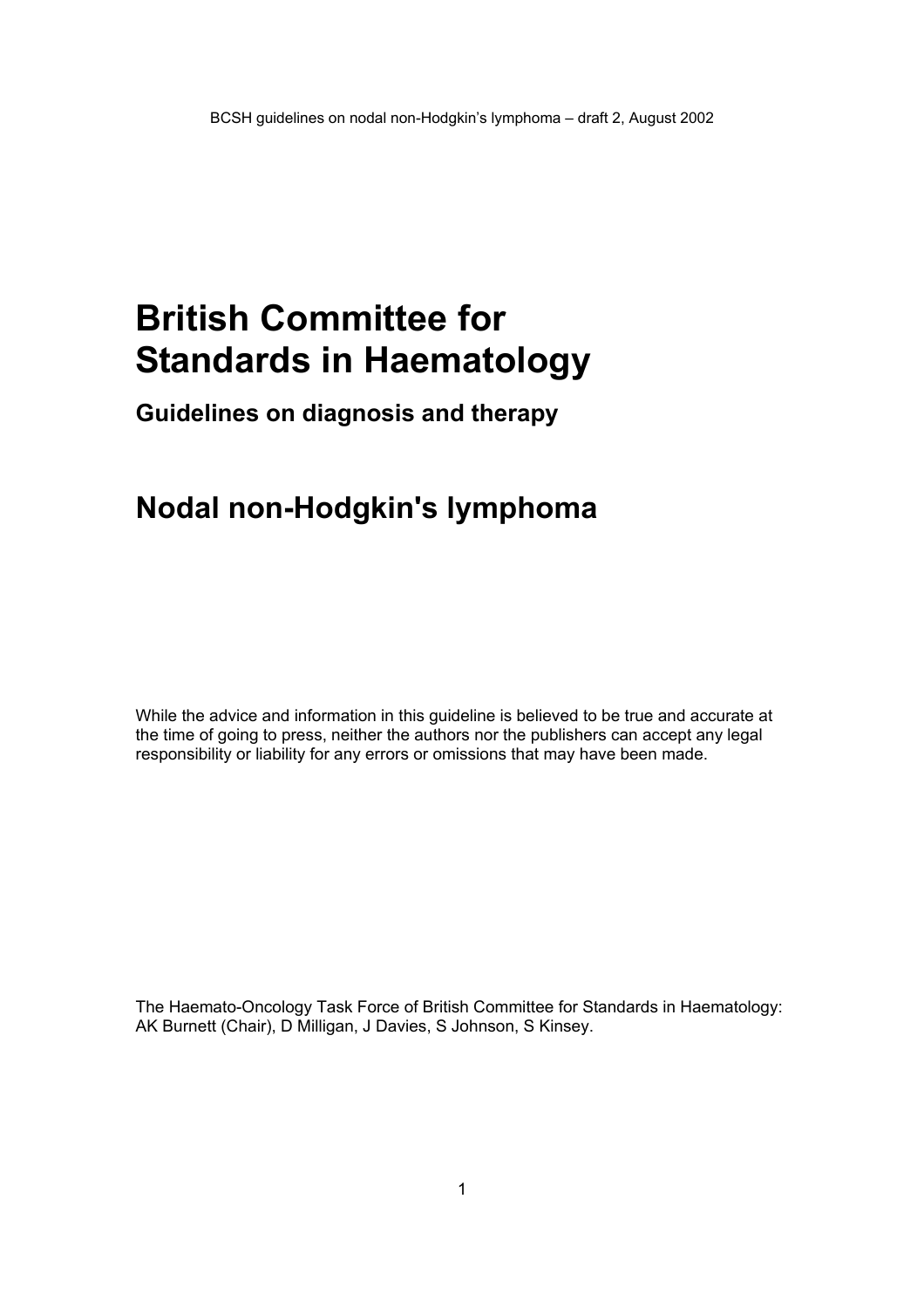# British Committee for Standards in Haematology

### Guidelines on diagnosis and therapy

## Nodal non-Hodgkin's lymphoma

While the advice and information in this guideline is believed to be true and accurate at the time of going to press, neither the authors nor the publishers can accept any legal responsibility or liability for any errors or omissions that may have been made.

The Haemato-Oncology Task Force of British Committee for Standards in Haematology: AK Burnett (Chair), D Milligan, J Davies, S Johnson, S Kinsey.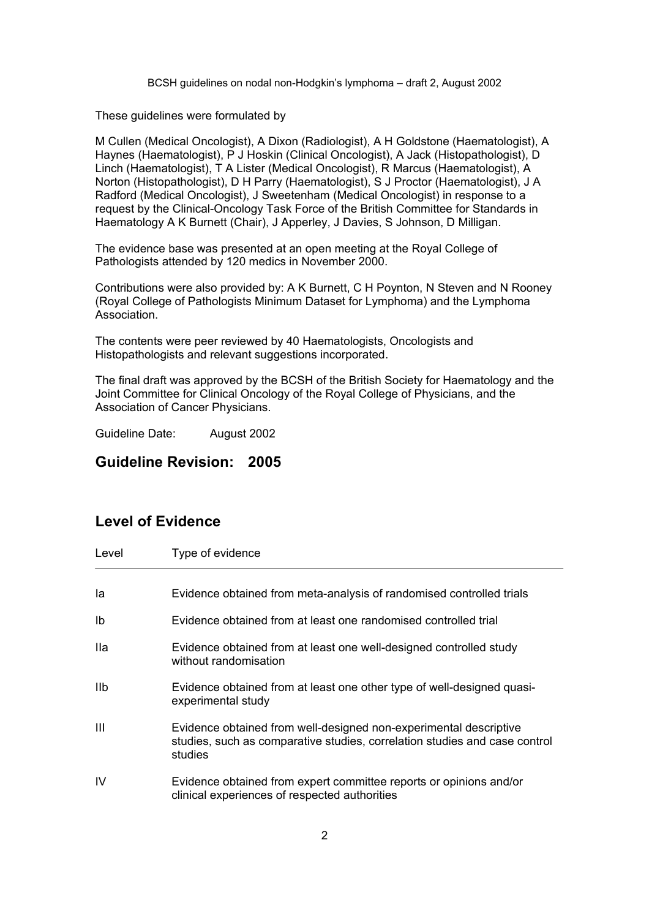These guidelines were formulated by

M Cullen (Medical Oncologist), A Dixon (Radiologist), A H Goldstone (Haematologist), A Haynes (Haematologist), P J Hoskin (Clinical Oncologist), A Jack (Histopathologist), D Linch (Haematologist), T A Lister (Medical Oncologist), R Marcus (Haematologist), A Norton (Histopathologist), D H Parry (Haematologist), S J Proctor (Haematologist), J A Radford (Medical Oncologist), J Sweetenham (Medical Oncologist) in response to a request by the Clinical-Oncology Task Force of the British Committee for Standards in Haematology A K Burnett (Chair), J Apperley, J Davies, S Johnson, D Milligan.

The evidence base was presented at an open meeting at the Royal College of Pathologists attended by 120 medics in November 2000.

Contributions were also provided by: A K Burnett, C H Poynton, N Steven and N Rooney (Royal College of Pathologists Minimum Dataset for Lymphoma) and the Lymphoma Association.

The contents were peer reviewed by 40 Haematologists, Oncologists and Histopathologists and relevant suggestions incorporated.

The final draft was approved by the BCSH of the British Society for Haematology and the Joint Committee for Clinical Oncology of the Royal College of Physicians, and the Association of Cancer Physicians.

Guideline Date: August 2002

## Guideline Revision: 2005

## Level of Evidence

| Level | Type of evidence |
|---|---|
| Ia | Evidence obtained from meta-analysis of randomised controlled trials |
| Ib | Evidence obtained from at least one randomised controlled trial |
| IIa | Evidence obtained from at least one well-designed controlled study without randomisation |
| IIb | Evidence obtained from at least one other type of well-designed quasi-experimental study |
| III | Evidence obtained from well-designed non-experimental descriptive studies, such as comparative studies, correlation studies and case control studies |
| IV | Evidence obtained from expert committee reports or opinions and/or clinical experiences of respected authorities |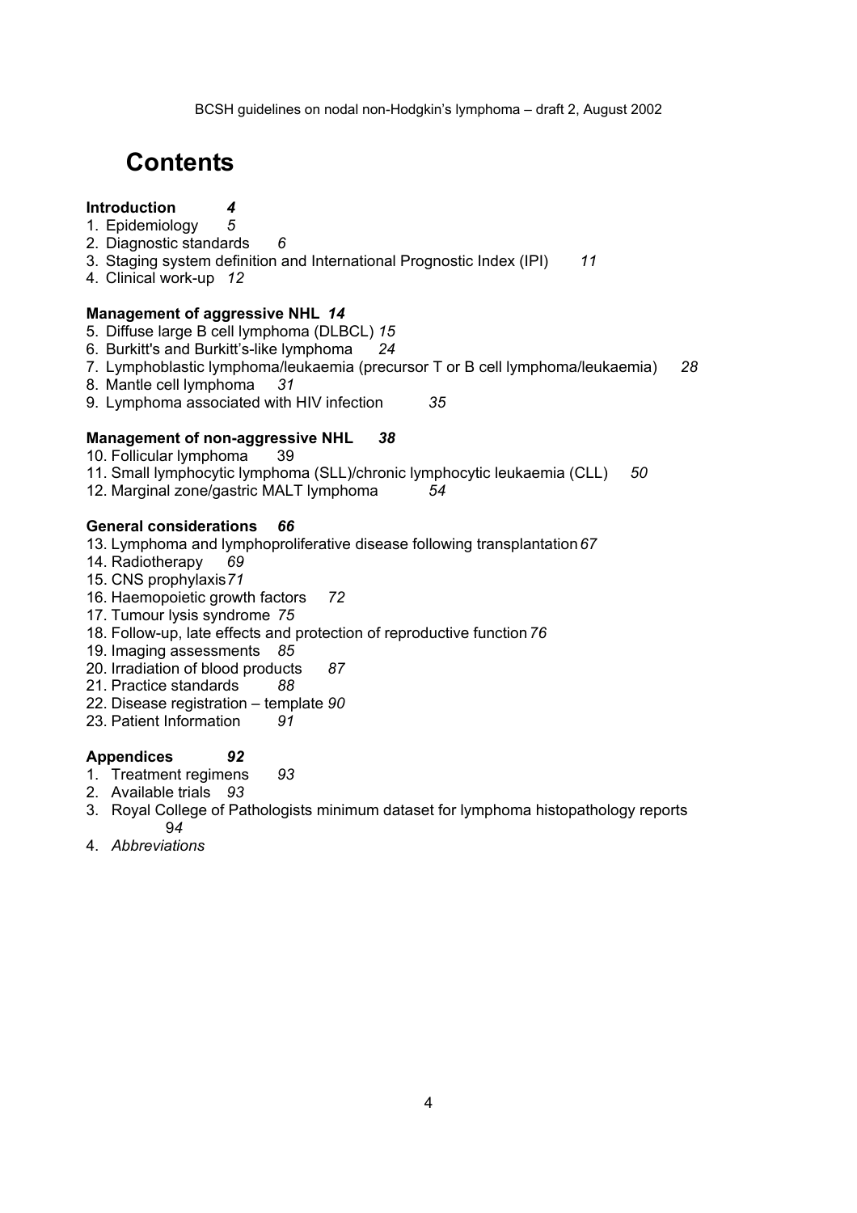# Contents

**Introduction** ***4***

1. Epidemiology *5*
2. Diagnostic standards *6*
3. Staging system definition and International Prognostic Index (IPI) *11*
4. Clinical work-up *12*

**Management of aggressive NHL** ***14***

5. Diffuse large B cell lymphoma (DLBCL) *15*
6. Burkitt's and Burkitt's-like lymphoma *24*
7. Lymphoblastic lymphoma/leukaemia (precursor T or B cell lymphoma/leukaemia) *28*
8. Mantle cell lymphoma *31*
9. Lymphoma associated with HIV infection *35*

**Management of non-aggressive NHL** ***38***

10. Follicular lymphoma 39
11. Small lymphocytic lymphoma (SLL)/chronic lymphocytic leukaemia (CLL) *50*
12. Marginal zone/gastric MALT lymphoma *54*

**General considerations** ***66***

13. Lymphoma and lymphoproliferative disease following transplantation *67*
14. Radiotherapy *69*
15. CNS prophylaxis *71*
16. Haemopoietic growth factors *72*
17. Tumour lysis syndrome *75*
18. Follow-up, late effects and protection of reproductive function *76*
19. Imaging assessments *85*
20. Irradiation of blood products *87*
21. Practice standards *88*
22. Disease registration – template *90*
23. Patient Information *91*

**Appendices** ***92***

1. Treatment regimens *93*
2. Available trials *93*
3. Royal College of Pathologists minimum dataset for lymphoma histopathology reports 9*4*
4. *Abbreviations*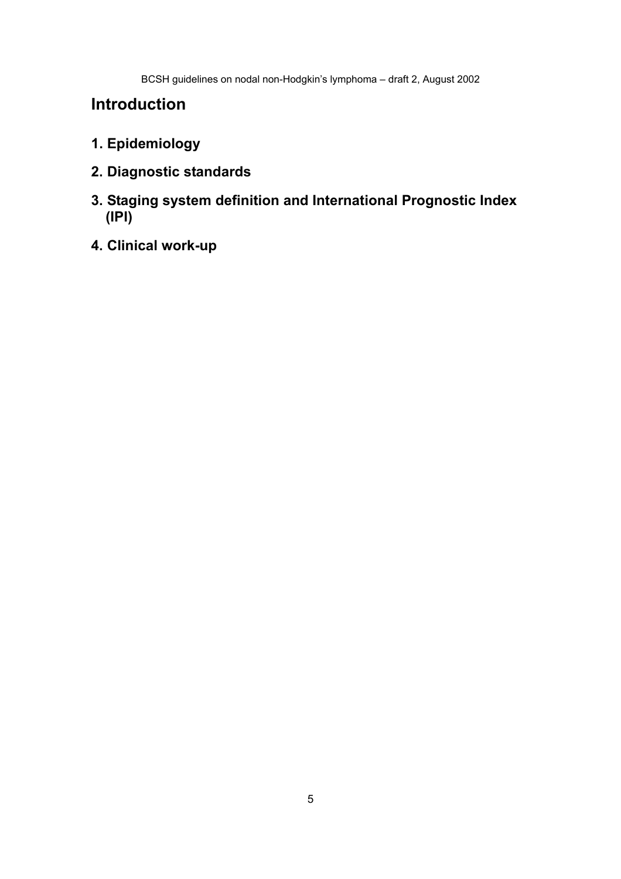# Introduction

## 1. Epidemiology

## 2. Diagnostic standards

## 3. Staging system definition and International Prognostic Index (IPI)

## 4. Clinical work-up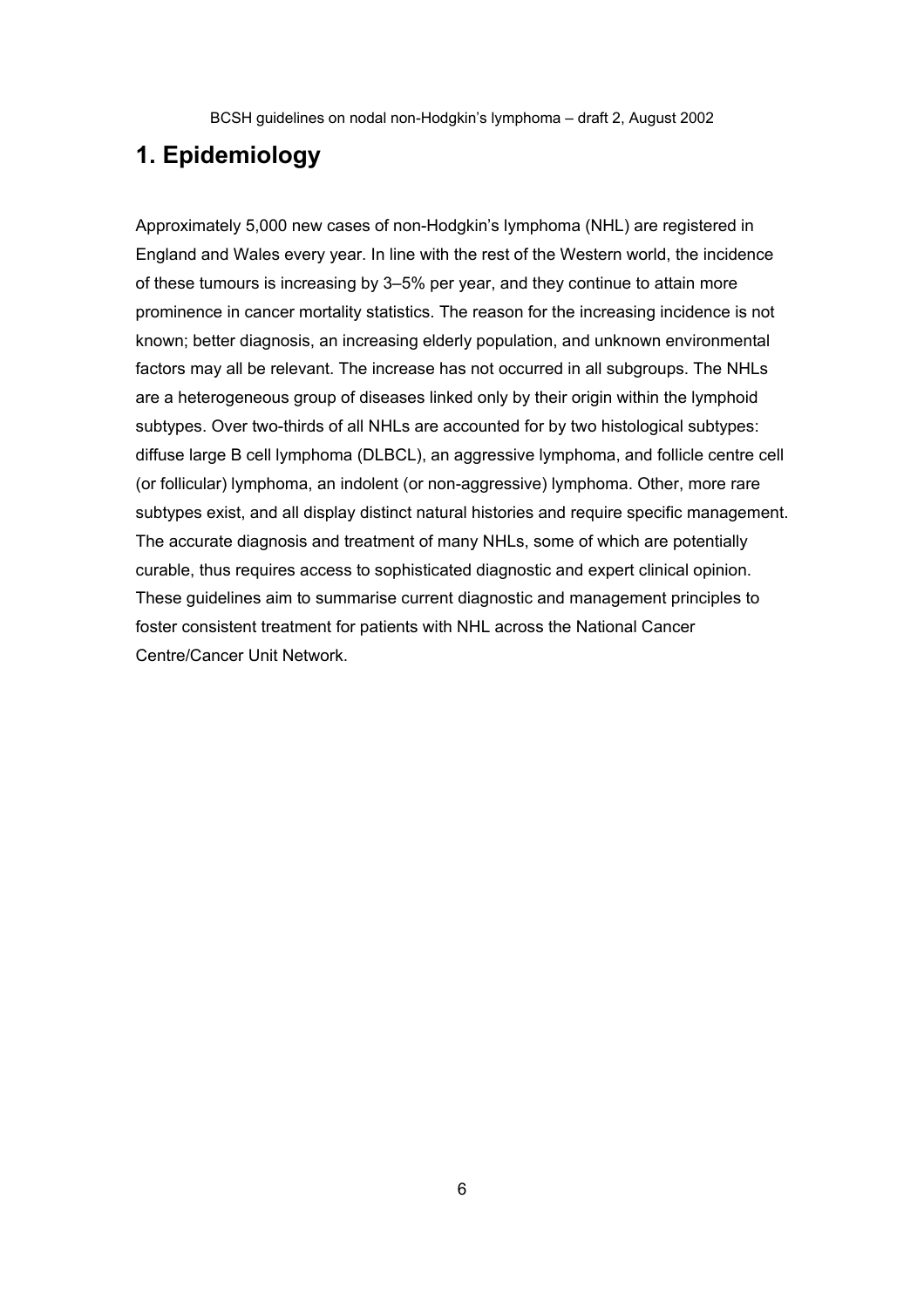# 1. Epidemiology

Approximately 5,000 new cases of non-Hodgkin's lymphoma (NHL) are registered in England and Wales every year. In line with the rest of the Western world, the incidence of these tumours is increasing by 3–5% per year, and they continue to attain more prominence in cancer mortality statistics. The reason for the increasing incidence is not known; better diagnosis, an increasing elderly population, and unknown environmental factors may all be relevant. The increase has not occurred in all subgroups. The NHLs are a heterogeneous group of diseases linked only by their origin within the lymphoid subtypes. Over two-thirds of all NHLs are accounted for by two histological subtypes: diffuse large B cell lymphoma (DLBCL), an aggressive lymphoma, and follicle centre cell (or follicular) lymphoma, an indolent (or non-aggressive) lymphoma. Other, more rare subtypes exist, and all display distinct natural histories and require specific management. The accurate diagnosis and treatment of many NHLs, some of which are potentially curable, thus requires access to sophisticated diagnostic and expert clinical opinion. These guidelines aim to summarise current diagnostic and management principles to foster consistent treatment for patients with NHL across the National Cancer Centre/Cancer Unit Network.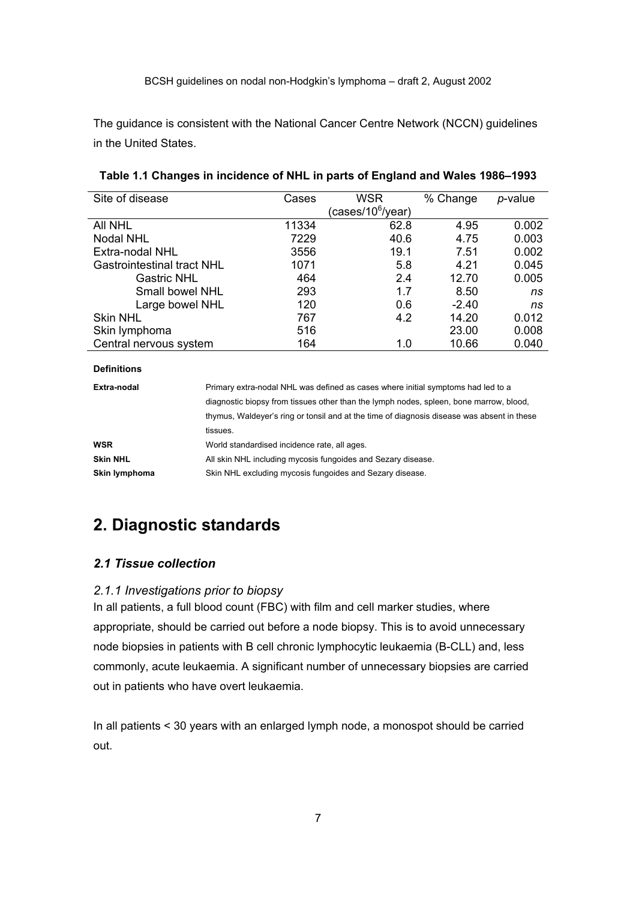The guidance is consistent with the National Cancer Centre Network (NCCN) guidelines in the United States.

**Table 1.1 Changes in incidence of NHL in parts of England and Wales 1986–1993**

| Site of disease | Cases | WSR (cases/$10^6$/year) | % Change | *p*-value |
|---|---|---|---|---|
| All NHL | 11334 | 62.8 | 4.95 | 0.002 |
| Nodal NHL | 7229 | 40.6 | 4.75 | 0.003 |
| Extra-nodal NHL | 3556 | 19.1 | 7.51 | 0.002 |
| Gastrointestinal tract NHL | 1071 | 5.8 | 4.21 | 0.045 |
| Gastric NHL | 464 | 2.4 | 12.70 | 0.005 |
| Small bowel NHL | 293 | 1.7 | 8.50 | *ns* |
| Large bowel NHL | 120 | 0.6 | -2.40 | *ns* |
| Skin NHL | 767 | 4.2 | 14.20 | 0.012 |
| Skin lymphoma | 516 | | 23.00 | 0.008 |
| Central nervous system | 164 | 1.0 | 10.66 | 0.040 |

**Definitions**

**Extra-nodal** Primary extra-nodal NHL was defined as cases where initial symptoms had led to a diagnostic biopsy from tissues other than the lymph nodes, spleen, bone marrow, blood, thymus, Waldeyer's ring or tonsil and at the time of diagnosis disease was absent in these tissues.

**WSR** World standardised incidence rate, all ages.

**Skin NHL** All skin NHL including mycosis fungoides and Sezary disease.

**Skin lymphoma** Skin NHL excluding mycosis fungoides and Sezary disease.

# 2. Diagnostic standards

## *2.1 Tissue collection*

### *2.1.1 Investigations prior to biopsy*

In all patients, a full blood count (FBC) with film and cell marker studies, where appropriate, should be carried out before a node biopsy. This is to avoid unnecessary node biopsies in patients with B cell chronic lymphocytic leukaemia (B-CLL) and, less commonly, acute leukaemia. A significant number of unnecessary biopsies are carried out in patients who have overt leukaemia.

In all patients < 30 years with an enlarged lymph node, a monospot should be carried out.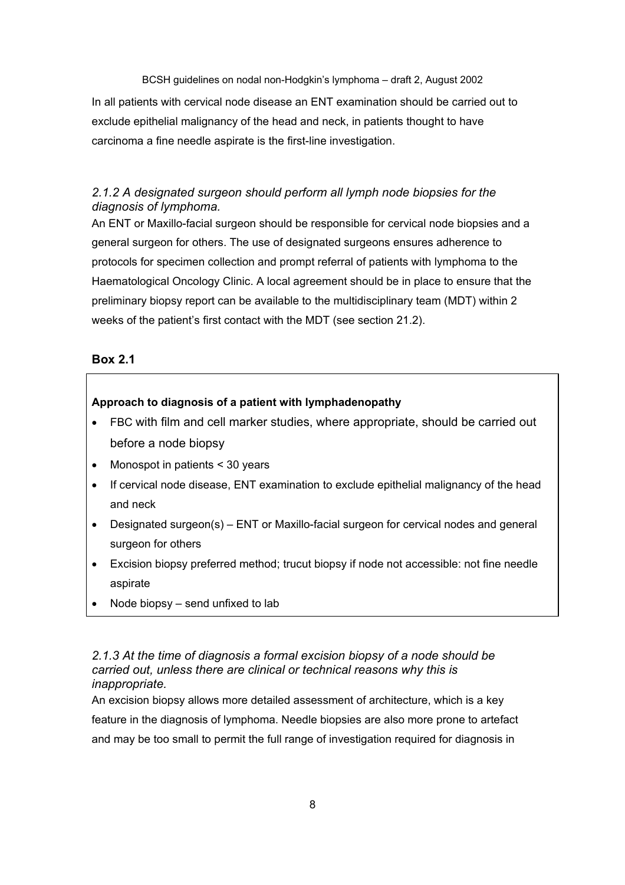In all patients with cervical node disease an ENT examination should be carried out to exclude epithelial malignancy of the head and neck, in patients thought to have carcinoma a fine needle aspirate is the first-line investigation.

### *2.1.2 A designated surgeon should perform all lymph node biopsies for the diagnosis of lymphoma.*

An ENT or Maxillo-facial surgeon should be responsible for cervical node biopsies and a general surgeon for others. The use of designated surgeons ensures adherence to protocols for specimen collection and prompt referral of patients with lymphoma to the Haematological Oncology Clinic. A local agreement should be in place to ensure that the preliminary biopsy report can be available to the multidisciplinary team (MDT) within 2 weeks of the patient's first contact with the MDT (see section 21.2).

**Box 2.1**

**Approach to diagnosis of a patient with lymphadenopathy**

- FBC with film and cell marker studies, where appropriate, should be carried out before a node biopsy
- Monospot in patients < 30 years
- If cervical node disease, ENT examination to exclude epithelial malignancy of the head and neck
- Designated surgeon(s) – ENT or Maxillo-facial surgeon for cervical nodes and general surgeon for others
- Excision biopsy preferred method; trucut biopsy if node not accessible: not fine needle aspirate
- Node biopsy – send unfixed to lab

### *2.1.3 At the time of diagnosis a formal excision biopsy of a node should be carried out, unless there are clinical or technical reasons why this is inappropriate.*

An excision biopsy allows more detailed assessment of architecture, which is a key feature in the diagnosis of lymphoma. Needle biopsies are also more prone to artefact and may be too small to permit the full range of investigation required for diagnosis in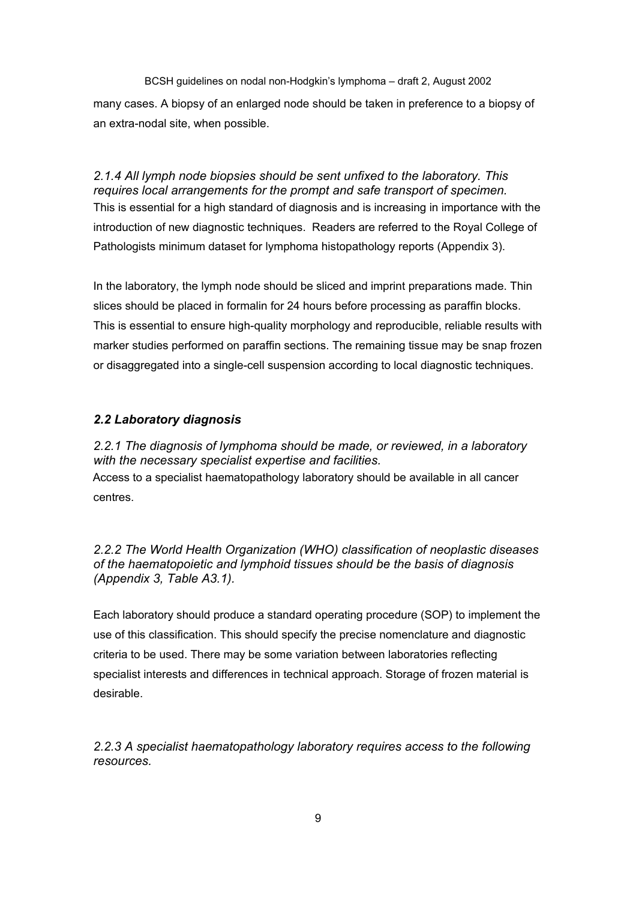many cases. A biopsy of an enlarged node should be taken in preference to a biopsy of an extra-nodal site, when possible.

*2.1.4 All lymph node biopsies should be sent unfixed to the laboratory. This requires local arrangements for the prompt and safe transport of specimen.*
This is essential for a high standard of diagnosis and is increasing in importance with the introduction of new diagnostic techniques. Readers are referred to the Royal College of Pathologists minimum dataset for lymphoma histopathology reports (Appendix 3).

In the laboratory, the lymph node should be sliced and imprint preparations made. Thin slices should be placed in formalin for 24 hours before processing as paraffin blocks. This is essential to ensure high-quality morphology and reproducible, reliable results with marker studies performed on paraffin sections. The remaining tissue may be snap frozen or disaggregated into a single-cell suspension according to local diagnostic techniques.

## *2.2 Laboratory diagnosis*

*2.2.1 The diagnosis of lymphoma should be made, or reviewed, in a laboratory with the necessary specialist expertise and facilities.*
Access to a specialist haematopathology laboratory should be available in all cancer centres.

*2.2.2 The World Health Organization (WHO) classification of neoplastic diseases of the haematopoietic and lymphoid tissues should be the basis of diagnosis (Appendix 3, Table A3.1).*

Each laboratory should produce a standard operating procedure (SOP) to implement the use of this classification. This should specify the precise nomenclature and diagnostic criteria to be used. There may be some variation between laboratories reflecting specialist interests and differences in technical approach. Storage of frozen material is desirable.

*2.2.3 A specialist haematopathology laboratory requires access to the following resources.*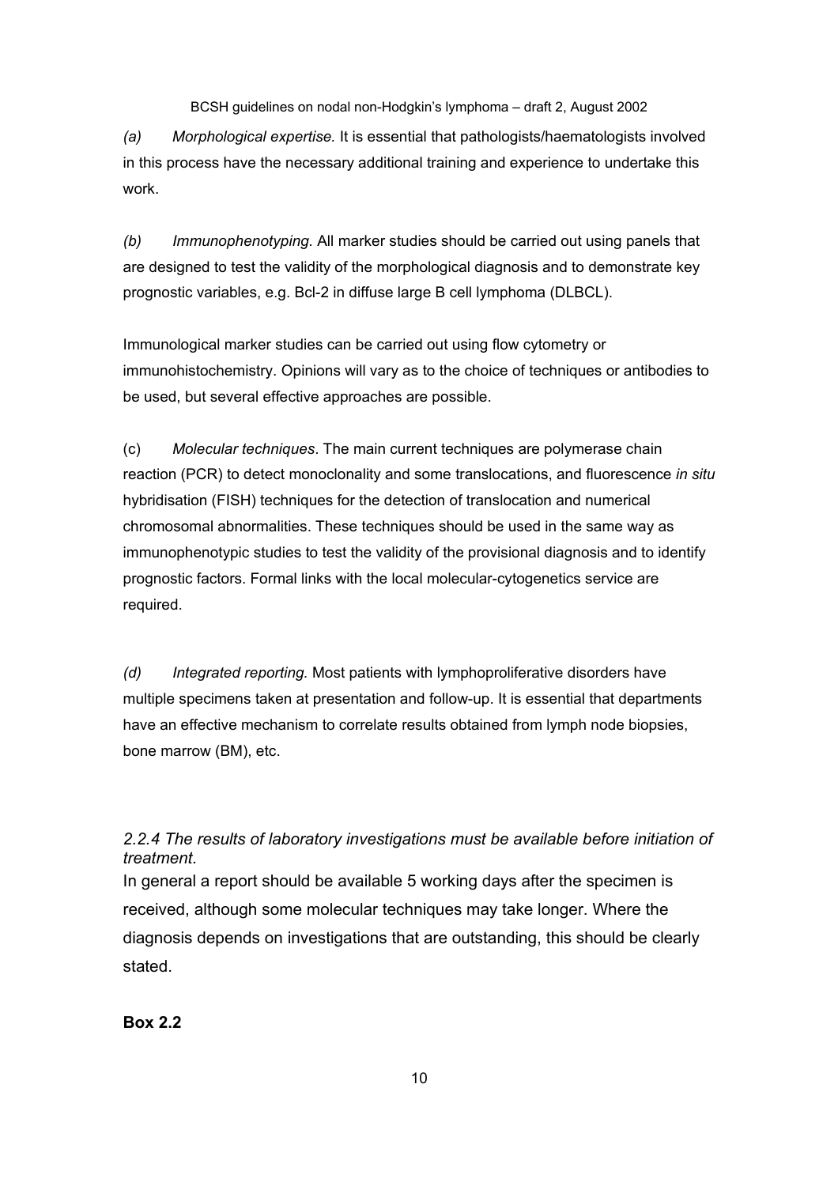*(a)* *Morphological expertise.* It is essential that pathologists/haematologists involved in this process have the necessary additional training and experience to undertake this work.

*(b)* *Immunophenotyping.* All marker studies should be carried out using panels that are designed to test the validity of the morphological diagnosis and to demonstrate key prognostic variables, e.g. Bcl-2 in diffuse large B cell lymphoma (DLBCL).

Immunological marker studies can be carried out using flow cytometry or immunohistochemistry. Opinions will vary as to the choice of techniques or antibodies to be used, but several effective approaches are possible.

(c) *Molecular techniques*. The main current techniques are polymerase chain reaction (PCR) to detect monoclonality and some translocations, and fluorescence *in situ* hybridisation (FISH) techniques for the detection of translocation and numerical chromosomal abnormalities. These techniques should be used in the same way as immunophenotypic studies to test the validity of the provisional diagnosis and to identify prognostic factors. Formal links with the local molecular-cytogenetics service are required.

*(d)* *Integrated reporting.* Most patients with lymphoproliferative disorders have multiple specimens taken at presentation and follow-up. It is essential that departments have an effective mechanism to correlate results obtained from lymph node biopsies, bone marrow (BM), etc.

### *2.2.4 The results of laboratory investigations must be available before initiation of treatment.*

In general a report should be available 5 working days after the specimen is received, although some molecular techniques may take longer. Where the diagnosis depends on investigations that are outstanding, this should be clearly stated.

**Box 2.2**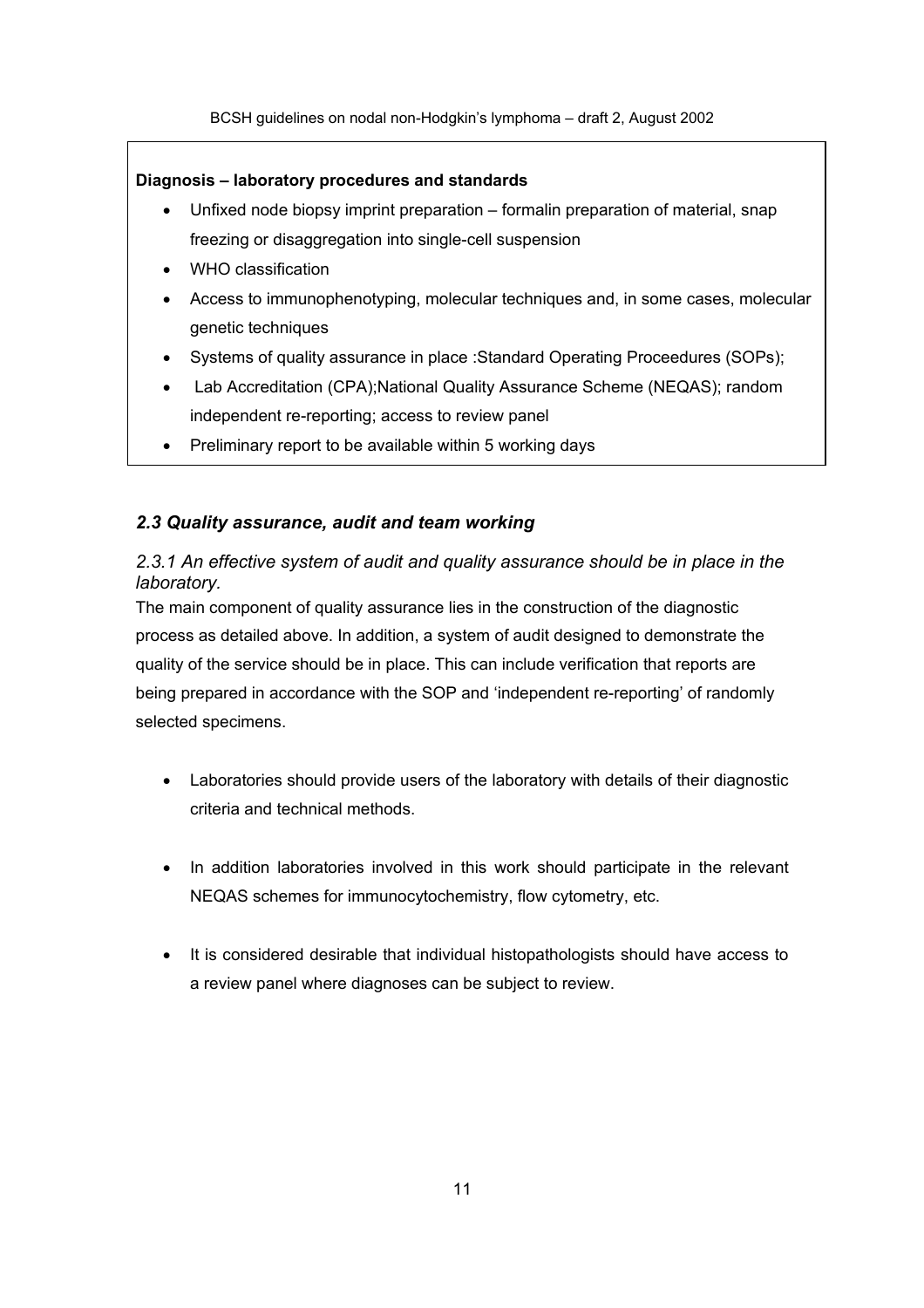**Diagnosis – laboratory procedures and standards**

- Unfixed node biopsy imprint preparation – formalin preparation of material, snap freezing or disaggregation into single-cell suspension
- WHO classification
- Access to immunophenotyping, molecular techniques and, in some cases, molecular genetic techniques
- Systems of quality assurance in place :Standard Operating Proceedures (SOPs);
- Lab Accreditation (CPA);National Quality Assurance Scheme (NEQAS); random independent re-reporting; access to review panel
- Preliminary report to be available within 5 working days

### *2.3 Quality assurance, audit and team working*

*2.3.1 An effective system of audit and quality assurance should be in place in the laboratory.*

The main component of quality assurance lies in the construction of the diagnostic process as detailed above. In addition, a system of audit designed to demonstrate the quality of the service should be in place. This can include verification that reports are being prepared in accordance with the SOP and 'independent re-reporting' of randomly selected specimens.

- Laboratories should provide users of the laboratory with details of their diagnostic criteria and technical methods.

- In addition laboratories involved in this work should participate in the relevant NEQAS schemes for immunocytochemistry, flow cytometry, etc.

- It is considered desirable that individual histopathologists should have access to a review panel where diagnoses can be subject to review.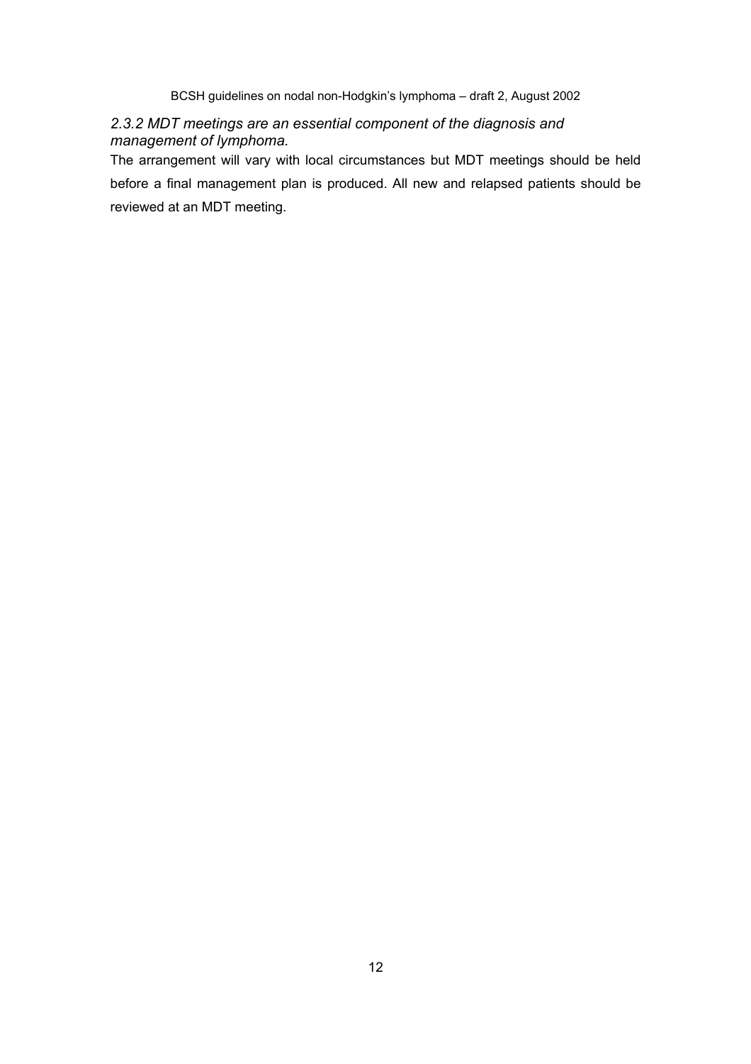### *2.3.2 MDT meetings are an essential component of the diagnosis and management of lymphoma.*

The arrangement will vary with local circumstances but MDT meetings should be held before a final management plan is produced. All new and relapsed patients should be reviewed at an MDT meeting.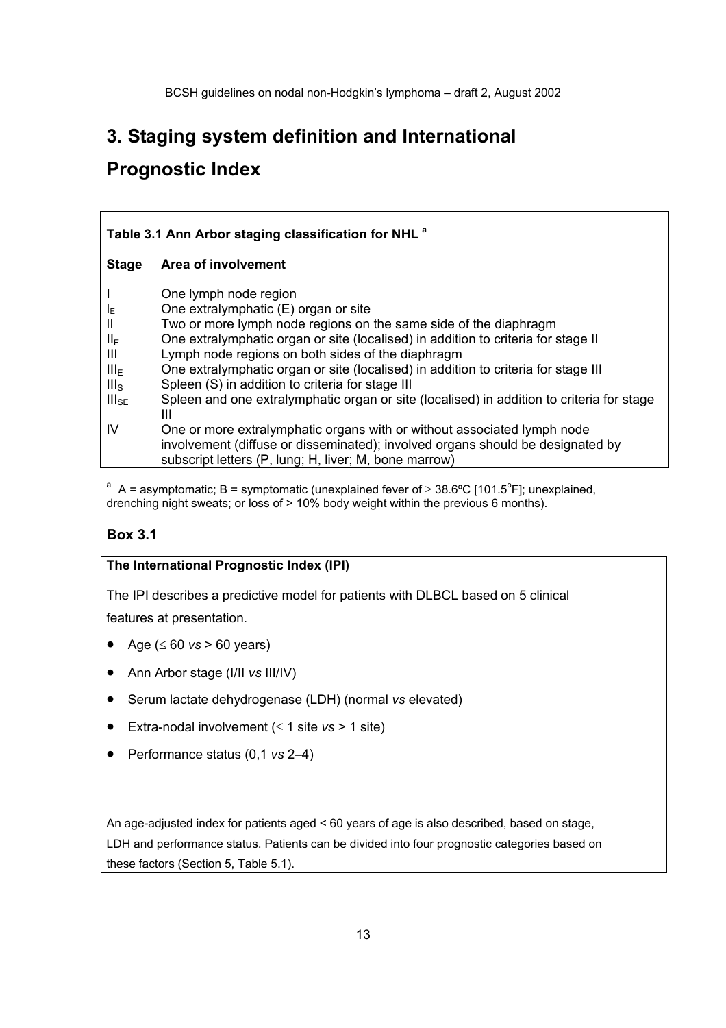# 3. Staging system definition and International Prognostic Index

**Table 3.1 Ann Arbor staging classification for NHL [a]**

| Stage | Area of involvement |
|---|---|
| I | One lymph node region |
| $I_E$ | One extralymphatic (E) organ or site |
| II | Two or more lymph node regions on the same side of the diaphragm |
| $II_E$ | One extralymphatic organ or site (localised) in addition to criteria for stage II |
| III | Lymph node regions on both sides of the diaphragm |
| $III_E$ | One extralymphatic organ or site (localised) in addition to criteria for stage III |
| $III_S$ | Spleen (S) in addition to criteria for stage III |
| $III_{SE}$ | Spleen and one extralymphatic organ or site (localised) in addition to criteria for stage III |
| IV | One or more extralymphatic organs with or without associated lymph node involvement (diffuse or disseminated); involved organs should be designated by subscript letters (P, lung; H, liver; M, bone marrow) |

[a] A = asymptomatic; B = symptomatic (unexplained fever of ≥ 38.6ºC [101.5°F]; unexplained, drenching night sweats; or loss of > 10% body weight within the previous 6 months).

### Box 3.1

**The International Prognostic Index (IPI)**

The IPI describes a predictive model for patients with DLBCL based on 5 clinical features at presentation.

- Age (≤ 60 *vs* > 60 years)
- Ann Arbor stage (I/II *vs* III/IV)
- Serum lactate dehydrogenase (LDH) (normal *vs* elevated)
- Extra-nodal involvement (≤ 1 site *vs* > 1 site)
- Performance status (0,1 *vs* 2–4)

An age-adjusted index for patients aged < 60 years of age is also described, based on stage, LDH and performance status. Patients can be divided into four prognostic categories based on these factors (Section 5, Table 5.1).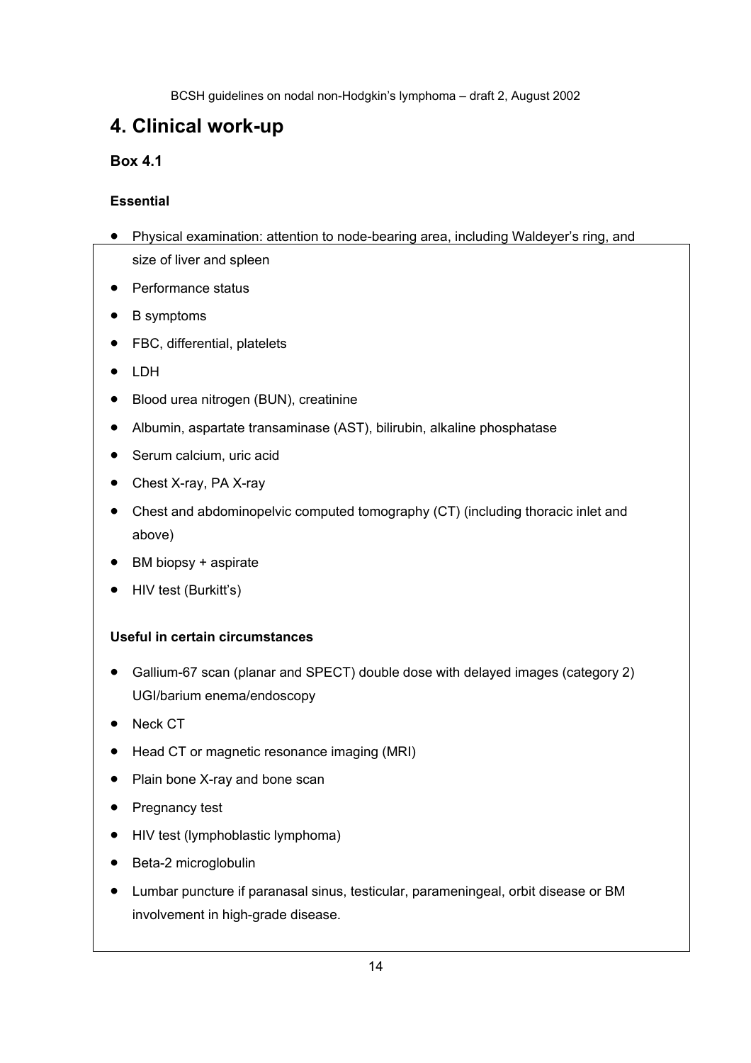# 4. Clinical work-up

### Box 4.1

**Essential**

- Physical examination: attention to node-bearing area, including Waldeyer's ring, and size of liver and spleen
- Performance status
- B symptoms
- FBC, differential, platelets
- LDH
- Blood urea nitrogen (BUN), creatinine
- Albumin, aspartate transaminase (AST), bilirubin, alkaline phosphatase
- Serum calcium, uric acid
- Chest X-ray, PA X-ray
- Chest and abdominopelvic computed tomography (CT) (including thoracic inlet and above)
- BM biopsy + aspirate
- HIV test (Burkitt's)

**Useful in certain circumstances**

- Gallium-67 scan (planar and SPECT) double dose with delayed images (category 2) UGI/barium enema/endoscopy
- Neck CT
- Head CT or magnetic resonance imaging (MRI)
- Plain bone X-ray and bone scan
- Pregnancy test
- HIV test (lymphoblastic lymphoma)
- Beta-2 microglobulin
- Lumbar puncture if paranasal sinus, testicular, parameningeal, orbit disease or BM involvement in high-grade disease.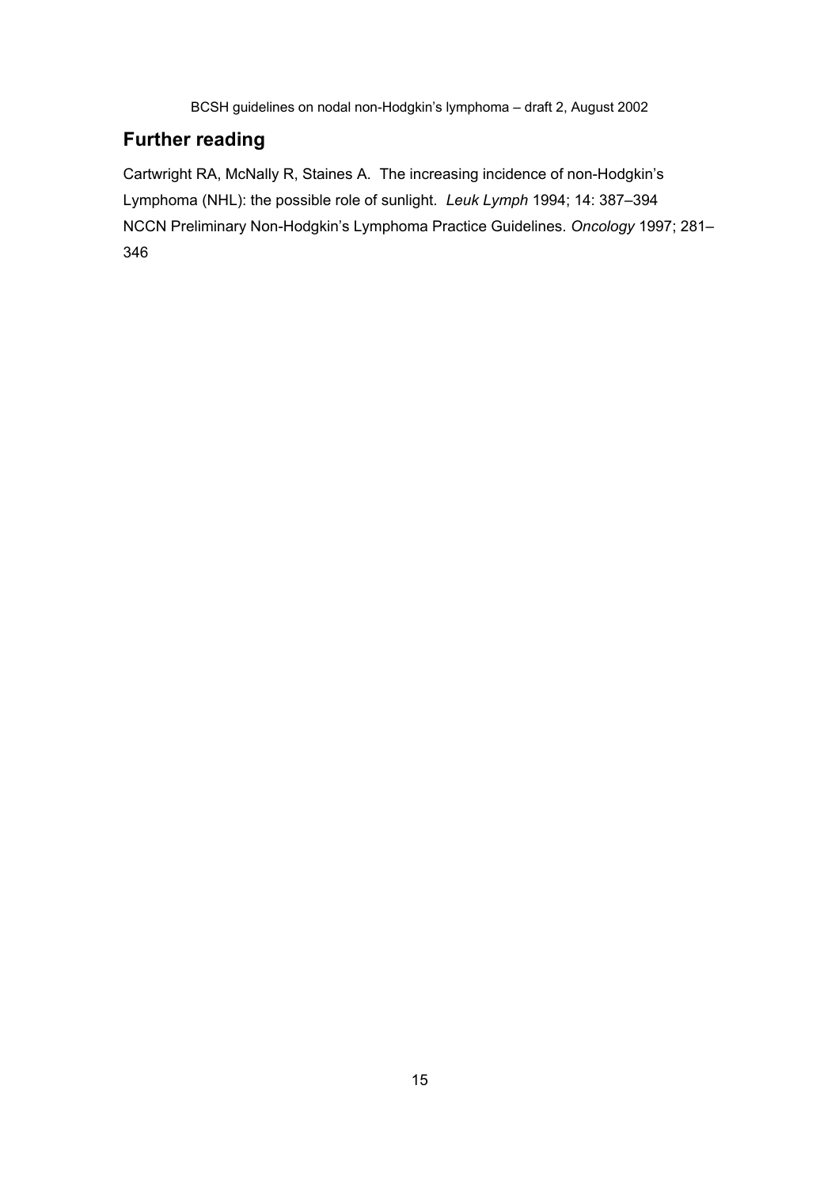## Further reading

Cartwright RA, McNally R, Staines A. The increasing incidence of non-Hodgkin's Lymphoma (NHL): the possible role of sunlight. *Leuk Lymph* 1994; 14: 387–394

NCCN Preliminary Non-Hodgkin's Lymphoma Practice Guidelines. *Oncology* 1997; 281–346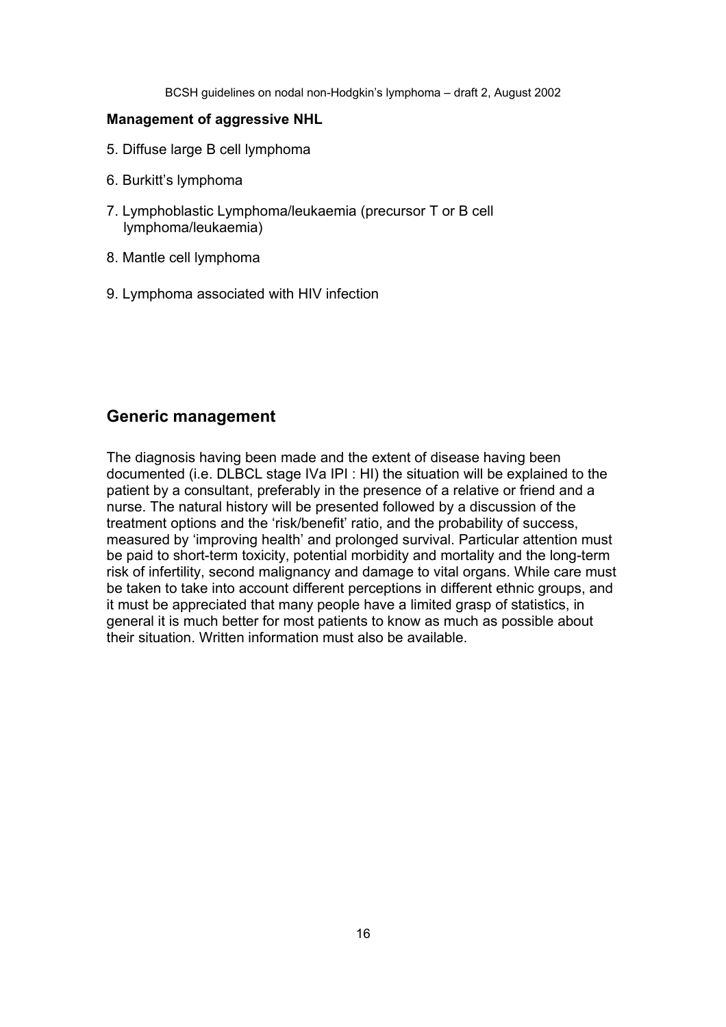**Management of aggressive NHL**

5. Diffuse large B cell lymphoma
6. Burkitt's lymphoma
7. Lymphoblastic Lymphoma/leukaemia (precursor T or B cell lymphoma/leukaemia)
8. Mantle cell lymphoma
9. Lymphoma associated with HIV infection

## Generic management

The diagnosis having been made and the extent of disease having been documented (i.e. DLBCL stage IVa IPI : HI) the situation will be explained to the patient by a consultant, preferably in the presence of a relative or friend and a nurse. The natural history will be presented followed by a discussion of the treatment options and the 'risk/benefit' ratio, and the probability of success, measured by 'improving health' and prolonged survival. Particular attention must be paid to short-term toxicity, potential morbidity and mortality and the long-term risk of infertility, second malignancy and damage to vital organs. While care must be taken to take into account different perceptions in different ethnic groups, and it must be appreciated that many people have a limited grasp of statistics, in general it is much better for most patients to know as much as possible about their situation. Written information must also be available.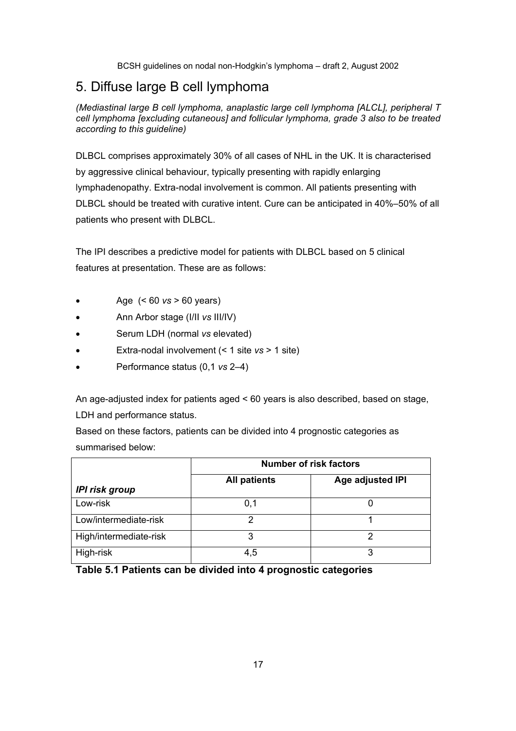# 5. Diffuse large B cell lymphoma

*(Mediastinal large B cell lymphoma, anaplastic large cell lymphoma [ALCL], peripheral T cell lymphoma [excluding cutaneous] and follicular lymphoma, grade 3 also to be treated according to this guideline)*

DLBCL comprises approximately 30% of all cases of NHL in the UK. It is characterised by aggressive clinical behaviour, typically presenting with rapidly enlarging lymphadenopathy. Extra-nodal involvement is common. All patients presenting with DLBCL should be treated with curative intent. Cure can be anticipated in 40%–50% of all patients who present with DLBCL.

The IPI describes a predictive model for patients with DLBCL based on 5 clinical features at presentation. These are as follows:

- Age (< 60 *vs* > 60 years)
- Ann Arbor stage (I/II *vs* III/IV)
- Serum LDH (normal *vs* elevated)
- Extra-nodal involvement (< 1 site *vs* > 1 site)
- Performance status (0,1 *vs* 2–4)

An age-adjusted index for patients aged < 60 years is also described, based on stage, LDH and performance status.

Based on these factors, patients can be divided into 4 prognostic categories as summarised below:

| | **Number of risk factors** | |
|---|---|---|
| ***IPI risk group*** | **All patients** | **Age adjusted IPI** |
| Low-risk | 0,1 | 0 |
| Low/intermediate-risk | 2 | 1 |
| High/intermediate-risk | 3 | 2 |
| High-risk | 4,5 | 3 |

**Table 5.1 Patients can be divided into 4 prognostic categories**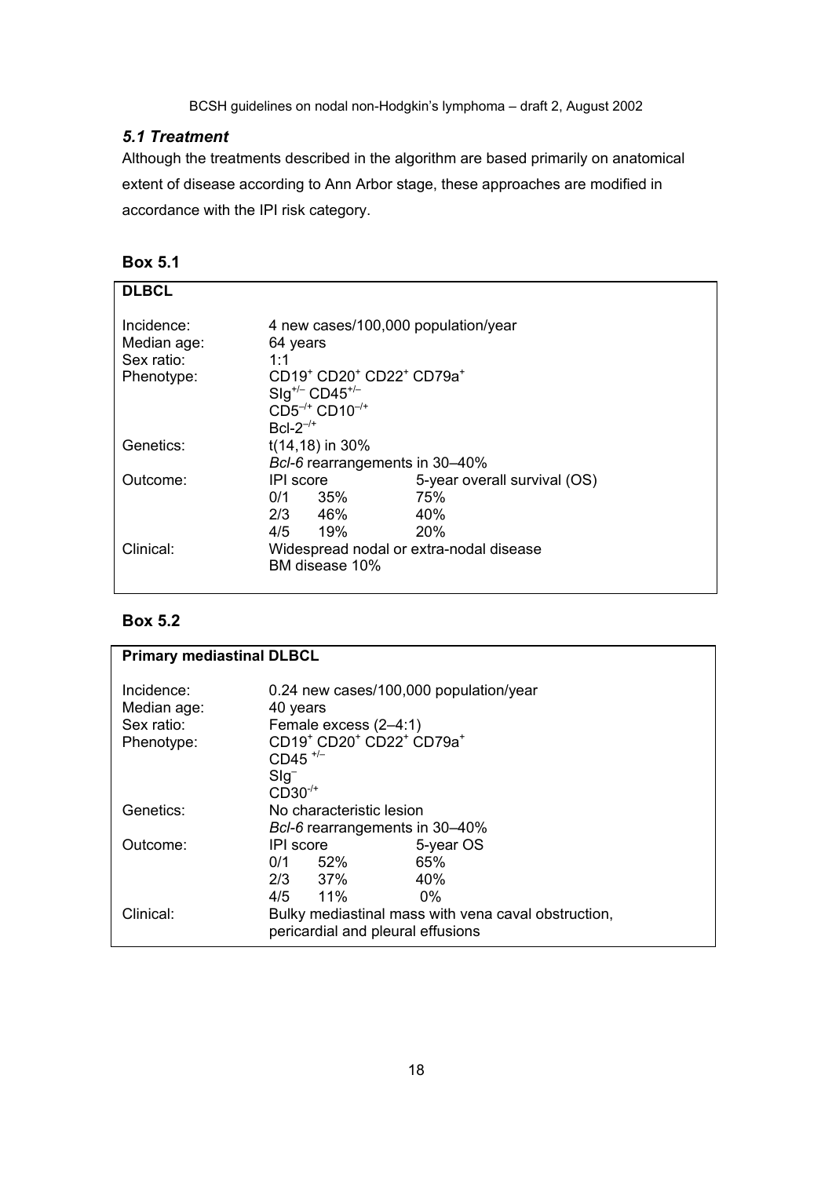### *5.1 Treatment*

Although the treatments described in the algorithm are based primarily on anatomical extent of disease according to Ann Arbor stage, these approaches are modified in accordance with the IPI risk category.

**Box 5.1**

| **DLBCL** | | | |
|---|---|---|---|
| Incidence: | 4 new cases/100,000 population/year | | |
| Median age: | 64 years | | |
| Sex ratio: | 1:1 | | |
| Phenotype: | $CD19^{+}$ $CD20^{+}$ $CD22^{+}$ $CD79a^{+}$<br>$SIg^{+/-}$ $CD45^{+/-}$<br>$CD5^{-/+}$ $CD10^{-/+}$<br>$Bcl\text{-}2^{-/+}$ | | |
| Genetics: | t(14,18) in 30%<br>*Bcl-6* rearrangements in 30–40% | | |
| Outcome: | IPI score | | 5-year overall survival (OS) |
| | 0/1 | 35% | 75% |
| | 2/3 | 46% | 40% |
| | 4/5 | 19% | 20% |
| Clinical: | Widespread nodal or extra-nodal disease<br>BM disease 10% | | |

**Box 5.2**

| **Primary mediastinal DLBCL** | | | |
|---|---|---|---|
| Incidence: | 0.24 new cases/100,000 population/year | | |
| Median age: | 40 years | | |
| Sex ratio: | Female excess (2–4:1) | | |
| Phenotype: | $CD19^{+}$ $CD20^{+}$ $CD22^{+}$ $CD79a^{+}$<br>$CD45^{+/-}$<br>$SIg^{-}$<br>$CD30^{-/+}$ | | |
| Genetics: | No characteristic lesion<br>*Bcl-6* rearrangements in 30–40% | | |
| Outcome: | IPI score | | 5-year OS |
| | 0/1 | 52% | 65% |
| | 2/3 | 37% | 40% |
| | 4/5 | 11% | 0% |
| Clinical: | Bulky mediastinal mass with vena caval obstruction, pericardial and pleural effusions | | |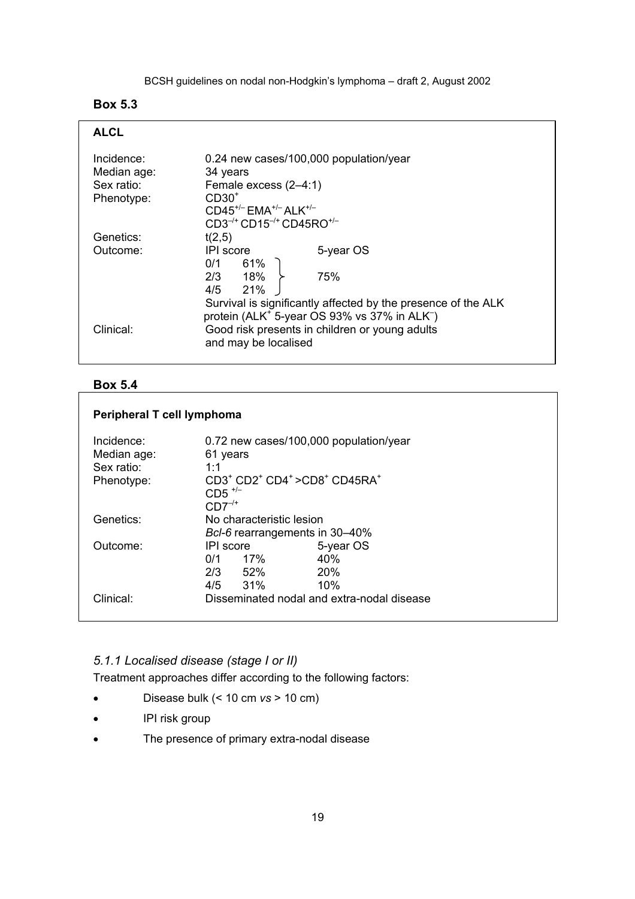**Box 5.3**

| **ALCL** | | |
|---|---|---|
| Incidence: | 0.24 new cases/100,000 population/year | |
| Median age: | 34 years | |
| Sex ratio: | Female excess (2–4:1) | |
| Phenotype: | $CD30^{+}$ | |
| | $CD45^{+/-}$ $EMA^{+/-}$ $ALK^{+/-}$ | |
| | $CD3^{-/+}$ $CD15^{-/+}$ $CD45RO^{+/-}$ | |
| Genetics: | t(2,5) | |
| Outcome: | IPI score | 5-year OS |
| | 0/1 61% | 75% |
| | 2/3 18% | |
| | 4/5 21% | |
| | Survival is significantly affected by the presence of the ALK protein ($ALK^{+}$ 5-year OS 93% vs 37% in $ALK^{-}$) | |
| Clinical: | Good risk presents in children or young adults and may be localised | |

**Box 5.4**

| **Peripheral T cell lymphoma** | | |
|---|---|---|
| Incidence: | 0.72 new cases/100,000 population/year | |
| Median age: | 61 years | |
| Sex ratio: | 1:1 | |
| Phenotype: | $CD3^{+}$ $CD2^{+}$ $CD4^{+}$ >$CD8^{+}$ $CD45RA^{+}$ | |
| | $CD5^{+/-}$ | |
| | $CD7^{-/+}$ | |
| Genetics: | No characteristic lesion | |
| | *Bcl-6* rearrangements in 30–40% | |
| Outcome: | IPI score | 5-year OS |
| | 0/1 17% | 40% |
| | 2/3 52% | 20% |
| | 4/5 31% | 10% |
| Clinical: | Disseminated nodal and extra-nodal disease | |

### *5.1.1 Localised disease (stage I or II)*

Treatment approaches differ according to the following factors:

- Disease bulk (< 10 cm *vs* > 10 cm)
- IPI risk group
- The presence of primary extra-nodal disease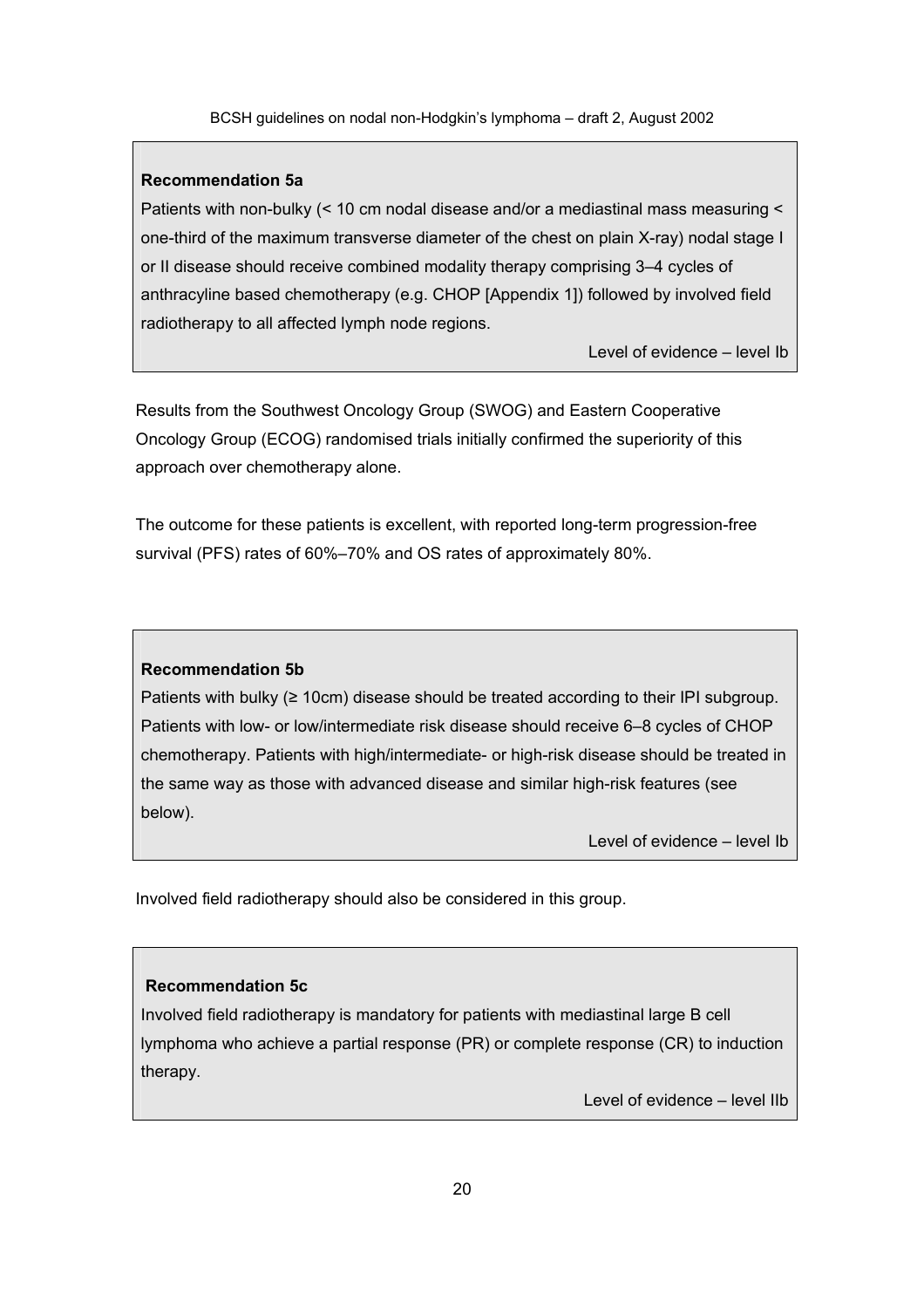**Recommendation 5a**

Patients with non-bulky (< 10 cm nodal disease and/or a mediastinal mass measuring < one-third of the maximum transverse diameter of the chest on plain X-ray) nodal stage I or II disease should receive combined modality therapy comprising 3–4 cycles of anthracyline based chemotherapy (e.g. CHOP [Appendix 1]) followed by involved field radiotherapy to all affected lymph node regions.

Level of evidence – level Ib

Results from the Southwest Oncology Group (SWOG) and Eastern Cooperative Oncology Group (ECOG) randomised trials initially confirmed the superiority of this approach over chemotherapy alone.

The outcome for these patients is excellent, with reported long-term progression-free survival (PFS) rates of 60%–70% and OS rates of approximately 80%.

**Recommendation 5b**

Patients with bulky (≥ 10cm) disease should be treated according to their IPI subgroup. Patients with low- or low/intermediate risk disease should receive 6–8 cycles of CHOP chemotherapy. Patients with high/intermediate- or high-risk disease should be treated in the same way as those with advanced disease and similar high-risk features (see below).

Level of evidence – level Ib

Involved field radiotherapy should also be considered in this group.

**Recommendation 5c**

Involved field radiotherapy is mandatory for patients with mediastinal large B cell lymphoma who achieve a partial response (PR) or complete response (CR) to induction therapy.

Level of evidence – level IIb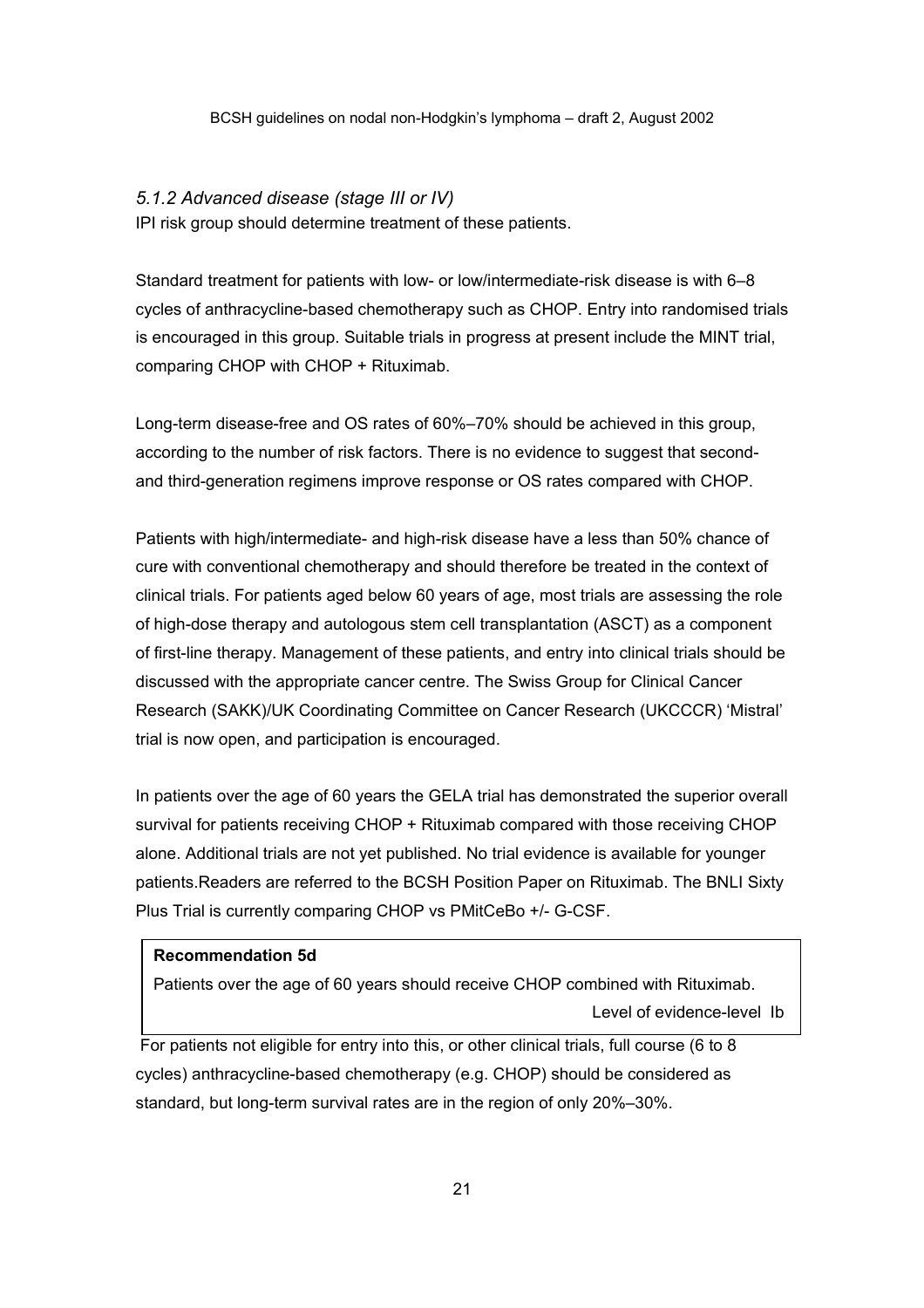*5.1.2 Advanced disease (stage III or IV)*

IPI risk group should determine treatment of these patients.

Standard treatment for patients with low- or low/intermediate-risk disease is with 6–8 cycles of anthracycline-based chemotherapy such as CHOP. Entry into randomised trials is encouraged in this group. Suitable trials in progress at present include the MINT trial, comparing CHOP with CHOP + Rituximab.

Long-term disease-free and OS rates of 60%–70% should be achieved in this group, according to the number of risk factors. There is no evidence to suggest that second- and third-generation regimens improve response or OS rates compared with CHOP.

Patients with high/intermediate- and high-risk disease have a less than 50% chance of cure with conventional chemotherapy and should therefore be treated in the context of clinical trials. For patients aged below 60 years of age, most trials are assessing the role of high-dose therapy and autologous stem cell transplantation (ASCT) as a component of first-line therapy. Management of these patients, and entry into clinical trials should be discussed with the appropriate cancer centre. The Swiss Group for Clinical Cancer Research (SAKK)/UK Coordinating Committee on Cancer Research (UKCCCR) 'Mistral' trial is now open, and participation is encouraged.

In patients over the age of 60 years the GELA trial has demonstrated the superior overall survival for patients receiving CHOP + Rituximab compared with those receiving CHOP alone. Additional trials are not yet published. No trial evidence is available for younger patients.Readers are referred to the BCSH Position Paper on Rituximab. The BNLI Sixty Plus Trial is currently comparing CHOP vs PMitCeBo +/- G-CSF.

> **Recommendation 5d**
>
> Patients over the age of 60 years should receive CHOP combined with Rituximab.
>
> Level of evidence-level Ib

For patients not eligible for entry into this, or other clinical trials, full course (6 to 8 cycles) anthracycline-based chemotherapy (e.g. CHOP) should be considered as standard, but long-term survival rates are in the region of only 20%–30%.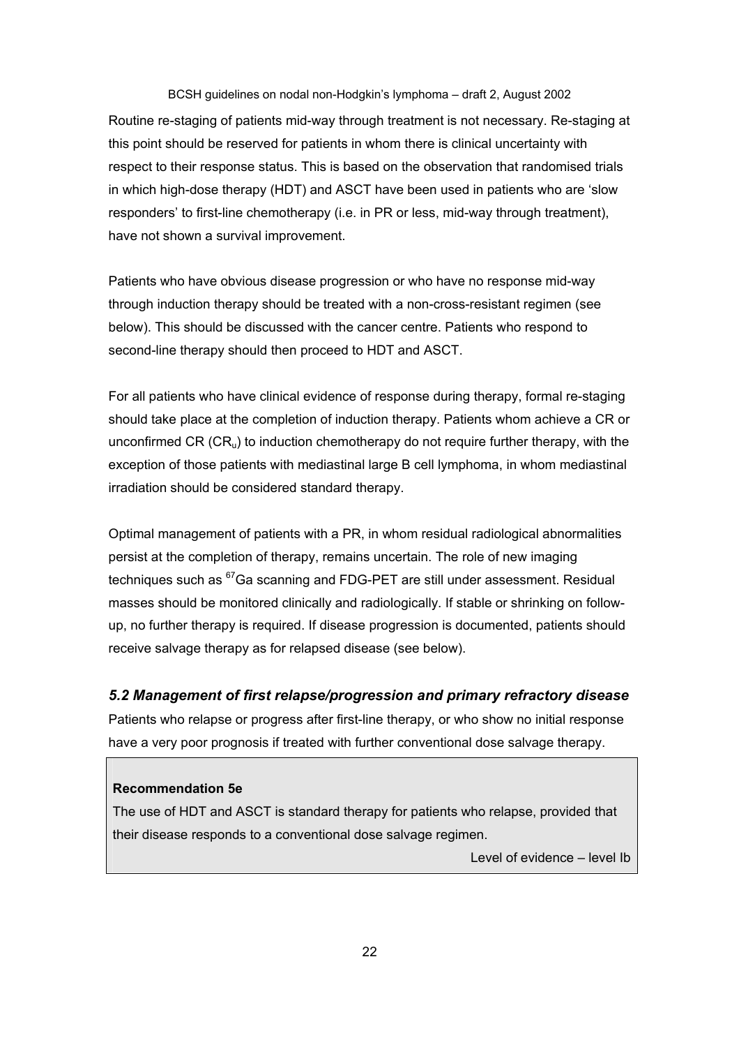Routine re-staging of patients mid-way through treatment is not necessary. Re-staging at this point should be reserved for patients in whom there is clinical uncertainty with respect to their response status. This is based on the observation that randomised trials in which high-dose therapy (HDT) and ASCT have been used in patients who are 'slow responders' to first-line chemotherapy (i.e. in PR or less, mid-way through treatment), have not shown a survival improvement.

Patients who have obvious disease progression or who have no response mid-way through induction therapy should be treated with a non-cross-resistant regimen (see below). This should be discussed with the cancer centre. Patients who respond to second-line therapy should then proceed to HDT and ASCT.

For all patients who have clinical evidence of response during therapy, formal re-staging should take place at the completion of induction therapy. Patients whom achieve a CR or unconfirmed CR ($CR_u$) to induction chemotherapy do not require further therapy, with the exception of those patients with mediastinal large B cell lymphoma, in whom mediastinal irradiation should be considered standard therapy.

Optimal management of patients with a PR, in whom residual radiological abnormalities persist at the completion of therapy, remains uncertain. The role of new imaging techniques such as $^{67}$Ga scanning and FDG-PET are still under assessment. Residual masses should be monitored clinically and radiologically. If stable or shrinking on follow-up, no further therapy is required. If disease progression is documented, patients should receive salvage therapy as for relapsed disease (see below).

### *5.2 Management of first relapse/progression and primary refractory disease*

Patients who relapse or progress after first-line therapy, or who show no initial response have a very poor prognosis if treated with further conventional dose salvage therapy.

**Recommendation 5e**

The use of HDT and ASCT is standard therapy for patients who relapse, provided that their disease responds to a conventional dose salvage regimen.

Level of evidence – level Ib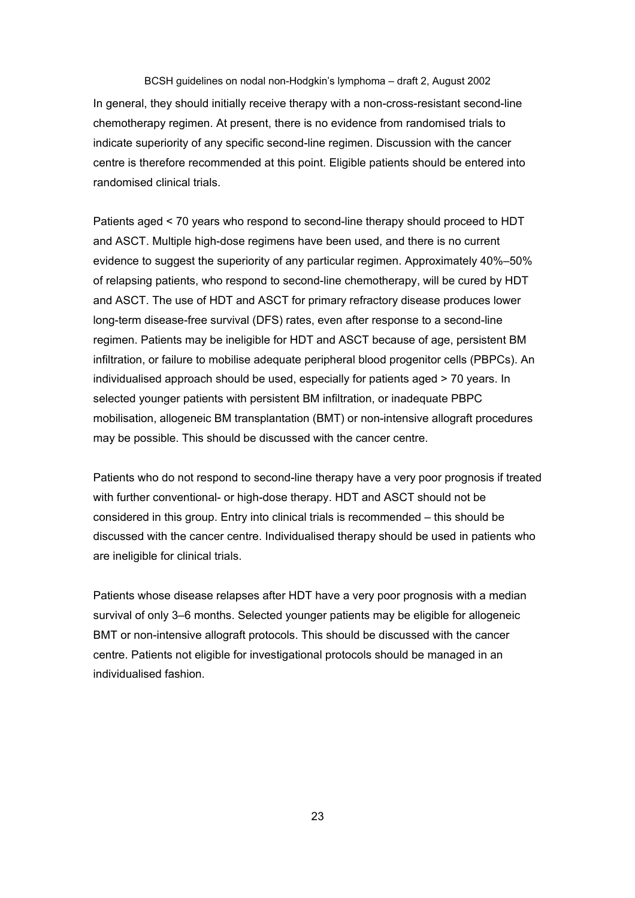In general, they should initially receive therapy with a non-cross-resistant second-line chemotherapy regimen. At present, there is no evidence from randomised trials to indicate superiority of any specific second-line regimen. Discussion with the cancer centre is therefore recommended at this point. Eligible patients should be entered into randomised clinical trials.

Patients aged < 70 years who respond to second-line therapy should proceed to HDT and ASCT. Multiple high-dose regimens have been used, and there is no current evidence to suggest the superiority of any particular regimen. Approximately 40%–50% of relapsing patients, who respond to second-line chemotherapy, will be cured by HDT and ASCT. The use of HDT and ASCT for primary refractory disease produces lower long-term disease-free survival (DFS) rates, even after response to a second-line regimen. Patients may be ineligible for HDT and ASCT because of age, persistent BM infiltration, or failure to mobilise adequate peripheral blood progenitor cells (PBPCs). An individualised approach should be used, especially for patients aged > 70 years. In selected younger patients with persistent BM infiltration, or inadequate PBPC mobilisation, allogeneic BM transplantation (BMT) or non-intensive allograft procedures may be possible. This should be discussed with the cancer centre.

Patients who do not respond to second-line therapy have a very poor prognosis if treated with further conventional- or high-dose therapy. HDT and ASCT should not be considered in this group. Entry into clinical trials is recommended – this should be discussed with the cancer centre. Individualised therapy should be used in patients who are ineligible for clinical trials.

Patients whose disease relapses after HDT have a very poor prognosis with a median survival of only 3–6 months. Selected younger patients may be eligible for allogeneic BMT or non-intensive allograft protocols. This should be discussed with the cancer centre. Patients not eligible for investigational protocols should be managed in an individualised fashion.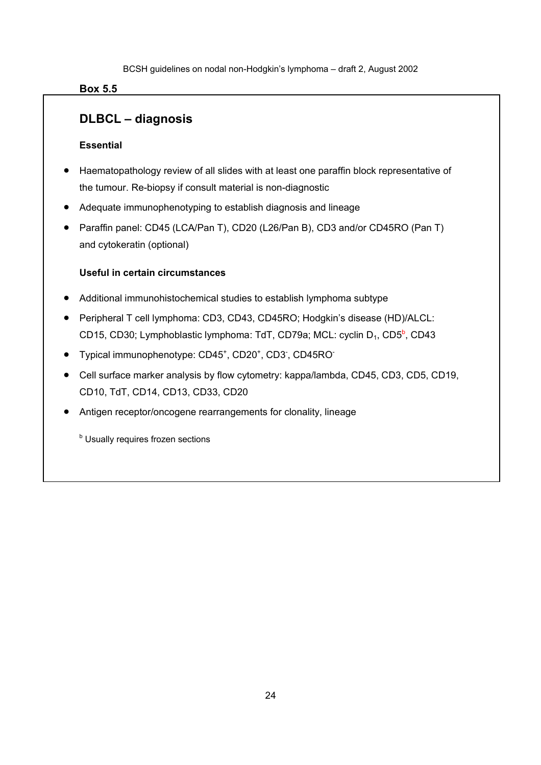**Box 5.5**

## DLBCL – diagnosis

**Essential**

- Haematopathology review of all slides with at least one paraffin block representative of the tumour. Re-biopsy if consult material is non-diagnostic
- Adequate immunophenotyping to establish diagnosis and lineage
- Paraffin panel: CD45 (LCA/Pan T), CD20 (L26/Pan B), CD3 and/or CD45RO (Pan T) and cytokeratin (optional)

**Useful in certain circumstances**

- Additional immunohistochemical studies to establish lymphoma subtype
- Peripheral T cell lymphoma: CD3, CD43, CD45RO; Hodgkin's disease (HD)/ALCL: CD15, CD30; Lymphoblastic lymphoma: TdT, CD79a; MCL: cyclin $D_1$, CD5[b], CD43
- Typical immunophenotype: $CD45^+$, $CD20^+$, $CD3^-$, $CD45RO^-$
- Cell surface marker analysis by flow cytometry: kappa/lambda, CD45, CD3, CD5, CD19, CD10, TdT, CD14, CD13, CD33, CD20
- Antigen receptor/oncogene rearrangements for clonality, lineage

[b] Usually requires frozen sections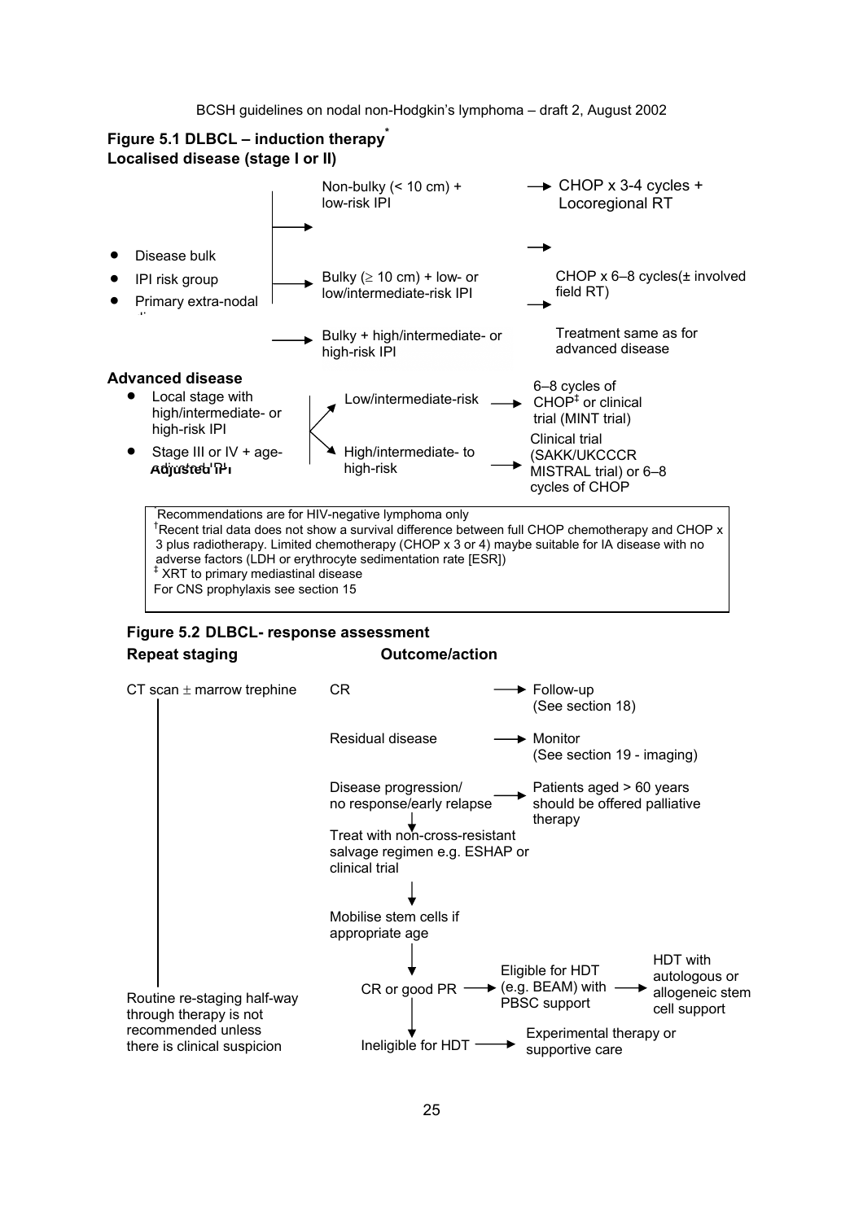# Figure 5.1 DLBCL – induction therapy*

## Localised disease (stage I or II)

- Disease bulk
- IPI risk group
- Primary extra-nodal disease

| Criteria | Treatment |
| --- | --- |
| Non-bulky (< 10 cm) + low-risk IPI | CHOP x 3-4 cycles + Locoregional RT |
| Bulky (≥ 10 cm) + low- or low/intermediate-risk IPI | CHOP x 6–8 cycles(± involved field RT) |
| Bulky + high/intermediate- or high-risk IPI | Treatment same as for advanced disease |

## Advanced disease

- Local stage with high/intermediate- or high-risk IPI
- Stage III or IV + age-adjusted IPI

| Risk | Treatment |
| --- | --- |
| Low/intermediate-risk | 6–8 cycles of CHOP‡ or clinical trial (MINT trial) |
| High/intermediate- to high-risk | Clinical trial (SAKK/UKCCCR MISTRAL trial) or 6–8 cycles of CHOP |

*Recommendations are for HIV-negative lymphoma only

†Recent trial data does not show a survival difference between full CHOP chemotherapy and CHOP x 3 plus radiotherapy. Limited chemotherapy (CHOP x 3 or 4) maybe suitable for IA disease with no adverse factors (LDH or erythrocyte sedimentation rate [ESR])

‡ XRT to primary mediastinal disease

For CNS prophylaxis see section 15

# Figure 5.2 DLBCL- response assessment

**Repeat staging**

CT scan ± marrow trephine

Routine re-staging half-way through therapy is not recommended unless there is clinical suspicion

**Outcome/action**

- CR → Follow-up (See section 18)
- Residual disease → Monitor (See section 19 - imaging)
- Disease progression/ no response/early relapse → Patients aged > 60 years should be offered palliative therapy
  - Treat with non-cross-resistant salvage regimen e.g. ESHAP or clinical trial
  - ↓ Mobilise stem cells if appropriate age
  - ↓ CR or good PR → Eligible for HDT (e.g. BEAM) with PBSC support → HDT with autologous or allogeneic stem cell support
  - ↓ Ineligible for HDT → Experimental therapy or supportive care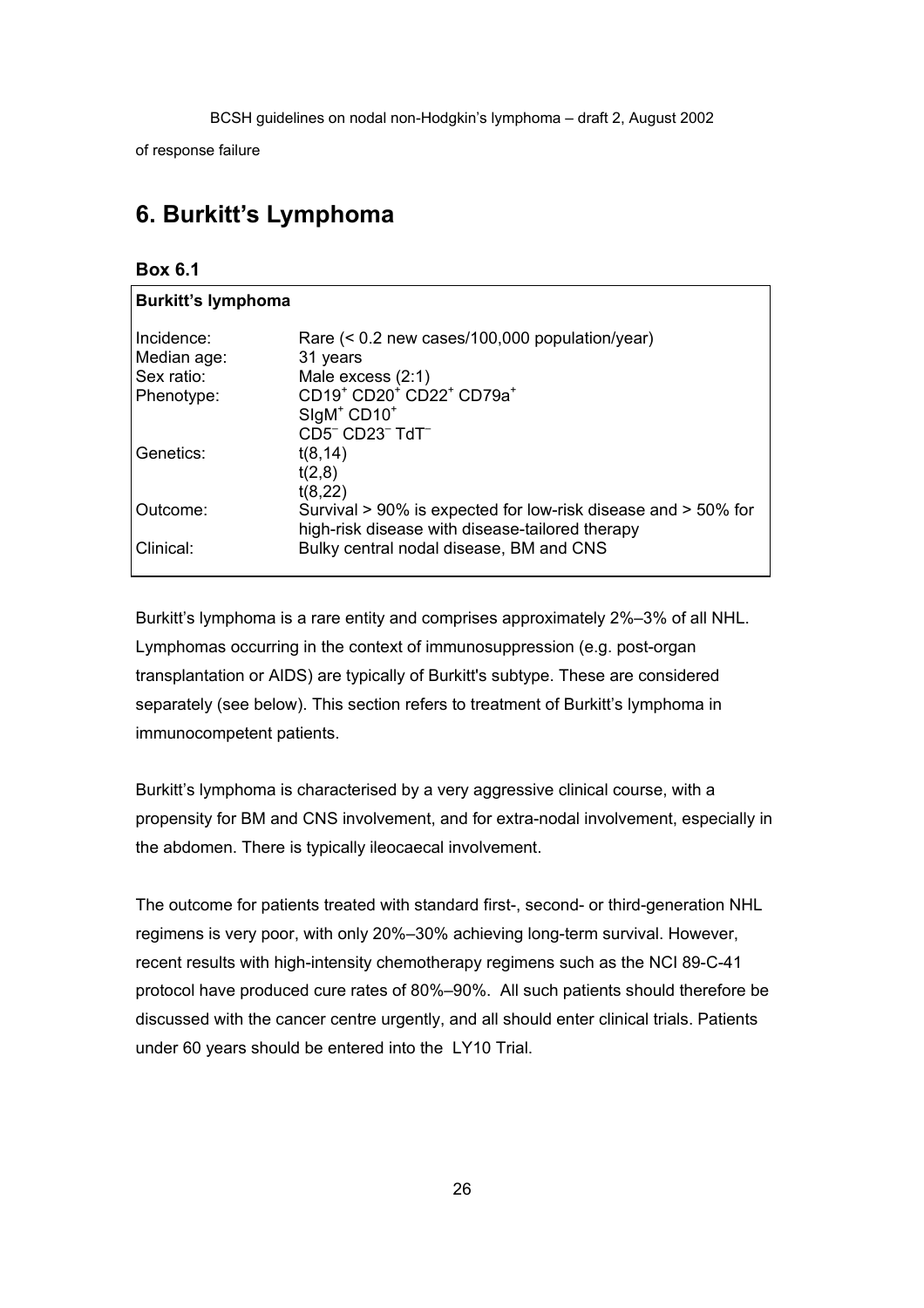of response failure

# 6. Burkitt's Lymphoma

**Box 6.1**

| **Burkitt's lymphoma** | |
|---|---|
| Incidence: | Rare (< 0.2 new cases/100,000 population/year) |
| Median age: | 31 years |
| Sex ratio: | Male excess (2:1) |
| Phenotype: | $CD19^+$ $CD20^+$ $CD22^+$ $CD79a^+$ <br> $SIgM^+$ $CD10^+$ <br> $CD5^-$ $CD23^-$ $TdT^-$ |
| Genetics: | t(8,14) <br> t(2,8) <br> t(8,22) |
| Outcome: | Survival > 90% is expected for low-risk disease and > 50% for high-risk disease with disease-tailored therapy |
| Clinical: | Bulky central nodal disease, BM and CNS |

Burkitt's lymphoma is a rare entity and comprises approximately 2%–3% of all NHL. Lymphomas occurring in the context of immunosuppression (e.g. post-organ transplantation or AIDS) are typically of Burkitt's subtype. These are considered separately (see below). This section refers to treatment of Burkitt's lymphoma in immunocompetent patients.

Burkitt's lymphoma is characterised by a very aggressive clinical course, with a propensity for BM and CNS involvement, and for extra-nodal involvement, especially in the abdomen. There is typically ileocaecal involvement.

The outcome for patients treated with standard first-, second- or third-generation NHL regimens is very poor, with only 20%–30% achieving long-term survival. However, recent results with high-intensity chemotherapy regimens such as the NCI 89-C-41 protocol have produced cure rates of 80%–90%. All such patients should therefore be discussed with the cancer centre urgently, and all should enter clinical trials. Patients under 60 years should be entered into the LY10 Trial.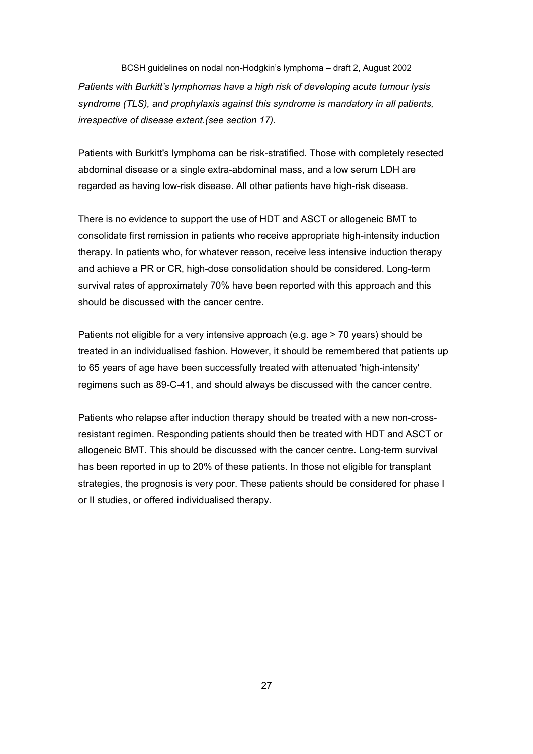*Patients with Burkitt's lymphomas have a high risk of developing acute tumour lysis syndrome (TLS), and prophylaxis against this syndrome is mandatory in all patients, irrespective of disease extent.(see section 17).*

Patients with Burkitt's lymphoma can be risk-stratified. Those with completely resected abdominal disease or a single extra-abdominal mass, and a low serum LDH are regarded as having low-risk disease. All other patients have high-risk disease.

There is no evidence to support the use of HDT and ASCT or allogeneic BMT to consolidate first remission in patients who receive appropriate high-intensity induction therapy. In patients who, for whatever reason, receive less intensive induction therapy and achieve a PR or CR, high-dose consolidation should be considered. Long-term survival rates of approximately 70% have been reported with this approach and this should be discussed with the cancer centre.

Patients not eligible for a very intensive approach (e.g. age > 70 years) should be treated in an individualised fashion. However, it should be remembered that patients up to 65 years of age have been successfully treated with attenuated 'high-intensity' regimens such as 89-C-41, and should always be discussed with the cancer centre.

Patients who relapse after induction therapy should be treated with a new non-cross-resistant regimen. Responding patients should then be treated with HDT and ASCT or allogeneic BMT. This should be discussed with the cancer centre. Long-term survival has been reported in up to 20% of these patients. In those not eligible for transplant strategies, the prognosis is very poor. These patients should be considered for phase I or II studies, or offered individualised therapy.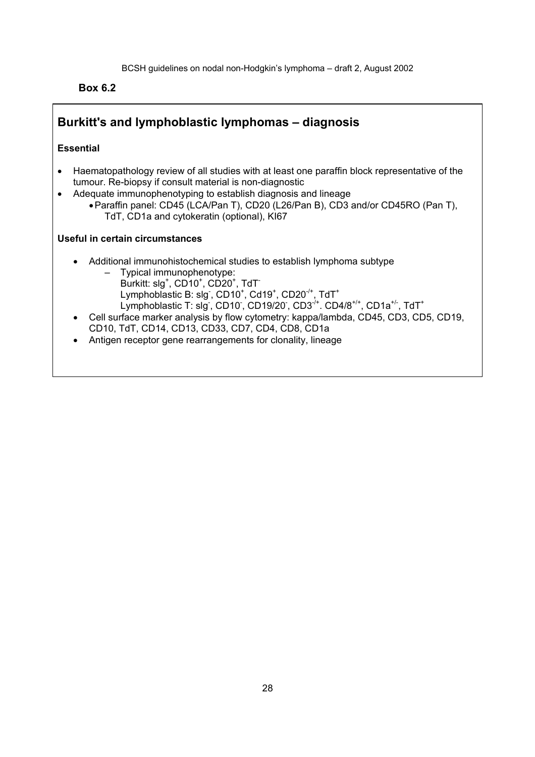**Box 6.2**

## Burkitt's and lymphoblastic lymphomas – diagnosis

**Essential**

- Haematopathology review of all studies with at least one paraffin block representative of the tumour. Re-biopsy if consult material is non-diagnostic
- Adequate immunophenotyping to establish diagnosis and lineage
  - Paraffin panel: CD45 (LCA/Pan T), CD20 (L26/Pan B), CD3 and/or CD45RO (Pan T), TdT, CD1a and cytokeratin (optional), KI67

**Useful in certain circumstances**

- Additional immunohistochemical studies to establish lymphoma subtype
  - Typical immunophenotype:
    Burkitt: sIg$^{+}$, CD10$^{+}$, CD20$^{+}$, TdT$^{-}$
    Lymphoblastic B: sIg$^{-}$, CD10$^{+}$, Cd19$^{+}$, CD20$^{-/+}$, TdT$^{+}$
    Lymphoblastic T: sIg$^{-}$, CD10$^{-}$, CD19/20$^{-}$, CD3$^{-/+}$. CD4/8$^{+/+}$, CD1a$^{+/-}$, TdT$^{+}$
- Cell surface marker analysis by flow cytometry: kappa/lambda, CD45, CD3, CD5, CD19, CD10, TdT, CD14, CD13, CD33, CD7, CD4, CD8, CD1a
- Antigen receptor gene rearrangements for clonality, lineage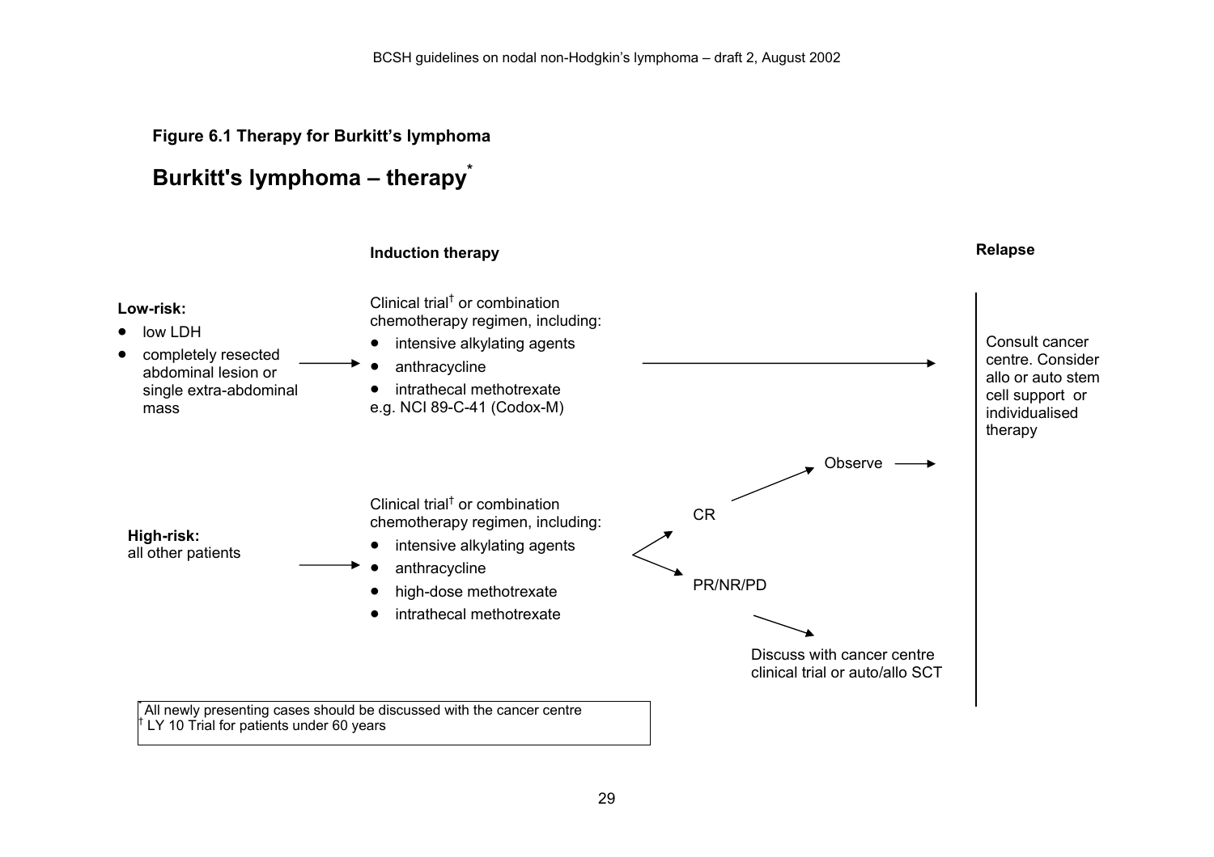**Figure 6.1 Therapy for Burkitt's lymphoma**

## Burkitt's lymphoma – therapy*

**Induction therapy**

**Relapse**

**Low-risk:**

- low LDH
- completely resected abdominal lesion or single extra-abdominal mass

→ Clinical trial† or combination chemotherapy regimen, including:

- intensive alkylating agents
- anthracycline
- intrathecal methotrexate

e.g. NCI 89-C-41 (Codox-M)

→ Consult cancer centre. Consider allo or auto stem cell support or individualised therapy

**High-risk:**
all other patients

→ Clinical trial† or combination chemotherapy regimen, including:

- intensive alkylating agents
- anthracycline
- high-dose methotrexate
- intrathecal methotrexate

→ CR → Observe → (Relapse)

→ PR/NR/PD → Discuss with cancer centre clinical trial or auto/allo SCT

* All newly presenting cases should be discussed with the cancer centre
† LY 10 Trial for patients under 60 years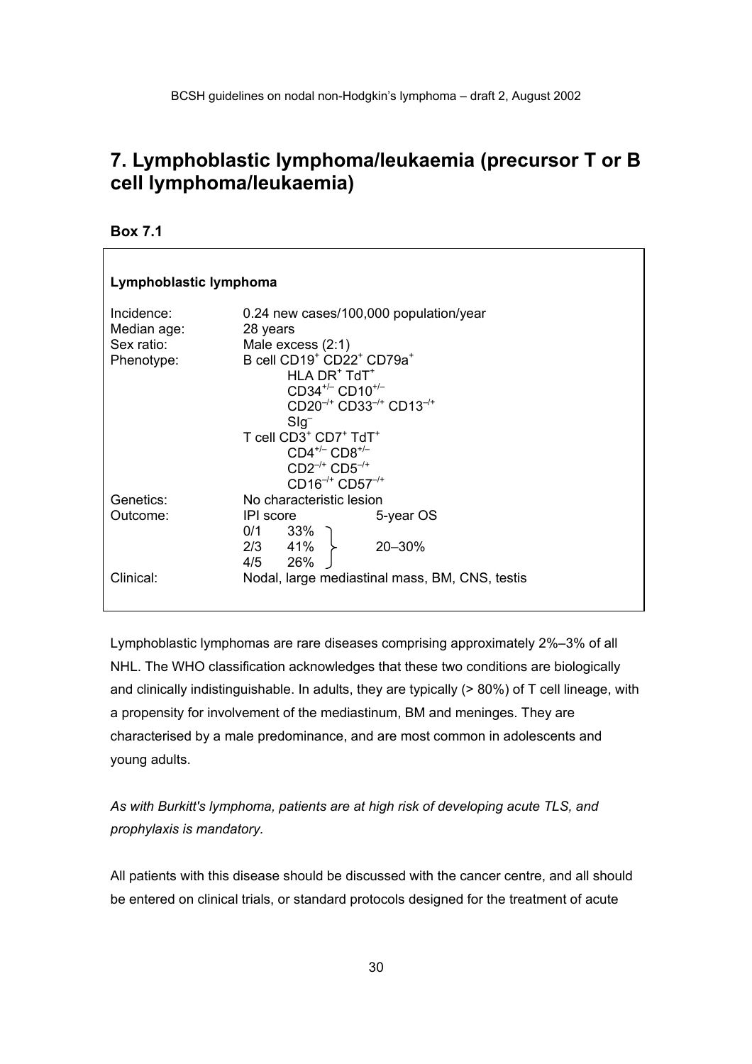# 7. Lymphoblastic lymphoma/leukaemia (precursor T or B cell lymphoma/leukaemia)

**Box 7.1**

**Lymphoblastic lymphoma**

| | | |
|---|---|---|
| Incidence: | 0.24 new cases/100,000 population/year | |
| Median age: | 28 years | |
| Sex ratio: | Male excess (2:1) | |
| Phenotype: | B cell $CD19^{+}$ $CD22^{+}$ $CD79a^{+}$ | |
| | $HLA\ DR^{+}$ $TdT^{+}$ | |
| | $CD34^{+/-}$ $CD10^{+/-}$ | |
| | $CD20^{-/+}$ $CD33^{-/+}$ $CD13^{-/+}$ | |
| | $SIg^{-}$ | |
| | T cell $CD3^{+}$ $CD7^{+}$ $TdT^{+}$ | |
| | $CD4^{+/-}$ $CD8^{+/-}$ | |
| | $CD2^{-/+}$ $CD5^{-/+}$ | |
| | $CD16^{-/+}$ $CD57^{-/+}$ | |
| Genetics: | No characteristic lesion | |
| Outcome: | IPI score | 5-year OS |
| | 0/1 33% | 20–30% |
| | 2/3 41% | |
| | 4/5 26% | |
| Clinical: | Nodal, large mediastinal mass, BM, CNS, testis | |

Lymphoblastic lymphomas are rare diseases comprising approximately 2%–3% of all NHL. The WHO classification acknowledges that these two conditions are biologically and clinically indistinguishable. In adults, they are typically (> 80%) of T cell lineage, with a propensity for involvement of the mediastinum, BM and meninges. They are characterised by a male predominance, and are most common in adolescents and young adults.

*As with Burkitt's lymphoma, patients are at high risk of developing acute TLS, and prophylaxis is mandatory.*

All patients with this disease should be discussed with the cancer centre, and all should be entered on clinical trials, or standard protocols designed for the treatment of acute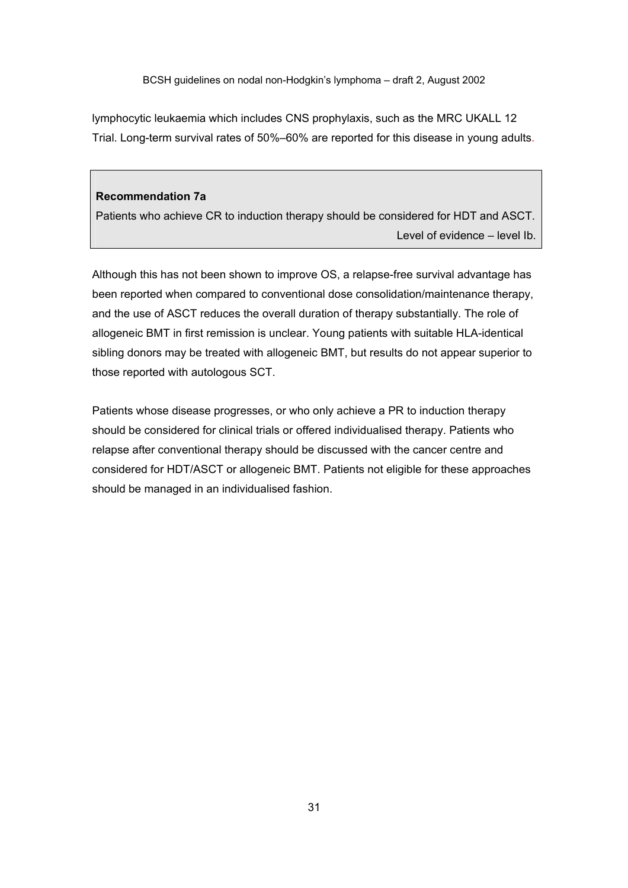lymphocytic leukaemia which includes CNS prophylaxis, such as the MRC UKALL 12 Trial. Long-term survival rates of 50%–60% are reported for this disease in young adults.

> **Recommendation 7a**
>
> Patients who achieve CR to induction therapy should be considered for HDT and ASCT.
>
> Level of evidence – level Ib.

Although this has not been shown to improve OS, a relapse-free survival advantage has been reported when compared to conventional dose consolidation/maintenance therapy, and the use of ASCT reduces the overall duration of therapy substantially. The role of allogeneic BMT in first remission is unclear. Young patients with suitable HLA-identical sibling donors may be treated with allogeneic BMT, but results do not appear superior to those reported with autologous SCT.

Patients whose disease progresses, or who only achieve a PR to induction therapy should be considered for clinical trials or offered individualised therapy. Patients who relapse after conventional therapy should be discussed with the cancer centre and considered for HDT/ASCT or allogeneic BMT. Patients not eligible for these approaches should be managed in an individualised fashion.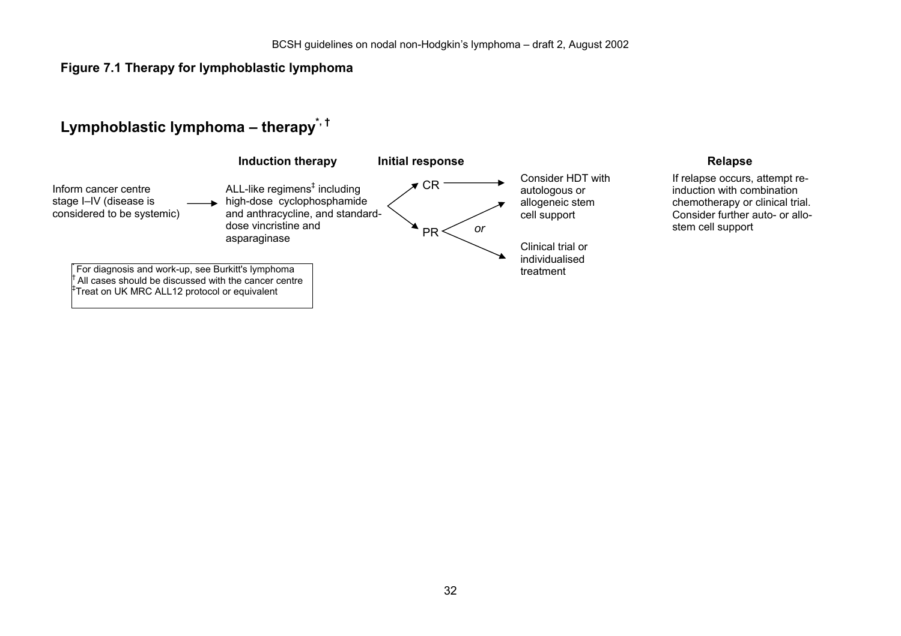**Figure 7.1 Therapy for lymphoblastic lymphoma**

## Lymphoblastic lymphoma – therapy*, †

Inform cancer centre stage I–IV (disease is considered to be systemic) → 

**Induction therapy**

ALL-like regimens‡ including high-dose cyclophosphamide and anthracycline, and standard-dose vincristine and asparaginase

**Initial response**

- CR → Consider HDT with autologous or allogeneic stem cell support
- PR → Consider HDT with autologous or allogeneic stem cell support *or* Clinical trial or individualised treatment

**Relapse**

If relapse occurs, attempt re-induction with combination chemotherapy or clinical trial. Consider further auto- or allo-stem cell support

* For diagnosis and work-up, see Burkitt's lymphoma
† All cases should be discussed with the cancer centre
‡ Treat on UK MRC ALL12 protocol or equivalent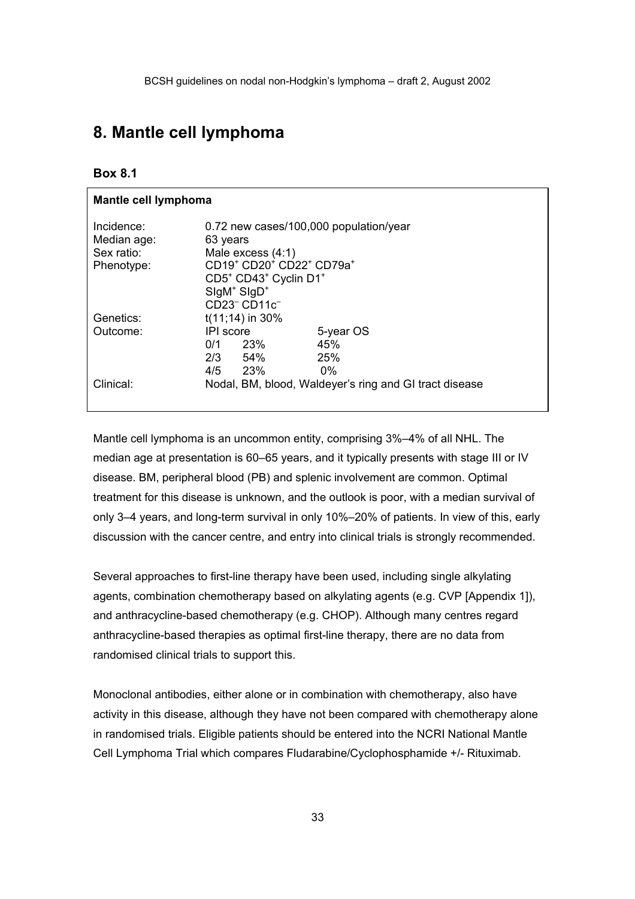# 8. Mantle cell lymphoma

### Box 8.1

| Mantle cell lymphoma | | |
|---|---|---|
| Incidence: | 0.72 new cases/100,000 population/year | |
| Median age: | 63 years | |
| Sex ratio: | Male excess (4:1) | |
| Phenotype: | $CD19^{+}$ $CD20^{+}$ $CD22^{+}$ $CD79a^{+}$ | |
| | $CD5^{+}$ $CD43^{+}$ Cyclin $D1^{+}$ | |
| | $SIgM^{+}$ $SIgD^{+}$ | |
| | $CD23^{-}$ $CD11c^{-}$ | |
| Genetics: | t(11;14) in 30% | |
| Outcome: | IPI score | 5-year OS |
| | 0/1 23% | 45% |
| | 2/3 54% | 25% |
| | 4/5 23% | 0% |
| Clinical: | Nodal, BM, blood, Waldeyer's ring and GI tract disease | |

Mantle cell lymphoma is an uncommon entity, comprising 3%–4% of all NHL. The median age at presentation is 60–65 years, and it typically presents with stage III or IV disease. BM, peripheral blood (PB) and splenic involvement are common. Optimal treatment for this disease is unknown, and the outlook is poor, with a median survival of only 3–4 years, and long-term survival in only 10%–20% of patients. In view of this, early discussion with the cancer centre, and entry into clinical trials is strongly recommended.

Several approaches to first-line therapy have been used, including single alkylating agents, combination chemotherapy based on alkylating agents (e.g. CVP [Appendix 1]), and anthracycline-based chemotherapy (e.g. CHOP). Although many centres regard anthracycline-based therapies as optimal first-line therapy, there are no data from randomised clinical trials to support this.

Monoclonal antibodies, either alone or in combination with chemotherapy, also have activity in this disease, although they have not been compared with chemotherapy alone in randomised trials. Eligible patients should be entered into the NCRI National Mantle Cell Lymphoma Trial which compares Fludarabine/Cyclophosphamide +/- Rituximab.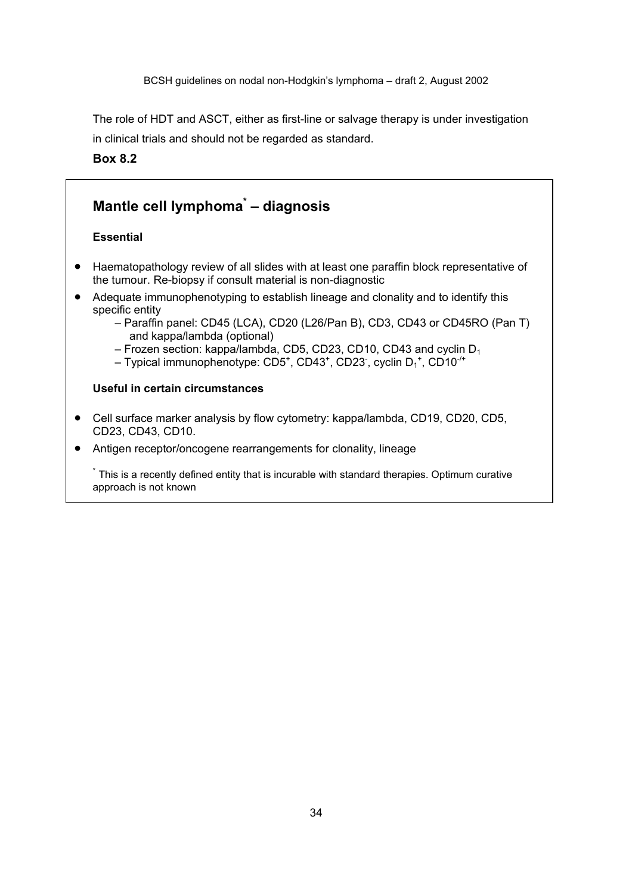The role of HDT and ASCT, either as first-line or salvage therapy is under investigation in clinical trials and should not be regarded as standard.

**Box 8.2**

## Mantle cell lymphoma* – diagnosis

**Essential**

- Haematopathology review of all slides with at least one paraffin block representative of the tumour. Re-biopsy if consult material is non-diagnostic
- Adequate immunophenotyping to establish lineage and clonality and to identify this specific entity
  - – Paraffin panel: CD45 (LCA), CD20 (L26/Pan B), CD3, CD43 or CD45RO (Pan T) and kappa/lambda (optional)
  - – Frozen section: kappa/lambda, CD5, CD23, CD10, CD43 and cyclin $D_1$
  - – Typical immunophenotype: $CD5^+$, $CD43^+$, $CD23^-$, cyclin $D_1^+$, $CD10^{-/+}$

**Useful in certain circumstances**

- Cell surface marker analysis by flow cytometry: kappa/lambda, CD19, CD20, CD5, CD23, CD43, CD10.
- Antigen receptor/oncogene rearrangements for clonality, lineage

* This is a recently defined entity that is incurable with standard therapies. Optimum curative approach is not known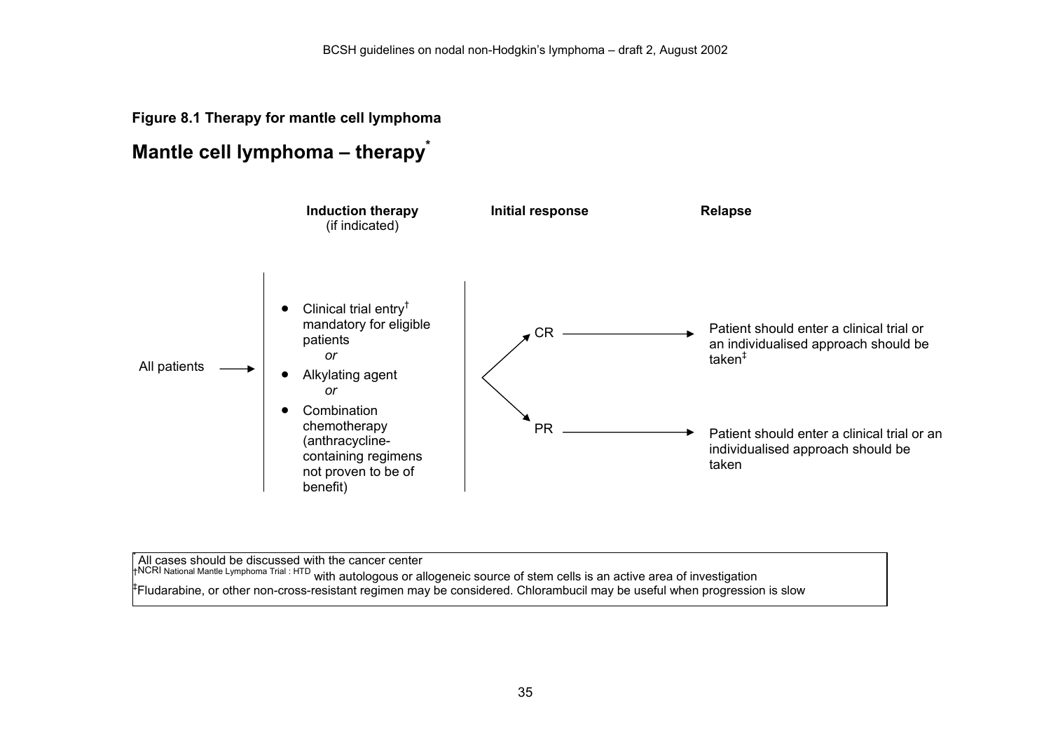**Figure 8.1 Therapy for mantle cell lymphoma**

## Mantle cell lymphoma – therapy*

| | Induction therapy (if indicated) | Initial response | Relapse |
|---|---|---|---|
| All patients → | • Clinical trial entry† mandatory for eligible patients *or* • Alkylating agent *or* • Combination chemotherapy (anthracycline-containing regimens not proven to be of benefit) | CR → | Patient should enter a clinical trial or an individualised approach should be taken‡ |
| | | PR → | Patient should enter a clinical trial or an individualised approach should be taken |

\* All cases should be discussed with the cancer center

†NCRI National Mantle Lymphoma Trial : HTD with autologous or allogeneic source of stem cells is an active area of investigation

‡Fludarabine, or other non-cross-resistant regimen may be considered. Chlorambucil may be useful when progression is slow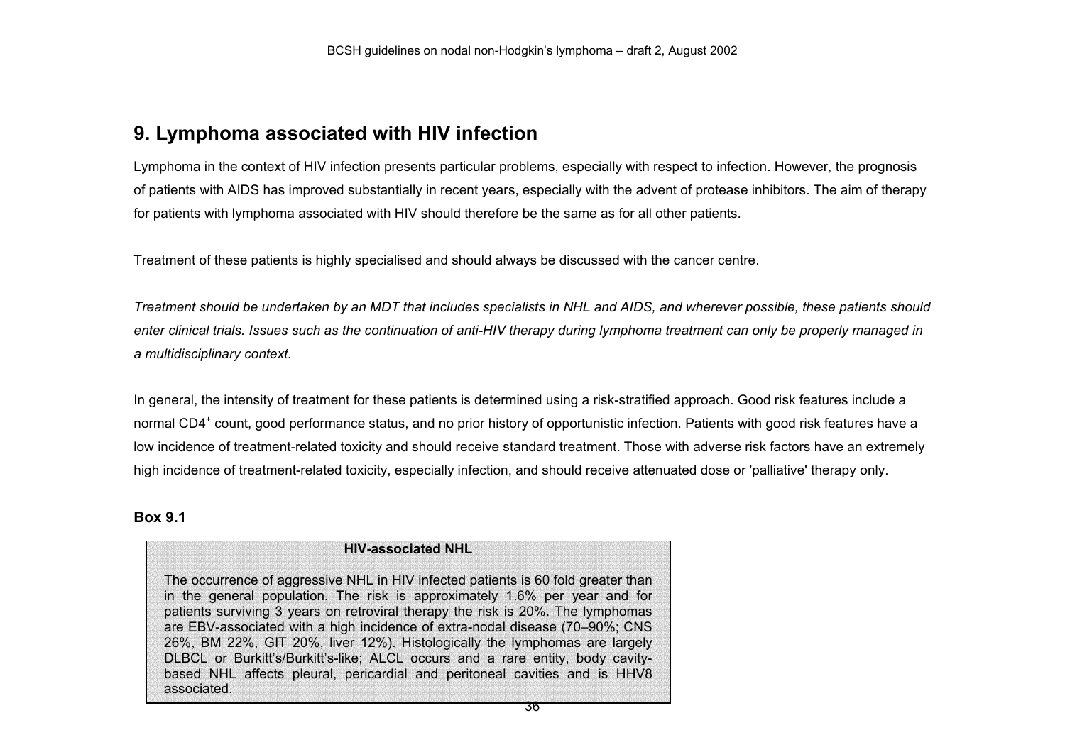## 9. Lymphoma associated with HIV infection

Lymphoma in the context of HIV infection presents particular problems, especially with respect to infection. However, the prognosis of patients with AIDS has improved substantially in recent years, especially with the advent of protease inhibitors. The aim of therapy for patients with lymphoma associated with HIV should therefore be the same as for all other patients.

Treatment of these patients is highly specialised and should always be discussed with the cancer centre.

*Treatment should be undertaken by an MDT that includes specialists in NHL and AIDS, and wherever possible, these patients should enter clinical trials. Issues such as the continuation of anti-HIV therapy during lymphoma treatment can only be properly managed in a multidisciplinary context.*

In general, the intensity of treatment for these patients is determined using a risk-stratified approach. Good risk features include a normal $CD4^+$ count, good performance status, and no prior history of opportunistic infection. Patients with good risk features have a low incidence of treatment-related toxicity and should receive standard treatment. Those with adverse risk factors have an extremely high incidence of treatment-related toxicity, especially infection, and should receive attenuated dose or 'palliative' therapy only.

**Box 9.1**

> **HIV-associated NHL**
>
> The occurrence of aggressive NHL in HIV infected patients is 60 fold greater than in the general population. The risk is approximately 1.6% per year and for patients surviving 3 years on retroviral therapy the risk is 20%. The lymphomas are EBV-associated with a high incidence of extra-nodal disease (70–90%; CNS 26%, BM 22%, GIT 20%, liver 12%). Histologically the lymphomas are largely DLBCL or Burkitt's/Burkitt's-like; ALCL occurs and a rare entity, body cavity-based NHL affects pleural, pericardial and peritoneal cavities and is HHV8 associated.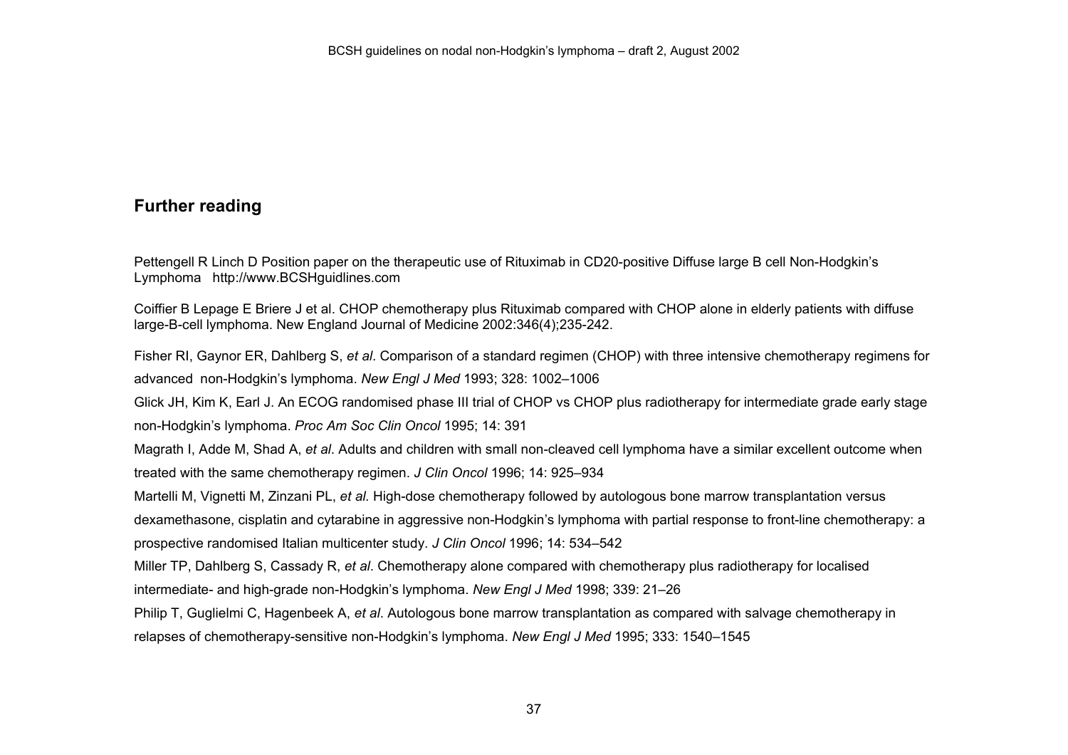## Further reading

Pettengell R Linch D Position paper on the therapeutic use of Rituximab in CD20-positive Diffuse large B cell Non-Hodgkin's Lymphoma http://www.BCSHguidlines.com

Coiffier B Lepage E Briere J et al. CHOP chemotherapy plus Rituximab compared with CHOP alone in elderly patients with diffuse large-B-cell lymphoma. New England Journal of Medicine 2002:346(4);235-242.

Fisher RI, Gaynor ER, Dahlberg S, *et al*. Comparison of a standard regimen (CHOP) with three intensive chemotherapy regimens for advanced non-Hodgkin's lymphoma. *New Engl J Med* 1993; 328: 1002–1006

Glick JH, Kim K, Earl J. An ECOG randomised phase III trial of CHOP vs CHOP plus radiotherapy for intermediate grade early stage non-Hodgkin's lymphoma. *Proc Am Soc Clin Oncol* 1995; 14: 391

Magrath I, Adde M, Shad A, *et al*. Adults and children with small non-cleaved cell lymphoma have a similar excellent outcome when treated with the same chemotherapy regimen. *J Clin Oncol* 1996; 14: 925–934

Martelli M, Vignetti M, Zinzani PL, *et al*. High-dose chemotherapy followed by autologous bone marrow transplantation versus dexamethasone, cisplatin and cytarabine in aggressive non-Hodgkin's lymphoma with partial response to front-line chemotherapy: a prospective randomised Italian multicenter study. *J Clin Oncol* 1996; 14: 534–542

Miller TP, Dahlberg S, Cassady R, *et al*. Chemotherapy alone compared with chemotherapy plus radiotherapy for localised intermediate- and high-grade non-Hodgkin's lymphoma. *New Engl J Med* 1998; 339: 21–26

Philip T, Guglielmi C, Hagenbeek A, *et al*. Autologous bone marrow transplantation as compared with salvage chemotherapy in relapses of chemotherapy-sensitive non-Hodgkin's lymphoma. *New Engl J Med* 1995; 333: 1540–1545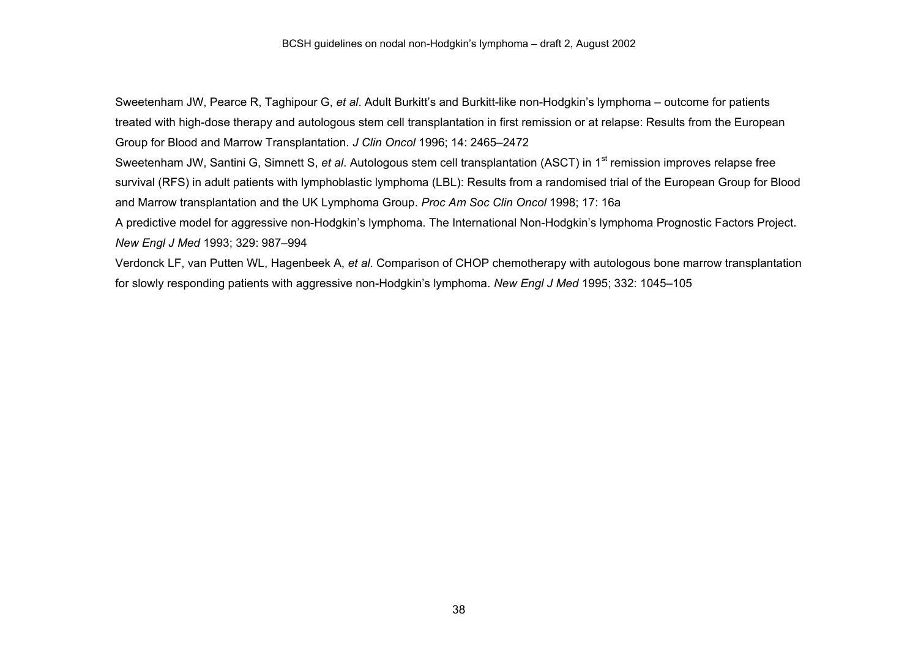Sweetenham JW, Pearce R, Taghipour G, *et al*. Adult Burkitt's and Burkitt-like non-Hodgkin's lymphoma – outcome for patients treated with high-dose therapy and autologous stem cell transplantation in first remission or at relapse: Results from the European Group for Blood and Marrow Transplantation. *J Clin Oncol* 1996; 14: 2465–2472

Sweetenham JW, Santini G, Simnett S, *et al*. Autologous stem cell transplantation (ASCT) in 1st remission improves relapse free survival (RFS) in adult patients with lymphoblastic lymphoma (LBL): Results from a randomised trial of the European Group for Blood and Marrow transplantation and the UK Lymphoma Group. *Proc Am Soc Clin Oncol* 1998; 17: 16a

A predictive model for aggressive non-Hodgkin's lymphoma. The International Non-Hodgkin's lymphoma Prognostic Factors Project. *New Engl J Med* 1993; 329: 987–994

Verdonck LF, van Putten WL, Hagenbeek A, *et al*. Comparison of CHOP chemotherapy with autologous bone marrow transplantation for slowly responding patients with aggressive non-Hodgkin's lymphoma. *New Engl J Med* 1995; 332: 1045–105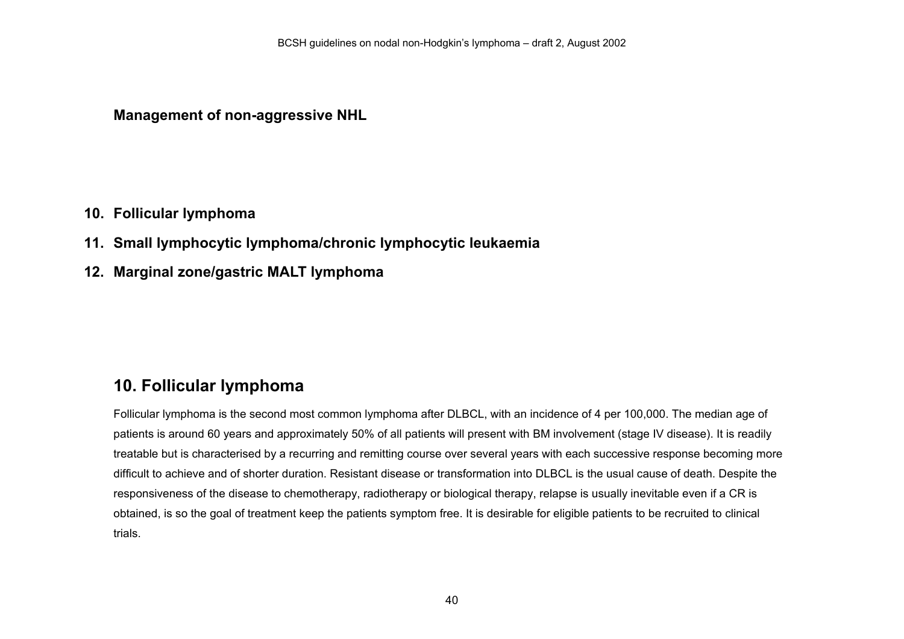## Management of non-aggressive NHL

**10. Follicular lymphoma**

**11. Small lymphocytic lymphoma/chronic lymphocytic leukaemia**

**12. Marginal zone/gastric MALT lymphoma**

## 10. Follicular lymphoma

Follicular lymphoma is the second most common lymphoma after DLBCL, with an incidence of 4 per 100,000. The median age of patients is around 60 years and approximately 50% of all patients will present with BM involvement (stage IV disease). It is readily treatable but is characterised by a recurring and remitting course over several years with each successive response becoming more difficult to achieve and of shorter duration. Resistant disease or transformation into DLBCL is the usual cause of death. Despite the responsiveness of the disease to chemotherapy, radiotherapy or biological therapy, relapse is usually inevitable even if a CR is obtained, is so the goal of treatment keep the patients symptom free. It is desirable for eligible patients to be recruited to clinical trials.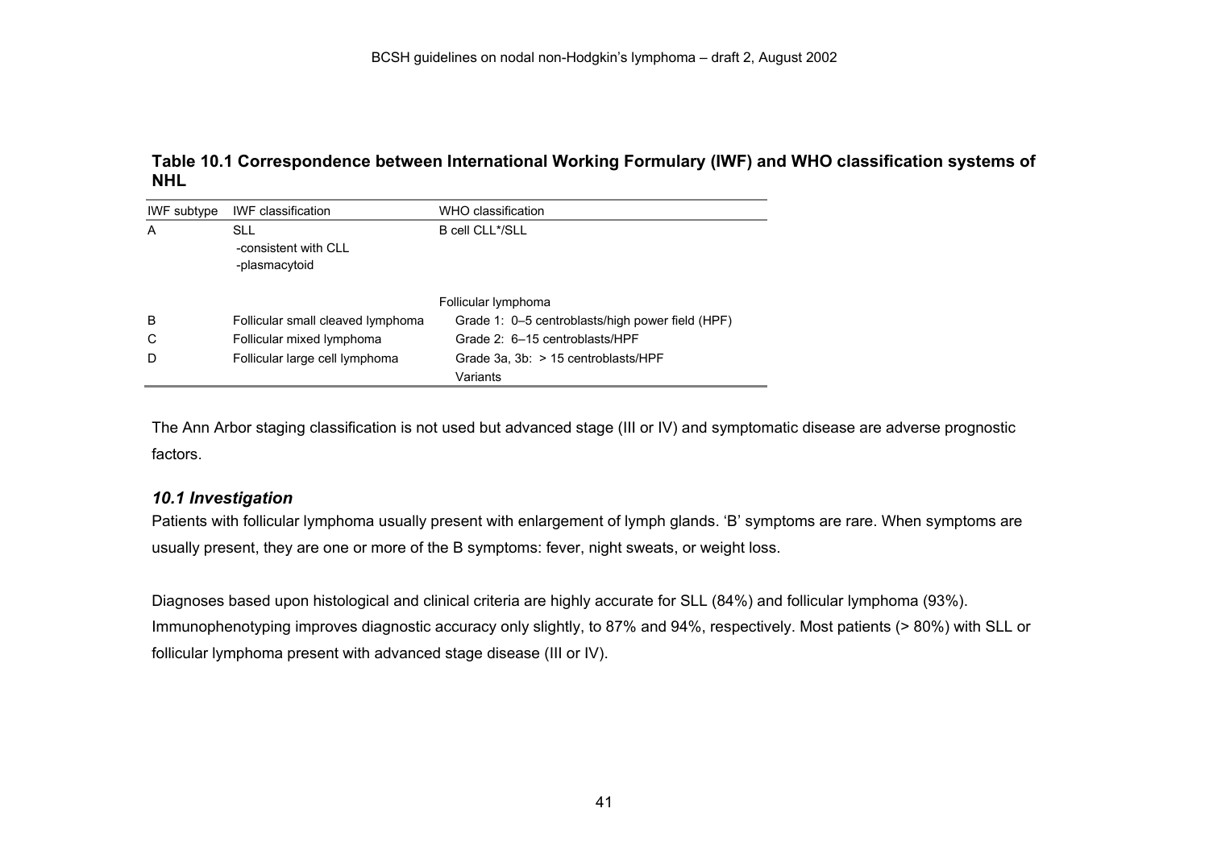**Table 10.1 Correspondence between International Working Formulary (IWF) and WHO classification systems of NHL**

| IWF subtype | IWF classification | WHO classification |
|---|---|---|
| A | SLL<br>-consistent with CLL<br>-plasmacytoid | B cell CLL*/SLL |
| | | Follicular lymphoma |
| B | Follicular small cleaved lymphoma | Grade 1: 0–5 centroblasts/high power field (HPF) |
| C | Follicular mixed lymphoma | Grade 2: 6–15 centroblasts/HPF |
| D | Follicular large cell lymphoma | Grade 3a, 3b: > 15 centroblasts/HPF<br>Variants |

The Ann Arbor staging classification is not used but advanced stage (III or IV) and symptomatic disease are adverse prognostic factors.

### *10.1 Investigation*

Patients with follicular lymphoma usually present with enlargement of lymph glands. 'B' symptoms are rare. When symptoms are usually present, they are one or more of the B symptoms: fever, night sweats, or weight loss.

Diagnoses based upon histological and clinical criteria are highly accurate for SLL (84%) and follicular lymphoma (93%). Immunophenotyping improves diagnostic accuracy only slightly, to 87% and 94%, respectively. Most patients (> 80%) with SLL or follicular lymphoma present with advanced stage disease (III or IV).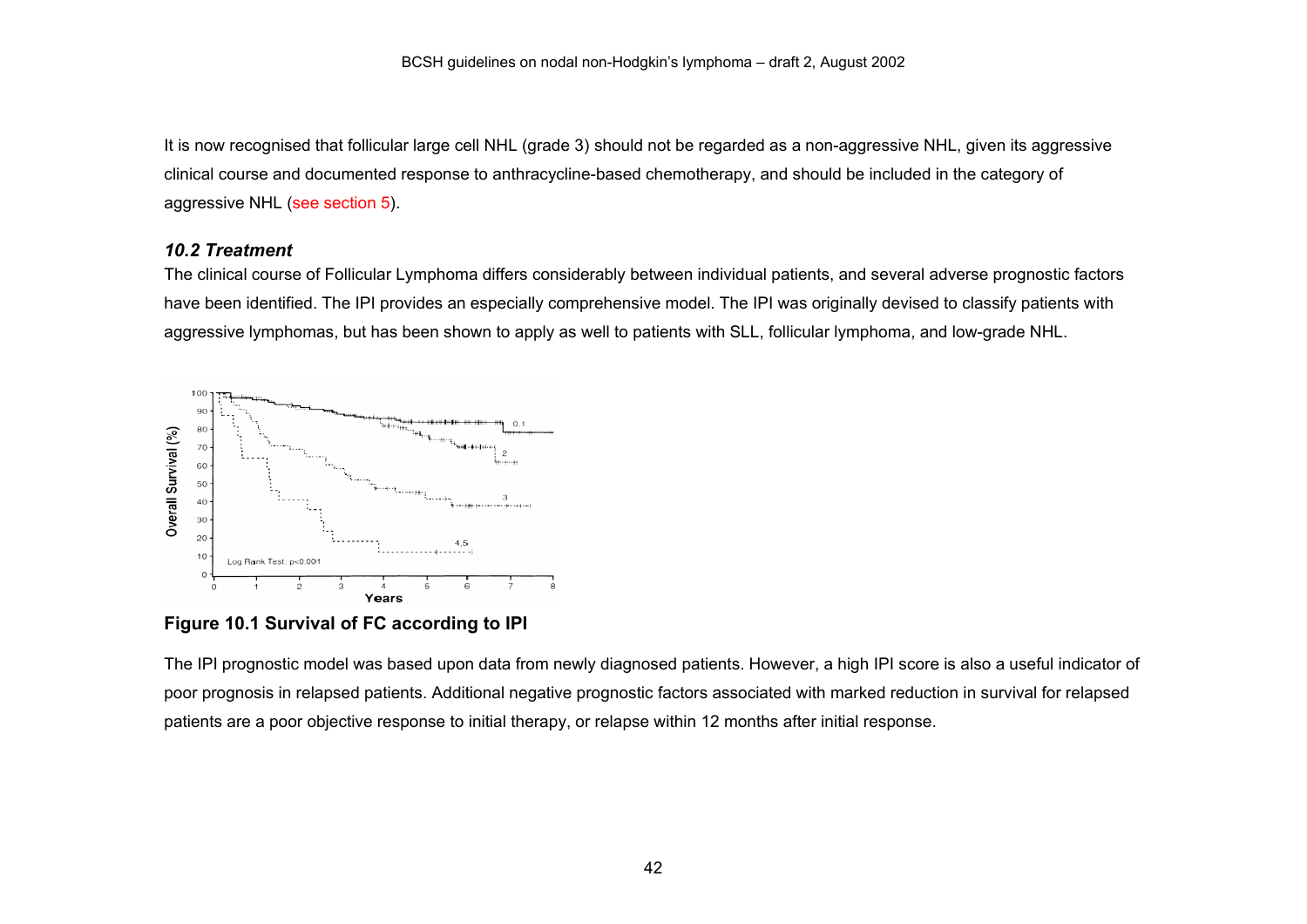It is now recognised that follicular large cell NHL (grade 3) should not be regarded as a non-aggressive NHL, given its aggressive clinical course and documented response to anthracycline-based chemotherapy, and should be included in the category of aggressive NHL (see section 5).

### *10.2 Treatment*

The clinical course of Follicular Lymphoma differs considerably between individual patients, and several adverse prognostic factors have been identified. The IPI provides an especially comprehensive model. The IPI was originally devised to classify patients with aggressive lymphomas, but has been shown to apply as well to patients with SLL, follicular lymphoma, and low-grade NHL.

**Figure 10.1 Survival of FC according to IPI**

The IPI prognostic model was based upon data from newly diagnosed patients. However, a high IPI score is also a useful indicator of poor prognosis in relapsed patients. Additional negative prognostic factors associated with marked reduction in survival for relapsed patients are a poor objective response to initial therapy, or relapse within 12 months after initial response.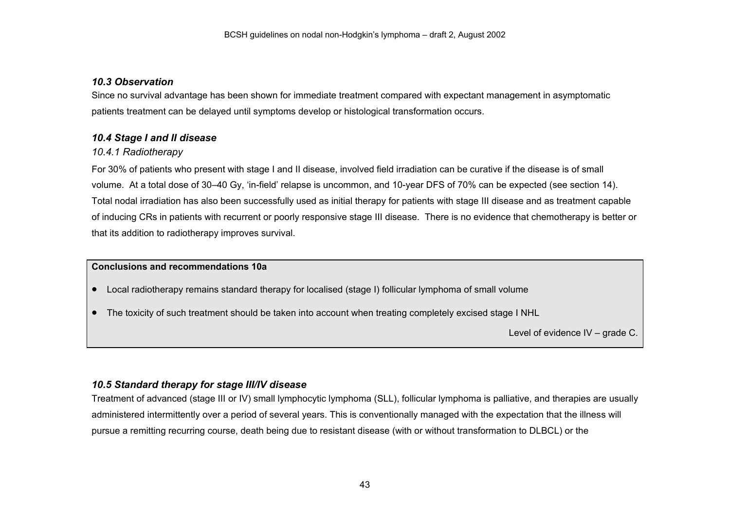### *10.3 Observation*

Since no survival advantage has been shown for immediate treatment compared with expectant management in asymptomatic patients treatment can be delayed until symptoms develop or histological transformation occurs.

### *10.4 Stage I and II disease*

*10.4.1 Radiotherapy*

For 30% of patients who present with stage I and II disease, involved field irradiation can be curative if the disease is of small volume. At a total dose of 30–40 Gy, 'in-field' relapse is uncommon, and 10-year DFS of 70% can be expected (see section 14). Total nodal irradiation has also been successfully used as initial therapy for patients with stage III disease and as treatment capable of inducing CRs in patients with recurrent or poorly responsive stage III disease. There is no evidence that chemotherapy is better or that its addition to radiotherapy improves survival.

**Conclusions and recommendations 10a**

- Local radiotherapy remains standard therapy for localised (stage I) follicular lymphoma of small volume
- The toxicity of such treatment should be taken into account when treating completely excised stage I NHL

Level of evidence IV – grade C.

### *10.5 Standard therapy for stage III/IV disease*

Treatment of advanced (stage III or IV) small lymphocytic lymphoma (SLL), follicular lymphoma is palliative, and therapies are usually administered intermittently over a period of several years. This is conventionally managed with the expectation that the illness will pursue a remitting recurring course, death being due to resistant disease (with or without transformation to DLBCL) or the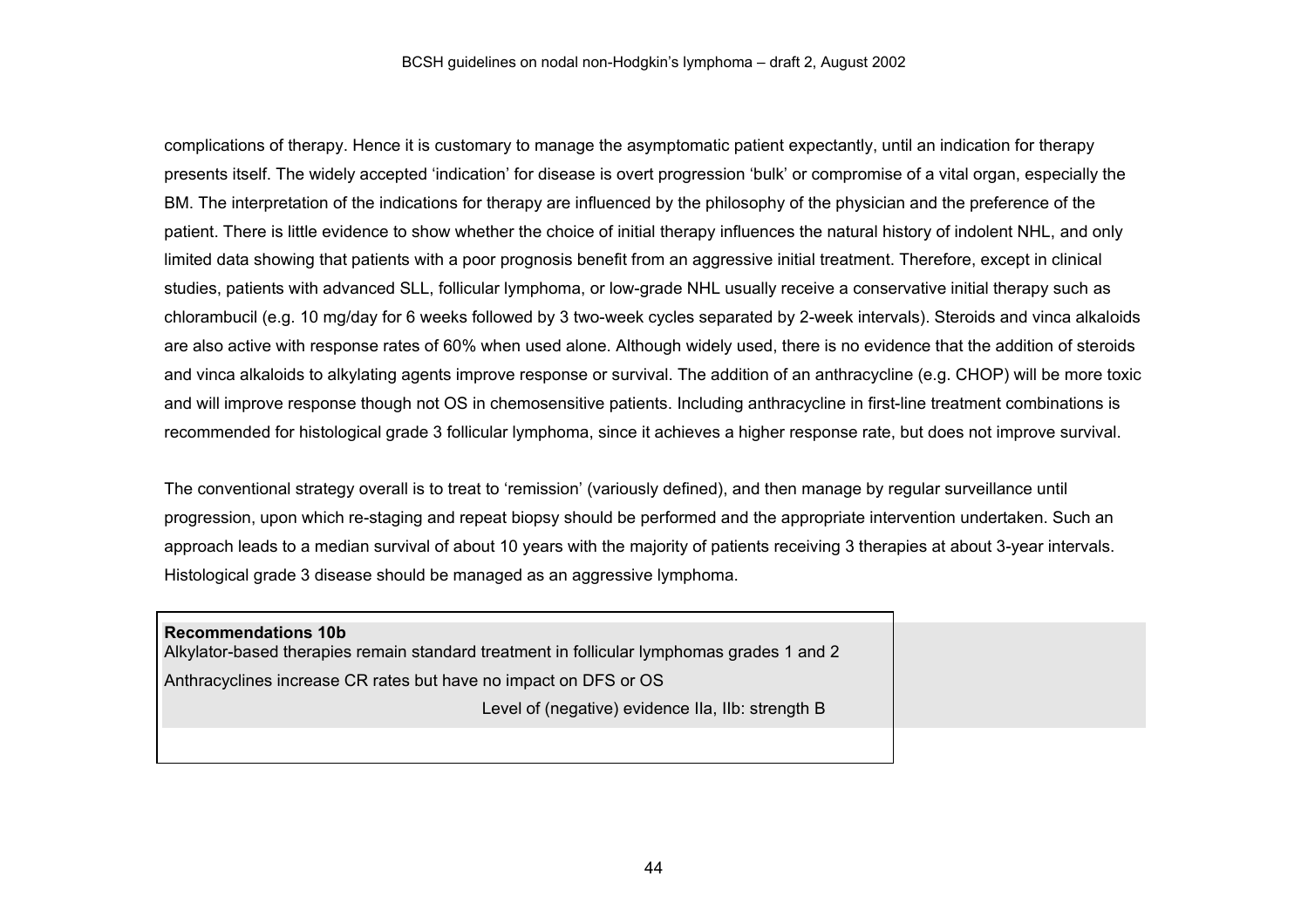complications of therapy. Hence it is customary to manage the asymptomatic patient expectantly, until an indication for therapy presents itself. The widely accepted 'indication' for disease is overt progression 'bulk' or compromise of a vital organ, especially the BM. The interpretation of the indications for therapy are influenced by the philosophy of the physician and the preference of the patient. There is little evidence to show whether the choice of initial therapy influences the natural history of indolent NHL, and only limited data showing that patients with a poor prognosis benefit from an aggressive initial treatment. Therefore, except in clinical studies, patients with advanced SLL, follicular lymphoma, or low-grade NHL usually receive a conservative initial therapy such as chlorambucil (e.g. 10 mg/day for 6 weeks followed by 3 two-week cycles separated by 2-week intervals). Steroids and vinca alkaloids are also active with response rates of 60% when used alone. Although widely used, there is no evidence that the addition of steroids and vinca alkaloids to alkylating agents improve response or survival. The addition of an anthracycline (e.g. CHOP) will be more toxic and will improve response though not OS in chemosensitive patients. Including anthracycline in first-line treatment combinations is recommended for histological grade 3 follicular lymphoma, since it achieves a higher response rate, but does not improve survival.

The conventional strategy overall is to treat to 'remission' (variously defined), and then manage by regular surveillance until progression, upon which re-staging and repeat biopsy should be performed and the appropriate intervention undertaken. Such an approach leads to a median survival of about 10 years with the majority of patients receiving 3 therapies at about 3-year intervals. Histological grade 3 disease should be managed as an aggressive lymphoma.

**Recommendations 10b**

Alkylator-based therapies remain standard treatment in follicular lymphomas grades 1 and 2

Anthracyclines increase CR rates but have no impact on DFS or OS

Level of (negative) evidence IIa, IIb: strength B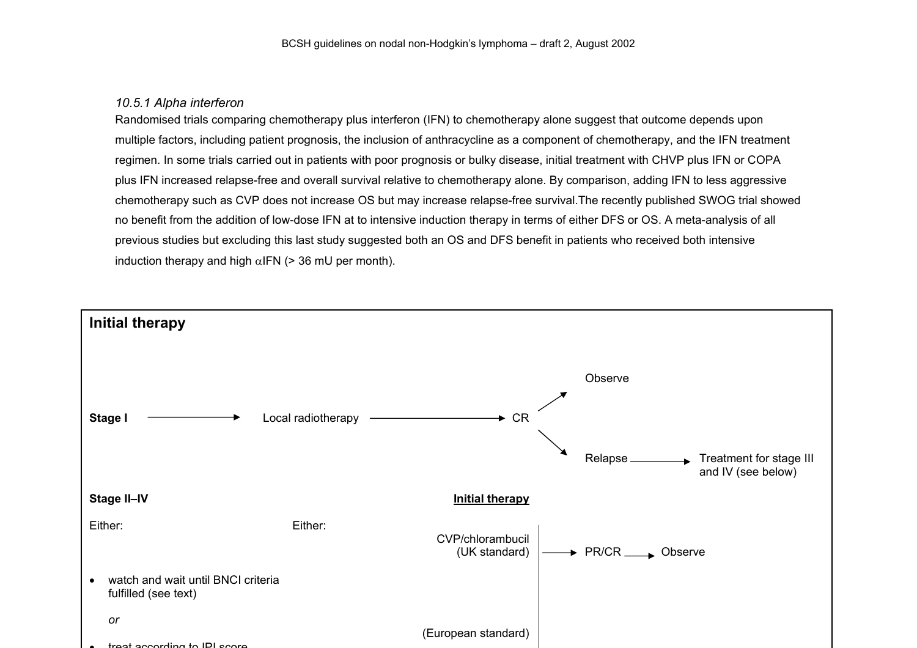*10.5.1 Alpha interferon*

Randomised trials comparing chemotherapy plus interferon (IFN) to chemotherapy alone suggest that outcome depends upon multiple factors, including patient prognosis, the inclusion of anthracycline as a component of chemotherapy, and the IFN treatment regimen. In some trials carried out in patients with poor prognosis or bulky disease, initial treatment with CHVP plus IFN or COPA plus IFN increased relapse-free and overall survival relative to chemotherapy alone. By comparison, adding IFN to less aggressive chemotherapy such as CVP does not increase OS but may increase relapse-free survival.The recently published SWOG trial showed no benefit from the addition of low-dose IFN at to intensive induction therapy in terms of either DFS or OS. A meta-analysis of all previous studies but excluding this last study suggested both an OS and DFS benefit in patients who received both intensive induction therapy and high αIFN (> 36 mU per month).

## Initial therapy

**Stage I** → Local radiotherapy → CR → Observe

CR → Relapse → Treatment for stage III and IV (see below)

**Stage II–IV**

**Initial therapy**

Either:

- watch and wait until BNCI criteria fulfilled (see text)

  *or*

- treat according to IPI score

Either:

CVP/chlorambucil (UK standard) → PR/CR → Observe

(European standard)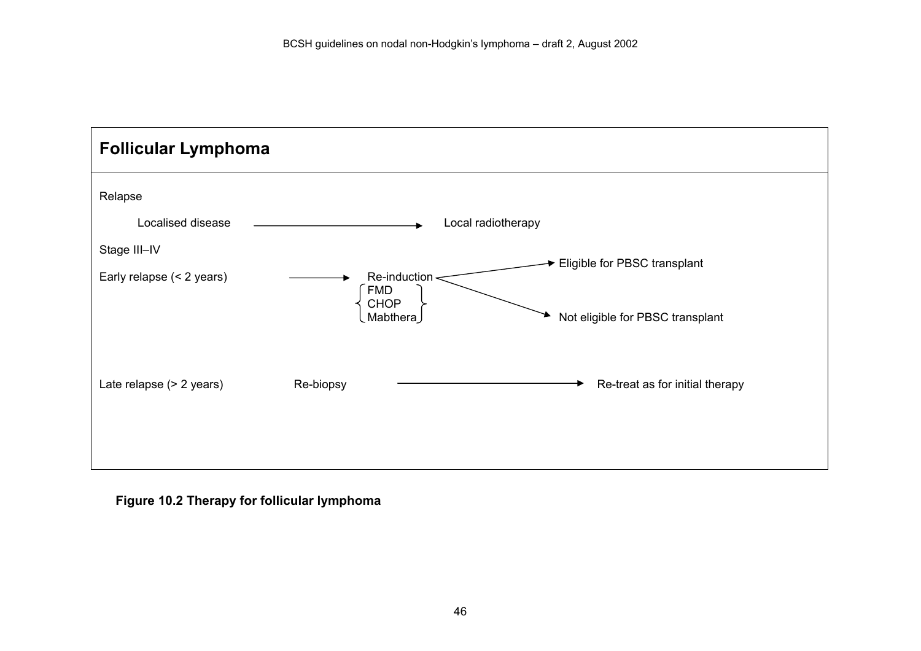## Follicular Lymphoma

Relapse

- Localised disease → Local radiotherapy

Stage III–IV

- Early relapse (< 2 years) → Re-induction (FMD / CHOP / Mabthera)
  - → Eligible for PBSC transplant
  - → Not eligible for PBSC transplant
- Late relapse (> 2 years) Re-biopsy → Re-treat as for initial therapy

**Figure 10.2 Therapy for follicular lymphoma**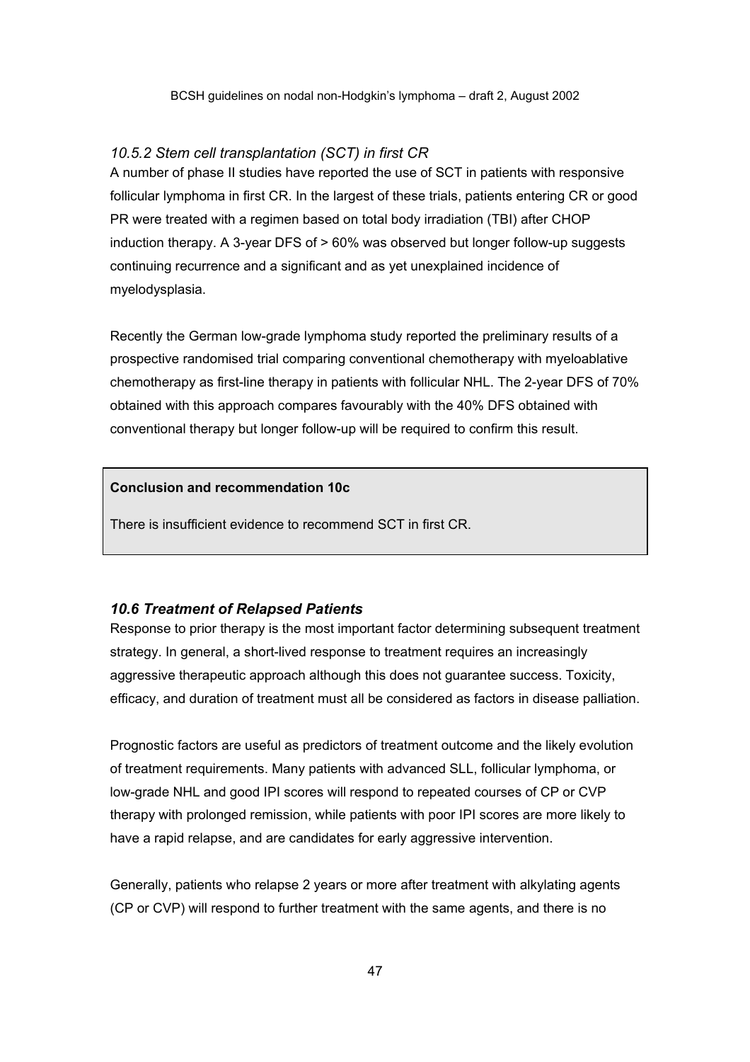### *10.5.2 Stem cell transplantation (SCT) in first CR*

A number of phase II studies have reported the use of SCT in patients with responsive follicular lymphoma in first CR. In the largest of these trials, patients entering CR or good PR were treated with a regimen based on total body irradiation (TBI) after CHOP induction therapy. A 3-year DFS of > 60% was observed but longer follow-up suggests continuing recurrence and a significant and as yet unexplained incidence of myelodysplasia.

Recently the German low-grade lymphoma study reported the preliminary results of a prospective randomised trial comparing conventional chemotherapy with myeloablative chemotherapy as first-line therapy in patients with follicular NHL. The 2-year DFS of 70% obtained with this approach compares favourably with the 40% DFS obtained with conventional therapy but longer follow-up will be required to confirm this result.

> **Conclusion and recommendation 10c**
>
> There is insufficient evidence to recommend SCT in first CR.

### ***10.6 Treatment of Relapsed Patients***

Response to prior therapy is the most important factor determining subsequent treatment strategy. In general, a short-lived response to treatment requires an increasingly aggressive therapeutic approach although this does not guarantee success. Toxicity, efficacy, and duration of treatment must all be considered as factors in disease palliation.

Prognostic factors are useful as predictors of treatment outcome and the likely evolution of treatment requirements. Many patients with advanced SLL, follicular lymphoma, or low-grade NHL and good IPI scores will respond to repeated courses of CP or CVP therapy with prolonged remission, while patients with poor IPI scores are more likely to have a rapid relapse, and are candidates for early aggressive intervention.

Generally, patients who relapse 2 years or more after treatment with alkylating agents (CP or CVP) will respond to further treatment with the same agents, and there is no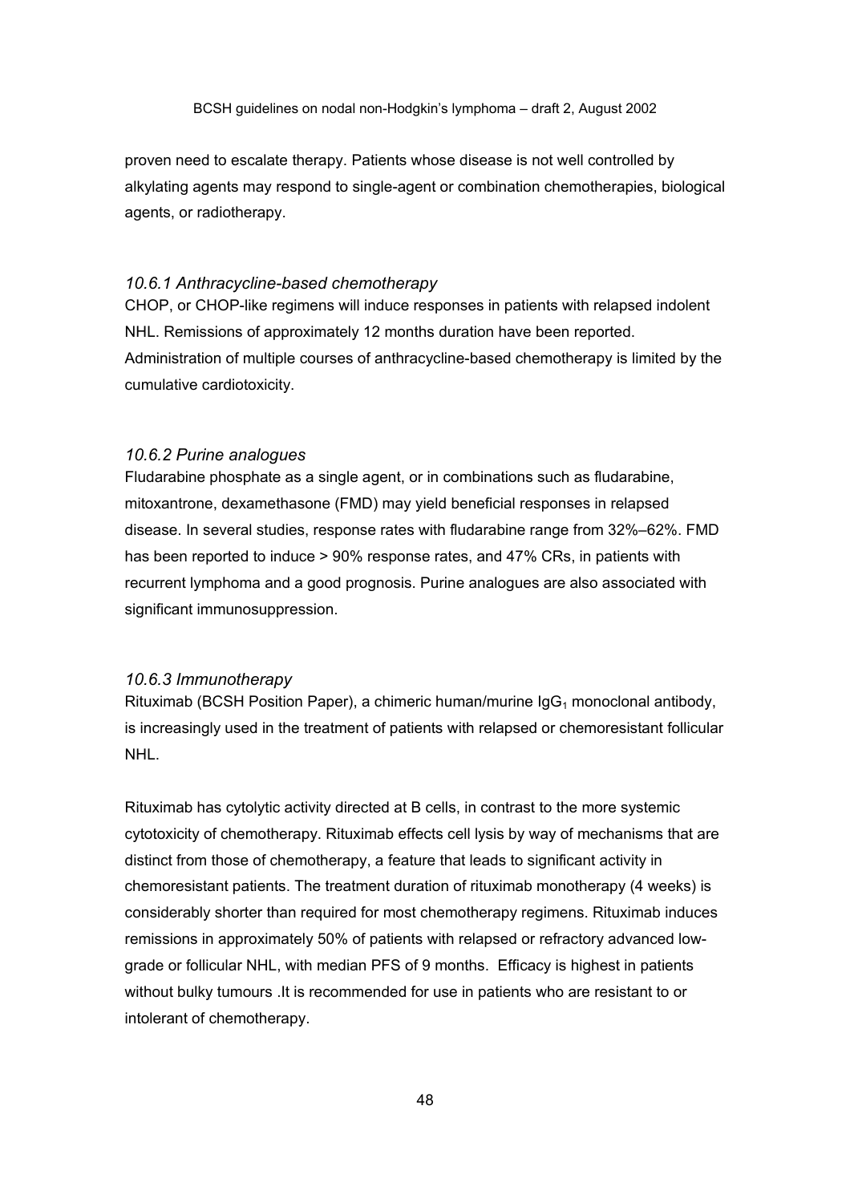proven need to escalate therapy. Patients whose disease is not well controlled by alkylating agents may respond to single-agent or combination chemotherapies, biological agents, or radiotherapy.

### *10.6.1 Anthracycline-based chemotherapy*

CHOP, or CHOP-like regimens will induce responses in patients with relapsed indolent NHL. Remissions of approximately 12 months duration have been reported. Administration of multiple courses of anthracycline-based chemotherapy is limited by the cumulative cardiotoxicity.

### *10.6.2 Purine analogues*

Fludarabine phosphate as a single agent, or in combinations such as fludarabine, mitoxantrone, dexamethasone (FMD) may yield beneficial responses in relapsed disease. In several studies, response rates with fludarabine range from 32%–62%. FMD has been reported to induce > 90% response rates, and 47% CRs, in patients with recurrent lymphoma and a good prognosis. Purine analogues are also associated with significant immunosuppression.

### *10.6.3 Immunotherapy*

Rituximab (BCSH Position Paper), a chimeric human/murine $IgG_1$ monoclonal antibody, is increasingly used in the treatment of patients with relapsed or chemoresistant follicular NHL.

Rituximab has cytolytic activity directed at B cells, in contrast to the more systemic cytotoxicity of chemotherapy. Rituximab effects cell lysis by way of mechanisms that are distinct from those of chemotherapy, a feature that leads to significant activity in chemoresistant patients. The treatment duration of rituximab monotherapy (4 weeks) is considerably shorter than required for most chemotherapy regimens. Rituximab induces remissions in approximately 50% of patients with relapsed or refractory advanced low-grade or follicular NHL, with median PFS of 9 months. Efficacy is highest in patients without bulky tumours .It is recommended for use in patients who are resistant to or intolerant of chemotherapy.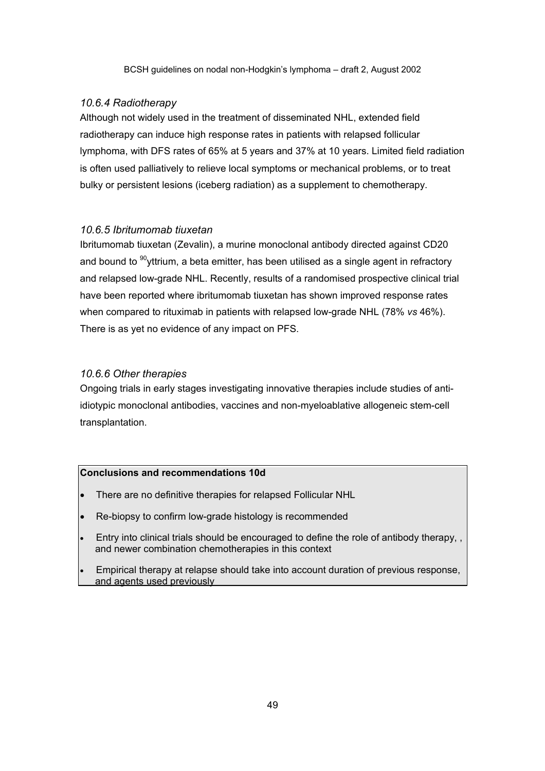#### *10.6.4 Radiotherapy*

Although not widely used in the treatment of disseminated NHL, extended field radiotherapy can induce high response rates in patients with relapsed follicular lymphoma, with DFS rates of 65% at 5 years and 37% at 10 years. Limited field radiation is often used palliatively to relieve local symptoms or mechanical problems, or to treat bulky or persistent lesions (iceberg radiation) as a supplement to chemotherapy.

#### *10.6.5 Ibritumomab tiuxetan*

Ibritumomab tiuxetan (Zevalin), a murine monoclonal antibody directed against CD20 and bound to $^{90}$yttrium, a beta emitter, has been utilised as a single agent in refractory and relapsed low-grade NHL. Recently, results of a randomised prospective clinical trial have been reported where ibritumomab tiuxetan has shown improved response rates when compared to rituximab in patients with relapsed low-grade NHL (78% *vs* 46%). There is as yet no evidence of any impact on PFS.

#### *10.6.6 Other therapies*

Ongoing trials in early stages investigating innovative therapies include studies of anti-idiotypic monoclonal antibodies, vaccines and non-myeloablative allogeneic stem-cell transplantation.

**Conclusions and recommendations 10d**

- There are no definitive therapies for relapsed Follicular NHL
- Re-biopsy to confirm low-grade histology is recommended
- Entry into clinical trials should be encouraged to define the role of antibody therapy, , and newer combination chemotherapies in this context
- Empirical therapy at relapse should take into account duration of previous response, and agents used previously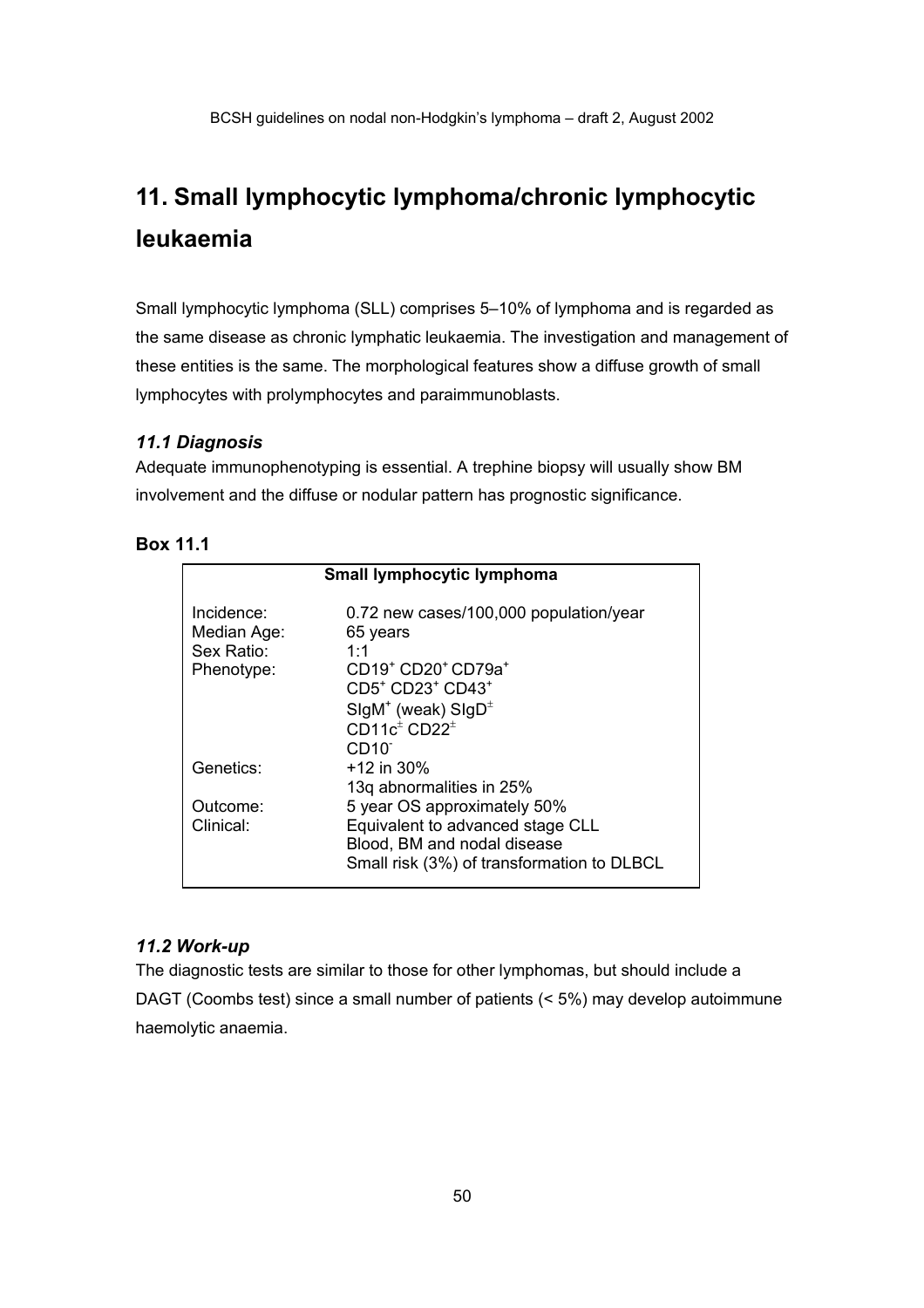# 11. Small lymphocytic lymphoma/chronic lymphocytic leukaemia

Small lymphocytic lymphoma (SLL) comprises 5–10% of lymphoma and is regarded as the same disease as chronic lymphatic leukaemia. The investigation and management of these entities is the same. The morphological features show a diffuse growth of small lymphocytes with prolymphocytes and paraimmunoblasts.

### *11.1 Diagnosis*

Adequate immunophenotyping is essential. A trephine biopsy will usually show BM involvement and the diffuse or nodular pattern has prognostic significance.

**Box 11.1**

| Small lymphocytic lymphoma | |
|---|---|
| Incidence: | 0.72 new cases/100,000 population/year |
| Median Age: | 65 years |
| Sex Ratio: | 1:1 |
| Phenotype: | $CD19^{+}$ $CD20^{+}$ $CD79a^{+}$<br>$CD5^{+}$ $CD23^{+}$ $CD43^{+}$<br>$SIgM^{+}$ (weak) $SIgD^{\pm}$<br>$CD11c^{\pm}$ $CD22^{\pm}$<br>$CD10^{-}$ |
| Genetics: | +12 in 30%<br>13q abnormalities in 25% |
| Outcome: | 5 year OS approximately 50% |
| Clinical: | Equivalent to advanced stage CLL<br>Blood, BM and nodal disease<br>Small risk (3%) of transformation to DLBCL |

### *11.2 Work-up*

The diagnostic tests are similar to those for other lymphomas, but should include a DAGT (Coombs test) since a small number of patients (< 5%) may develop autoimmune haemolytic anaemia.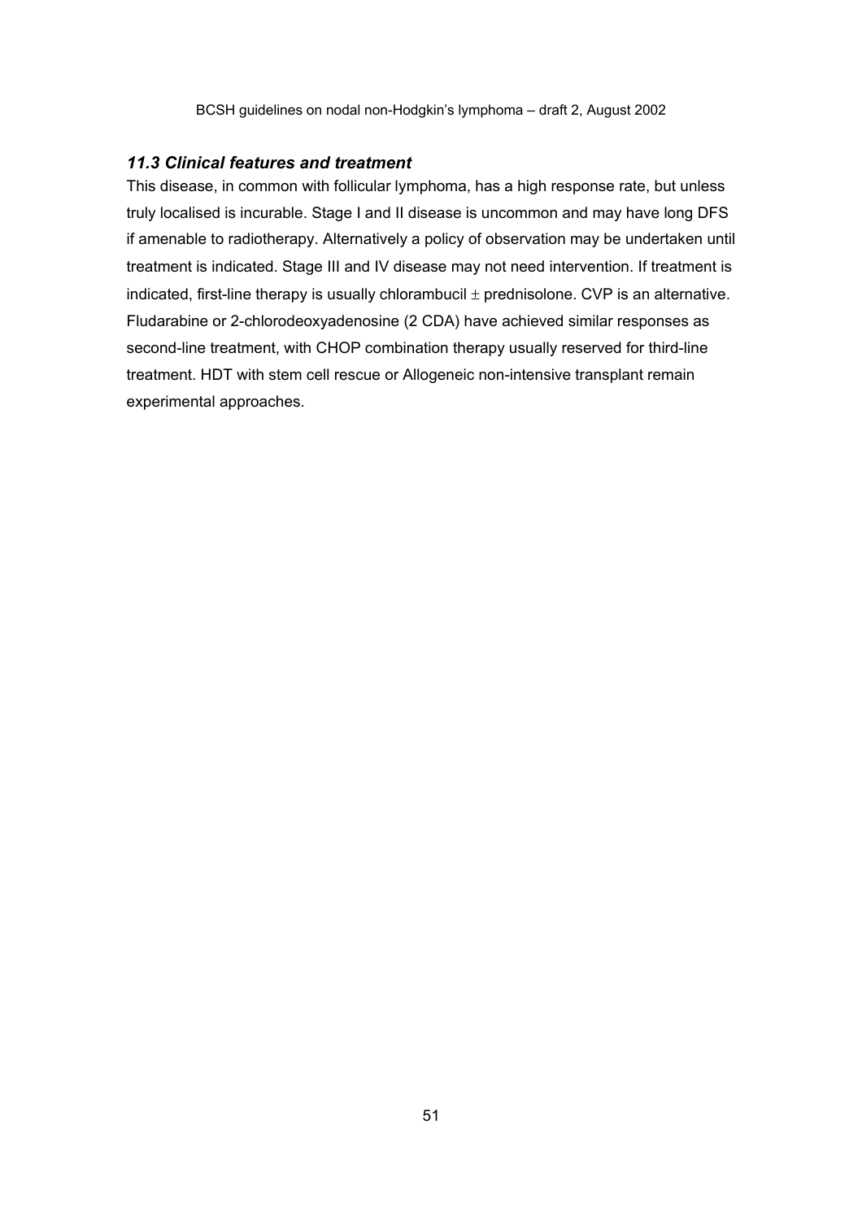### *11.3 Clinical features and treatment*

This disease, in common with follicular lymphoma, has a high response rate, but unless truly localised is incurable. Stage I and II disease is uncommon and may have long DFS if amenable to radiotherapy. Alternatively a policy of observation may be undertaken until treatment is indicated. Stage III and IV disease may not need intervention. If treatment is indicated, first-line therapy is usually chlorambucil ± prednisolone. CVP is an alternative. Fludarabine or 2-chlorodeoxyadenosine (2 CDA) have achieved similar responses as second-line treatment, with CHOP combination therapy usually reserved for third-line treatment. HDT with stem cell rescue or Allogeneic non-intensive transplant remain experimental approaches.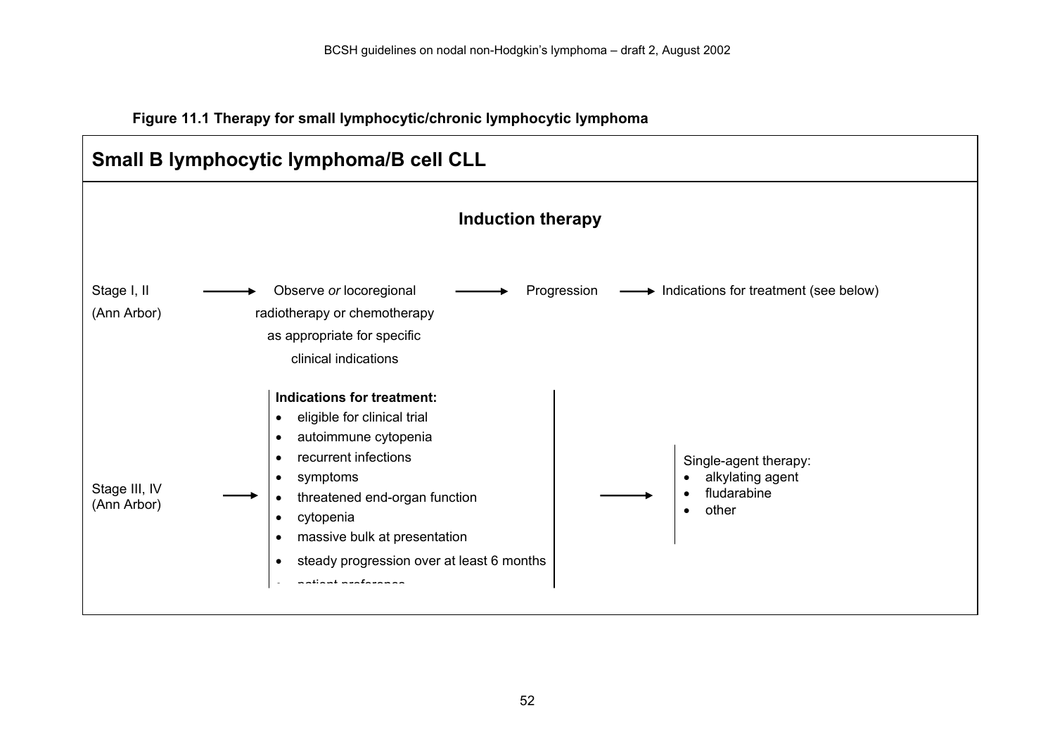**Figure 11.1 Therapy for small lymphocytic/chronic lymphocytic lymphoma**

## Small B lymphocytic lymphoma/B cell CLL

### Induction therapy

Stage I, II (Ann Arbor) → Observe *or* locoregional radiotherapy or chemotherapy as appropriate for specific clinical indications → Progression → Indications for treatment (see below)

Stage III, IV (Ann Arbor) →

**Indications for treatment:**

- eligible for clinical trial
- autoimmune cytopenia
- recurrent infections
- symptoms
- threatened end-organ function
- cytopenia
- massive bulk at presentation
- steady progression over at least 6 months
- patient preference

→ Single-agent therapy:

- alkylating agent
- fludarabine
- other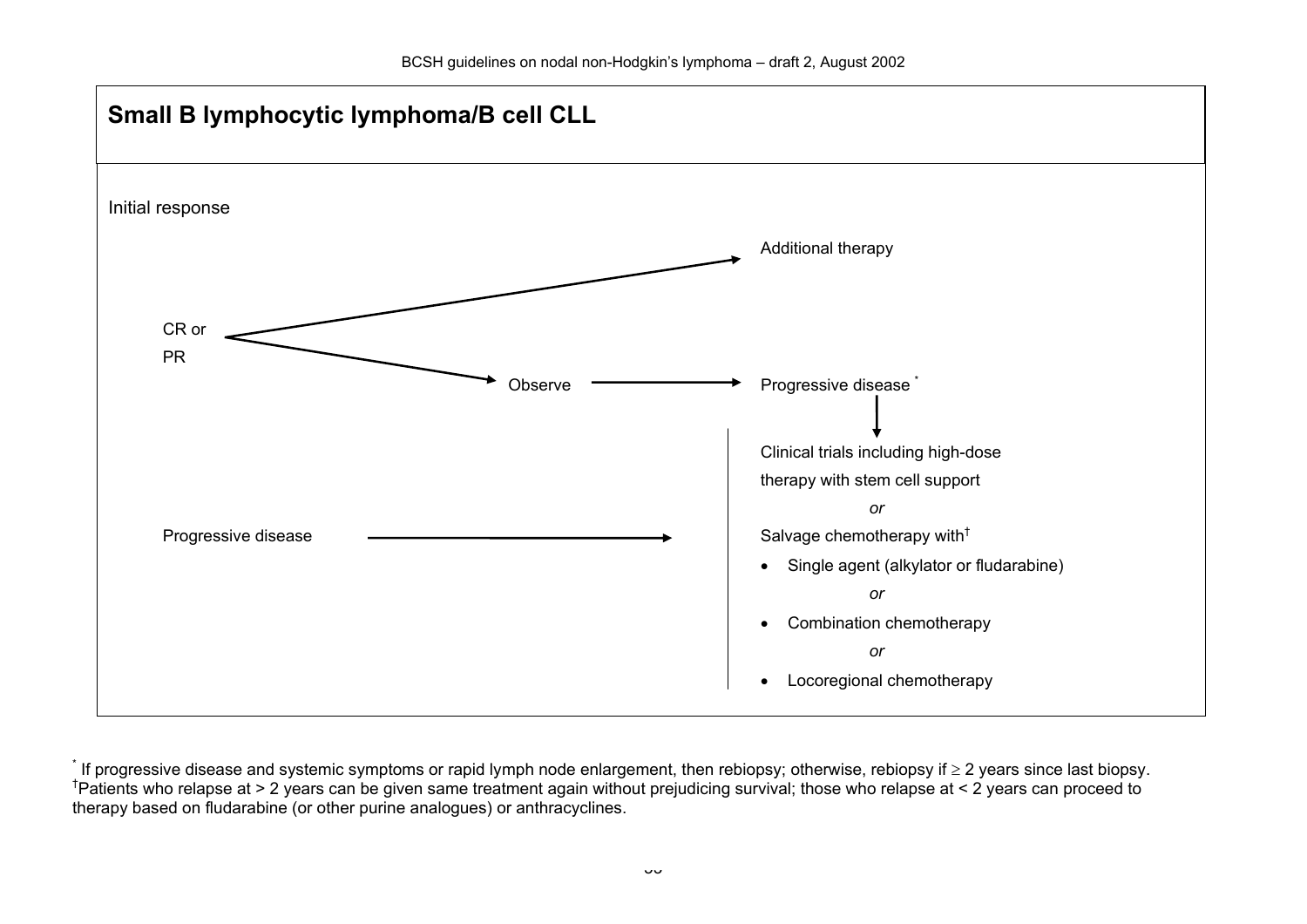## Small B lymphocytic lymphoma/B cell CLL

Initial response

- CR or PR → Additional therapy
- CR or PR → Observe → Progressive disease * → Clinical trials including high-dose therapy with stem cell support *or* Salvage chemotherapy with†
- Progressive disease → Clinical trials including high-dose therapy with stem cell support *or* Salvage chemotherapy with†

Clinical trials including high-dose therapy with stem cell support

*or*

Salvage chemotherapy with†

- Single agent (alkylator or fludarabine)

  *or*

- Combination chemotherapy

  *or*

- Locoregional chemotherapy

\* If progressive disease and systemic symptoms or rapid lymph node enlargement, then rebiopsy; otherwise, rebiopsy if ≥ 2 years since last biopsy.

†Patients who relapse at > 2 years can be given same treatment again without prejudicing survival; those who relapse at < 2 years can proceed to therapy based on fludarabine (or other purine analogues) or anthracyclines.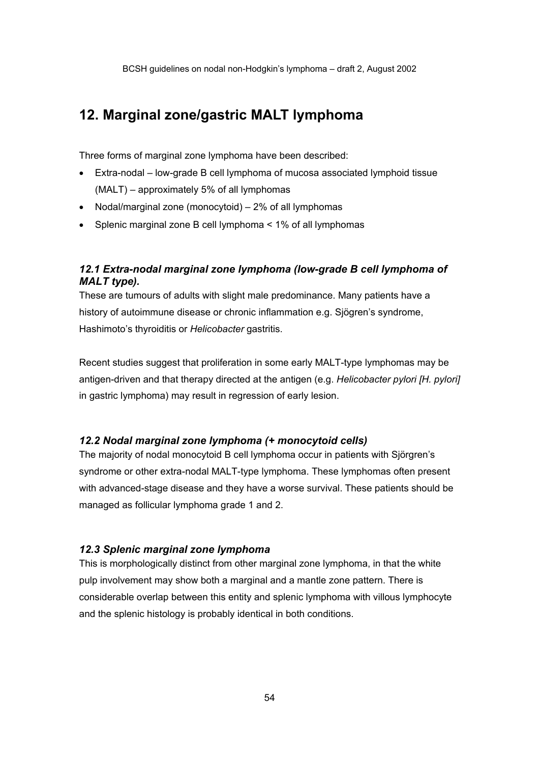## 12. Marginal zone/gastric MALT lymphoma

Three forms of marginal zone lymphoma have been described:

- Extra-nodal – low-grade B cell lymphoma of mucosa associated lymphoid tissue (MALT) – approximately 5% of all lymphomas
- Nodal/marginal zone (monocytoid) – 2% of all lymphomas
- Splenic marginal zone B cell lymphoma < 1% of all lymphomas

### *12.1 Extra-nodal marginal zone lymphoma (low-grade B cell lymphoma of MALT type).*

These are tumours of adults with slight male predominance. Many patients have a history of autoimmune disease or chronic inflammation e.g. Sjögren's syndrome, Hashimoto's thyroiditis or *Helicobacter* gastritis.

Recent studies suggest that proliferation in some early MALT-type lymphomas may be antigen-driven and that therapy directed at the antigen (e.g. *Helicobacter pylori [H. pylori]* in gastric lymphoma) may result in regression of early lesion.

### *12.2 Nodal marginal zone lymphoma (+ monocytoid cells)*

The majority of nodal monocytoid B cell lymphoma occur in patients with Sjörgren's syndrome or other extra-nodal MALT-type lymphoma. These lymphomas often present with advanced-stage disease and they have a worse survival. These patients should be managed as follicular lymphoma grade 1 and 2.

### *12.3 Splenic marginal zone lymphoma*

This is morphologically distinct from other marginal zone lymphoma, in that the white pulp involvement may show both a marginal and a mantle zone pattern. There is considerable overlap between this entity and splenic lymphoma with villous lymphocyte and the splenic histology is probably identical in both conditions.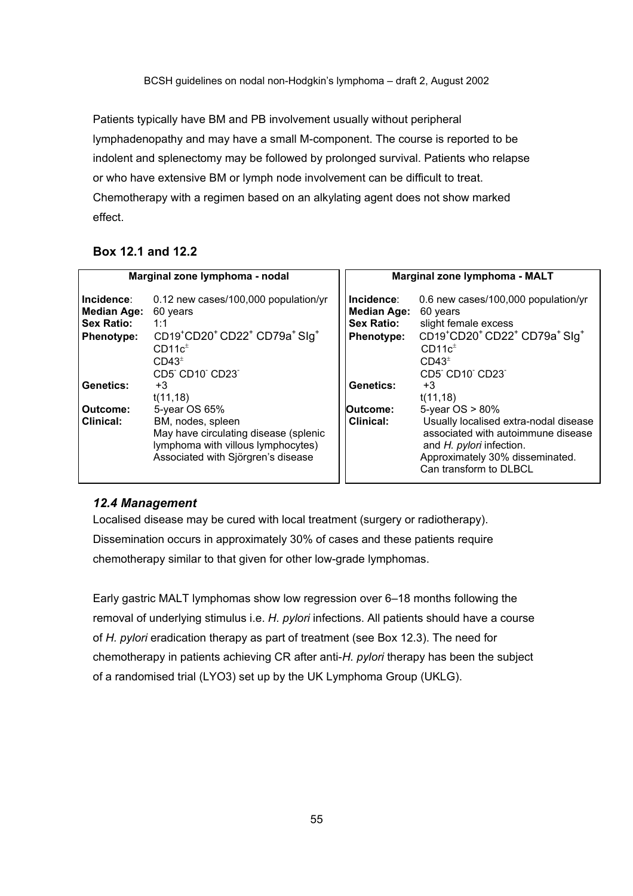Patients typically have BM and PB involvement usually without peripheral lymphadenopathy and may have a small M-component. The course is reported to be indolent and splenectomy may be followed by prolonged survival. Patients who relapse or who have extensive BM or lymph node involvement can be difficult to treat. Chemotherapy with a regimen based on an alkylating agent does not show marked effect.

### Box 12.1 and 12.2

| Marginal zone lymphoma - nodal | |
|---|---|
| **Incidence**: | 0.12 new cases/100,000 population/yr |
| **Median Age:** | 60 years |
| **Sex Ratio:** | 1:1 |
| **Phenotype:** | $CD19^{+}CD20^{+}$ $CD22^{+}$ $CD79a^{+}$ $SIg^{+}$<br>$CD11c^{\pm}$<br>$CD43^{\pm}$<br>$CD5^{-}$ $CD10^{-}$ $CD23^{-}$ |
| **Genetics:** | +3<br>t(11,18) |
| **Outcome:** | 5-year OS 65% |
| **Clinical:** | BM, nodes, spleen<br>May have circulating disease (splenic lymphoma with villous lymphocytes)<br>Associated with Sjörgren's disease |

| Marginal zone lymphoma - MALT | |
|---|---|
| **Incidence**: | 0.6 new cases/100,000 population/yr |
| **Median Age:** | 60 years |
| **Sex Ratio:** | slight female excess |
| **Phenotype:** | $CD19^{+}CD20^{+}$ $CD22^{+}$ $CD79a^{+}$ $SIg^{+}$<br>$CD11c^{\pm}$<br>$CD43^{\pm}$<br>$CD5^{-}$ $CD10^{-}$ $CD23^{-}$ |
| **Genetics:** | +3<br>t(11,18) |
| **Outcome:** | 5-year OS > 80% |
| **Clinical:** | Usually localised extra-nodal disease associated with autoimmune disease and *H. pylori* infection.<br>Approximately 30% disseminated.<br>Can transform to DLBCL |

### *12.4 Management*

Localised disease may be cured with local treatment (surgery or radiotherapy). Dissemination occurs in approximately 30% of cases and these patients require chemotherapy similar to that given for other low-grade lymphomas.

Early gastric MALT lymphomas show low regression over 6–18 months following the removal of underlying stimulus i.e. *H. pylori* infections. All patients should have a course of *H. pylori* eradication therapy as part of treatment (see Box 12.3). The need for chemotherapy in patients achieving CR after anti-*H. pylori* therapy has been the subject of a randomised trial (LYO3) set up by the UK Lymphoma Group (UKLG).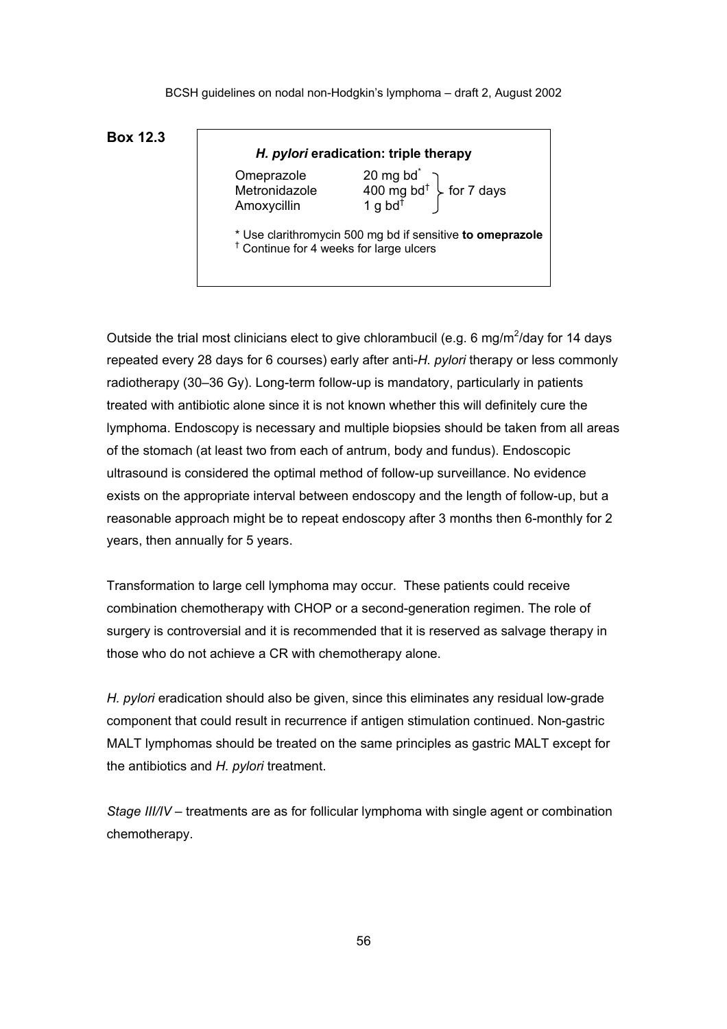**Box 12.3**

***H. pylori* eradication: triple therapy**

| | | |
|---|---|---|
| Omeprazole | 20 mg bd* | for 7 days |
| Metronidazole | 400 mg bd† | |
| Amoxycillin | 1 g bd† | |

\* Use clarithromycin 500 mg bd if sensitive **to omeprazole**
† Continue for 4 weeks for large ulcers

Outside the trial most clinicians elect to give chlorambucil (e.g. 6 mg/m$^2$/day for 14 days repeated every 28 days for 6 courses) early after anti-*H. pylori* therapy or less commonly radiotherapy (30–36 Gy). Long-term follow-up is mandatory, particularly in patients treated with antibiotic alone since it is not known whether this will definitely cure the lymphoma. Endoscopy is necessary and multiple biopsies should be taken from all areas of the stomach (at least two from each of antrum, body and fundus). Endoscopic ultrasound is considered the optimal method of follow-up surveillance. No evidence exists on the appropriate interval between endoscopy and the length of follow-up, but a reasonable approach might be to repeat endoscopy after 3 months then 6-monthly for 2 years, then annually for 5 years.

Transformation to large cell lymphoma may occur. These patients could receive combination chemotherapy with CHOP or a second-generation regimen. The role of surgery is controversial and it is recommended that it is reserved as salvage therapy in those who do not achieve a CR with chemotherapy alone.

*H. pylori* eradication should also be given, since this eliminates any residual low-grade component that could result in recurrence if antigen stimulation continued. Non-gastric MALT lymphomas should be treated on the same principles as gastric MALT except for the antibiotics and *H. pylori* treatment.

*Stage III/IV* – treatments are as for follicular lymphoma with single agent or combination chemotherapy.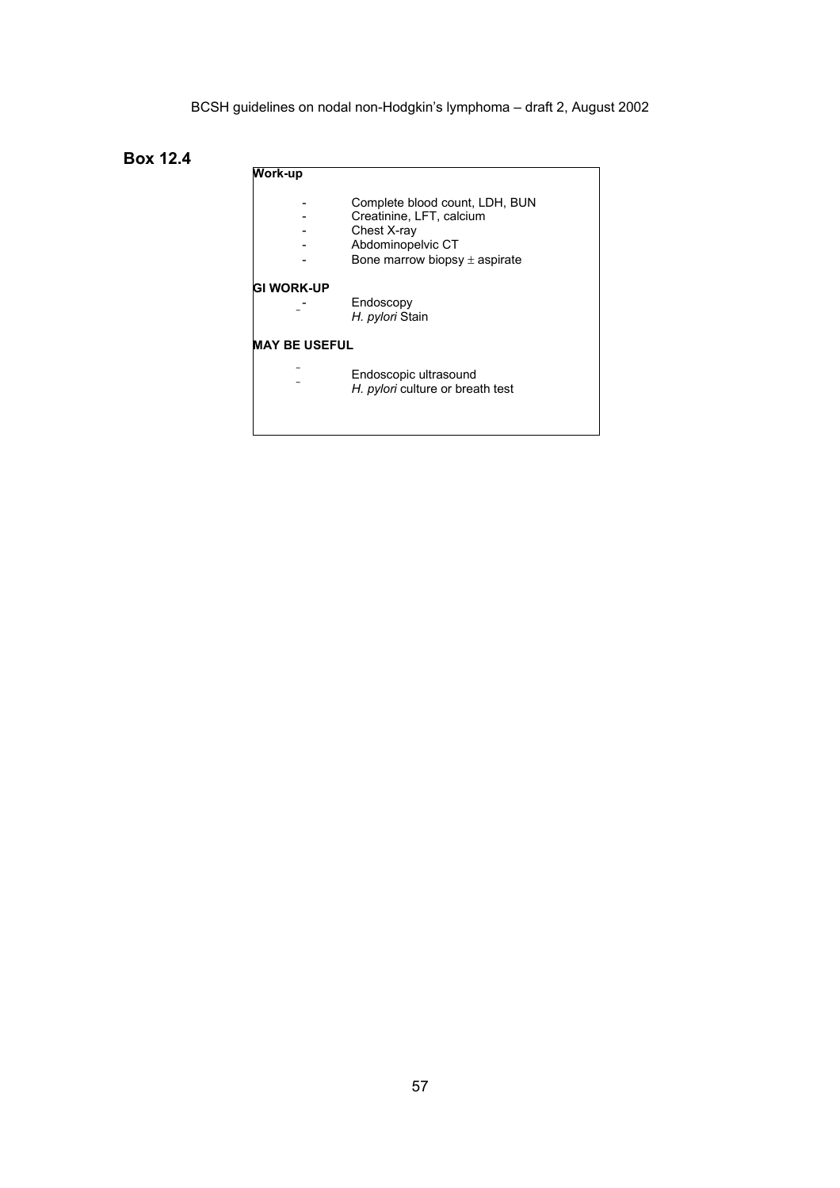## Box 12.4

**Work-up**

- Complete blood count, LDH, BUN
- Creatinine, LFT, calcium
- Chest X-ray
- Abdominopelvic CT
- Bone marrow biopsy ± aspirate

**GI WORK-UP**

- Endoscopy
- *H. pylori* Stain

**MAY BE USEFUL**

- Endoscopic ultrasound
- *H. pylori* culture or breath test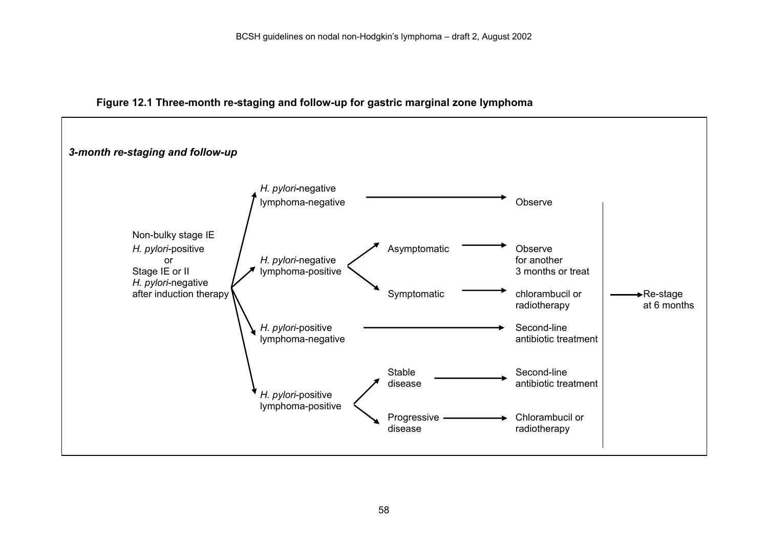**Figure 12.1 Three-month re-staging and follow-up for gastric marginal zone lymphoma**

***3-month re-staging and follow-up***

Non-bulky stage IE *H. pylori*-positive or Stage IE or II *H. pylori*-negative after induction therapy

- *H. pylori*-negative lymphoma-negative → Observe
- *H. pylori*-negative lymphoma-positive
  - Asymptomatic → Observe for another 3 months or treat
  - Symptomatic → chlorambucil or radiotherapy
- *H. pylori*-positive lymphoma-negative → Second-line antibiotic treatment
- *H. pylori*-positive lymphoma-positive
  - Stable disease → Second-line antibiotic treatment
  - Progressive disease → Chlorambucil or radiotherapy

→ Re-stage at 6 months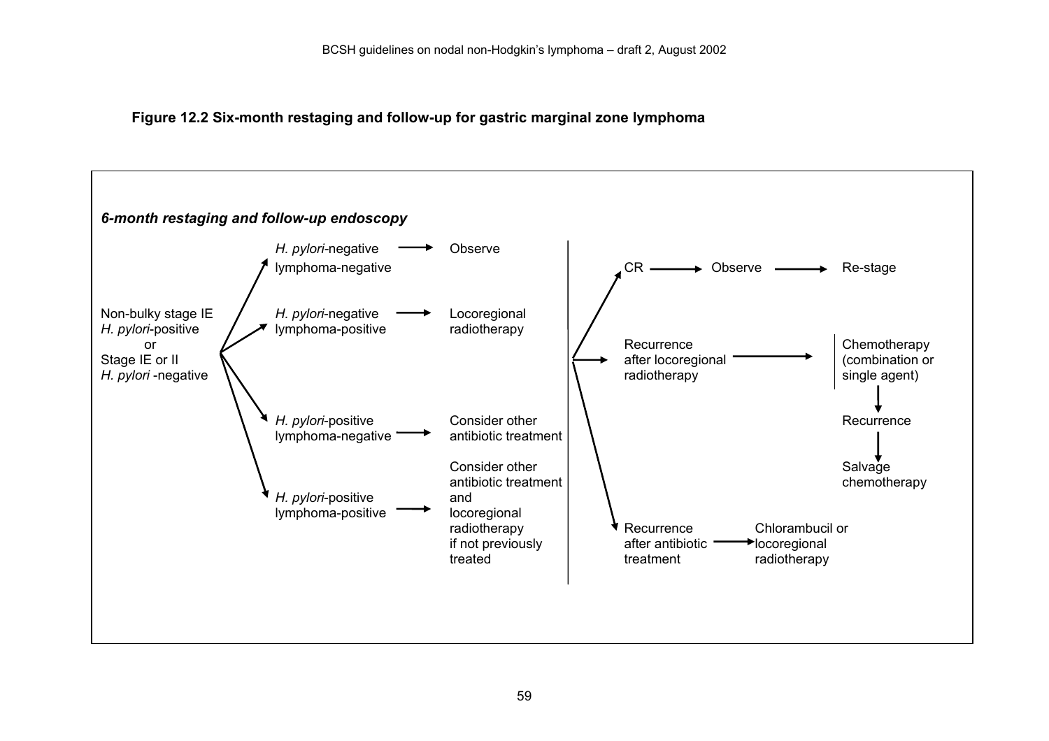**Figure 12.2 Six-month restaging and follow-up for gastric marginal zone lymphoma**

***6-month restaging and follow-up endoscopy***

Non-bulky stage IE *H. pylori*-positive or Stage IE or II *H. pylori* -negative

- *H. pylori*-negative lymphoma-negative → Observe
- *H. pylori*-negative lymphoma-positive → Locoregional radiotherapy
- *H. pylori*-positive lymphoma-negative → Consider other antibiotic treatment
- *H. pylori*-positive lymphoma-positive → Consider other antibiotic treatment and locoregional radiotherapy if not previously treated

Then:

- CR → Observe → Re-stage
- Recurrence after locoregional radiotherapy → Chemotherapy (combination or single agent) → Recurrence → Salvage chemotherapy
- Recurrence after antibiotic treatment → Chlorambucil or locoregional radiotherapy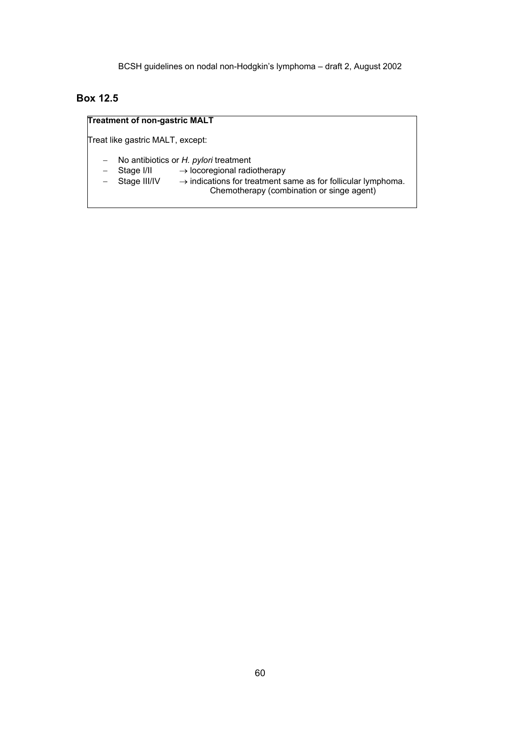## Box 12.5

**Treatment of non-gastric MALT**

Treat like gastric MALT, except:

- No antibiotics or *H. pylori* treatment
- Stage I/II → locoregional radiotherapy
- Stage III/IV → indications for treatment same as for follicular lymphoma. Chemotherapy (combination or singe agent)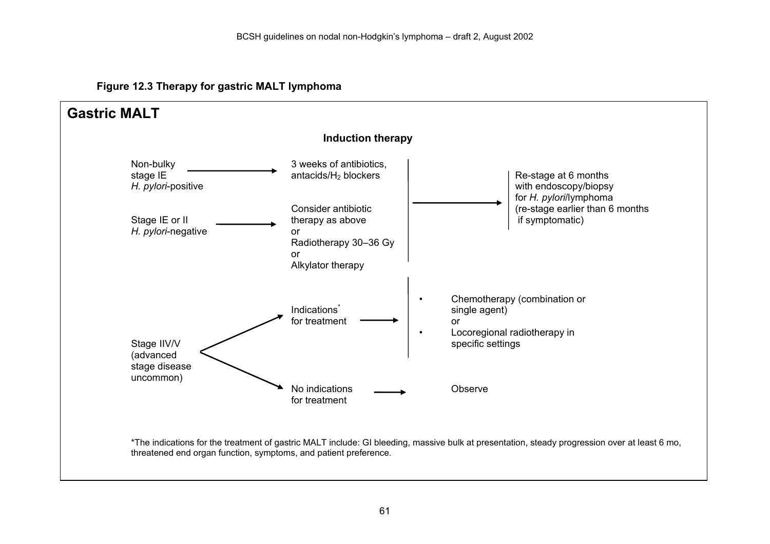**Figure 12.3 Therapy for gastric MALT lymphoma**

## Gastric MALT

**Induction therapy**

Non-bulky stage IE *H. pylori*-positive → 3 weeks of antibiotics, antacids/$H_2$ blockers

Stage IE or II *H. pylori*-negative → Consider antibiotic therapy as above or Radiotherapy 30–36 Gy or Alkylator therapy

→ Re-stage at 6 months with endoscopy/biopsy for *H. pylori*/lymphoma (re-stage earlier than 6 months if symptomatic)

Stage IIV/V (advanced stage disease uncommon)

- → Indications* for treatment →
  - Chemotherapy (combination or single agent) or
  - Locoregional radiotherapy in specific settings
- → No indications for treatment → Observe

*The indications for the treatment of gastric MALT include: GI bleeding, massive bulk at presentation, steady progression over at least 6 mo, threatened end organ function, symptoms, and patient preference.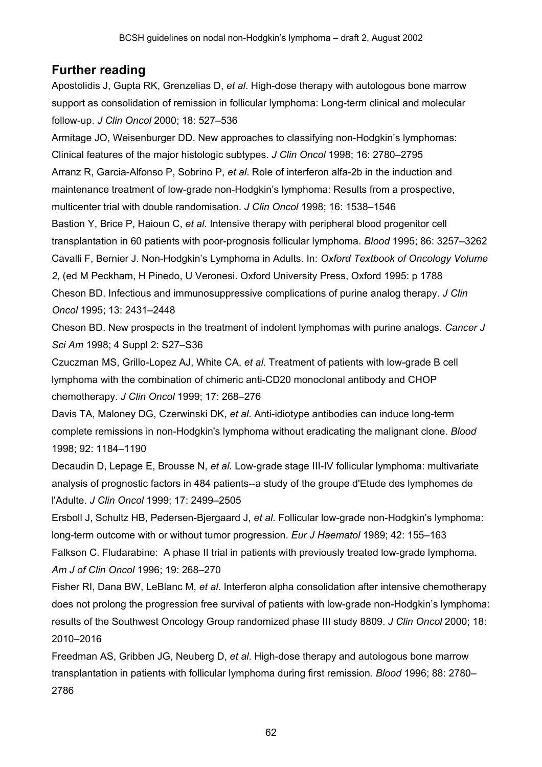## Further reading

Apostolidis J, Gupta RK, Grenzelias D, *et al*. High-dose therapy with autologous bone marrow support as consolidation of remission in follicular lymphoma: Long-term clinical and molecular follow-up. *J Clin Oncol* 2000; 18: 527–536

Armitage JO, Weisenburger DD. New approaches to classifying non-Hodgkin's lymphomas: Clinical features of the major histologic subtypes. *J Clin Oncol* 1998; 16: 2780–2795

Arranz R, Garcia-Alfonso P, Sobrino P, *et al*. Role of interferon alfa-2b in the induction and maintenance treatment of low-grade non-Hodgkin's lymphoma: Results from a prospective, multicenter trial with double randomisation. *J Clin Oncol* 1998; 16: 1538–1546

Bastion Y, Brice P, Haioun C, *et al.* Intensive therapy with peripheral blood progenitor cell transplantation in 60 patients with poor-prognosis follicular lymphoma. *Blood* 1995; 86: 3257–3262

Cavalli F, Bernier J. Non-Hodgkin's Lymphoma in Adults. In: *Oxford Textbook of Oncology Volume 2*, (ed M Peckham, H Pinedo, U Veronesi. Oxford University Press, Oxford 1995: p 1788

Cheson BD. Infectious and immunosuppressive complications of purine analog therapy. *J Clin Oncol* 1995; 13: 2431–2448

Cheson BD. New prospects in the treatment of indolent lymphomas with purine analogs. *Cancer J Sci Am* 1998; 4 Suppl 2: S27–S36

Czuczman MS, Grillo-Lopez AJ, White CA, *et al*. Treatment of patients with low-grade B cell lymphoma with the combination of chimeric anti-CD20 monoclonal antibody and CHOP chemotherapy. *J Clin Oncol* 1999; 17: 268–276

Davis TA, Maloney DG, Czerwinski DK, *et al*. Anti-idiotype antibodies can induce long-term complete remissions in non-Hodgkin's lymphoma without eradicating the malignant clone. *Blood* 1998; 92: 1184–1190

Decaudin D, Lepage E, Brousse N, *et al.* Low-grade stage III-IV follicular lymphoma: multivariate analysis of prognostic factors in 484 patients--a study of the groupe d'Etude des lymphomes de l'Adulte. *J Clin Oncol* 1999; 17: 2499–2505

Ersboll J, Schultz HB, Pedersen-Bjergaard J, *et al*. Follicular low-grade non-Hodgkin's lymphoma: long-term outcome with or without tumor progression. *Eur J Haematol* 1989; 42: 155–163

Falkson C. Fludarabine: A phase II trial in patients with previously treated low-grade lymphoma. *Am J of Clin Oncol* 1996; 19: 268–270

Fisher RI, Dana BW, LeBlanc M, *et al*. Interferon alpha consolidation after intensive chemotherapy does not prolong the progression free survival of patients with low-grade non-Hodgkin's lymphoma: results of the Southwest Oncology Group randomized phase III study 8809. *J Clin Oncol* 2000; 18: 2010–2016

Freedman AS, Gribben JG, Neuberg D, *et al*. High-dose therapy and autologous bone marrow transplantation in patients with follicular lymphoma during first remission. *Blood* 1996; 88: 2780–2786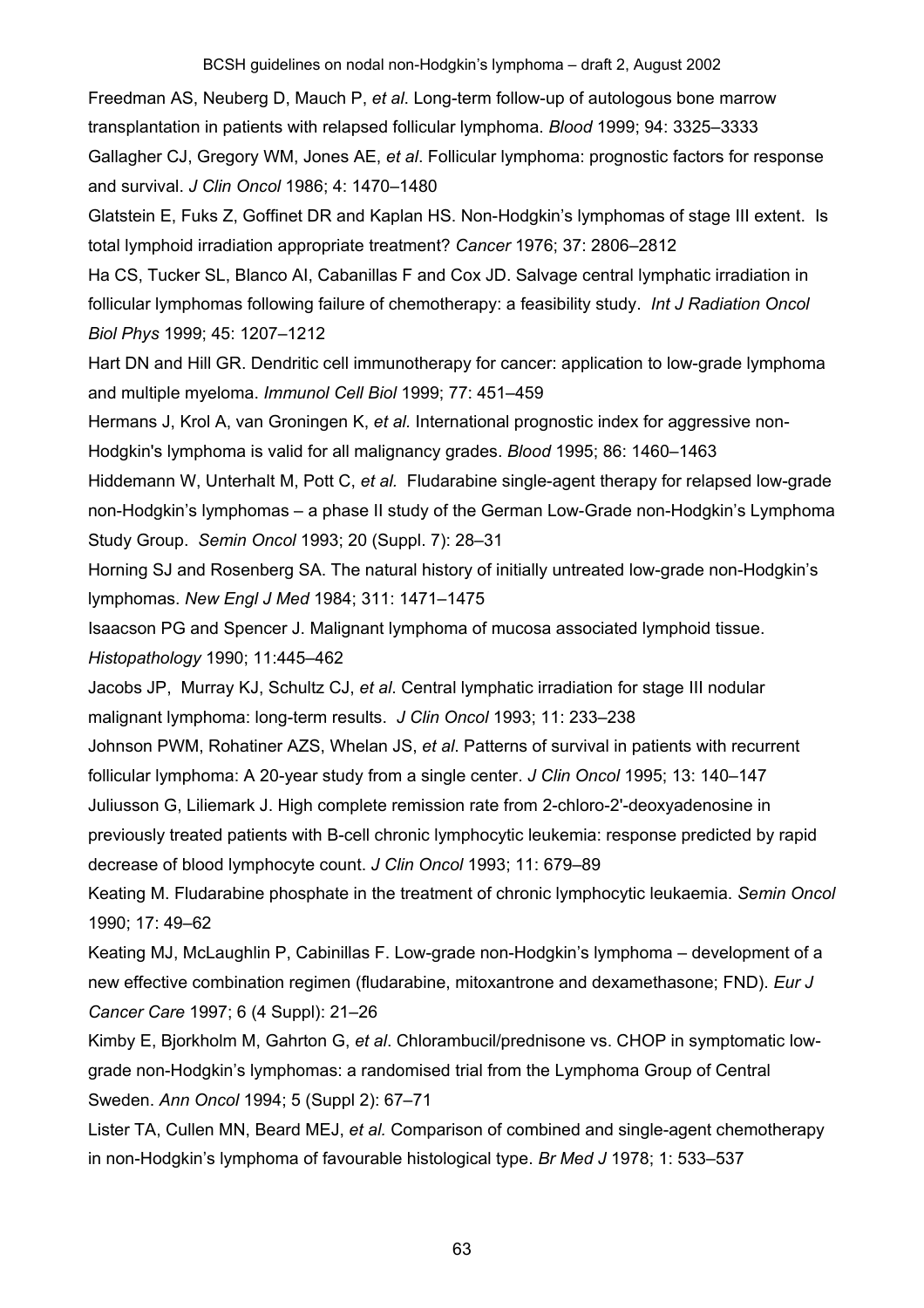Freedman AS, Neuberg D, Mauch P, *et al*. Long-term follow-up of autologous bone marrow transplantation in patients with relapsed follicular lymphoma. *Blood* 1999; 94: 3325–3333

Gallagher CJ, Gregory WM, Jones AE, *et al*. Follicular lymphoma: prognostic factors for response and survival. *J Clin Oncol* 1986; 4: 1470–1480

Glatstein E, Fuks Z, Goffinet DR and Kaplan HS. Non-Hodgkin's lymphomas of stage III extent. Is total lymphoid irradiation appropriate treatment? *Cancer* 1976; 37: 2806–2812

Ha CS, Tucker SL, Blanco AI, Cabanillas F and Cox JD. Salvage central lymphatic irradiation in follicular lymphomas following failure of chemotherapy: a feasibility study. *Int J Radiation Oncol Biol Phys* 1999; 45: 1207–1212

Hart DN and Hill GR. Dendritic cell immunotherapy for cancer: application to low-grade lymphoma and multiple myeloma. *Immunol Cell Biol* 1999; 77: 451–459

Hermans J, Krol A, van Groningen K, *et al*. International prognostic index for aggressive non-Hodgkin's lymphoma is valid for all malignancy grades. *Blood* 1995; 86: 1460–1463

Hiddemann W, Unterhalt M, Pott C, *et al.* Fludarabine single-agent therapy for relapsed low-grade non-Hodgkin's lymphomas – a phase II study of the German Low-Grade non-Hodgkin's Lymphoma Study Group. *Semin Oncol* 1993; 20 (Suppl. 7): 28–31

Horning SJ and Rosenberg SA. The natural history of initially untreated low-grade non-Hodgkin's lymphomas. *New Engl J Med* 1984; 311: 1471–1475

Isaacson PG and Spencer J. Malignant lymphoma of mucosa associated lymphoid tissue. *Histopathology* 1990; 11:445–462

Jacobs JP, Murray KJ, Schultz CJ, *et al*. Central lymphatic irradiation for stage III nodular malignant lymphoma: long-term results. *J Clin Oncol* 1993; 11: 233–238

Johnson PWM, Rohatiner AZS, Whelan JS, *et al*. Patterns of survival in patients with recurrent follicular lymphoma: A 20-year study from a single center. *J Clin Oncol* 1995; 13: 140–147

Juliusson G, Liliemark J. High complete remission rate from 2-chloro-2'-deoxyadenosine in previously treated patients with B-cell chronic lymphocytic leukemia: response predicted by rapid decrease of blood lymphocyte count. *J Clin Oncol* 1993; 11: 679–89

Keating M. Fludarabine phosphate in the treatment of chronic lymphocytic leukaemia. *Semin Oncol* 1990; 17: 49–62

Keating MJ, McLaughlin P, Cabinillas F. Low-grade non-Hodgkin's lymphoma – development of a new effective combination regimen (fludarabine, mitoxantrone and dexamethasone; FND). *Eur J Cancer Care* 1997; 6 (4 Suppl): 21–26

Kimby E, Bjorkholm M, Gahrton G, *et al*. Chlorambucil/prednisone vs. CHOP in symptomatic low-grade non-Hodgkin's lymphomas: a randomised trial from the Lymphoma Group of Central Sweden. *Ann Oncol* 1994; 5 (Suppl 2): 67–71

Lister TA, Cullen MN, Beard MEJ, *et al.* Comparison of combined and single-agent chemotherapy in non-Hodgkin's lymphoma of favourable histological type. *Br Med J* 1978; 1: 533–537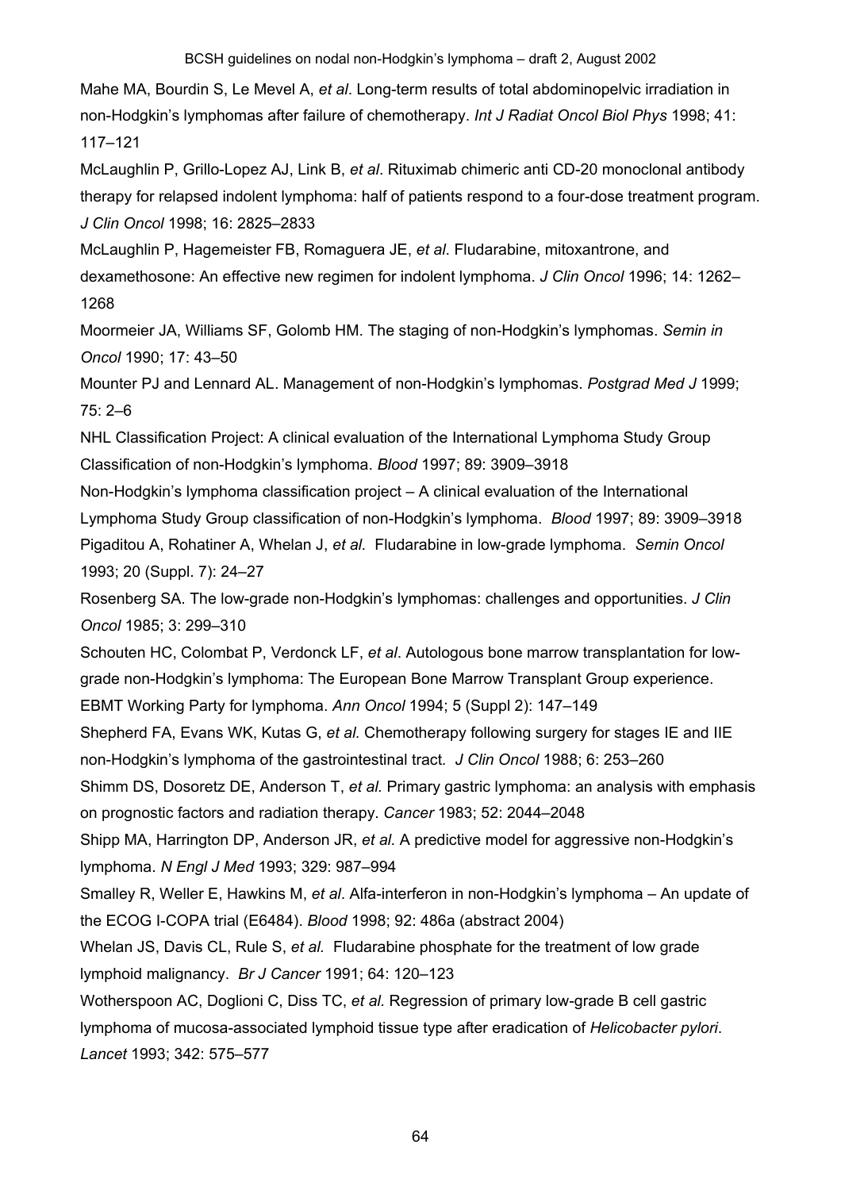Mahe MA, Bourdin S, Le Mevel A, *et al*. Long-term results of total abdominopelvic irradiation in non-Hodgkin's lymphomas after failure of chemotherapy. *Int J Radiat Oncol Biol Phys* 1998; 41: 117–121

McLaughlin P, Grillo-Lopez AJ, Link B, *et al*. Rituximab chimeric anti CD-20 monoclonal antibody therapy for relapsed indolent lymphoma: half of patients respond to a four-dose treatment program. *J Clin Oncol* 1998; 16: 2825–2833

McLaughlin P, Hagemeister FB, Romaguera JE, *et al*. Fludarabine, mitoxantrone, and dexamethosone: An effective new regimen for indolent lymphoma. *J Clin Oncol* 1996; 14: 1262–1268

Moormeier JA, Williams SF, Golomb HM. The staging of non-Hodgkin's lymphomas. *Semin in Oncol* 1990; 17: 43–50

Mounter PJ and Lennard AL. Management of non-Hodgkin's lymphomas. *Postgrad Med J* 1999; 75: 2–6

NHL Classification Project: A clinical evaluation of the International Lymphoma Study Group Classification of non-Hodgkin's lymphoma. *Blood* 1997; 89: 3909–3918

Non-Hodgkin's lymphoma classification project – A clinical evaluation of the International Lymphoma Study Group classification of non-Hodgkin's lymphoma. *Blood* 1997; 89: 3909–3918

Pigaditou A, Rohatiner A, Whelan J, *et al*. Fludarabine in low-grade lymphoma. *Semin Oncol* 1993; 20 (Suppl. 7): 24–27

Rosenberg SA. The low-grade non-Hodgkin's lymphomas: challenges and opportunities. *J Clin Oncol* 1985; 3: 299–310

Schouten HC, Colombat P, Verdonck LF, *et al*. Autologous bone marrow transplantation for low-grade non-Hodgkin's lymphoma: The European Bone Marrow Transplant Group experience. EBMT Working Party for lymphoma. *Ann Oncol* 1994; 5 (Suppl 2): 147–149

Shepherd FA, Evans WK, Kutas G, *et al.* Chemotherapy following surgery for stages IE and IIE non-Hodgkin's lymphoma of the gastrointestinal tract. *J Clin Oncol* 1988; 6: 253–260

Shimm DS, Dosoretz DE, Anderson T, *et al.* Primary gastric lymphoma: an analysis with emphasis on prognostic factors and radiation therapy. *Cancer* 1983; 52: 2044–2048

Shipp MA, Harrington DP, Anderson JR, *et al.* A predictive model for aggressive non-Hodgkin's lymphoma. *N Engl J Med* 1993; 329: 987–994

Smalley R, Weller E, Hawkins M, *et al*. Alfa-interferon in non-Hodgkin's lymphoma – An update of the ECOG I-COPA trial (E6484). *Blood* 1998; 92: 486a (abstract 2004)

Whelan JS, Davis CL, Rule S, *et al.* Fludarabine phosphate for the treatment of low grade lymphoid malignancy. *Br J Cancer* 1991; 64: 120–123

Wotherspoon AC, Doglioni C, Diss TC, *et al.* Regression of primary low-grade B cell gastric lymphoma of mucosa-associated lymphoid tissue type after eradication of *Helicobacter pylori*. *Lancet* 1993; 342: 575–577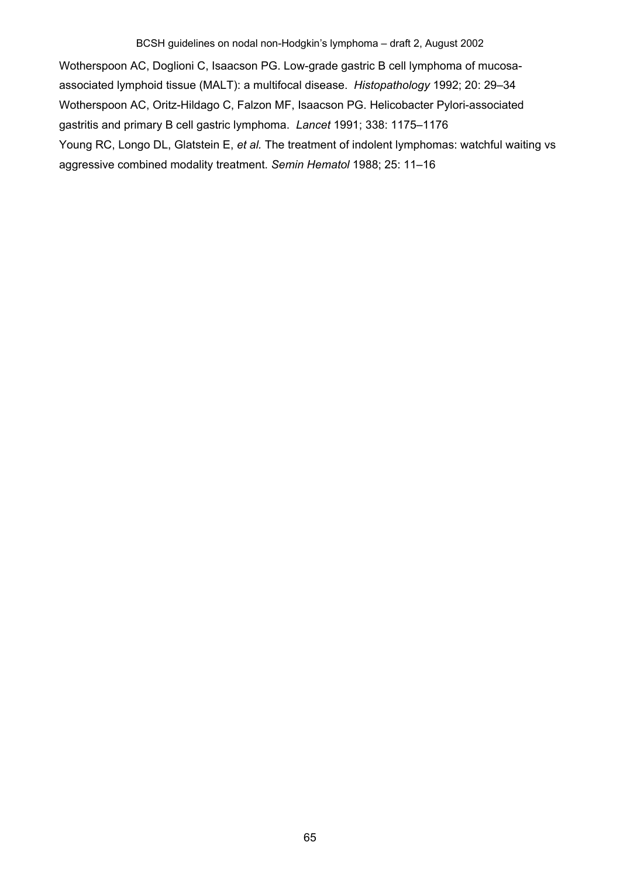Wotherspoon AC, Doglioni C, Isaacson PG. Low-grade gastric B cell lymphoma of mucosa-associated lymphoid tissue (MALT): a multifocal disease. *Histopathology* 1992; 20: 29–34

Wotherspoon AC, Oritz-Hildago C, Falzon MF, Isaacson PG. Helicobacter Pylori-associated gastritis and primary B cell gastric lymphoma. *Lancet* 1991; 338: 1175–1176

Young RC, Longo DL, Glatstein E, *et al.* The treatment of indolent lymphomas: watchful waiting vs aggressive combined modality treatment. *Semin Hematol* 1988; 25: 11–16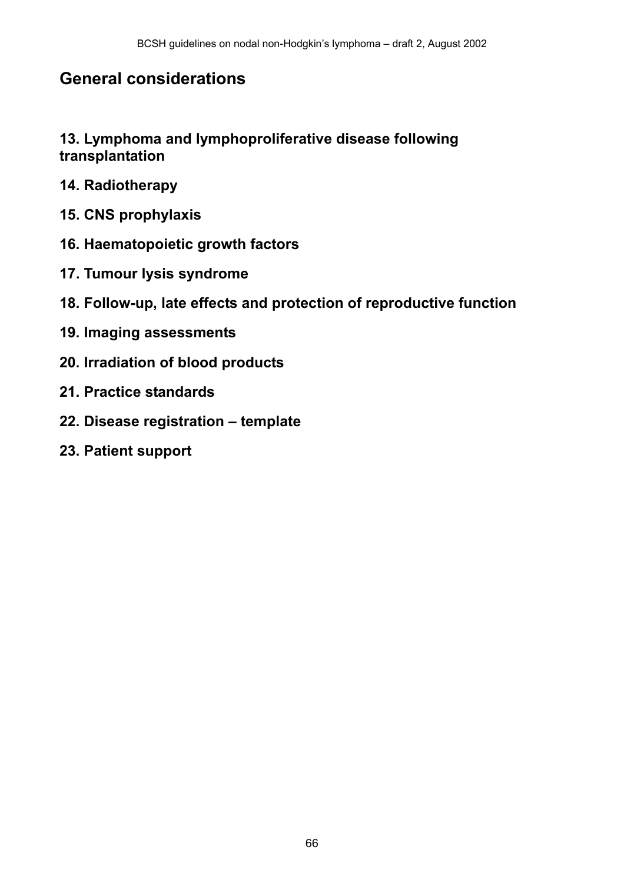## General considerations

**13. Lymphoma and lymphoproliferative disease following transplantation**

**14. Radiotherapy**

**15. CNS prophylaxis**

**16. Haematopoietic growth factors**

**17. Tumour lysis syndrome**

**18. Follow-up, late effects and protection of reproductive function**

**19. Imaging assessments**

**20. Irradiation of blood products**

**21. Practice standards**

**22. Disease registration – template**

**23. Patient support**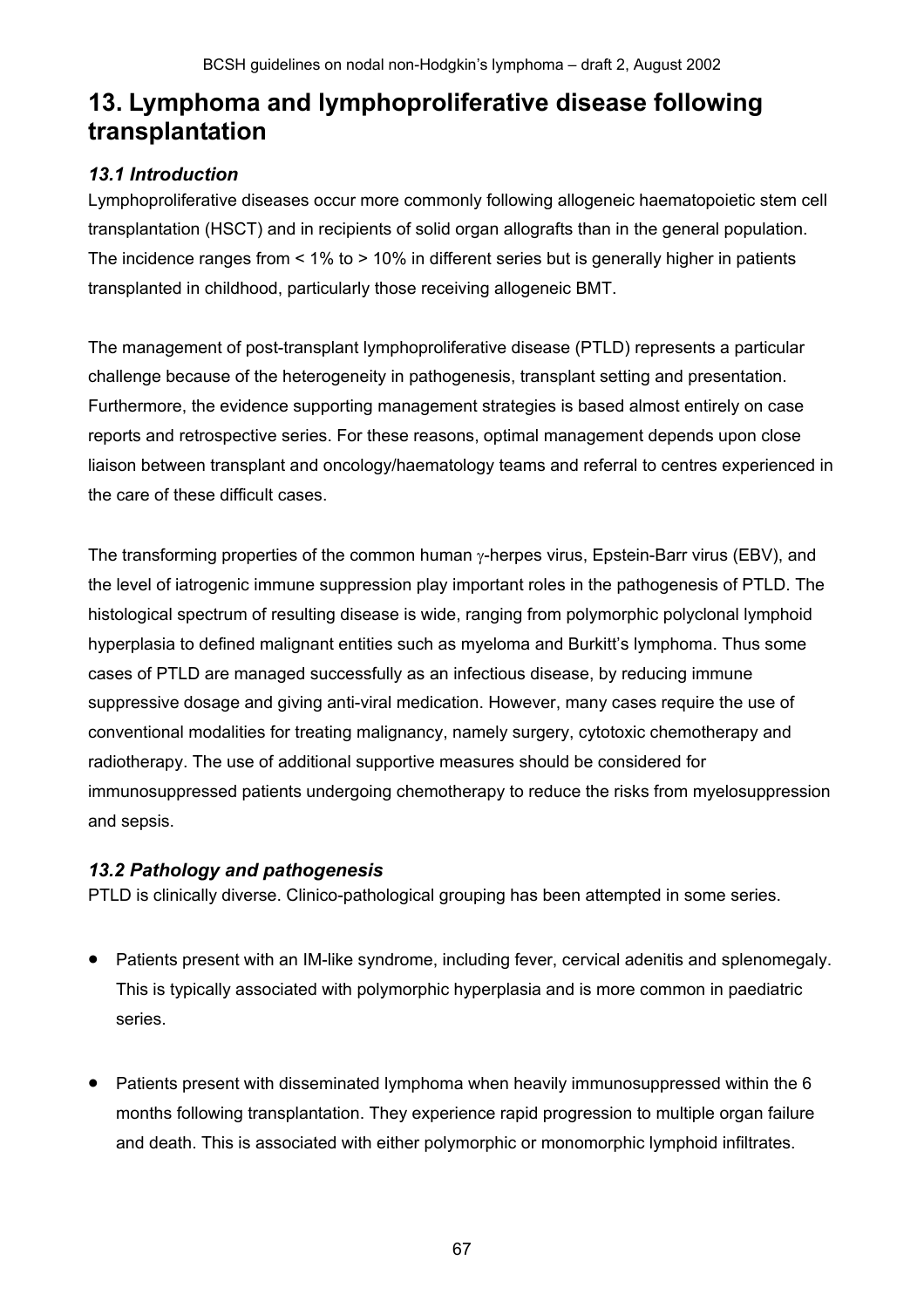# 13. Lymphoma and lymphoproliferative disease following transplantation

### *13.1 Introduction*

Lymphoproliferative diseases occur more commonly following allogeneic haematopoietic stem cell transplantation (HSCT) and in recipients of solid organ allografts than in the general population. The incidence ranges from < 1% to > 10% in different series but is generally higher in patients transplanted in childhood, particularly those receiving allogeneic BMT.

The management of post-transplant lymphoproliferative disease (PTLD) represents a particular challenge because of the heterogeneity in pathogenesis, transplant setting and presentation. Furthermore, the evidence supporting management strategies is based almost entirely on case reports and retrospective series. For these reasons, optimal management depends upon close liaison between transplant and oncology/haematology teams and referral to centres experienced in the care of these difficult cases.

The transforming properties of the common human $\gamma$-herpes virus, Epstein-Barr virus (EBV), and the level of iatrogenic immune suppression play important roles in the pathogenesis of PTLD. The histological spectrum of resulting disease is wide, ranging from polymorphic polyclonal lymphoid hyperplasia to defined malignant entities such as myeloma and Burkitt's lymphoma. Thus some cases of PTLD are managed successfully as an infectious disease, by reducing immune suppressive dosage and giving anti-viral medication. However, many cases require the use of conventional modalities for treating malignancy, namely surgery, cytotoxic chemotherapy and radiotherapy. The use of additional supportive measures should be considered for immunosuppressed patients undergoing chemotherapy to reduce the risks from myelosuppression and sepsis.

### *13.2 Pathology and pathogenesis*

PTLD is clinically diverse. Clinico-pathological grouping has been attempted in some series.

- Patients present with an IM-like syndrome, including fever, cervical adenitis and splenomegaly. This is typically associated with polymorphic hyperplasia and is more common in paediatric series.

- Patients present with disseminated lymphoma when heavily immunosuppressed within the 6 months following transplantation. They experience rapid progression to multiple organ failure and death. This is associated with either polymorphic or monomorphic lymphoid infiltrates.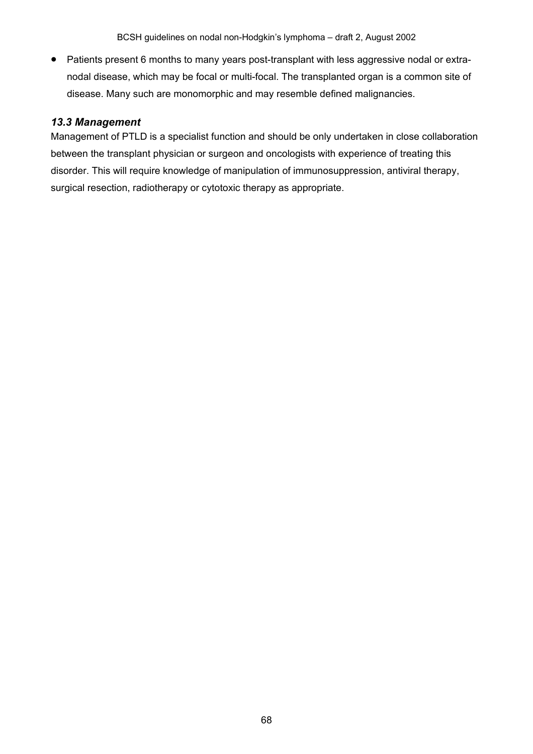- Patients present 6 months to many years post-transplant with less aggressive nodal or extra-nodal disease, which may be focal or multi-focal. The transplanted organ is a common site of disease. Many such are monomorphic and may resemble defined malignancies.

### *13.3 Management*

Management of PTLD is a specialist function and should be only undertaken in close collaboration between the transplant physician or surgeon and oncologists with experience of treating this disorder. This will require knowledge of manipulation of immunosuppression, antiviral therapy, surgical resection, radiotherapy or cytotoxic therapy as appropriate.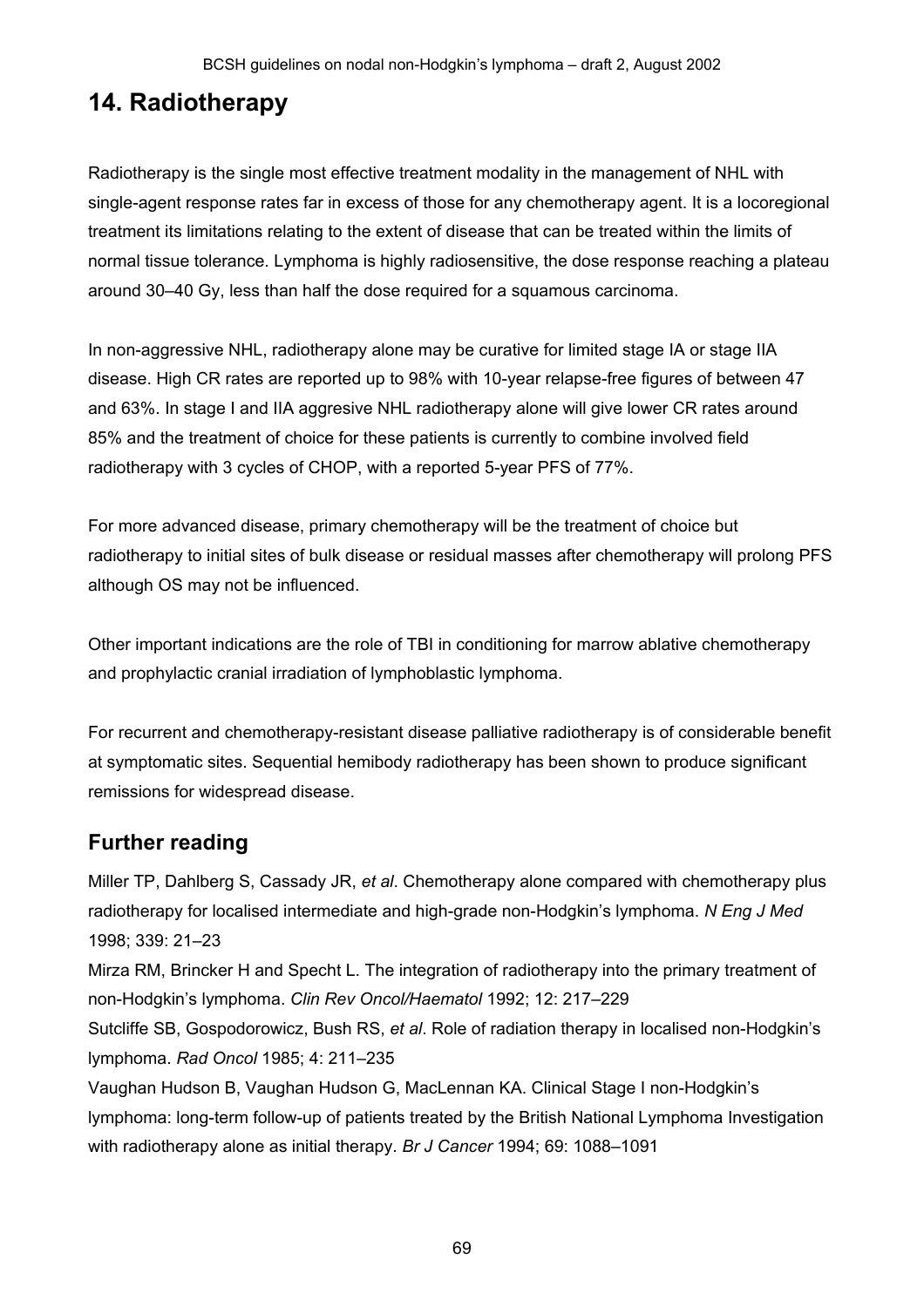## 14. Radiotherapy

Radiotherapy is the single most effective treatment modality in the management of NHL with single-agent response rates far in excess of those for any chemotherapy agent. It is a locoregional treatment its limitations relating to the extent of disease that can be treated within the limits of normal tissue tolerance. Lymphoma is highly radiosensitive, the dose response reaching a plateau around 30–40 Gy, less than half the dose required for a squamous carcinoma.

In non-aggressive NHL, radiotherapy alone may be curative for limited stage IA or stage IIA disease. High CR rates are reported up to 98% with 10-year relapse-free figures of between 47 and 63%. In stage I and IIA aggresive NHL radiotherapy alone will give lower CR rates around 85% and the treatment of choice for these patients is currently to combine involved field radiotherapy with 3 cycles of CHOP, with a reported 5-year PFS of 77%.

For more advanced disease, primary chemotherapy will be the treatment of choice but radiotherapy to initial sites of bulk disease or residual masses after chemotherapy will prolong PFS although OS may not be influenced.

Other important indications are the role of TBI in conditioning for marrow ablative chemotherapy and prophylactic cranial irradiation of lymphoblastic lymphoma.

For recurrent and chemotherapy-resistant disease palliative radiotherapy is of considerable benefit at symptomatic sites. Sequential hemibody radiotherapy has been shown to produce significant remissions for widespread disease.

### Further reading

Miller TP, Dahlberg S, Cassady JR, *et al*. Chemotherapy alone compared with chemotherapy plus radiotherapy for localised intermediate and high-grade non-Hodgkin's lymphoma. *N Eng J Med* 1998; 339: 21–23

Mirza RM, Brincker H and Specht L. The integration of radiotherapy into the primary treatment of non-Hodgkin's lymphoma. *Clin Rev Oncol/Haematol* 1992; 12: 217–229

Sutcliffe SB, Gospodorowicz, Bush RS, *et al*. Role of radiation therapy in localised non-Hodgkin's lymphoma. *Rad Oncol* 1985; 4: 211–235

Vaughan Hudson B, Vaughan Hudson G, MacLennan KA. Clinical Stage I non-Hodgkin's lymphoma: long-term follow-up of patients treated by the British National Lymphoma Investigation with radiotherapy alone as initial therapy. *Br J Cancer* 1994; 69: 1088–1091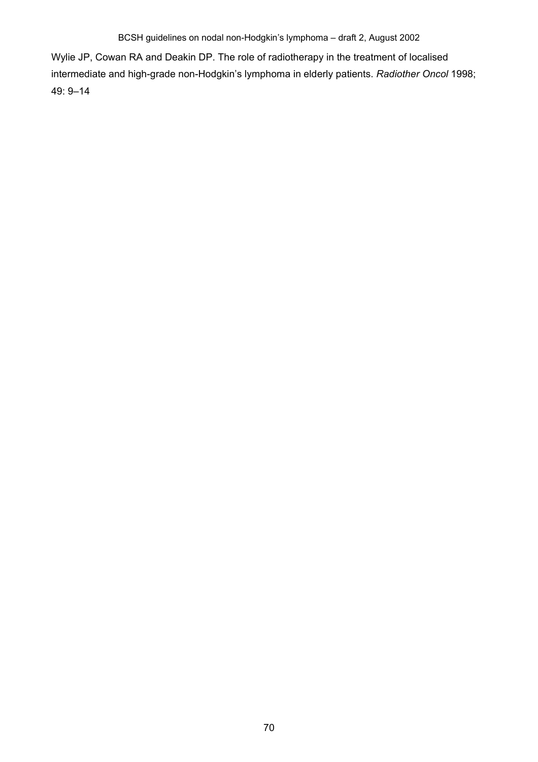Wylie JP, Cowan RA and Deakin DP. The role of radiotherapy in the treatment of localised intermediate and high-grade non-Hodgkin's lymphoma in elderly patients. *Radiother Oncol* 1998; 49: 9–14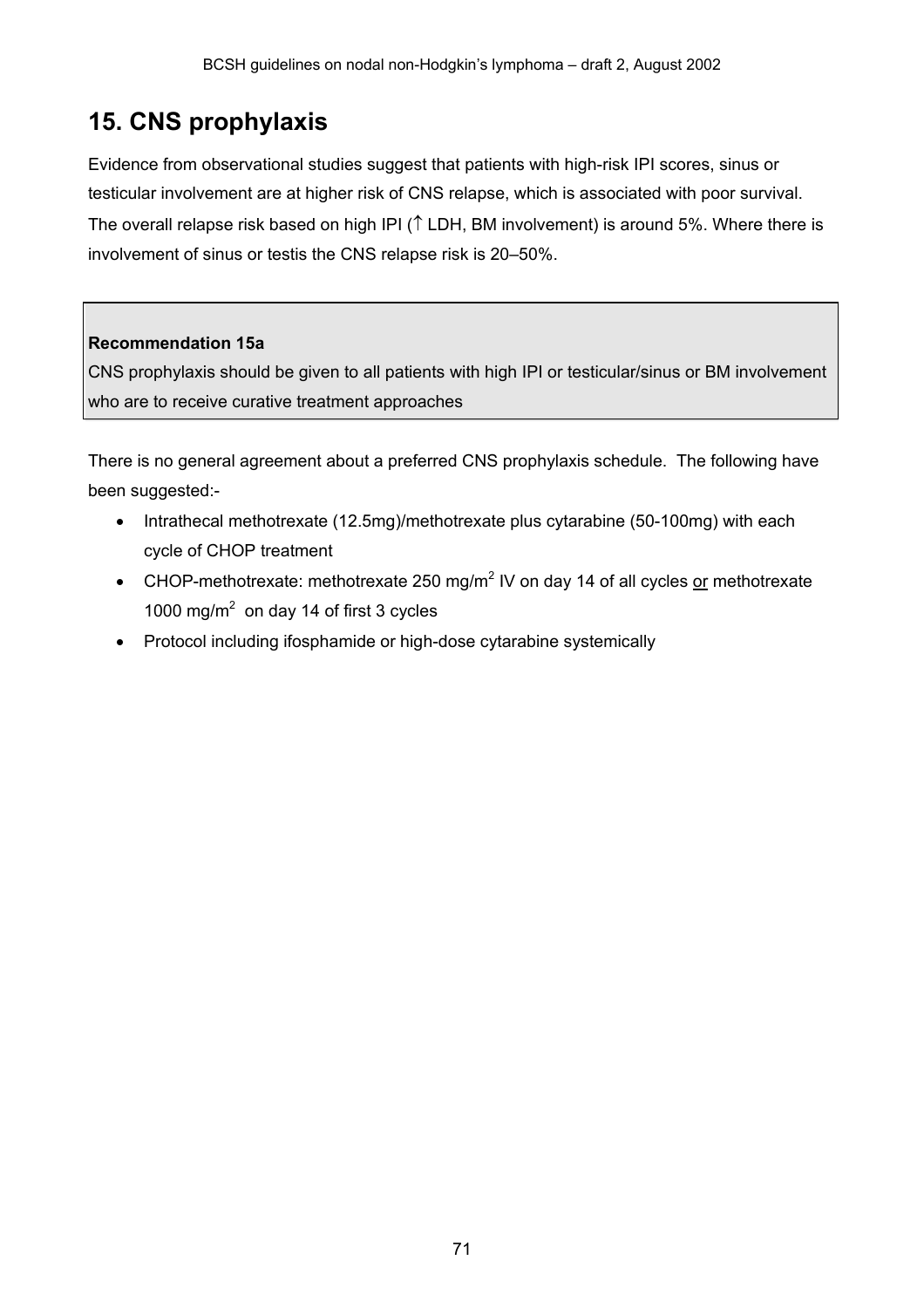## 15. CNS prophylaxis

Evidence from observational studies suggest that patients with high-risk IPI scores, sinus or testicular involvement are at higher risk of CNS relapse, which is associated with poor survival. The overall relapse risk based on high IPI (↑ LDH, BM involvement) is around 5%. Where there is involvement of sinus or testis the CNS relapse risk is 20–50%.

> **Recommendation 15a**
> CNS prophylaxis should be given to all patients with high IPI or testicular/sinus or BM involvement who are to receive curative treatment approaches

There is no general agreement about a preferred CNS prophylaxis schedule. The following have been suggested:-

- Intrathecal methotrexate (12.5mg)/methotrexate plus cytarabine (50-100mg) with each cycle of CHOP treatment
- CHOP-methotrexate: methotrexate 250 mg/m$^2$ IV on day 14 of all cycles or methotrexate 1000 mg/m$^2$ on day 14 of first 3 cycles
- Protocol including ifosphamide or high-dose cytarabine systemically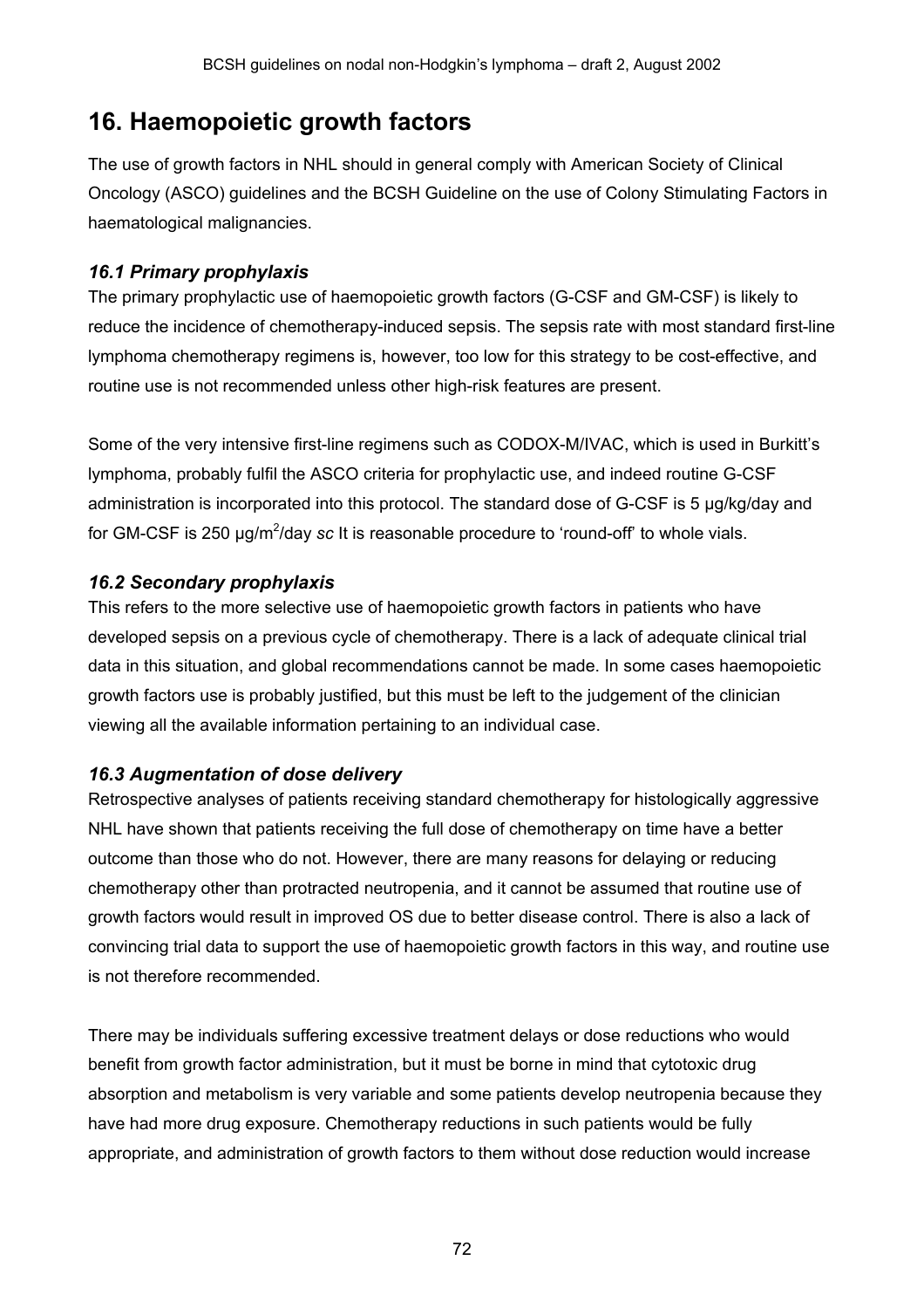# 16. Haemopoietic growth factors

The use of growth factors in NHL should in general comply with American Society of Clinical Oncology (ASCO) guidelines and the BCSH Guideline on the use of Colony Stimulating Factors in haematological malignancies.

## *16.1 Primary prophylaxis*

The primary prophylactic use of haemopoietic growth factors (G-CSF and GM-CSF) is likely to reduce the incidence of chemotherapy-induced sepsis. The sepsis rate with most standard first-line lymphoma chemotherapy regimens is, however, too low for this strategy to be cost-effective, and routine use is not recommended unless other high-risk features are present.

Some of the very intensive first-line regimens such as CODOX-M/IVAC, which is used in Burkitt's lymphoma, probably fulfil the ASCO criteria for prophylactic use, and indeed routine G-CSF administration is incorporated into this protocol. The standard dose of G-CSF is 5 µg/kg/day and for GM-CSF is 250 µg/m$^2$/day *sc* It is reasonable procedure to 'round-off' to whole vials.

## *16.2 Secondary prophylaxis*

This refers to the more selective use of haemopoietic growth factors in patients who have developed sepsis on a previous cycle of chemotherapy. There is a lack of adequate clinical trial data in this situation, and global recommendations cannot be made. In some cases haemopoietic growth factors use is probably justified, but this must be left to the judgement of the clinician viewing all the available information pertaining to an individual case.

## *16.3 Augmentation of dose delivery*

Retrospective analyses of patients receiving standard chemotherapy for histologically aggressive NHL have shown that patients receiving the full dose of chemotherapy on time have a better outcome than those who do not. However, there are many reasons for delaying or reducing chemotherapy other than protracted neutropenia, and it cannot be assumed that routine use of growth factors would result in improved OS due to better disease control. There is also a lack of convincing trial data to support the use of haemopoietic growth factors in this way, and routine use is not therefore recommended.

There may be individuals suffering excessive treatment delays or dose reductions who would benefit from growth factor administration, but it must be borne in mind that cytotoxic drug absorption and metabolism is very variable and some patients develop neutropenia because they have had more drug exposure. Chemotherapy reductions in such patients would be fully appropriate, and administration of growth factors to them without dose reduction would increase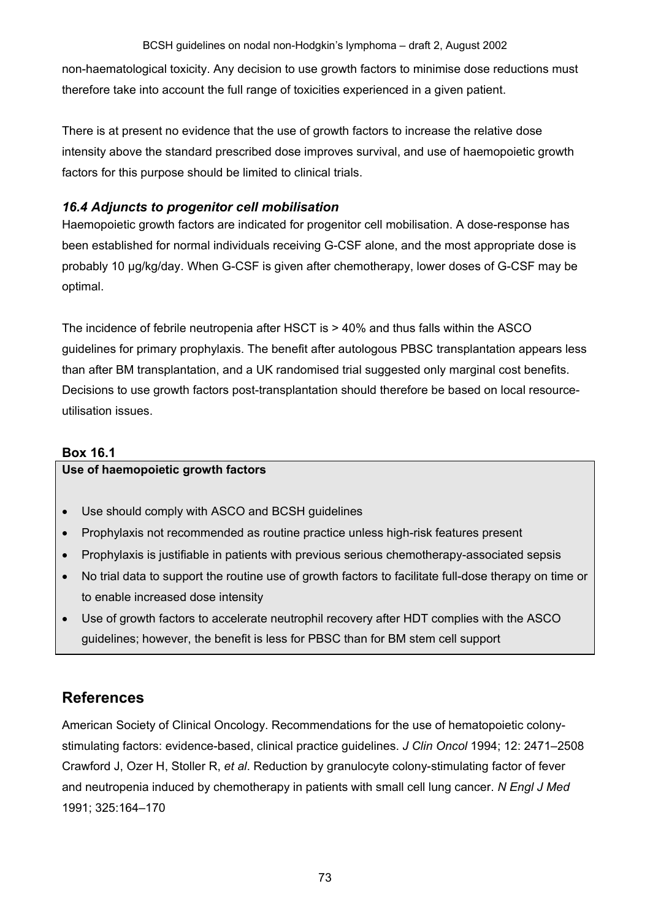non-haematological toxicity. Any decision to use growth factors to minimise dose reductions must therefore take into account the full range of toxicities experienced in a given patient.

There is at present no evidence that the use of growth factors to increase the relative dose intensity above the standard prescribed dose improves survival, and use of haemopoietic growth factors for this purpose should be limited to clinical trials.

### *16.4 Adjuncts to progenitor cell mobilisation*

Haemopoietic growth factors are indicated for progenitor cell mobilisation. A dose-response has been established for normal individuals receiving G-CSF alone, and the most appropriate dose is probably 10 μg/kg/day. When G-CSF is given after chemotherapy, lower doses of G-CSF may be optimal.

The incidence of febrile neutropenia after HSCT is > 40% and thus falls within the ASCO guidelines for primary prophylaxis. The benefit after autologous PBSC transplantation appears less than after BM transplantation, and a UK randomised trial suggested only marginal cost benefits. Decisions to use growth factors post-transplantation should therefore be based on local resource-utilisation issues.

**Box 16.1**

**Use of haemopoietic growth factors**

- Use should comply with ASCO and BCSH guidelines
- Prophylaxis not recommended as routine practice unless high-risk features present
- Prophylaxis is justifiable in patients with previous serious chemotherapy-associated sepsis
- No trial data to support the routine use of growth factors to facilitate full-dose therapy on time or to enable increased dose intensity
- Use of growth factors to accelerate neutrophil recovery after HDT complies with the ASCO guidelines; however, the benefit is less for PBSC than for BM stem cell support

## References

American Society of Clinical Oncology. Recommendations for the use of hematopoietic colony-stimulating factors: evidence-based, clinical practice guidelines. *J Clin Oncol* 1994; 12: 2471–2508

Crawford J, Ozer H, Stoller R, *et al*. Reduction by granulocyte colony-stimulating factor of fever and neutropenia induced by chemotherapy in patients with small cell lung cancer. *N Engl J Med* 1991; 325:164–170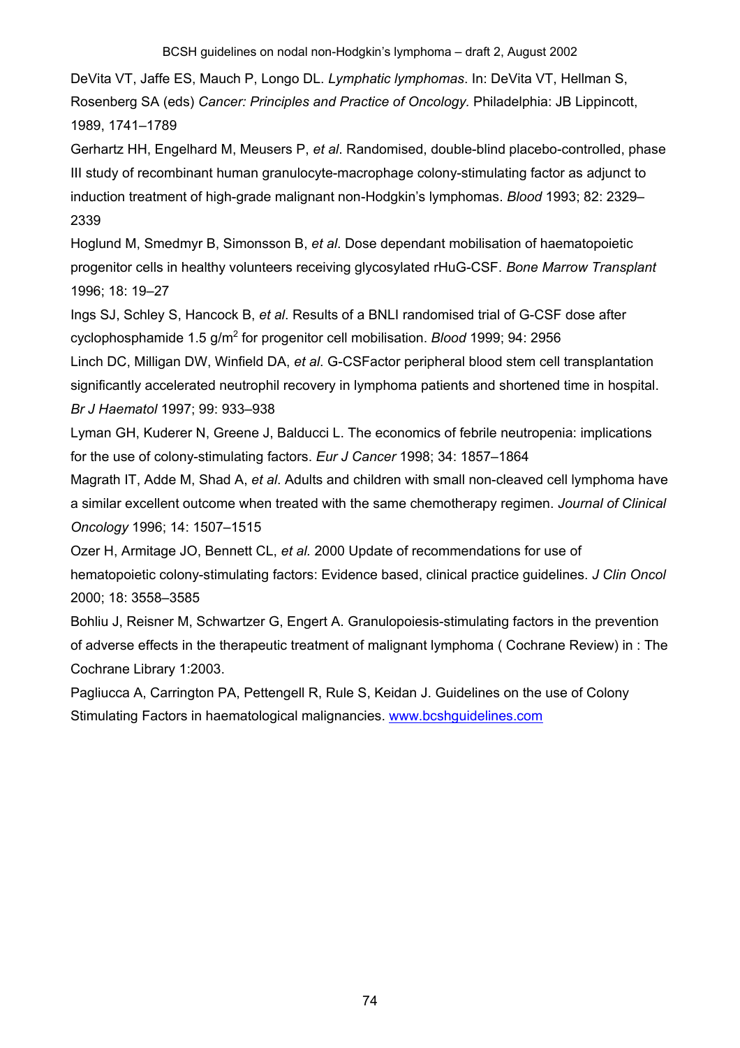DeVita VT, Jaffe ES, Mauch P, Longo DL. *Lymphatic lymphomas*. In: DeVita VT, Hellman S, Rosenberg SA (eds) *Cancer: Principles and Practice of Oncology.* Philadelphia: JB Lippincott, 1989, 1741–1789

Gerhartz HH, Engelhard M, Meusers P, *et al*. Randomised, double-blind placebo-controlled, phase III study of recombinant human granulocyte-macrophage colony-stimulating factor as adjunct to induction treatment of high-grade malignant non-Hodgkin's lymphomas. *Blood* 1993; 82: 2329–2339

Hoglund M, Smedmyr B, Simonsson B, *et al*. Dose dependant mobilisation of haematopoietic progenitor cells in healthy volunteers receiving glycosylated rHuG-CSF. *Bone Marrow Transplant* 1996; 18: 19–27

Ings SJ, Schley S, Hancock B, *et al*. Results of a BNLI randomised trial of G-CSF dose after cyclophosphamide 1.5 g/m$^2$ for progenitor cell mobilisation. *Blood* 1999; 94: 2956

Linch DC, Milligan DW, Winfield DA, *et al*. G-CSFactor peripheral blood stem cell transplantation significantly accelerated neutrophil recovery in lymphoma patients and shortened time in hospital. *Br J Haematol* 1997; 99: 933–938

Lyman GH, Kuderer N, Greene J, Balducci L. The economics of febrile neutropenia: implications for the use of colony-stimulating factors. *Eur J Cancer* 1998; 34: 1857–1864

Magrath IT, Adde M, Shad A, *et al*. Adults and children with small non-cleaved cell lymphoma have a similar excellent outcome when treated with the same chemotherapy regimen. *Journal of Clinical Oncology* 1996; 14: 1507–1515

Ozer H, Armitage JO, Bennett CL, *et al.* 2000 Update of recommendations for use of hematopoietic colony-stimulating factors: Evidence based, clinical practice guidelines. *J Clin Oncol* 2000; 18: 3558–3585

Bohliu J, Reisner M, Schwartzer G, Engert A. Granulopoiesis-stimulating factors in the prevention of adverse effects in the therapeutic treatment of malignant lymphoma ( Cochrane Review) in : The Cochrane Library 1:2003.

Pagliucca A, Carrington PA, Pettengell R, Rule S, Keidan J. Guidelines on the use of Colony Stimulating Factors in haematological malignancies. [www.bcshguidelines.com](www.bcshguidelines.com)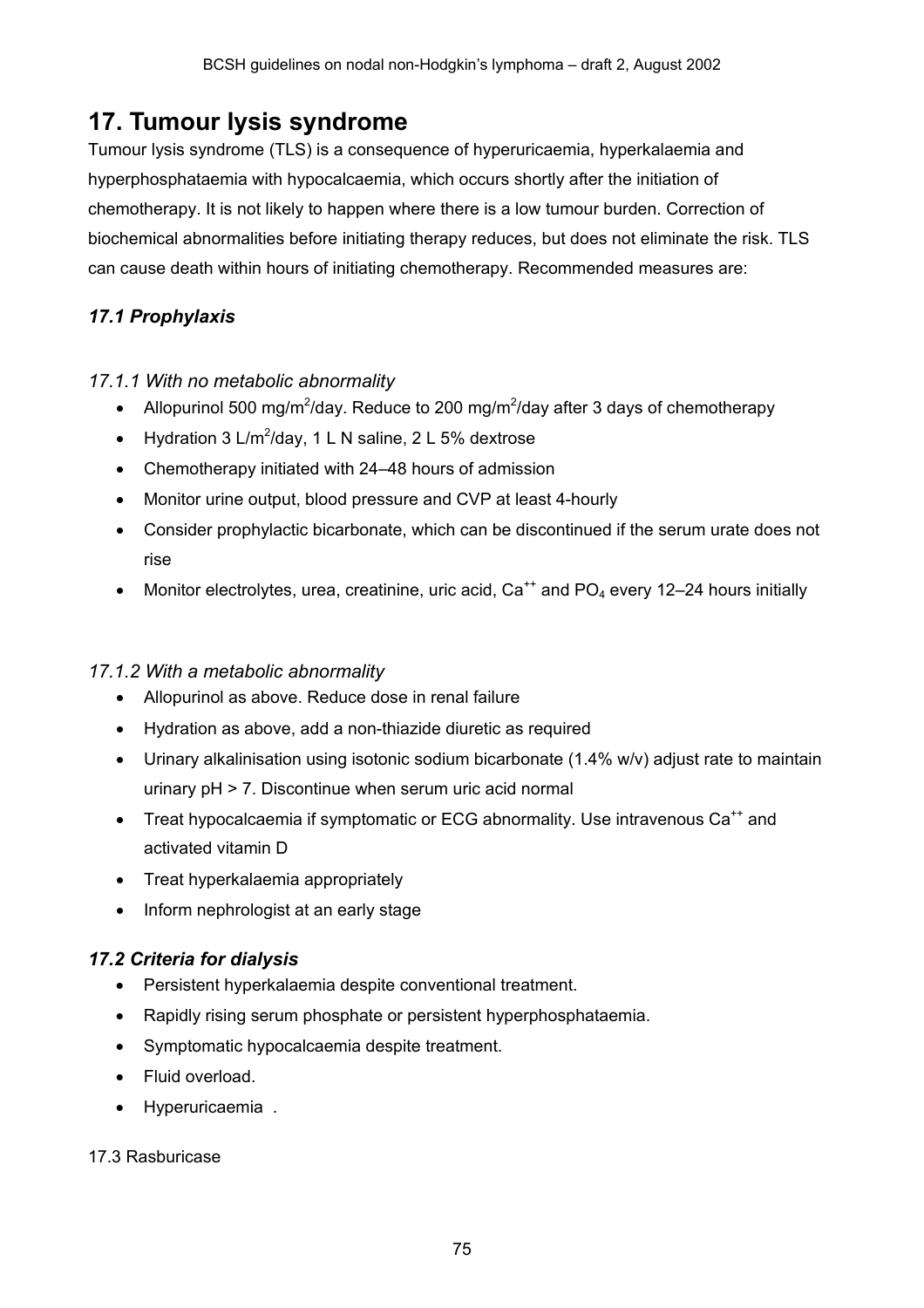# 17. Tumour lysis syndrome

Tumour lysis syndrome (TLS) is a consequence of hyperuricaemia, hyperkalaemia and hyperphosphataemia with hypocalcaemia, which occurs shortly after the initiation of chemotherapy. It is not likely to happen where there is a low tumour burden. Correction of biochemical abnormalities before initiating therapy reduces, but does not eliminate the risk. TLS can cause death within hours of initiating chemotherapy. Recommended measures are:

## *17.1 Prophylaxis*

### *17.1.1 With no metabolic abnormality*

- Allopurinol 500 mg/$m^2$/day. Reduce to 200 mg/$m^2$/day after 3 days of chemotherapy
- Hydration 3 L/$m^2$/day, 1 L N saline, 2 L 5% dextrose
- Chemotherapy initiated with 24–48 hours of admission
- Monitor urine output, blood pressure and CVP at least 4-hourly
- Consider prophylactic bicarbonate, which can be discontinued if the serum urate does not rise
- Monitor electrolytes, urea, creatinine, uric acid, $Ca^{++}$ and $PO_4$ every 12–24 hours initially

### *17.1.2 With a metabolic abnormality*

- Allopurinol as above. Reduce dose in renal failure
- Hydration as above, add a non-thiazide diuretic as required
- Urinary alkalinisation using isotonic sodium bicarbonate (1.4% w/v) adjust rate to maintain urinary pH > 7. Discontinue when serum uric acid normal
- Treat hypocalcaemia if symptomatic or ECG abnormality. Use intravenous $Ca^{++}$ and activated vitamin D
- Treat hyperkalaemia appropriately
- Inform nephrologist at an early stage

## *17.2 Criteria for dialysis*

- Persistent hyperkalaemia despite conventional treatment.
- Rapidly rising serum phosphate or persistent hyperphosphataemia.
- Symptomatic hypocalcaemia despite treatment.
- Fluid overload.
- Hyperuricaemia .

17.3 Rasburicase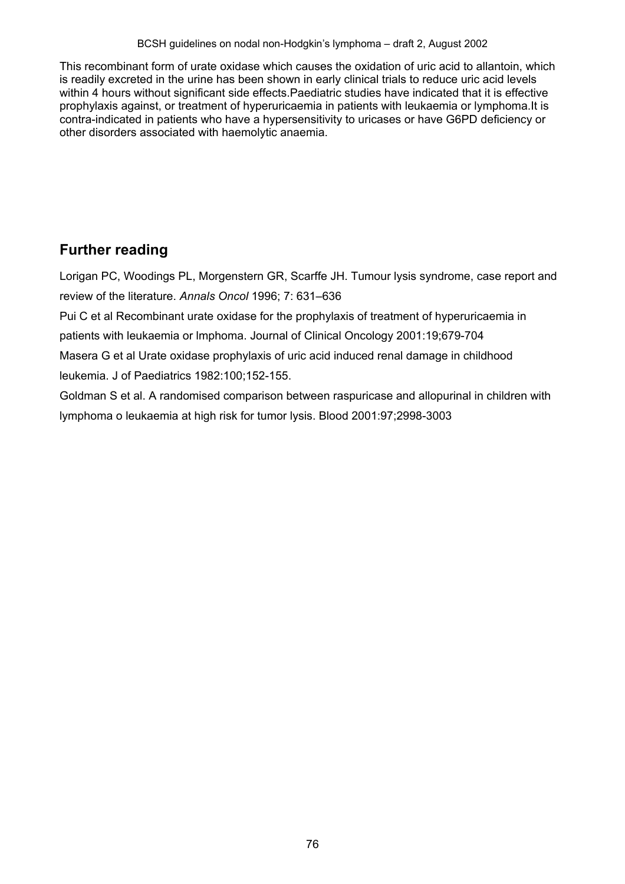This recombinant form of urate oxidase which causes the oxidation of uric acid to allantoin, which is readily excreted in the urine has been shown in early clinical trials to reduce uric acid levels within 4 hours without significant side effects.Paediatric studies have indicated that it is effective prophylaxis against, or treatment of hyperuricaemia in patients with leukaemia or lymphoma.It is contra-indicated in patients who have a hypersensitivity to uricases or have G6PD deficiency or other disorders associated with haemolytic anaemia.

## Further reading

Lorigan PC, Woodings PL, Morgenstern GR, Scarffe JH. Tumour lysis syndrome, case report and review of the literature. *Annals Oncol* 1996; 7: 631–636

Pui C et al Recombinant urate oxidase for the prophylaxis of treatment of hyperuricaemia in patients with leukaemia or lmphoma. Journal of Clinical Oncology 2001:19;679-704

Masera G et al Urate oxidase prophylaxis of uric acid induced renal damage in childhood leukemia. J of Paediatrics 1982:100;152-155.

Goldman S et al. A randomised comparison between raspuricase and allopurinal in children with lymphoma o leukaemia at high risk for tumor lysis. Blood 2001:97;2998-3003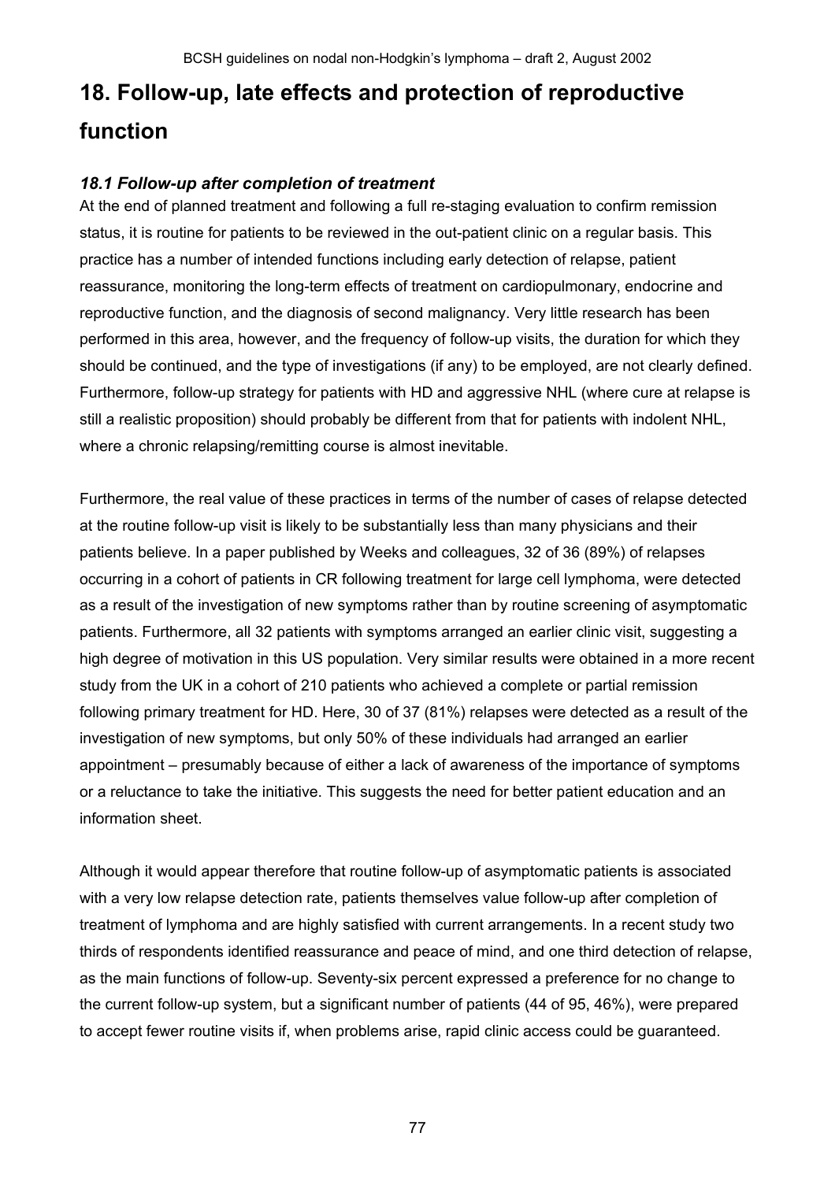# 18. Follow-up, late effects and protection of reproductive function

### *18.1 Follow-up after completion of treatment*

At the end of planned treatment and following a full re-staging evaluation to confirm remission status, it is routine for patients to be reviewed in the out-patient clinic on a regular basis. This practice has a number of intended functions including early detection of relapse, patient reassurance, monitoring the long-term effects of treatment on cardiopulmonary, endocrine and reproductive function, and the diagnosis of second malignancy. Very little research has been performed in this area, however, and the frequency of follow-up visits, the duration for which they should be continued, and the type of investigations (if any) to be employed, are not clearly defined. Furthermore, follow-up strategy for patients with HD and aggressive NHL (where cure at relapse is still a realistic proposition) should probably be different from that for patients with indolent NHL, where a chronic relapsing/remitting course is almost inevitable.

Furthermore, the real value of these practices in terms of the number of cases of relapse detected at the routine follow-up visit is likely to be substantially less than many physicians and their patients believe. In a paper published by Weeks and colleagues, 32 of 36 (89%) of relapses occurring in a cohort of patients in CR following treatment for large cell lymphoma, were detected as a result of the investigation of new symptoms rather than by routine screening of asymptomatic patients. Furthermore, all 32 patients with symptoms arranged an earlier clinic visit, suggesting a high degree of motivation in this US population. Very similar results were obtained in a more recent study from the UK in a cohort of 210 patients who achieved a complete or partial remission following primary treatment for HD. Here, 30 of 37 (81%) relapses were detected as a result of the investigation of new symptoms, but only 50% of these individuals had arranged an earlier appointment – presumably because of either a lack of awareness of the importance of symptoms or a reluctance to take the initiative. This suggests the need for better patient education and an information sheet.

Although it would appear therefore that routine follow-up of asymptomatic patients is associated with a very low relapse detection rate, patients themselves value follow-up after completion of treatment of lymphoma and are highly satisfied with current arrangements. In a recent study two thirds of respondents identified reassurance and peace of mind, and one third detection of relapse, as the main functions of follow-up. Seventy-six percent expressed a preference for no change to the current follow-up system, but a significant number of patients (44 of 95, 46%), were prepared to accept fewer routine visits if, when problems arise, rapid clinic access could be guaranteed.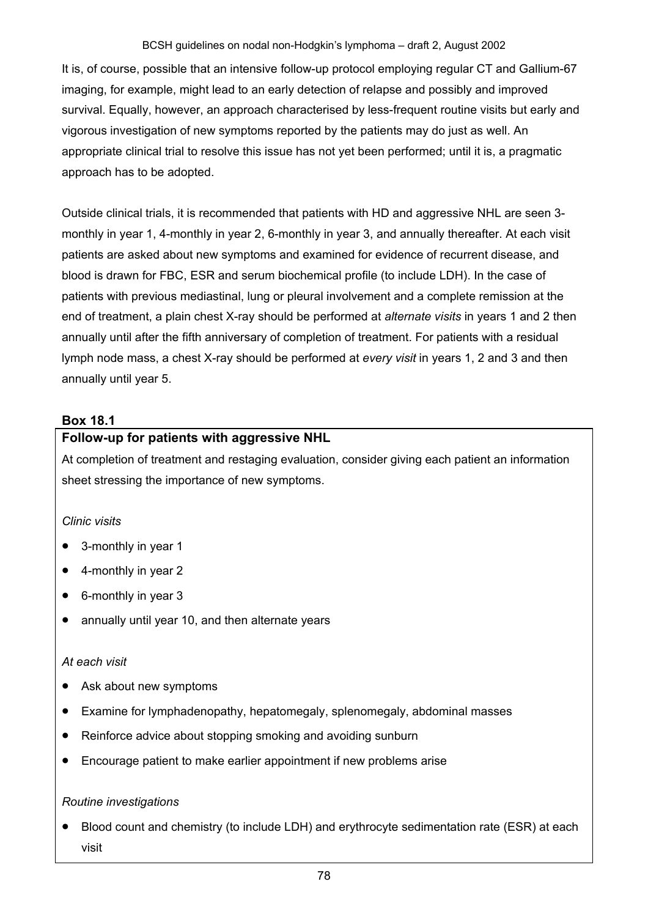It is, of course, possible that an intensive follow-up protocol employing regular CT and Gallium-67 imaging, for example, might lead to an early detection of relapse and possibly and improved survival. Equally, however, an approach characterised by less-frequent routine visits but early and vigorous investigation of new symptoms reported by the patients may do just as well. An appropriate clinical trial to resolve this issue has not yet been performed; until it is, a pragmatic approach has to be adopted.

Outside clinical trials, it is recommended that patients with HD and aggressive NHL are seen 3-monthly in year 1, 4-monthly in year 2, 6-monthly in year 3, and annually thereafter. At each visit patients are asked about new symptoms and examined for evidence of recurrent disease, and blood is drawn for FBC, ESR and serum biochemical profile (to include LDH). In the case of patients with previous mediastinal, lung or pleural involvement and a complete remission at the end of treatment, a plain chest X-ray should be performed at *alternate visits* in years 1 and 2 then annually until after the fifth anniversary of completion of treatment. For patients with a residual lymph node mass, a chest X-ray should be performed at *every visit* in years 1, 2 and 3 and then annually until year 5.

**Box 18.1**

**Follow-up for patients with aggressive NHL**

At completion of treatment and restaging evaluation, consider giving each patient an information sheet stressing the importance of new symptoms.

*Clinic visits*

- 3-monthly in year 1
- 4-monthly in year 2
- 6-monthly in year 3
- annually until year 10, and then alternate years

*At each visit*

- Ask about new symptoms
- Examine for lymphadenopathy, hepatomegaly, splenomegaly, abdominal masses
- Reinforce advice about stopping smoking and avoiding sunburn
- Encourage patient to make earlier appointment if new problems arise

*Routine investigations*

- Blood count and chemistry (to include LDH) and erythrocyte sedimentation rate (ESR) at each visit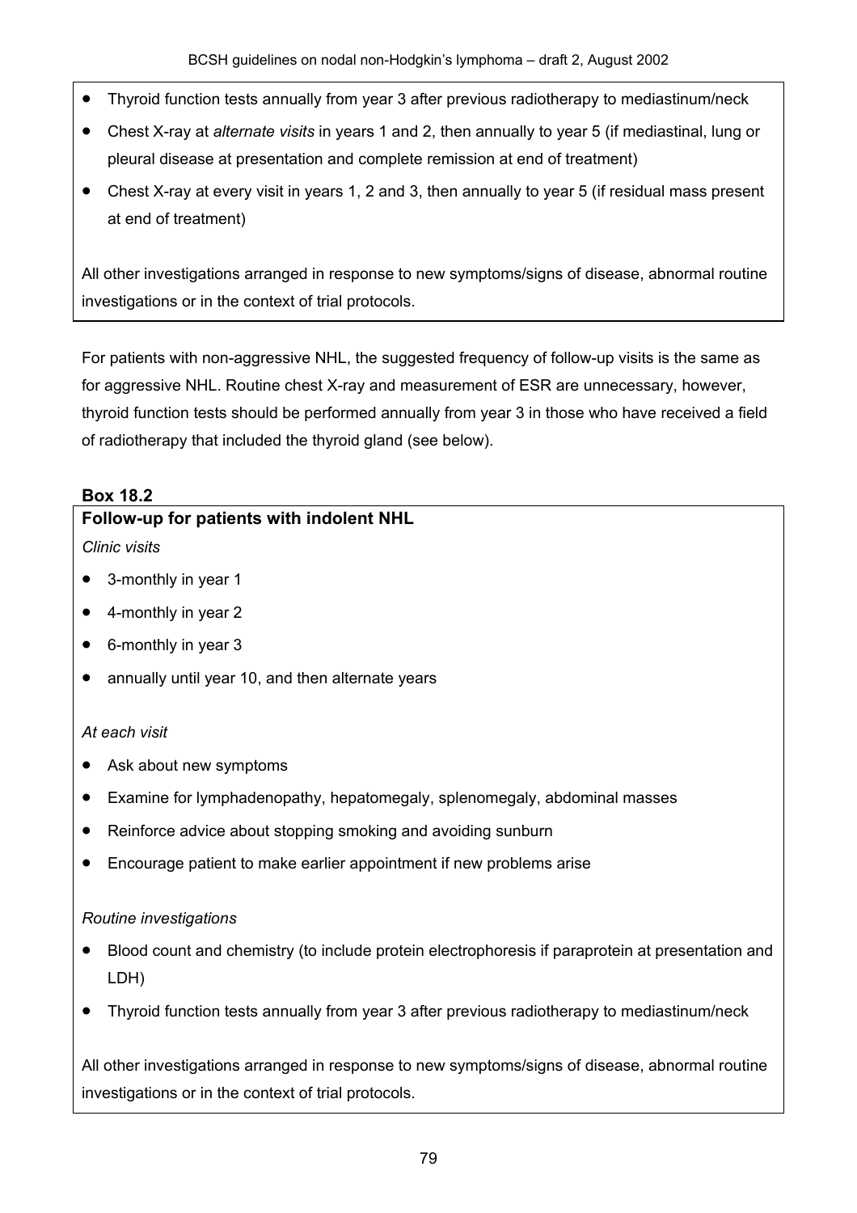- Thyroid function tests annually from year 3 after previous radiotherapy to mediastinum/neck
- Chest X-ray at *alternate visits* in years 1 and 2, then annually to year 5 (if mediastinal, lung or pleural disease at presentation and complete remission at end of treatment)
- Chest X-ray at every visit in years 1, 2 and 3, then annually to year 5 (if residual mass present at end of treatment)

All other investigations arranged in response to new symptoms/signs of disease, abnormal routine investigations or in the context of trial protocols.

For patients with non-aggressive NHL, the suggested frequency of follow-up visits is the same as for aggressive NHL. Routine chest X-ray and measurement of ESR are unnecessary, however, thyroid function tests should be performed annually from year 3 in those who have received a field of radiotherapy that included the thyroid gland (see below).

**Box 18.2**

**Follow-up for patients with indolent NHL**

*Clinic visits*

- 3-monthly in year 1
- 4-monthly in year 2
- 6-monthly in year 3
- annually until year 10, and then alternate years

*At each visit*

- Ask about new symptoms
- Examine for lymphadenopathy, hepatomegaly, splenomegaly, abdominal masses
- Reinforce advice about stopping smoking and avoiding sunburn
- Encourage patient to make earlier appointment if new problems arise

*Routine investigations*

- Blood count and chemistry (to include protein electrophoresis if paraprotein at presentation and LDH)
- Thyroid function tests annually from year 3 after previous radiotherapy to mediastinum/neck

All other investigations arranged in response to new symptoms/signs of disease, abnormal routine investigations or in the context of trial protocols.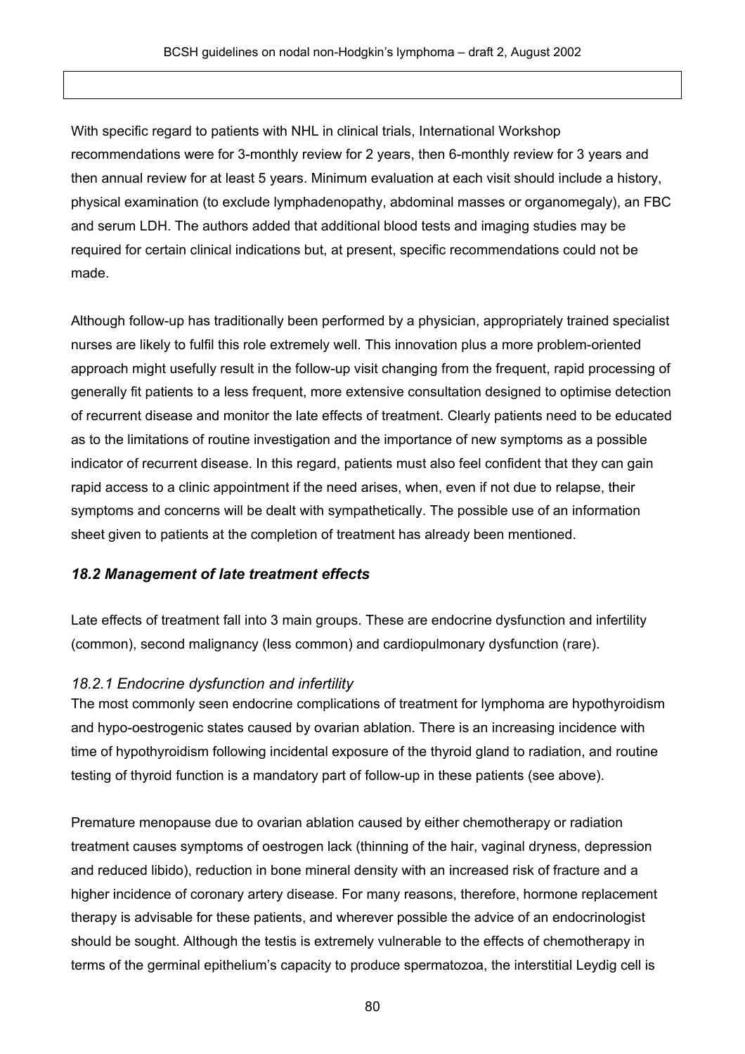With specific regard to patients with NHL in clinical trials, International Workshop recommendations were for 3-monthly review for 2 years, then 6-monthly review for 3 years and then annual review for at least 5 years. Minimum evaluation at each visit should include a history, physical examination (to exclude lymphadenopathy, abdominal masses or organomegaly), an FBC and serum LDH. The authors added that additional blood tests and imaging studies may be required for certain clinical indications but, at present, specific recommendations could not be made.

Although follow-up has traditionally been performed by a physician, appropriately trained specialist nurses are likely to fulfil this role extremely well. This innovation plus a more problem-oriented approach might usefully result in the follow-up visit changing from the frequent, rapid processing of generally fit patients to a less frequent, more extensive consultation designed to optimise detection of recurrent disease and monitor the late effects of treatment. Clearly patients need to be educated as to the limitations of routine investigation and the importance of new symptoms as a possible indicator of recurrent disease. In this regard, patients must also feel confident that they can gain rapid access to a clinic appointment if the need arises, when, even if not due to relapse, their symptoms and concerns will be dealt with sympathetically. The possible use of an information sheet given to patients at the completion of treatment has already been mentioned.

### *18.2 Management of late treatment effects*

Late effects of treatment fall into 3 main groups. These are endocrine dysfunction and infertility (common), second malignancy (less common) and cardiopulmonary dysfunction (rare).

#### *18.2.1 Endocrine dysfunction and infertility*

The most commonly seen endocrine complications of treatment for lymphoma are hypothyroidism and hypo-oestrogenic states caused by ovarian ablation. There is an increasing incidence with time of hypothyroidism following incidental exposure of the thyroid gland to radiation, and routine testing of thyroid function is a mandatory part of follow-up in these patients (see above).

Premature menopause due to ovarian ablation caused by either chemotherapy or radiation treatment causes symptoms of oestrogen lack (thinning of the hair, vaginal dryness, depression and reduced libido), reduction in bone mineral density with an increased risk of fracture and a higher incidence of coronary artery disease. For many reasons, therefore, hormone replacement therapy is advisable for these patients, and wherever possible the advice of an endocrinologist should be sought. Although the testis is extremely vulnerable to the effects of chemotherapy in terms of the germinal epithelium's capacity to produce spermatozoa, the interstitial Leydig cell is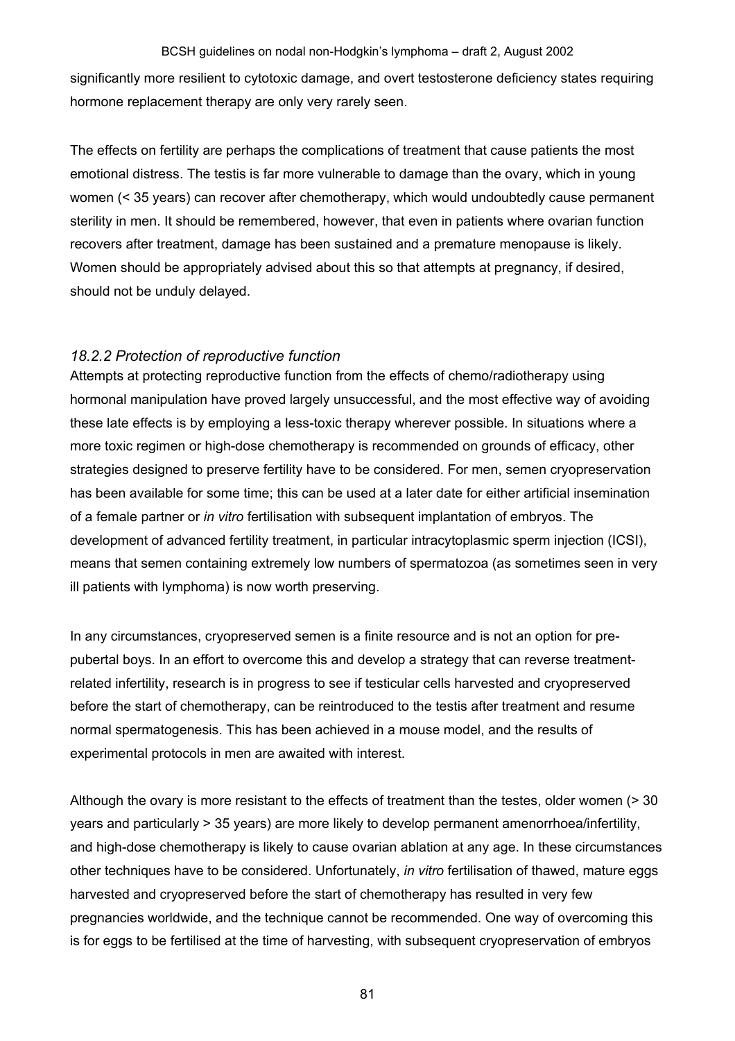significantly more resilient to cytotoxic damage, and overt testosterone deficiency states requiring hormone replacement therapy are only very rarely seen.

The effects on fertility are perhaps the complications of treatment that cause patients the most emotional distress. The testis is far more vulnerable to damage than the ovary, which in young women (< 35 years) can recover after chemotherapy, which would undoubtedly cause permanent sterility in men. It should be remembered, however, that even in patients where ovarian function recovers after treatment, damage has been sustained and a premature menopause is likely. Women should be appropriately advised about this so that attempts at pregnancy, if desired, should not be unduly delayed.

### *18.2.2 Protection of reproductive function*

Attempts at protecting reproductive function from the effects of chemo/radiotherapy using hormonal manipulation have proved largely unsuccessful, and the most effective way of avoiding these late effects is by employing a less-toxic therapy wherever possible. In situations where a more toxic regimen or high-dose chemotherapy is recommended on grounds of efficacy, other strategies designed to preserve fertility have to be considered. For men, semen cryopreservation has been available for some time; this can be used at a later date for either artificial insemination of a female partner or *in vitro* fertilisation with subsequent implantation of embryos. The development of advanced fertility treatment, in particular intracytoplasmic sperm injection (ICSI), means that semen containing extremely low numbers of spermatozoa (as sometimes seen in very ill patients with lymphoma) is now worth preserving.

In any circumstances, cryopreserved semen is a finite resource and is not an option for pre-pubertal boys. In an effort to overcome this and develop a strategy that can reverse treatment-related infertility, research is in progress to see if testicular cells harvested and cryopreserved before the start of chemotherapy, can be reintroduced to the testis after treatment and resume normal spermatogenesis. This has been achieved in a mouse model, and the results of experimental protocols in men are awaited with interest.

Although the ovary is more resistant to the effects of treatment than the testes, older women (> 30 years and particularly > 35 years) are more likely to develop permanent amenorrhoea/infertility, and high-dose chemotherapy is likely to cause ovarian ablation at any age. In these circumstances other techniques have to be considered. Unfortunately, *in vitro* fertilisation of thawed, mature eggs harvested and cryopreserved before the start of chemotherapy has resulted in very few pregnancies worldwide, and the technique cannot be recommended. One way of overcoming this is for eggs to be fertilised at the time of harvesting, with subsequent cryopreservation of embryos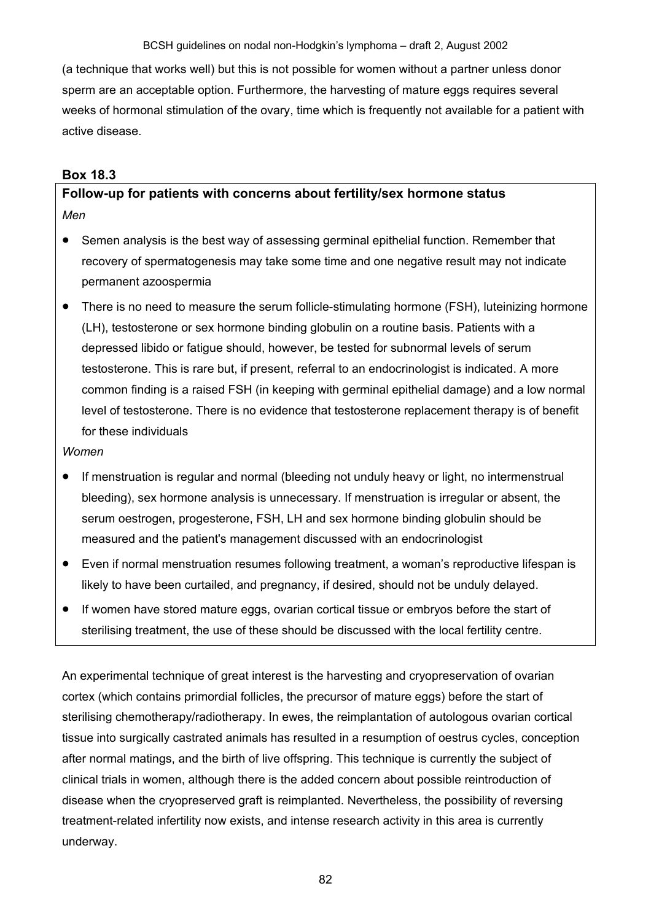(a technique that works well) but this is not possible for women without a partner unless donor sperm are an acceptable option. Furthermore, the harvesting of mature eggs requires several weeks of hormonal stimulation of the ovary, time which is frequently not available for a patient with active disease.

**Box 18.3**

**Follow-up for patients with concerns about fertility/sex hormone status**

*Men*

- Semen analysis is the best way of assessing germinal epithelial function. Remember that recovery of spermatogenesis may take some time and one negative result may not indicate permanent azoospermia
- There is no need to measure the serum follicle-stimulating hormone (FSH), luteinizing hormone (LH), testosterone or sex hormone binding globulin on a routine basis. Patients with a depressed libido or fatigue should, however, be tested for subnormal levels of serum testosterone. This is rare but, if present, referral to an endocrinologist is indicated. A more common finding is a raised FSH (in keeping with germinal epithelial damage) and a low normal level of testosterone. There is no evidence that testosterone replacement therapy is of benefit for these individuals

*Women*

- If menstruation is regular and normal (bleeding not unduly heavy or light, no intermenstrual bleeding), sex hormone analysis is unnecessary. If menstruation is irregular or absent, the serum oestrogen, progesterone, FSH, LH and sex hormone binding globulin should be measured and the patient's management discussed with an endocrinologist
- Even if normal menstruation resumes following treatment, a woman's reproductive lifespan is likely to have been curtailed, and pregnancy, if desired, should not be unduly delayed.
- If women have stored mature eggs, ovarian cortical tissue or embryos before the start of sterilising treatment, the use of these should be discussed with the local fertility centre.

An experimental technique of great interest is the harvesting and cryopreservation of ovarian cortex (which contains primordial follicles, the precursor of mature eggs) before the start of sterilising chemotherapy/radiotherapy. In ewes, the reimplantation of autologous ovarian cortical tissue into surgically castrated animals has resulted in a resumption of oestrus cycles, conception after normal matings, and the birth of live offspring. This technique is currently the subject of clinical trials in women, although there is the added concern about possible reintroduction of disease when the cryopreserved graft is reimplanted. Nevertheless, the possibility of reversing treatment-related infertility now exists, and intense research activity in this area is currently underway.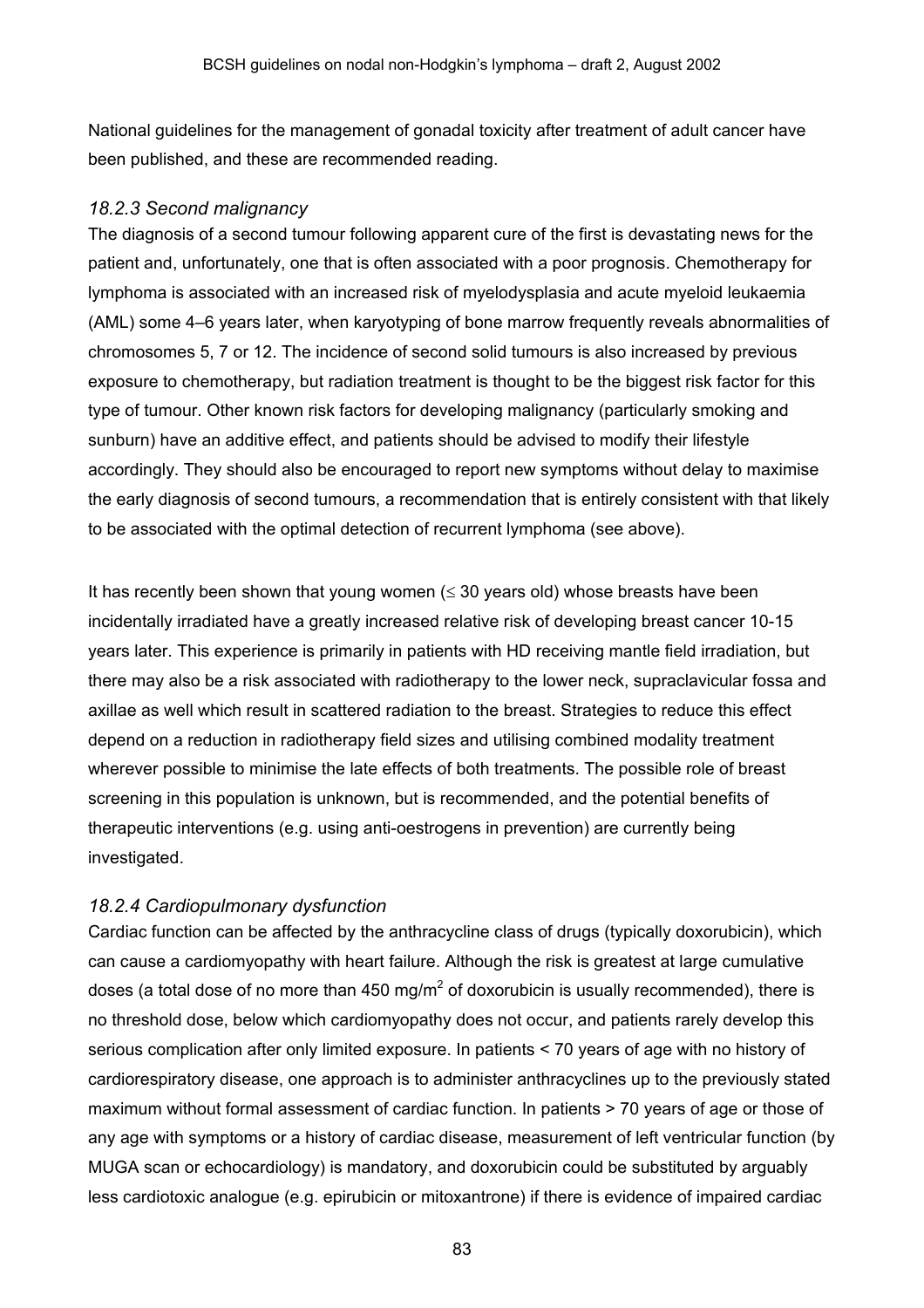National guidelines for the management of gonadal toxicity after treatment of adult cancer have been published, and these are recommended reading.

### *18.2.3 Second malignancy*

The diagnosis of a second tumour following apparent cure of the first is devastating news for the patient and, unfortunately, one that is often associated with a poor prognosis. Chemotherapy for lymphoma is associated with an increased risk of myelodysplasia and acute myeloid leukaemia (AML) some 4–6 years later, when karyotyping of bone marrow frequently reveals abnormalities of chromosomes 5, 7 or 12. The incidence of second solid tumours is also increased by previous exposure to chemotherapy, but radiation treatment is thought to be the biggest risk factor for this type of tumour. Other known risk factors for developing malignancy (particularly smoking and sunburn) have an additive effect, and patients should be advised to modify their lifestyle accordingly. They should also be encouraged to report new symptoms without delay to maximise the early diagnosis of second tumours, a recommendation that is entirely consistent with that likely to be associated with the optimal detection of recurrent lymphoma (see above).

It has recently been shown that young women ($\leq$ 30 years old) whose breasts have been incidentally irradiated have a greatly increased relative risk of developing breast cancer 10-15 years later. This experience is primarily in patients with HD receiving mantle field irradiation, but there may also be a risk associated with radiotherapy to the lower neck, supraclavicular fossa and axillae as well which result in scattered radiation to the breast. Strategies to reduce this effect depend on a reduction in radiotherapy field sizes and utilising combined modality treatment wherever possible to minimise the late effects of both treatments. The possible role of breast screening in this population is unknown, but is recommended, and the potential benefits of therapeutic interventions (e.g. using anti-oestrogens in prevention) are currently being investigated.

### *18.2.4 Cardiopulmonary dysfunction*

Cardiac function can be affected by the anthracycline class of drugs (typically doxorubicin), which can cause a cardiomyopathy with heart failure. Although the risk is greatest at large cumulative doses (a total dose of no more than 450 mg/m$^2$ of doxorubicin is usually recommended), there is no threshold dose, below which cardiomyopathy does not occur, and patients rarely develop this serious complication after only limited exposure. In patients < 70 years of age with no history of cardiorespiratory disease, one approach is to administer anthracyclines up to the previously stated maximum without formal assessment of cardiac function. In patients > 70 years of age or those of any age with symptoms or a history of cardiac disease, measurement of left ventricular function (by MUGA scan or echocardiology) is mandatory, and doxorubicin could be substituted by arguably less cardiotoxic analogue (e.g. epirubicin or mitoxantrone) if there is evidence of impaired cardiac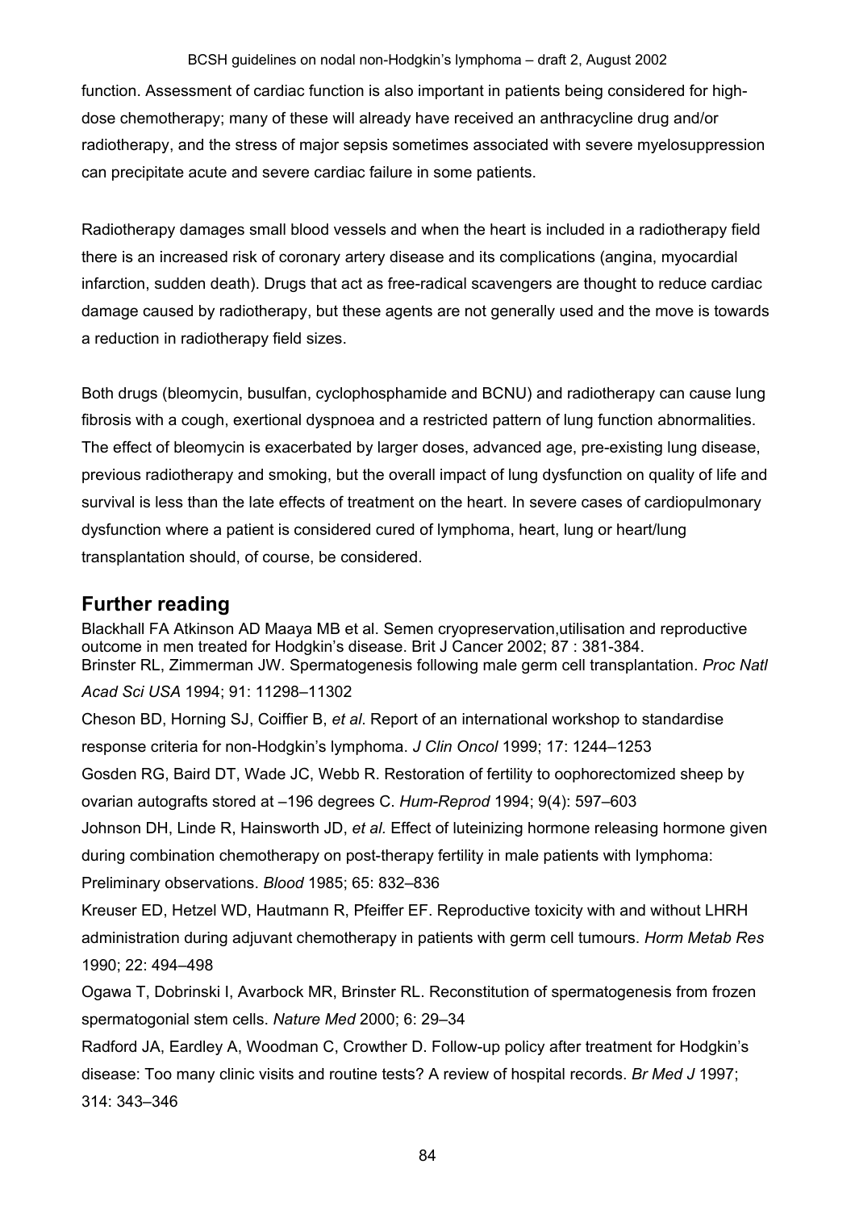function. Assessment of cardiac function is also important in patients being considered for high-dose chemotherapy; many of these will already have received an anthracycline drug and/or radiotherapy, and the stress of major sepsis sometimes associated with severe myelosuppression can precipitate acute and severe cardiac failure in some patients.

Radiotherapy damages small blood vessels and when the heart is included in a radiotherapy field there is an increased risk of coronary artery disease and its complications (angina, myocardial infarction, sudden death). Drugs that act as free-radical scavengers are thought to reduce cardiac damage caused by radiotherapy, but these agents are not generally used and the move is towards a reduction in radiotherapy field sizes.

Both drugs (bleomycin, busulfan, cyclophosphamide and BCNU) and radiotherapy can cause lung fibrosis with a cough, exertional dyspnoea and a restricted pattern of lung function abnormalities. The effect of bleomycin is exacerbated by larger doses, advanced age, pre-existing lung disease, previous radiotherapy and smoking, but the overall impact of lung dysfunction on quality of life and survival is less than the late effects of treatment on the heart. In severe cases of cardiopulmonary dysfunction where a patient is considered cured of lymphoma, heart, lung or heart/lung transplantation should, of course, be considered.

## Further reading

Blackhall FA Atkinson AD Maaya MB et al. Semen cryopreservation,utilisation and reproductive outcome in men treated for Hodgkin's disease. Brit J Cancer 2002; 87 : 381-384.

Brinster RL, Zimmerman JW. Spermatogenesis following male germ cell transplantation. *Proc Natl Acad Sci USA* 1994; 91: 11298–11302

Cheson BD, Horning SJ, Coiffier B, *et al*. Report of an international workshop to standardise response criteria for non-Hodgkin's lymphoma. *J Clin Oncol* 1999; 17: 1244–1253

Gosden RG, Baird DT, Wade JC, Webb R. Restoration of fertility to oophorectomized sheep by ovarian autografts stored at –196 degrees C. *Hum-Reprod* 1994; 9(4): 597–603

Johnson DH, Linde R, Hainsworth JD, *et al.* Effect of luteinizing hormone releasing hormone given during combination chemotherapy on post-therapy fertility in male patients with lymphoma: Preliminary observations. *Blood* 1985; 65: 832–836

Kreuser ED, Hetzel WD, Hautmann R, Pfeiffer EF. Reproductive toxicity with and without LHRH administration during adjuvant chemotherapy in patients with germ cell tumours. *Horm Metab Res* 1990; 22: 494–498

Ogawa T, Dobrinski I, Avarbock MR, Brinster RL. Reconstitution of spermatogenesis from frozen spermatogonial stem cells. *Nature Med* 2000; 6: 29–34

Radford JA, Eardley A, Woodman C, Crowther D. Follow-up policy after treatment for Hodgkin's disease: Too many clinic visits and routine tests? A review of hospital records. *Br Med J* 1997; 314: 343–346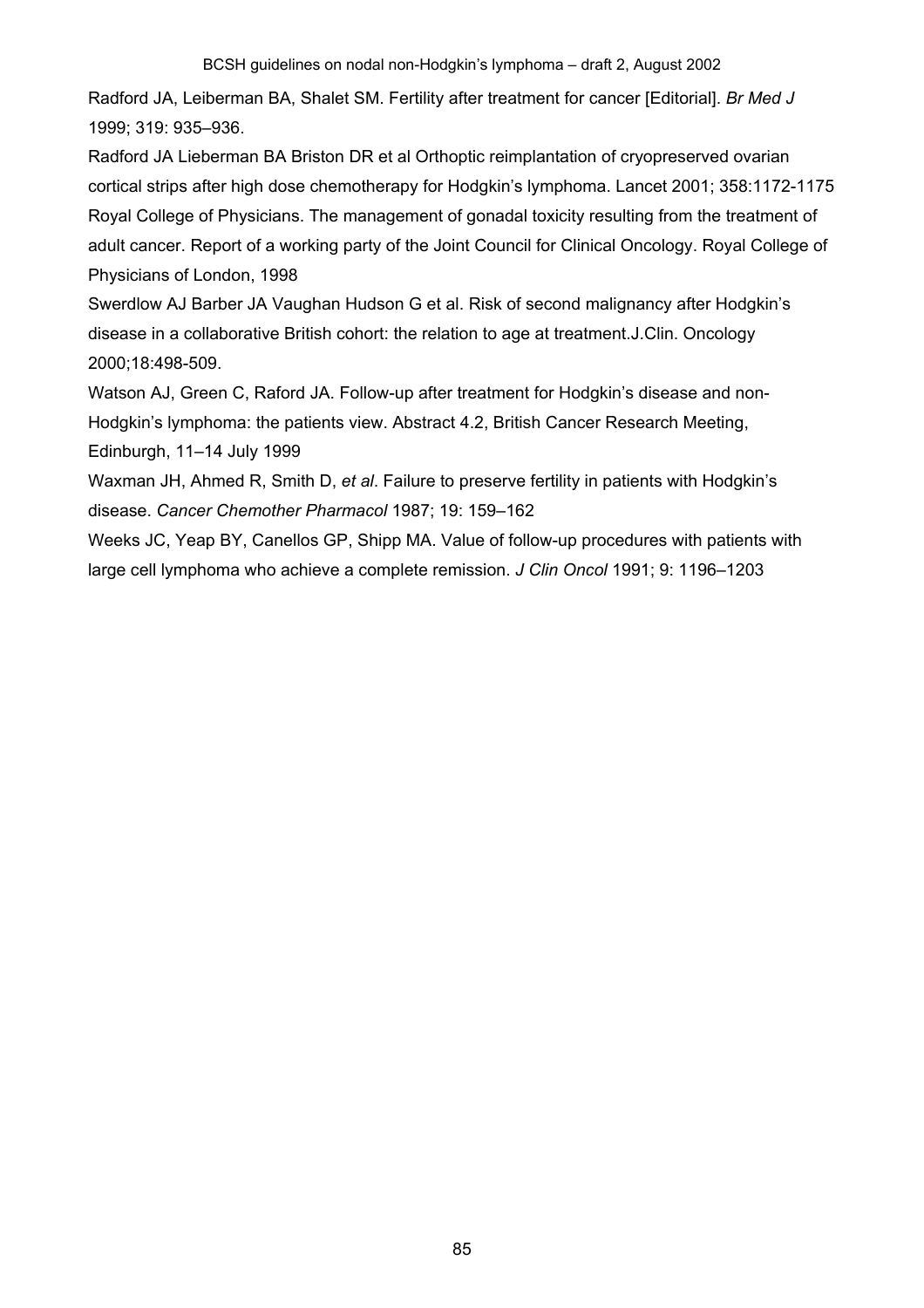Radford JA, Leiberman BA, Shalet SM. Fertility after treatment for cancer [Editorial]. *Br Med J* 1999; 319: 935–936.

Radford JA Lieberman BA Briston DR et al Orthoptic reimplantation of cryopreserved ovarian cortical strips after high dose chemotherapy for Hodgkin's lymphoma. Lancet 2001; 358:1172-1175

Royal College of Physicians. The management of gonadal toxicity resulting from the treatment of adult cancer. Report of a working party of the Joint Council for Clinical Oncology. Royal College of Physicians of London, 1998

Swerdlow AJ Barber JA Vaughan Hudson G et al. Risk of second malignancy after Hodgkin's disease in a collaborative British cohort: the relation to age at treatment.J.Clin. Oncology 2000;18:498-509.

Watson AJ, Green C, Raford JA. Follow-up after treatment for Hodgkin's disease and non-Hodgkin's lymphoma: the patients view. Abstract 4.2, British Cancer Research Meeting, Edinburgh, 11–14 July 1999

Waxman JH, Ahmed R, Smith D, *et al*. Failure to preserve fertility in patients with Hodgkin's disease. *Cancer Chemother Pharmacol* 1987; 19: 159–162

Weeks JC, Yeap BY, Canellos GP, Shipp MA. Value of follow-up procedures with patients with large cell lymphoma who achieve a complete remission. *J Clin Oncol* 1991; 9: 1196–1203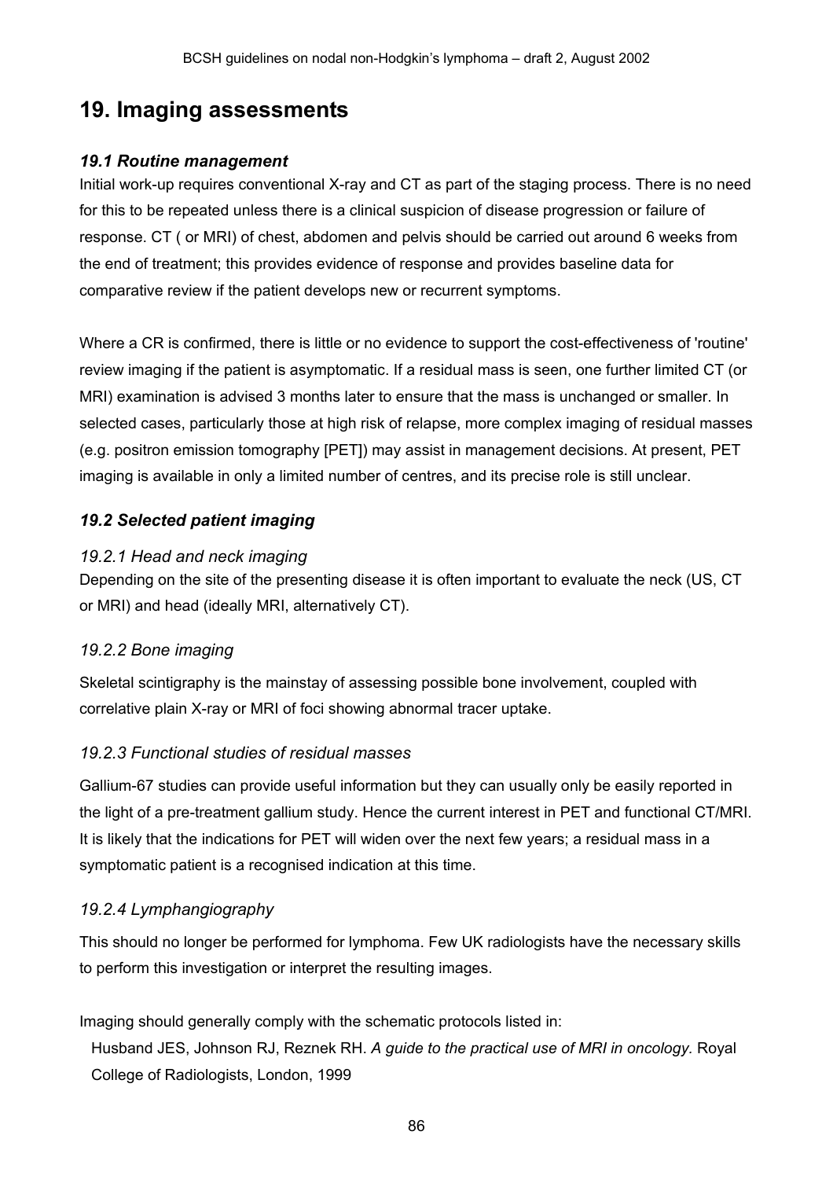# 19. Imaging assessments

### *19.1 Routine management*

Initial work-up requires conventional X-ray and CT as part of the staging process. There is no need for this to be repeated unless there is a clinical suspicion of disease progression or failure of response. CT ( or MRI) of chest, abdomen and pelvis should be carried out around 6 weeks from the end of treatment; this provides evidence of response and provides baseline data for comparative review if the patient develops new or recurrent symptoms.

Where a CR is confirmed, there is little or no evidence to support the cost-effectiveness of 'routine' review imaging if the patient is asymptomatic. If a residual mass is seen, one further limited CT (or MRI) examination is advised 3 months later to ensure that the mass is unchanged or smaller. In selected cases, particularly those at high risk of relapse, more complex imaging of residual masses (e.g. positron emission tomography [PET]) may assist in management decisions. At present, PET imaging is available in only a limited number of centres, and its precise role is still unclear.

### *19.2 Selected patient imaging*

#### *19.2.1 Head and neck imaging*

Depending on the site of the presenting disease it is often important to evaluate the neck (US, CT or MRI) and head (ideally MRI, alternatively CT).

#### *19.2.2 Bone imaging*

Skeletal scintigraphy is the mainstay of assessing possible bone involvement, coupled with correlative plain X-ray or MRI of foci showing abnormal tracer uptake.

#### *19.2.3 Functional studies of residual masses*

Gallium-67 studies can provide useful information but they can usually only be easily reported in the light of a pre-treatment gallium study. Hence the current interest in PET and functional CT/MRI. It is likely that the indications for PET will widen over the next few years; a residual mass in a symptomatic patient is a recognised indication at this time.

#### *19.2.4 Lymphangiography*

This should no longer be performed for lymphoma. Few UK radiologists have the necessary skills to perform this investigation or interpret the resulting images.

Imaging should generally comply with the schematic protocols listed in:

Husband JES, Johnson RJ, Reznek RH. *A guide to the practical use of MRI in oncology.* Royal College of Radiologists, London, 1999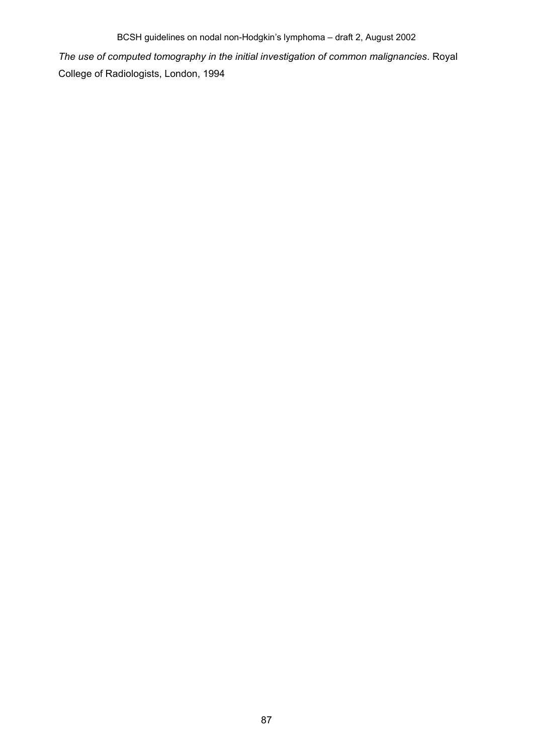*The use of computed tomography in the initial investigation of common malignancies*. Royal College of Radiologists, London, 1994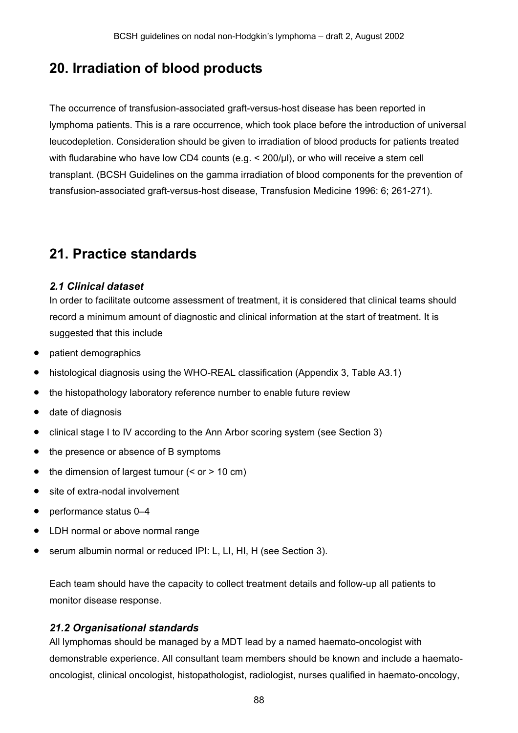# 20. Irradiation of blood products

The occurrence of transfusion-associated graft-versus-host disease has been reported in lymphoma patients. This is a rare occurrence, which took place before the introduction of universal leucodepletion. Consideration should be given to irradiation of blood products for patients treated with fludarabine who have low CD4 counts (e.g. < 200/μl), or who will receive a stem cell transplant. (BCSH Guidelines on the gamma irradiation of blood components for the prevention of transfusion-associated graft-versus-host disease, Transfusion Medicine 1996: 6; 261-271).

# 21. Practice standards

### *2.1 Clinical dataset*

In order to facilitate outcome assessment of treatment, it is considered that clinical teams should record a minimum amount of diagnostic and clinical information at the start of treatment. It is suggested that this include

- patient demographics
- histological diagnosis using the WHO-REAL classification (Appendix 3, Table A3.1)
- the histopathology laboratory reference number to enable future review
- date of diagnosis
- clinical stage I to IV according to the Ann Arbor scoring system (see Section 3)
- the presence or absence of B symptoms
- the dimension of largest tumour (< or > 10 cm)
- site of extra-nodal involvement
- performance status 0–4
- LDH normal or above normal range
- serum albumin normal or reduced IPI: L, LI, HI, H (see Section 3).

Each team should have the capacity to collect treatment details and follow-up all patients to monitor disease response.

### *21.2 Organisational standards*

All lymphomas should be managed by a MDT lead by a named haemato-oncologist with demonstrable experience. All consultant team members should be known and include a haemato-oncologist, clinical oncologist, histopathologist, radiologist, nurses qualified in haemato-oncology,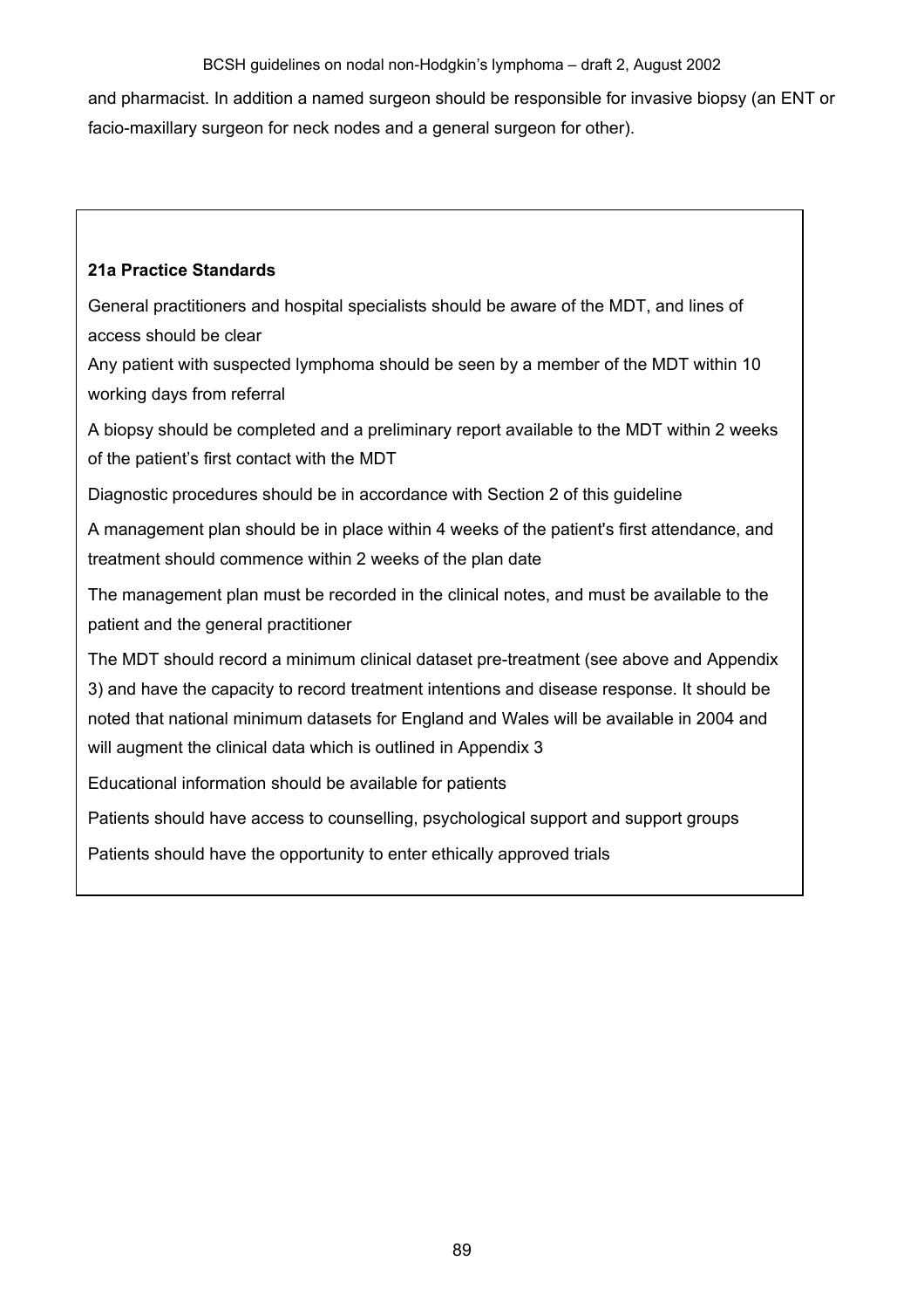and pharmacist. In addition a named surgeon should be responsible for invasive biopsy (an ENT or facio-maxillary surgeon for neck nodes and a general surgeon for other).

**21a Practice Standards**

General practitioners and hospital specialists should be aware of the MDT, and lines of access should be clear

Any patient with suspected lymphoma should be seen by a member of the MDT within 10 working days from referral

A biopsy should be completed and a preliminary report available to the MDT within 2 weeks of the patient's first contact with the MDT

Diagnostic procedures should be in accordance with Section 2 of this guideline

A management plan should be in place within 4 weeks of the patient's first attendance, and treatment should commence within 2 weeks of the plan date

The management plan must be recorded in the clinical notes, and must be available to the patient and the general practitioner

The MDT should record a minimum clinical dataset pre-treatment (see above and Appendix 3) and have the capacity to record treatment intentions and disease response. It should be noted that national minimum datasets for England and Wales will be available in 2004 and will augment the clinical data which is outlined in Appendix 3

Educational information should be available for patients

Patients should have access to counselling, psychological support and support groups

Patients should have the opportunity to enter ethically approved trials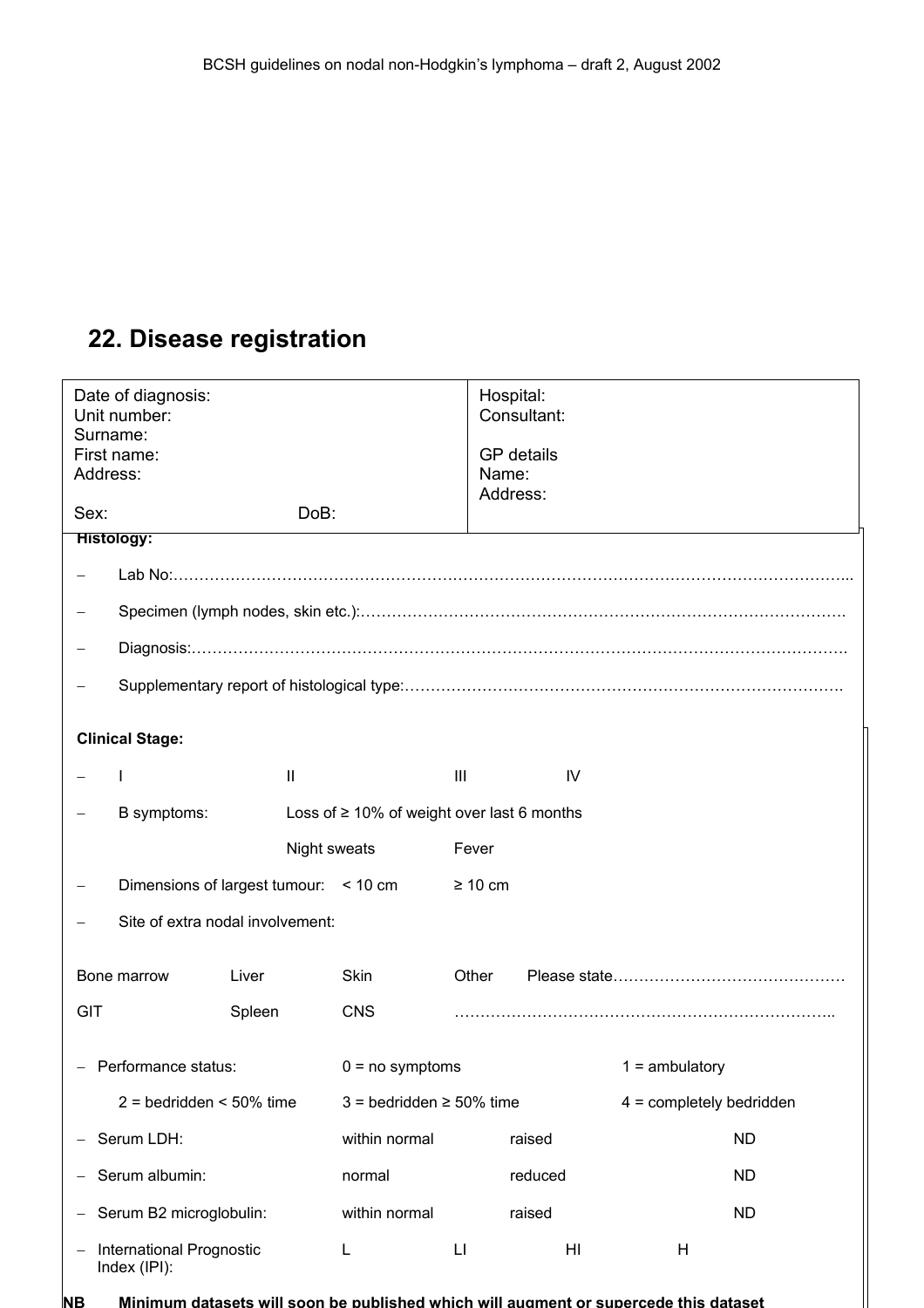## 22. Disease registration

| | |
|---|---|
| Date of diagnosis:<br>Unit number:<br>Surname:<br>First name:<br>Address:<br><br>Sex: DoB: | Hospital:<br>Consultant:<br><br>GP details<br>Name:<br>Address: |

**Histology:**

- Lab No:……………………………………………………………………………………………………………………...
- Specimen (lymph nodes, skin etc.):……………………………………………………………………………….
- Diagnosis:……………………………………………………………………………………………………………….
- Supplementary report of histological type:……………………………………………………………………….

**Clinical Stage:**

- I II III IV
- B symptoms: Loss of ≥ 10% of weight over last 6 months

  Night sweats Fever
- Dimensions of largest tumour: < 10 cm ≥ 10 cm
- Site of extra nodal involvement:

| | | | | |
|---|---|---|---|---|
| Bone marrow | Liver | Skin | Other | Please state……………………………………… |
| GIT | Spleen | CNS | ……………………………………………………………….. | |

- Performance status: 0 = no symptoms 1 = ambulatory

  2 = bedridden < 50% time 3 = bedridden ≥ 50% time 4 = completely bedridden
- Serum LDH: within normal raised ND
- Serum albumin: normal reduced ND
- Serum B2 microglobulin: within normal raised ND
- International Prognostic Index (IPI): L LI HI H

**NB Minimum datasets will soon be published which will augment or supercede this dataset**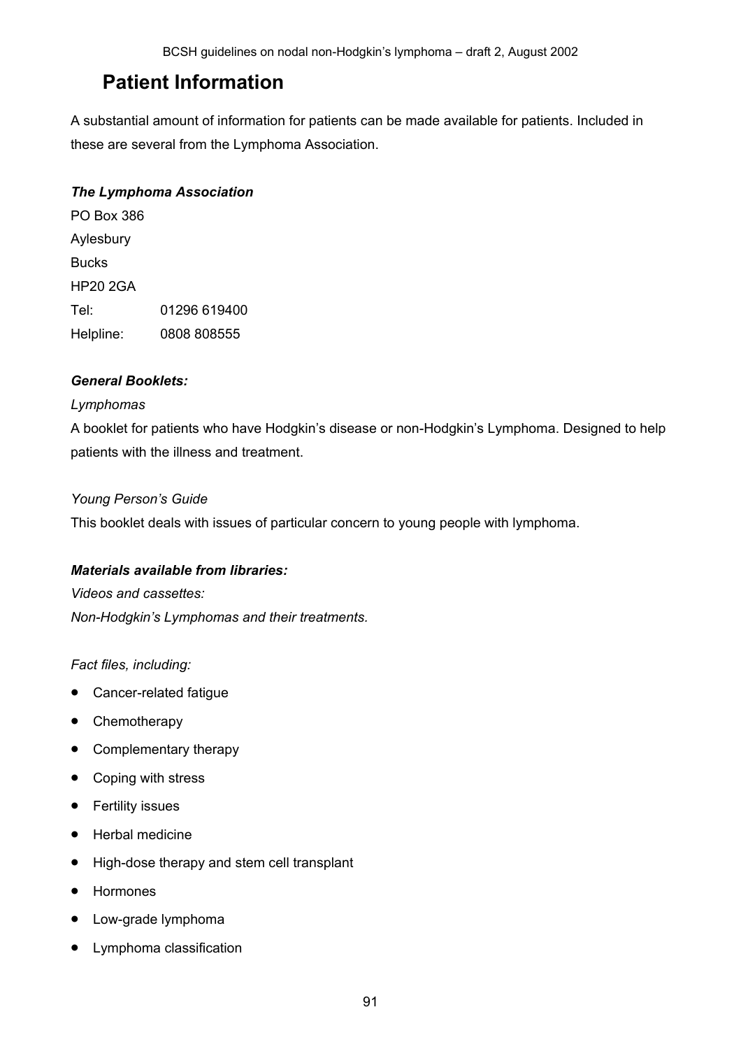## Patient Information

A substantial amount of information for patients can be made available for patients. Included in these are several from the Lymphoma Association.

***The Lymphoma Association***

PO Box 386
Aylesbury
Bucks
HP20 2GA
Tel: 01296 619400
Helpline: 0808 808555

***General Booklets:***

*Lymphomas*

A booklet for patients who have Hodgkin's disease or non-Hodgkin's Lymphoma. Designed to help patients with the illness and treatment.

*Young Person's Guide*

This booklet deals with issues of particular concern to young people with lymphoma.

***Materials available from libraries:***

*Videos and cassettes:*

*Non-Hodgkin's Lymphomas and their treatments.*

*Fact files, including:*

- Cancer-related fatigue
- Chemotherapy
- Complementary therapy
- Coping with stress
- Fertility issues
- Herbal medicine
- High-dose therapy and stem cell transplant
- Hormones
- Low-grade lymphoma
- Lymphoma classification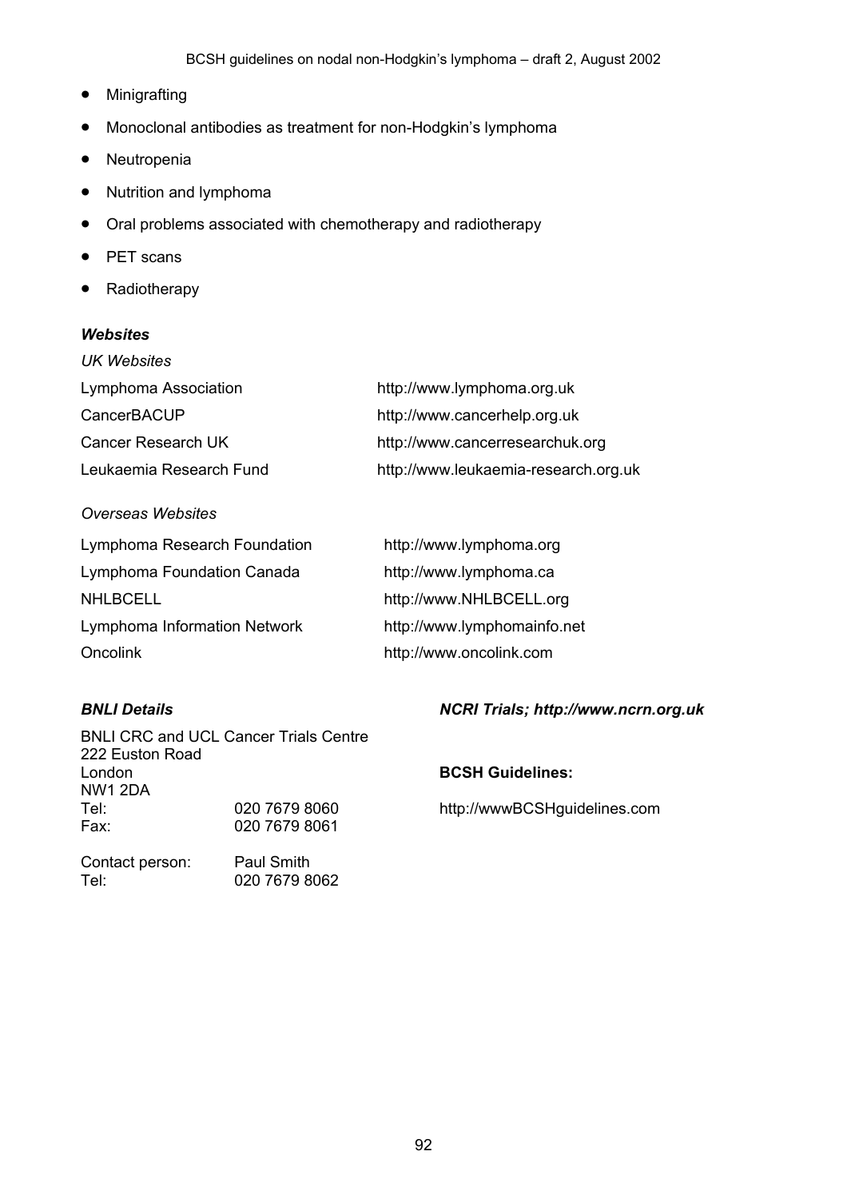- Minigrafting
- Monoclonal antibodies as treatment for non-Hodgkin's lymphoma
- Neutropenia
- Nutrition and lymphoma
- Oral problems associated with chemotherapy and radiotherapy
- PET scans
- Radiotherapy

***Websites***

*UK Websites*

| | |
|---|---|
| Lymphoma Association | http://www.lymphoma.org.uk |
| CancerBACUP | http://www.cancerhelp.org.uk |
| Cancer Research UK | http://www.cancerresearchuk.org |
| Leukaemia Research Fund | http://www.leukaemia-research.org.uk |

*Overseas Websites*

| | |
|---|---|
| Lymphoma Research Foundation | http://www.lymphoma.org |
| Lymphoma Foundation Canada | http://www.lymphoma.ca |
| NHLBCELL | http://www.NHLBCELL.org |
| Lymphoma Information Network | http://www.lymphomainfo.net |
| Oncolink | http://www.oncolink.com |

***BNLI Details***

BNLI CRC and UCL Cancer Trials Centre
222 Euston Road
London
NW1 2DA

| | |
|---|---|
| Tel: | 020 7679 8060 |
| Fax: | 020 7679 8061 |
| Contact person: | Paul Smith |
| Tel: | 020 7679 8062 |

***NCRI Trials; http://www.ncrn.org.uk***

**BCSH Guidelines:**

http://wwwBCSHguidelines.com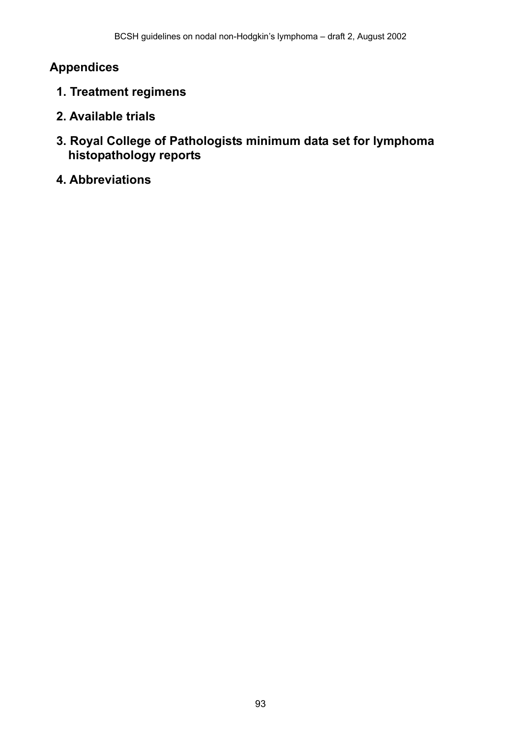## Appendices

1. **Treatment regimens**
2. **Available trials**
3. **Royal College of Pathologists minimum data set for lymphoma histopathology reports**
4. **Abbreviations**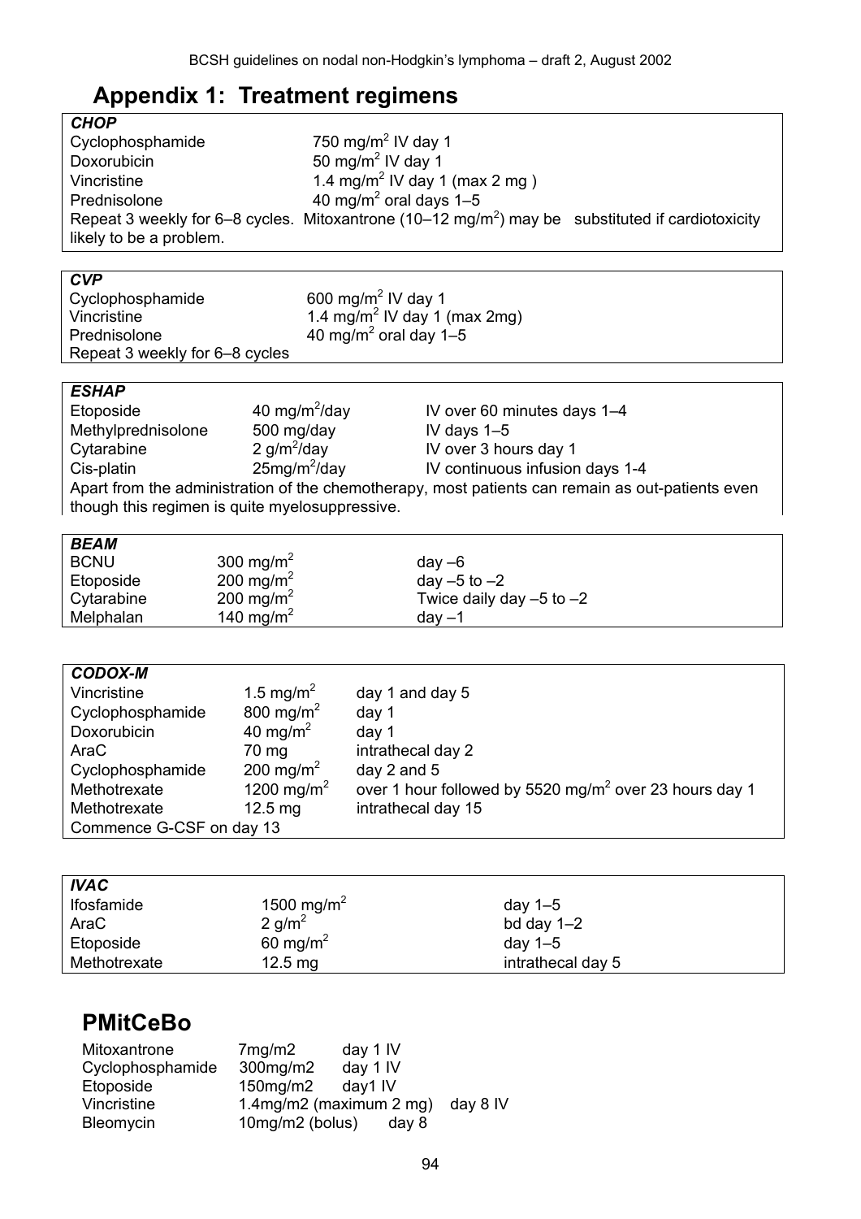# Appendix 1: Treatment regimens

| ***CHOP*** | |
|---|---|
| Cyclophosphamide | 750 mg/m$^2$ IV day 1 |
| Doxorubicin | 50 mg/m$^2$ IV day 1 |
| Vincristine | 1.4 mg/m$^2$ IV day 1 (max 2 mg ) |
| Prednisolone | 40 mg/m$^2$ oral days 1–5 |
| Repeat 3 weekly for 6–8 cycles. Mitoxantrone (10–12 mg/m$^2$) may be substituted if cardiotoxicity likely to be a problem. | |

| ***CVP*** | |
|---|---|
| Cyclophosphamide | 600 mg/m$^2$ IV day 1 |
| Vincristine | 1.4 mg/m$^2$ IV day 1 (max 2mg) |
| Prednisolone | 40 mg/m$^2$ oral day 1–5 |
| Repeat 3 weekly for 6–8 cycles | |

| ***ESHAP*** | | |
|---|---|---|
| Etoposide | 40 mg/m$^2$/day | IV over 60 minutes days 1–4 |
| Methylprednisolone | 500 mg/day | IV days 1–5 |
| Cytarabine | 2 g/m$^2$/day | IV over 3 hours day 1 |
| Cis-platin | 25mg/m$^2$/day | IV continuous infusion days 1-4 |
| Apart from the administration of the chemotherapy, most patients can remain as out-patients even though this regimen is quite myelosuppressive. | | |

| ***BEAM*** | | |
|---|---|---|
| BCNU | 300 mg/m$^2$ | day –6 |
| Etoposide | 200 mg/m$^2$ | day –5 to –2 |
| Cytarabine | 200 mg/m$^2$ | Twice daily day –5 to –2 |
| Melphalan | 140 mg/m$^2$ | day –1 |

| ***CODOX-M*** | | |
|---|---|---|
| Vincristine | 1.5 mg/m$^2$ | day 1 and day 5 |
| Cyclophosphamide | 800 mg/m$^2$ | day 1 |
| Doxorubicin | 40 mg/m$^2$ | day 1 |
| AraC | 70 mg | intrathecal day 2 |
| Cyclophosphamide | 200 mg/m$^2$ | day 2 and 5 |
| Methotrexate | 1200 mg/m$^2$ | over 1 hour followed by 5520 mg/m$^2$ over 23 hours day 1 |
| Methotrexate | 12.5 mg | intrathecal day 15 |
| Commence G-CSF on day 13 | | |

| ***IVAC*** | | |
|---|---|---|
| Ifosfamide | 1500 mg/m$^2$ | day 1–5 |
| AraC | 2 g/m$^2$ | bd day 1–2 |
| Etoposide | 60 mg/m$^2$ | day 1–5 |
| Methotrexate | 12.5 mg | intrathecal day 5 |

## PMitCeBo

| | | |
|---|---|---|
| Mitoxantrone | 7mg/m2 | day 1 IV |
| Cyclophosphamide | 300mg/m2 | day 1 IV |
| Etoposide | 150mg/m2 | day1 IV |
| Vincristine | 1.4mg/m2 (maximum 2 mg) | day 8 IV |
| Bleomycin | 10mg/m2 (bolus) | day 8 |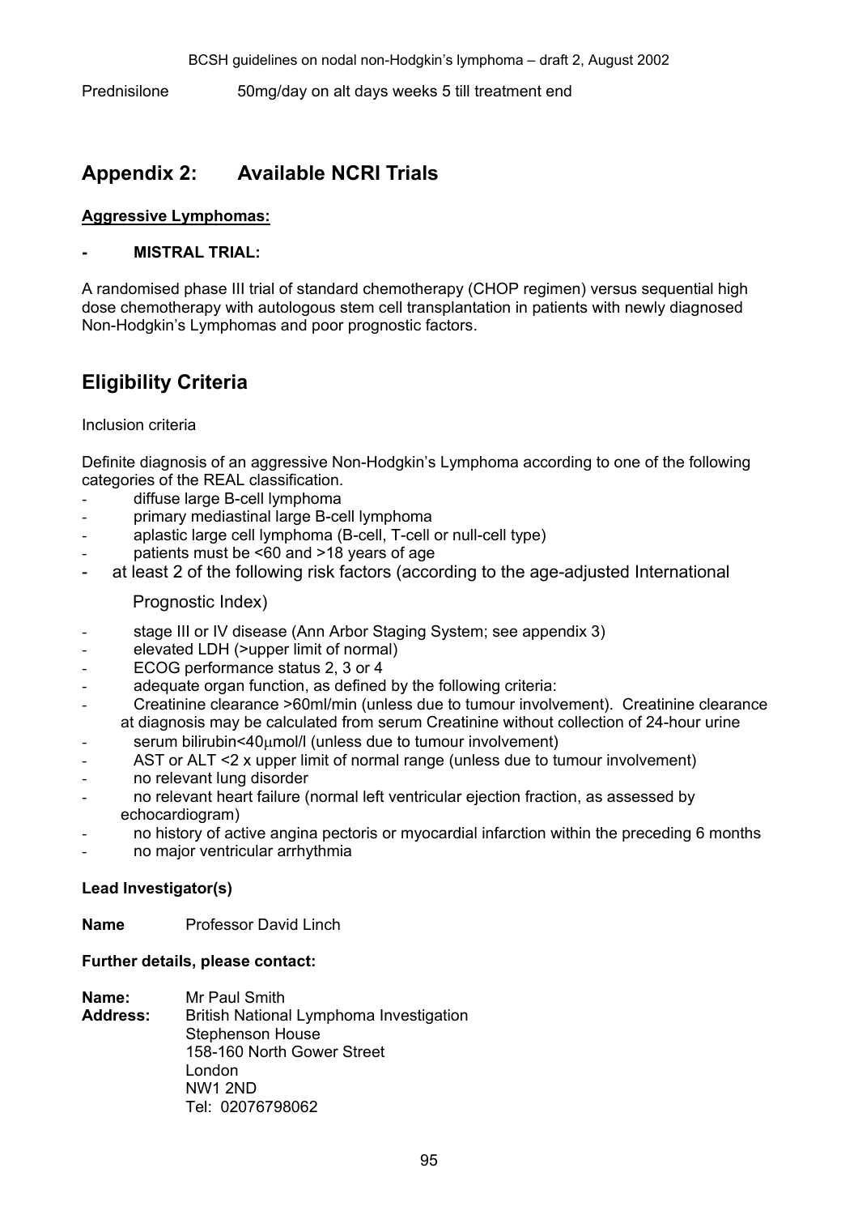Prednisilone		50mg/day on alt days weeks 5 till treatment end

## Appendix 2: Available NCRI Trials

**Aggressive Lymphomas:**

- **MISTRAL TRIAL:**

A randomised phase III trial of standard chemotherapy (CHOP regimen) versus sequential high dose chemotherapy with autologous stem cell transplantation in patients with newly diagnosed Non-Hodgkin's Lymphomas and poor prognostic factors.

## Eligibility Criteria

Inclusion criteria

Definite diagnosis of an aggressive Non-Hodgkin's Lymphoma according to one of the following categories of the REAL classification.

- diffuse large B-cell lymphoma
- primary mediastinal large B-cell lymphoma
- aplastic large cell lymphoma (B-cell, T-cell or null-cell type)
- patients must be <60 and >18 years of age
- at least 2 of the following risk factors (according to the age-adjusted International Prognostic Index)
- stage III or IV disease (Ann Arbor Staging System; see appendix 3)
- elevated LDH (>upper limit of normal)
- ECOG performance status 2, 3 or 4
- adequate organ function, as defined by the following criteria:
- Creatinine clearance >60ml/min (unless due to tumour involvement). Creatinine clearance at diagnosis may be calculated from serum Creatinine without collection of 24-hour urine
- serum bilirubin<40μmol/l (unless due to tumour involvement)
- AST or ALT <2 x upper limit of normal range (unless due to tumour involvement)
- no relevant lung disorder
- no relevant heart failure (normal left ventricular ejection fraction, as assessed by echocardiogram)
- no history of active angina pectoris or myocardial infarction within the preceding 6 months
- no major ventricular arrhythmia

**Lead Investigator(s)**

**Name**		Professor David Linch

**Further details, please contact:**

**Name:**		Mr Paul Smith
**Address:**	British National Lymphoma Investigation
Stephenson House
158-160 North Gower Street
London
NW1 2ND
Tel: 02076798062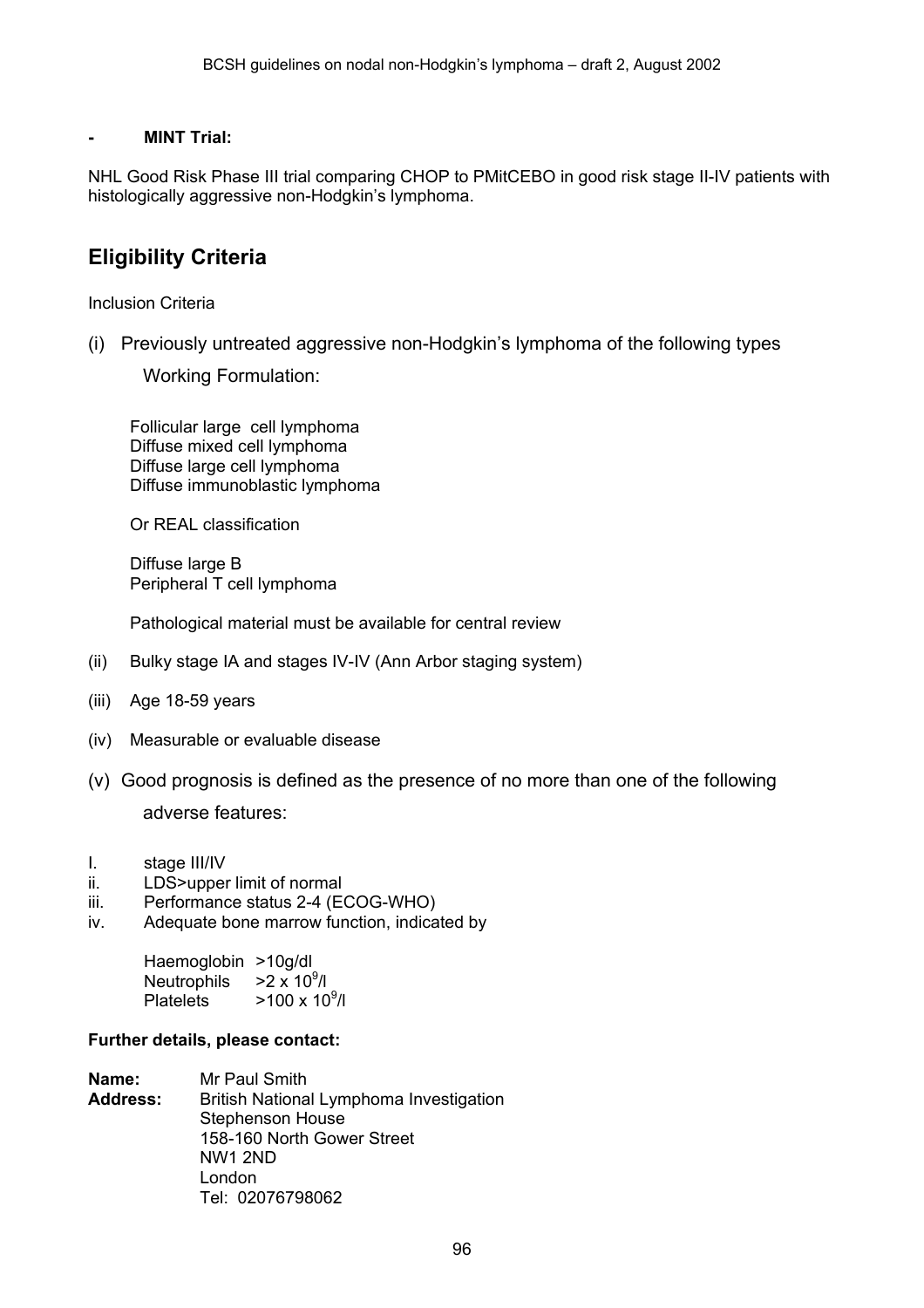- **MINT Trial:**

NHL Good Risk Phase III trial comparing CHOP to PMitCEBO in good risk stage II-IV patients with histologically aggressive non-Hodgkin's lymphoma.

## Eligibility Criteria

Inclusion Criteria

(i) Previously untreated aggressive non-Hodgkin's lymphoma of the following types

Working Formulation:

Follicular large cell lymphoma
Diffuse mixed cell lymphoma
Diffuse large cell lymphoma
Diffuse immunoblastic lymphoma

Or REAL classification

Diffuse large B
Peripheral T cell lymphoma

Pathological material must be available for central review

(ii) Bulky stage IA and stages IV-IV (Ann Arbor staging system)

(iii) Age 18-59 years

(iv) Measurable or evaluable disease

(v) Good prognosis is defined as the presence of no more than one of the following adverse features:

I. stage III/IV
ii. LDS>upper limit of normal
iii. Performance status 2-4 (ECOG-WHO)
iv. Adequate bone marrow function, indicated by

Haemoglobin >10g/dl
Neutrophils $>2 \times 10^9$/l
Platelets $>100 \times 10^9$/l

**Further details, please contact:**

**Name:** Mr Paul Smith
**Address:** British National Lymphoma Investigation
Stephenson House
158-160 North Gower Street
NW1 2ND
London
Tel: 02076798062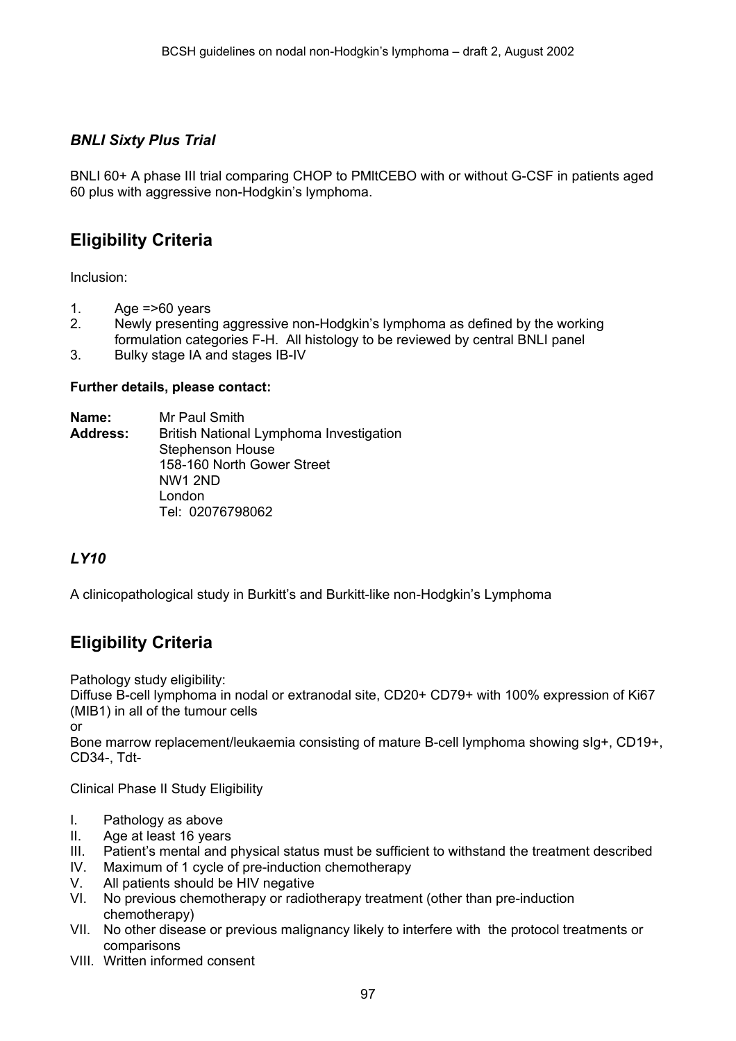### *BNLI Sixty Plus Trial*

BNLI 60+ A phase III trial comparing CHOP to PMItCEBO with or without G-CSF in patients aged 60 plus with aggressive non-Hodgkin's lymphoma.

## Eligibility Criteria

Inclusion:

1. Age =>60 years
2. Newly presenting aggressive non-Hodgkin's lymphoma as defined by the working formulation categories F-H. All histology to be reviewed by central BNLI panel
3. Bulky stage IA and stages IB-IV

**Further details, please contact:**

**Name:** Mr Paul Smith
**Address:** British National Lymphoma Investigation
Stephenson House
158-160 North Gower Street
NW1 2ND
London
Tel: 02076798062

### *LY10*

A clinicopathological study in Burkitt's and Burkitt-like non-Hodgkin's Lymphoma

## Eligibility Criteria

Pathology study eligibility:
Diffuse B-cell lymphoma in nodal or extranodal site, CD20+ CD79+ with 100% expression of Ki67 (MIB1) in all of the tumour cells
or
Bone marrow replacement/leukaemia consisting of mature B-cell lymphoma showing sIg+, CD19+, CD34-, Tdt-

Clinical Phase II Study Eligibility

I. Pathology as above
II. Age at least 16 years
III. Patient's mental and physical status must be sufficient to withstand the treatment described
IV. Maximum of 1 cycle of pre-induction chemotherapy
V. All patients should be HIV negative
VI. No previous chemotherapy or radiotherapy treatment (other than pre-induction chemotherapy)
VII. No other disease or previous malignancy likely to interfere with the protocol treatments or comparisons
VIII. Written informed consent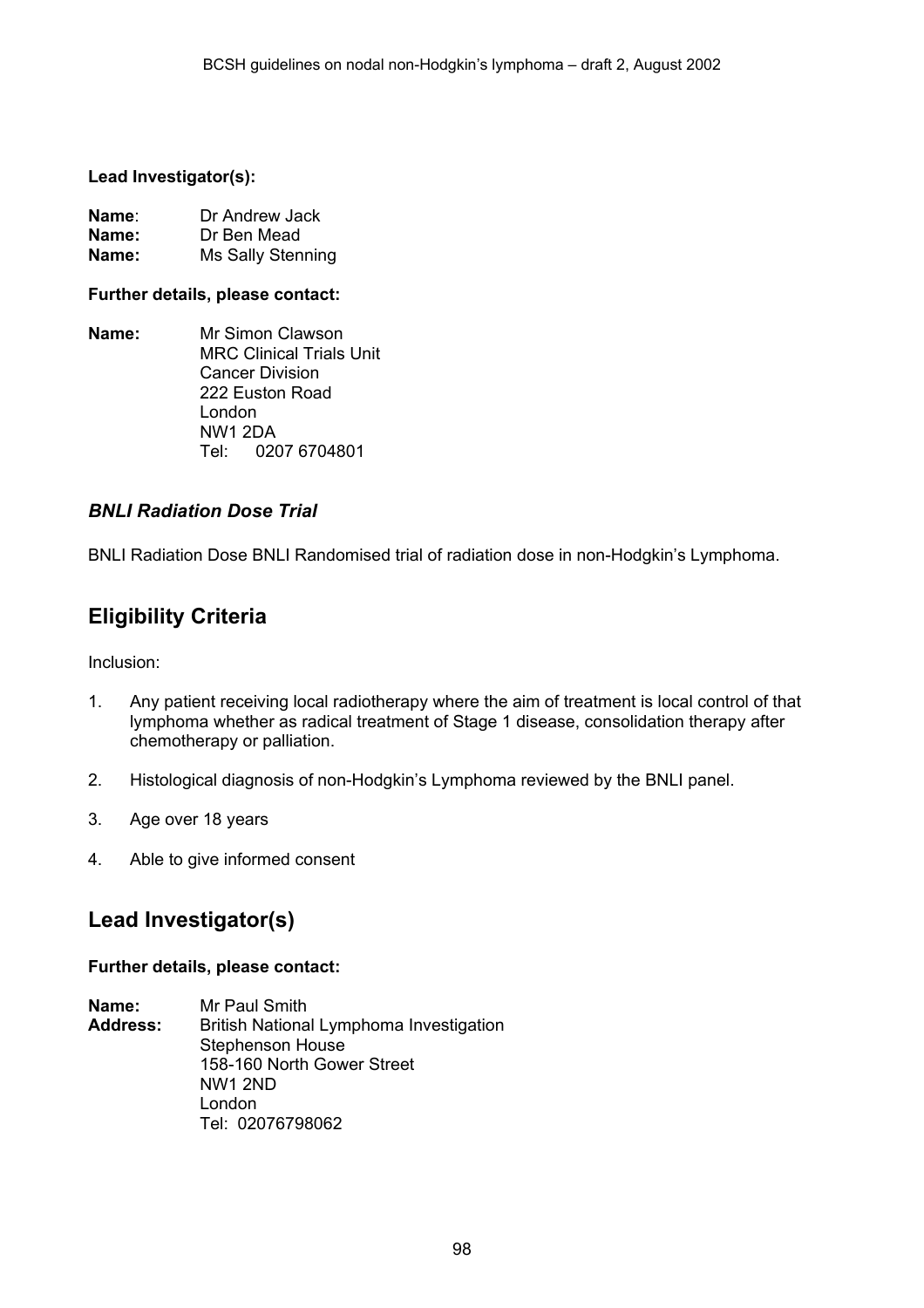**Lead Investigator(s):**

**Name**: Dr Andrew Jack
**Name:** Dr Ben Mead
**Name:** Ms Sally Stenning

**Further details, please contact:**

**Name:** Mr Simon Clawson
MRC Clinical Trials Unit
Cancer Division
222 Euston Road
London
NW1 2DA
Tel: 0207 6704801

### *BNLI Radiation Dose Trial*

BNLI Radiation Dose BNLI Randomised trial of radiation dose in non-Hodgkin's Lymphoma.

## Eligibility Criteria

Inclusion:

1. Any patient receiving local radiotherapy where the aim of treatment is local control of that lymphoma whether as radical treatment of Stage 1 disease, consolidation therapy after chemotherapy or palliation.
2. Histological diagnosis of non-Hodgkin's Lymphoma reviewed by the BNLI panel.
3. Age over 18 years
4. Able to give informed consent

## Lead Investigator(s)

**Further details, please contact:**

**Name:** Mr Paul Smith
**Address:** British National Lymphoma Investigation
Stephenson House
158-160 North Gower Street
NW1 2ND
London
Tel: 02076798062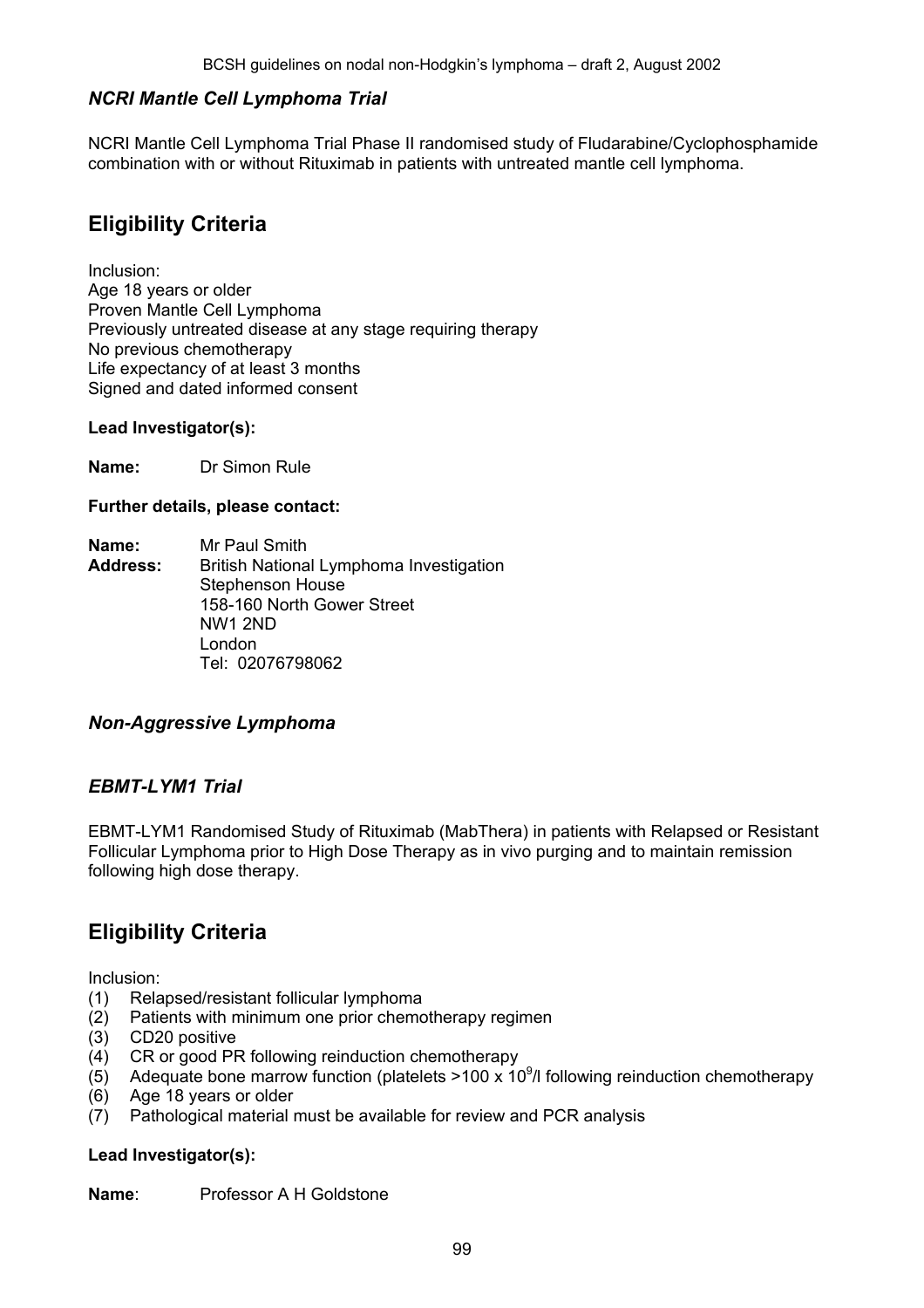### *NCRI Mantle Cell Lymphoma Trial*

NCRI Mantle Cell Lymphoma Trial Phase II randomised study of Fludarabine/Cyclophosphamide combination with or without Rituximab in patients with untreated mantle cell lymphoma.

## Eligibility Criteria

Inclusion:
Age 18 years or older
Proven Mantle Cell Lymphoma
Previously untreated disease at any stage requiring therapy
No previous chemotherapy
Life expectancy of at least 3 months
Signed and dated informed consent

**Lead Investigator(s):**

**Name:** Dr Simon Rule

**Further details, please contact:**

**Name:** Mr Paul Smith
**Address:** British National Lymphoma Investigation
Stephenson House
158-160 North Gower Street
NW1 2ND
London
Tel: 02076798062

### *Non-Aggressive Lymphoma*

### *EBMT-LYM1 Trial*

EBMT-LYM1 Randomised Study of Rituximab (MabThera) in patients with Relapsed or Resistant Follicular Lymphoma prior to High Dose Therapy as in vivo purging and to maintain remission following high dose therapy.

## Eligibility Criteria

Inclusion:

(1) Relapsed/resistant follicular lymphoma
(2) Patients with minimum one prior chemotherapy regimen
(3) CD20 positive
(4) CR or good PR following reinduction chemotherapy
(5) Adequate bone marrow function (platelets >100 x $10^9$/l following reinduction chemotherapy
(6) Age 18 years or older
(7) Pathological material must be available for review and PCR analysis

**Lead Investigator(s):**

**Name**: Professor A H Goldstone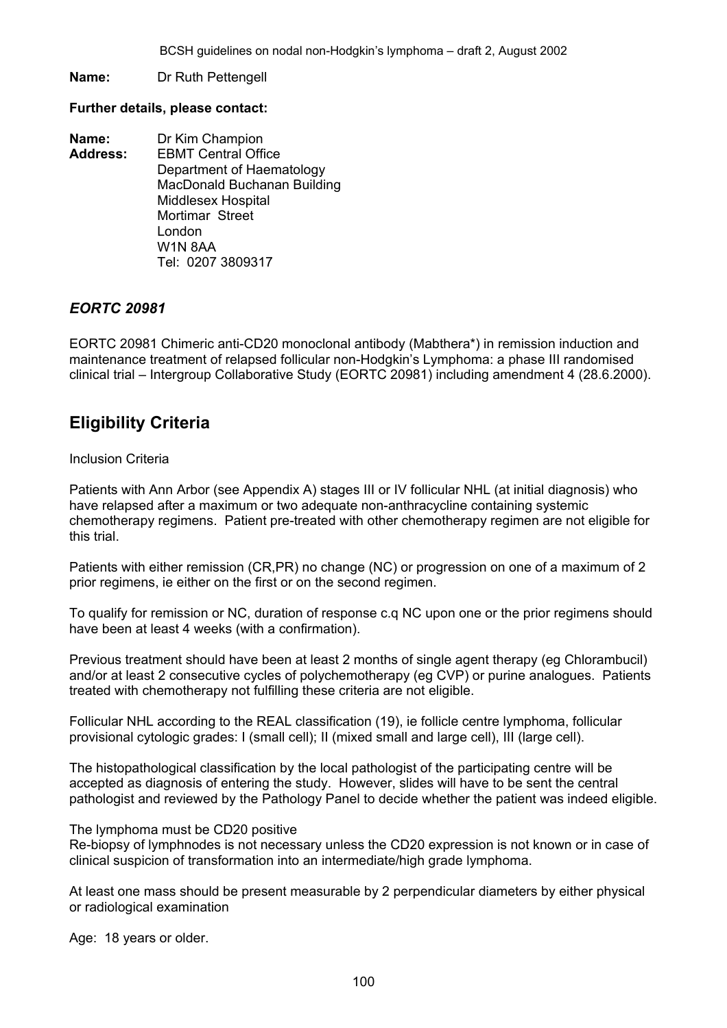**Name:** Dr Ruth Pettengell

**Further details, please contact:**

**Name:** Dr Kim Champion
**Address:** EBMT Central Office
Department of Haematology
MacDonald Buchanan Building
Middlesex Hospital
Mortimar Street
London
W1N 8AA
Tel: 0207 3809317

### *EORTC 20981*

EORTC 20981 Chimeric anti-CD20 monoclonal antibody (Mabthera*) in remission induction and maintenance treatment of relapsed follicular non-Hodgkin's Lymphoma: a phase III randomised clinical trial – Intergroup Collaborative Study (EORTC 20981) including amendment 4 (28.6.2000).

## Eligibility Criteria

Inclusion Criteria

Patients with Ann Arbor (see Appendix A) stages III or IV follicular NHL (at initial diagnosis) who have relapsed after a maximum or two adequate non-anthracycline containing systemic chemotherapy regimens. Patient pre-treated with other chemotherapy regimen are not eligible for this trial.

Patients with either remission (CR,PR) no change (NC) or progression on one of a maximum of 2 prior regimens, ie either on the first or on the second regimen.

To qualify for remission or NC, duration of response c.q NC upon one or the prior regimens should have been at least 4 weeks (with a confirmation).

Previous treatment should have been at least 2 months of single agent therapy (eg Chlorambucil) and/or at least 2 consecutive cycles of polychemotherapy (eg CVP) or purine analogues. Patients treated with chemotherapy not fulfilling these criteria are not eligible.

Follicular NHL according to the REAL classification (19), ie follicle centre lymphoma, follicular provisional cytologic grades: I (small cell); II (mixed small and large cell), III (large cell).

The histopathological classification by the local pathologist of the participating centre will be accepted as diagnosis of entering the study. However, slides will have to be sent the central pathologist and reviewed by the Pathology Panel to decide whether the patient was indeed eligible.

The lymphoma must be CD20 positive
Re-biopsy of lymphnodes is not necessary unless the CD20 expression is not known or in case of clinical suspicion of transformation into an intermediate/high grade lymphoma.

At least one mass should be present measurable by 2 perpendicular diameters by either physical or radiological examination

Age: 18 years or older.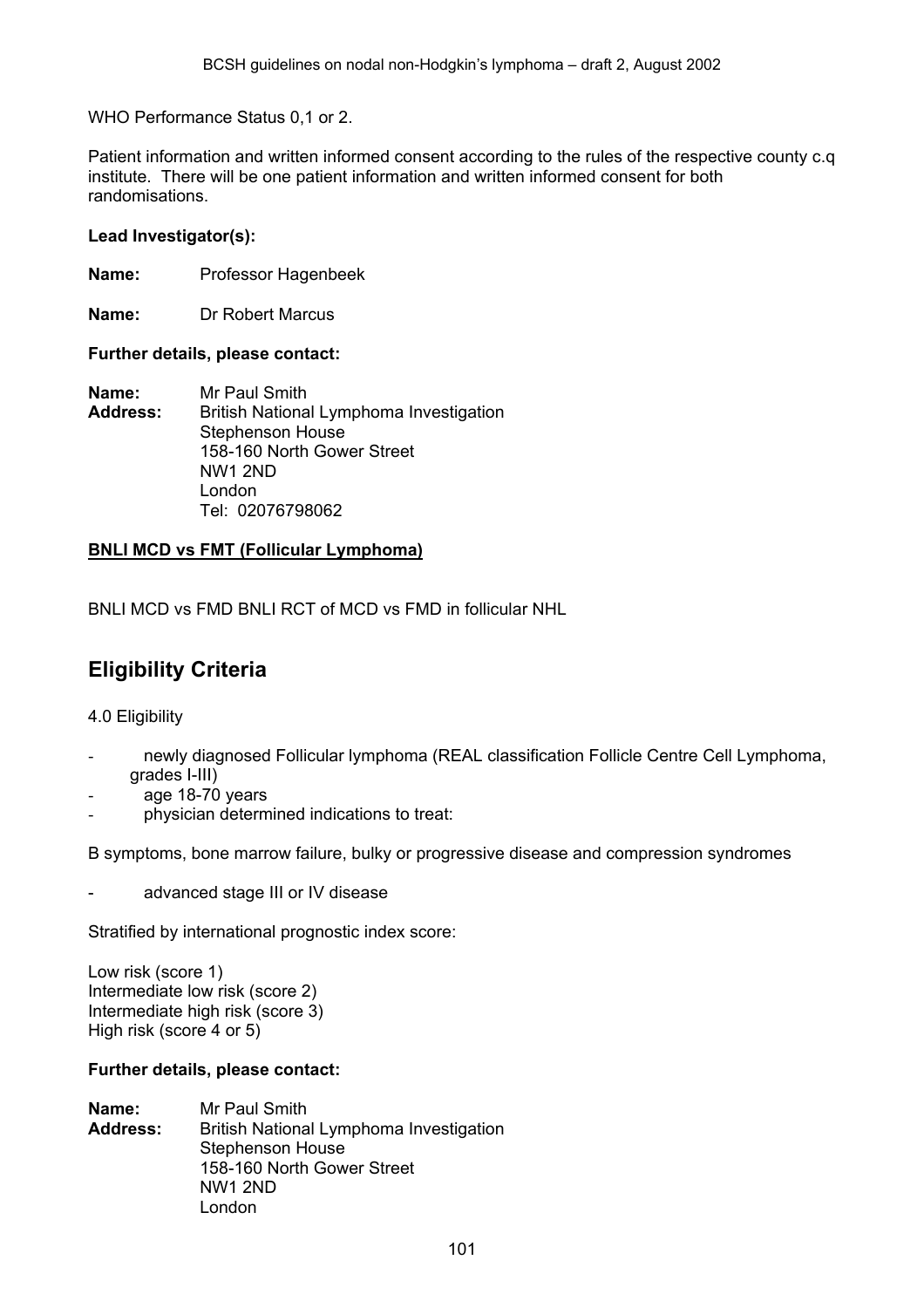WHO Performance Status 0,1 or 2.

Patient information and written informed consent according to the rules of the respective county c.q institute. There will be one patient information and written informed consent for both randomisations.

**Lead Investigator(s):**

**Name:** Professor Hagenbeek

**Name:** Dr Robert Marcus

**Further details, please contact:**

**Name:** Mr Paul Smith
**Address:** British National Lymphoma Investigation
Stephenson House
158-160 North Gower Street
NW1 2ND
London
Tel: 02076798062

**BNLI MCD vs FMT (Follicular Lymphoma)**

BNLI MCD vs FMD BNLI RCT of MCD vs FMD in follicular NHL

## Eligibility Criteria

4.0 Eligibility

- newly diagnosed Follicular lymphoma (REAL classification Follicle Centre Cell Lymphoma, grades I-III)
- age 18-70 years
- physician determined indications to treat:

B symptoms, bone marrow failure, bulky or progressive disease and compression syndromes

- advanced stage III or IV disease

Stratified by international prognostic index score:

Low risk (score 1)
Intermediate low risk (score 2)
Intermediate high risk (score 3)
High risk (score 4 or 5)

**Further details, please contact:**

**Name:** Mr Paul Smith
**Address:** British National Lymphoma Investigation
Stephenson House
158-160 North Gower Street
NW1 2ND
London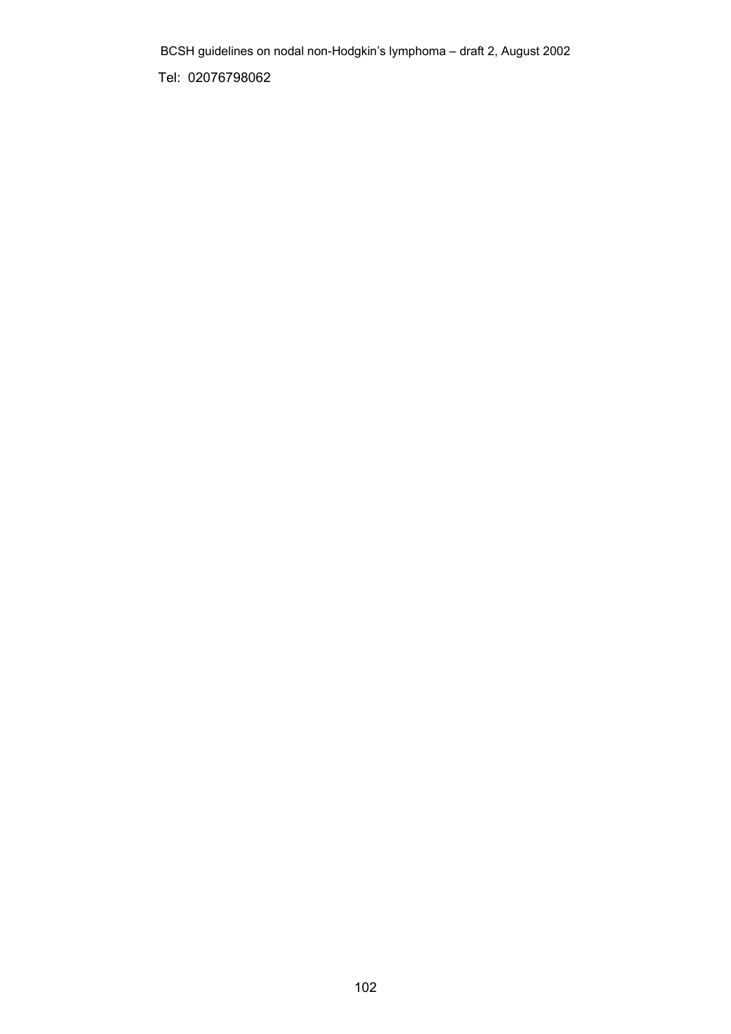Tel: 02076798062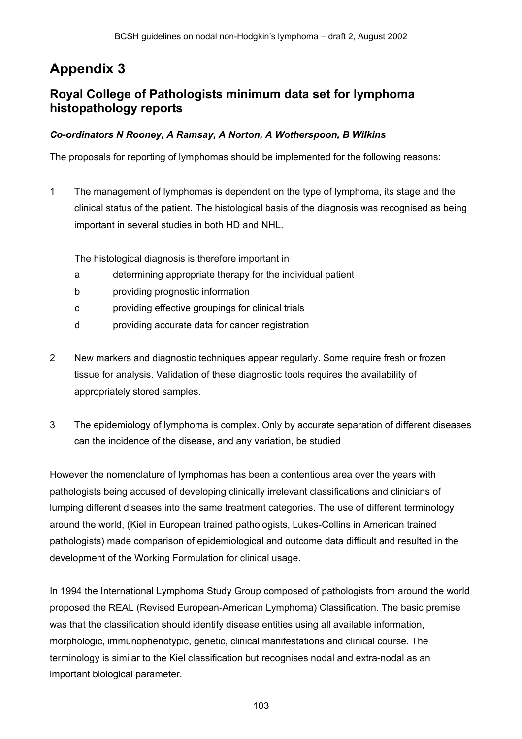# Appendix 3

## Royal College of Pathologists minimum data set for lymphoma histopathology reports

***Co-ordinators N Rooney, A Ramsay, A Norton, A Wotherspoon, B Wilkins***

The proposals for reporting of lymphomas should be implemented for the following reasons:

1. The management of lymphomas is dependent on the type of lymphoma, its stage and the clinical status of the patient. The histological basis of the diagnosis was recognised as being important in several studies in both HD and NHL.

   The histological diagnosis is therefore important in

   a. determining appropriate therapy for the individual patient
   b. providing prognostic information
   c. providing effective groupings for clinical trials
   d. providing accurate data for cancer registration

2. New markers and diagnostic techniques appear regularly. Some require fresh or frozen tissue for analysis. Validation of these diagnostic tools requires the availability of appropriately stored samples.

3. The epidemiology of lymphoma is complex. Only by accurate separation of different diseases can the incidence of the disease, and any variation, be studied

However the nomenclature of lymphomas has been a contentious area over the years with pathologists being accused of developing clinically irrelevant classifications and clinicians of lumping different diseases into the same treatment categories. The use of different terminology around the world, (Kiel in European trained pathologists, Lukes-Collins in American trained pathologists) made comparison of epidemiological and outcome data difficult and resulted in the development of the Working Formulation for clinical usage.

In 1994 the International Lymphoma Study Group composed of pathologists from around the world proposed the REAL (Revised European-American Lymphoma) Classification. The basic premise was that the classification should identify disease entities using all available information, morphologic, immunophenotypic, genetic, clinical manifestations and clinical course. The terminology is similar to the Kiel classification but recognises nodal and extra-nodal as an important biological parameter.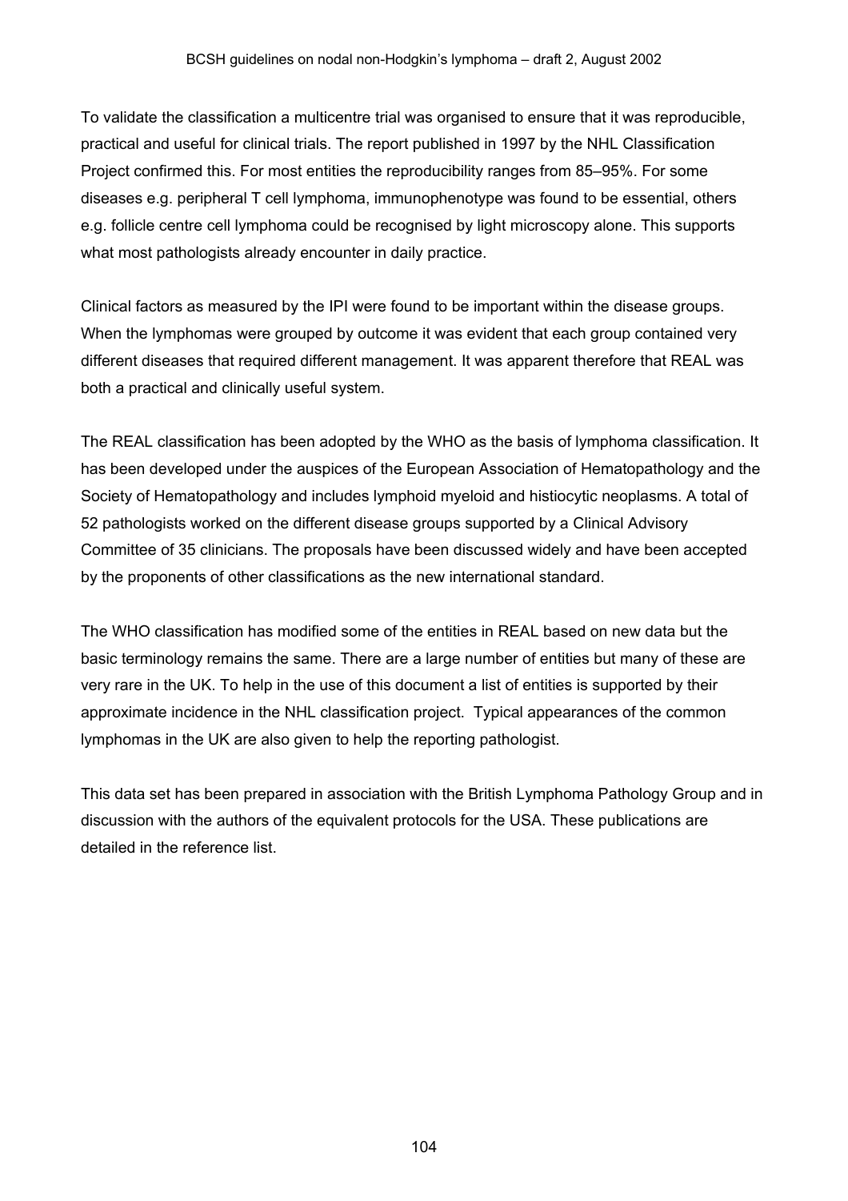To validate the classification a multicentre trial was organised to ensure that it was reproducible, practical and useful for clinical trials. The report published in 1997 by the NHL Classification Project confirmed this. For most entities the reproducibility ranges from 85–95%. For some diseases e.g. peripheral T cell lymphoma, immunophenotype was found to be essential, others e.g. follicle centre cell lymphoma could be recognised by light microscopy alone. This supports what most pathologists already encounter in daily practice.

Clinical factors as measured by the IPI were found to be important within the disease groups. When the lymphomas were grouped by outcome it was evident that each group contained very different diseases that required different management. It was apparent therefore that REAL was both a practical and clinically useful system.

The REAL classification has been adopted by the WHO as the basis of lymphoma classification. It has been developed under the auspices of the European Association of Hematopathology and the Society of Hematopathology and includes lymphoid myeloid and histiocytic neoplasms. A total of 52 pathologists worked on the different disease groups supported by a Clinical Advisory Committee of 35 clinicians. The proposals have been discussed widely and have been accepted by the proponents of other classifications as the new international standard.

The WHO classification has modified some of the entities in REAL based on new data but the basic terminology remains the same. There are a large number of entities but many of these are very rare in the UK. To help in the use of this document a list of entities is supported by their approximate incidence in the NHL classification project. Typical appearances of the common lymphomas in the UK are also given to help the reporting pathologist.

This data set has been prepared in association with the British Lymphoma Pathology Group and in discussion with the authors of the equivalent protocols for the USA. These publications are detailed in the reference list.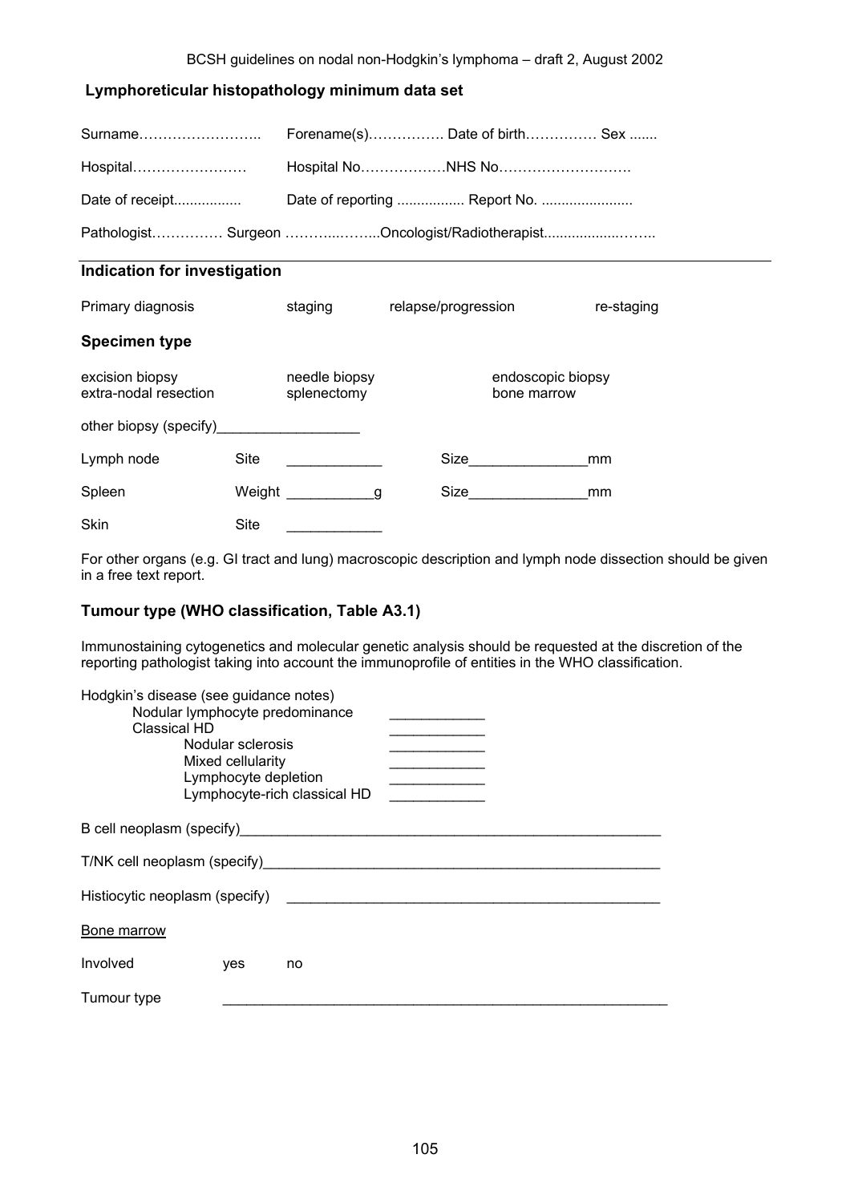## Lymphoreticular histopathology minimum data set

Surname…………………….. Forename(s)……………. Date of birth…………… Sex .......

Hospital…………………… Hospital No………………NHS No……………………….

Date of receipt................. Date of reporting ................. Report No. .......................

Pathologist…………… Surgeon ………..……..Oncologist/Radiotherapist...................……..

---

### Indication for investigation

Primary diagnosis staging relapse/progression re-staging

### Specimen type

| | | |
|---|---|---|
| excision biopsy | needle biopsy | endoscopic biopsy |
| extra-nodal resection | splenectomy | bone marrow |

other biopsy (specify)__________________

| | | | |
|---|---|---|---|
| Lymph node | Site ____________ | Size_______________mm | |
| Spleen | Weight ___________g | Size_______________mm | |
| Skin | Site ____________ | | |

For other organs (e.g. GI tract and lung) macroscopic description and lymph node dissection should be given in a free text report.

### Tumour type (WHO classification, Table A3.1)

Immunostaining cytogenetics and molecular genetic analysis should be requested at the discretion of the reporting pathologist taking into account the immunoprofile of entities in the WHO classification.

Hodgkin's disease (see guidance notes)
- Nodular lymphocyte predominance ____________
- Classical HD ____________
  - Nodular sclerosis ____________
  - Mixed cellularity ____________
  - Lymphocyte depletion ____________
  - Lymphocyte-rich classical HD ____________

B cell neoplasm (specify)_______________________________________________________

T/NK cell neoplasm (specify)____________________________________________________

Histiocytic neoplasm (specify) _________________________________________________

Bone marrow

Involved yes no

Tumour type _________________________________________________________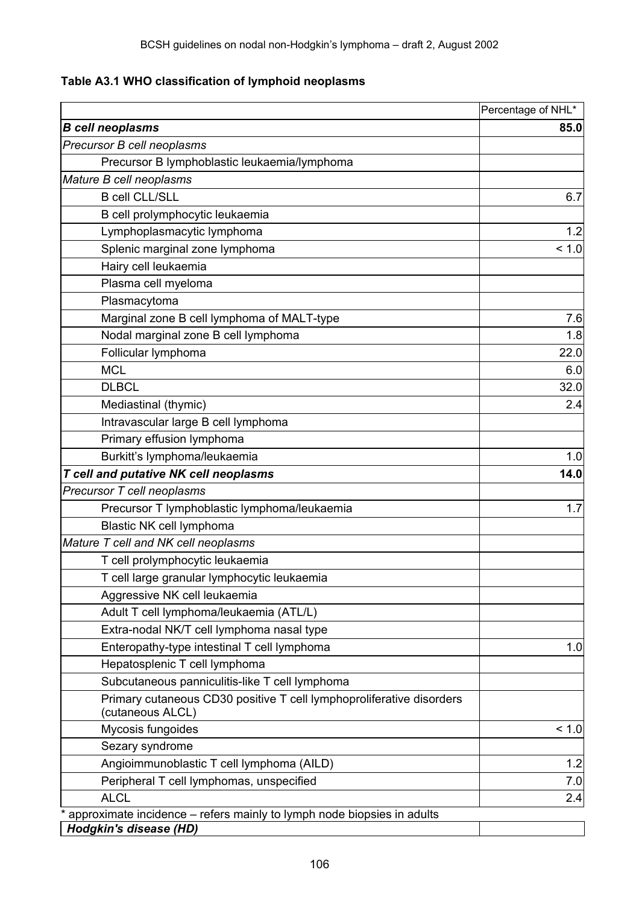**Table A3.1 WHO classification of lymphoid neoplasms**

| | Percentage of NHL* |
|---|---:|
| ***B cell neoplasms*** | **85.0** |
| *Precursor B cell neoplasms* | |
| Precursor B lymphoblastic leukaemia/lymphoma | |
| *Mature B cell neoplasms* | |
| B cell CLL/SLL | 6.7 |
| B cell prolymphocytic leukaemia | |
| Lymphoplasmacytic lymphoma | 1.2 |
| Splenic marginal zone lymphoma | < 1.0 |
| Hairy cell leukaemia | |
| Plasma cell myeloma | |
| Plasmacytoma | |
| Marginal zone B cell lymphoma of MALT-type | 7.6 |
| Nodal marginal zone B cell lymphoma | 1.8 |
| Follicular lymphoma | 22.0 |
| MCL | 6.0 |
| DLBCL | 32.0 |
| Mediastinal (thymic) | 2.4 |
| Intravascular large B cell lymphoma | |
| Primary effusion lymphoma | |
| Burkitt's lymphoma/leukaemia | 1.0 |
| ***T cell and putative NK cell neoplasms*** | **14.0** |
| *Precursor T cell neoplasms* | |
| Precursor T lymphoblastic lymphoma/leukaemia | 1.7 |
| Blastic NK cell lymphoma | |
| *Mature T cell and NK cell neoplasms* | |
| T cell prolymphocytic leukaemia | |
| T cell large granular lymphocytic leukaemia | |
| Aggressive NK cell leukaemia | |
| Adult T cell lymphoma/leukaemia (ATL/L) | |
| Extra-nodal NK/T cell lymphoma nasal type | |
| Enteropathy-type intestinal T cell lymphoma | 1.0 |
| Hepatosplenic T cell lymphoma | |
| Subcutaneous panniculitis-like T cell lymphoma | |
| Primary cutaneous CD30 positive T cell lymphoproliferative disorders (cutaneous ALCL) | |
| Mycosis fungoides | < 1.0 |
| Sezary syndrome | |
| Angioimmunoblastic T cell lymphoma (AILD) | 1.2 |
| Peripheral T cell lymphomas, unspecified | 7.0 |
| ALCL | 2.4 |

* approximate incidence – refers mainly to lymph node biopsies in adults

| ***Hodgkin's disease (HD)*** | |
|---|---|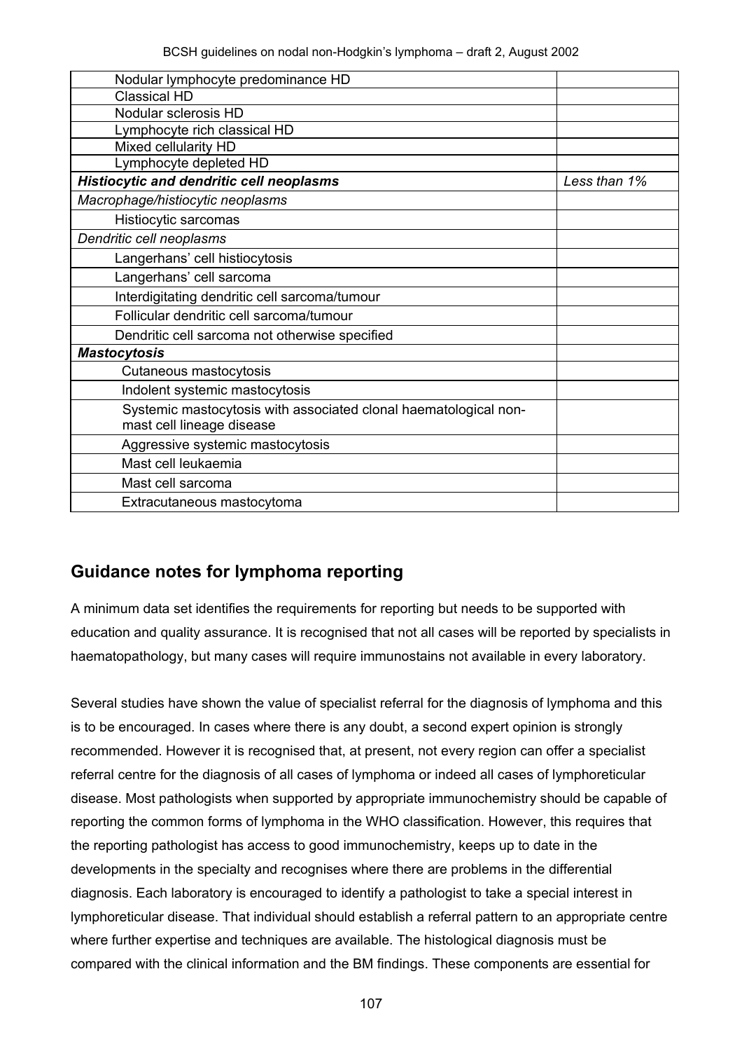| | |
|---|---|
| Nodular lymphocyte predominance HD | |
| Classical HD | |
| Nodular sclerosis HD | |
| Lymphocyte rich classical HD | |
| Mixed cellularity HD | |
| Lymphocyte depleted HD | |
| ***Histiocytic and dendritic cell neoplasms*** | *Less than 1%* |
| *Macrophage/histiocytic neoplasms* | |
| Histiocytic sarcomas | |
| *Dendritic cell neoplasms* | |
| Langerhans' cell histiocytosis | |
| Langerhans' cell sarcoma | |
| Interdigitating dendritic cell sarcoma/tumour | |
| Follicular dendritic cell sarcoma/tumour | |
| Dendritic cell sarcoma not otherwise specified | |
| ***Mastocytosis*** | |
| Cutaneous mastocytosis | |
| Indolent systemic mastocytosis | |
| Systemic mastocytosis with associated clonal haematological non-mast cell lineage disease | |
| Aggressive systemic mastocytosis | |
| Mast cell leukaemia | |
| Mast cell sarcoma | |
| Extracutaneous mastocytoma | |

## Guidance notes for lymphoma reporting

A minimum data set identifies the requirements for reporting but needs to be supported with education and quality assurance. It is recognised that not all cases will be reported by specialists in haematopathology, but many cases will require immunostains not available in every laboratory.

Several studies have shown the value of specialist referral for the diagnosis of lymphoma and this is to be encouraged. In cases where there is any doubt, a second expert opinion is strongly recommended. However it is recognised that, at present, not every region can offer a specialist referral centre for the diagnosis of all cases of lymphoma or indeed all cases of lymphoreticular disease. Most pathologists when supported by appropriate immunochemistry should be capable of reporting the common forms of lymphoma in the WHO classification. However, this requires that the reporting pathologist has access to good immunochemistry, keeps up to date in the developments in the specialty and recognises where there are problems in the differential diagnosis. Each laboratory is encouraged to identify a pathologist to take a special interest in lymphoreticular disease. That individual should establish a referral pattern to an appropriate centre where further expertise and techniques are available. The histological diagnosis must be compared with the clinical information and the BM findings. These components are essential for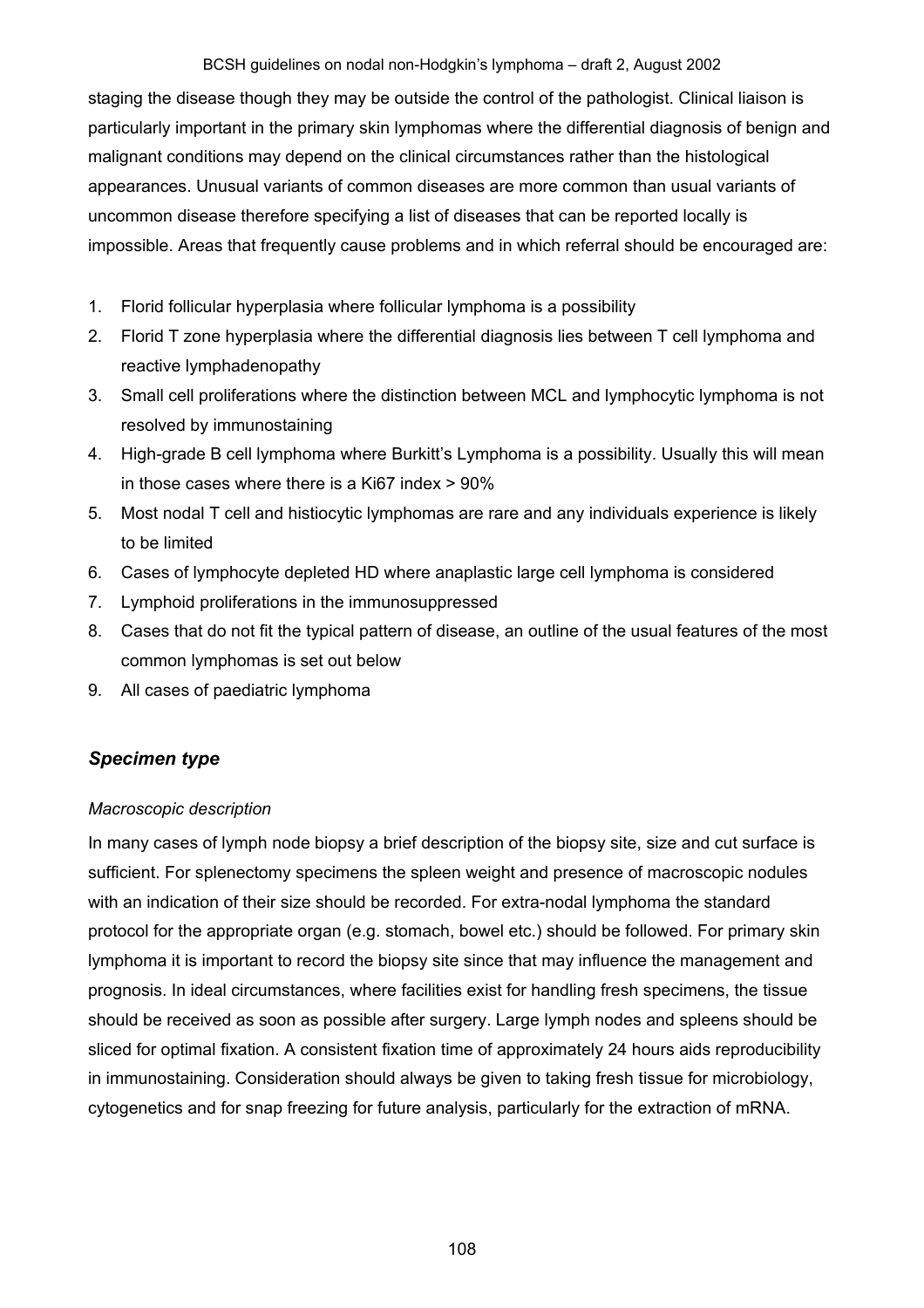staging the disease though they may be outside the control of the pathologist. Clinical liaison is particularly important in the primary skin lymphomas where the differential diagnosis of benign and malignant conditions may depend on the clinical circumstances rather than the histological appearances. Unusual variants of common diseases are more common than usual variants of uncommon disease therefore specifying a list of diseases that can be reported locally is impossible. Areas that frequently cause problems and in which referral should be encouraged are:

1. Florid follicular hyperplasia where follicular lymphoma is a possibility
2. Florid T zone hyperplasia where the differential diagnosis lies between T cell lymphoma and reactive lymphadenopathy
3. Small cell proliferations where the distinction between MCL and lymphocytic lymphoma is not resolved by immunostaining
4. High-grade B cell lymphoma where Burkitt's Lymphoma is a possibility. Usually this will mean in those cases where there is a Ki67 index > 90%
5. Most nodal T cell and histiocytic lymphomas are rare and any individuals experience is likely to be limited
6. Cases of lymphocyte depleted HD where anaplastic large cell lymphoma is considered
7. Lymphoid proliferations in the immunosuppressed
8. Cases that do not fit the typical pattern of disease, an outline of the usual features of the most common lymphomas is set out below
9. All cases of paediatric lymphoma

## *Specimen type*

*Macroscopic description*

In many cases of lymph node biopsy a brief description of the biopsy site, size and cut surface is sufficient. For splenectomy specimens the spleen weight and presence of macroscopic nodules with an indication of their size should be recorded. For extra-nodal lymphoma the standard protocol for the appropriate organ (e.g. stomach, bowel etc.) should be followed. For primary skin lymphoma it is important to record the biopsy site since that may influence the management and prognosis. In ideal circumstances, where facilities exist for handling fresh specimens, the tissue should be received as soon as possible after surgery. Large lymph nodes and spleens should be sliced for optimal fixation. A consistent fixation time of approximately 24 hours aids reproducibility in immunostaining. Consideration should always be given to taking fresh tissue for microbiology, cytogenetics and for snap freezing for future analysis, particularly for the extraction of mRNA.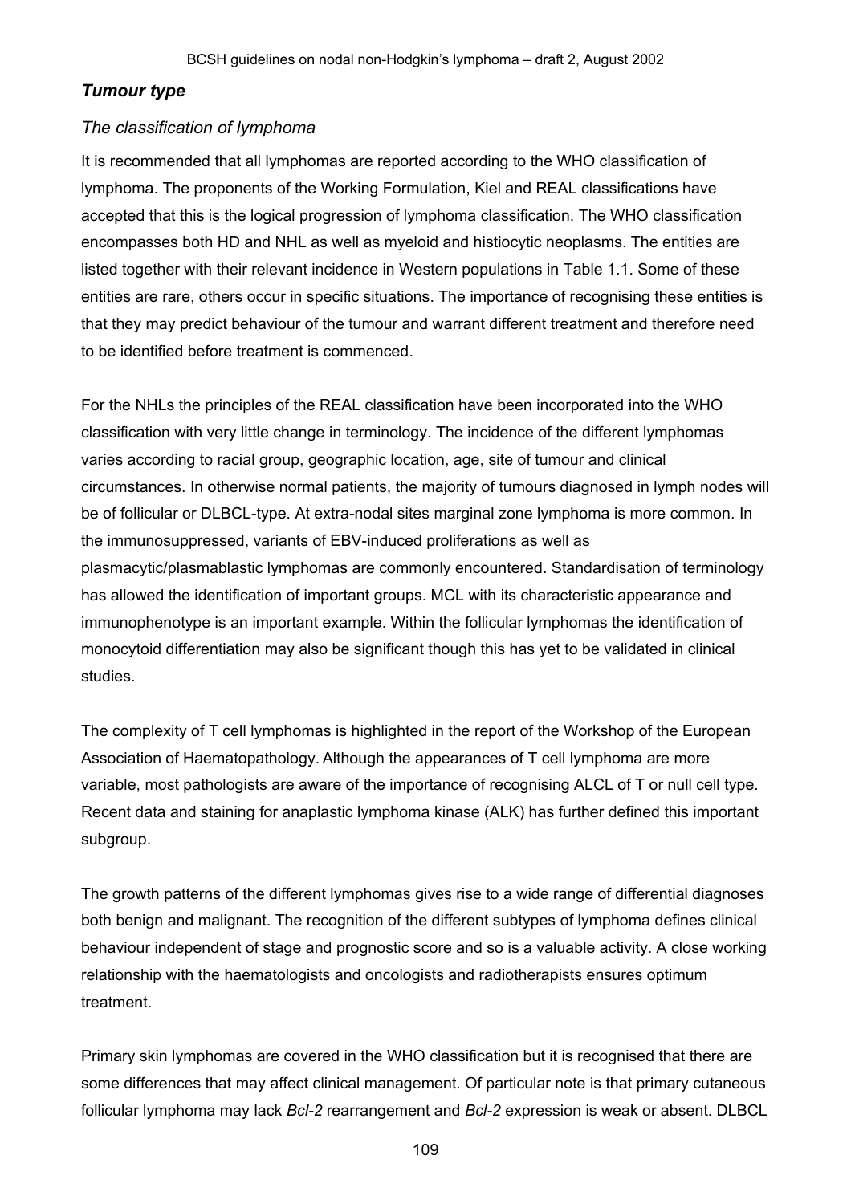## *Tumour type*

### *The classification of lymphoma*

It is recommended that all lymphomas are reported according to the WHO classification of lymphoma. The proponents of the Working Formulation, Kiel and REAL classifications have accepted that this is the logical progression of lymphoma classification. The WHO classification encompasses both HD and NHL as well as myeloid and histiocytic neoplasms. The entities are listed together with their relevant incidence in Western populations in Table 1.1. Some of these entities are rare, others occur in specific situations. The importance of recognising these entities is that they may predict behaviour of the tumour and warrant different treatment and therefore need to be identified before treatment is commenced.

For the NHLs the principles of the REAL classification have been incorporated into the WHO classification with very little change in terminology. The incidence of the different lymphomas varies according to racial group, geographic location, age, site of tumour and clinical circumstances. In otherwise normal patients, the majority of tumours diagnosed in lymph nodes will be of follicular or DLBCL-type. At extra-nodal sites marginal zone lymphoma is more common. In the immunosuppressed, variants of EBV-induced proliferations as well as plasmacytic/plasmablastic lymphomas are commonly encountered. Standardisation of terminology has allowed the identification of important groups. MCL with its characteristic appearance and immunophenotype is an important example. Within the follicular lymphomas the identification of monocytoid differentiation may also be significant though this has yet to be validated in clinical studies.

The complexity of T cell lymphomas is highlighted in the report of the Workshop of the European Association of Haematopathology. Although the appearances of T cell lymphoma are more variable, most pathologists are aware of the importance of recognising ALCL of T or null cell type. Recent data and staining for anaplastic lymphoma kinase (ALK) has further defined this important subgroup.

The growth patterns of the different lymphomas gives rise to a wide range of differential diagnoses both benign and malignant. The recognition of the different subtypes of lymphoma defines clinical behaviour independent of stage and prognostic score and so is a valuable activity. A close working relationship with the haematologists and oncologists and radiotherapists ensures optimum treatment.

Primary skin lymphomas are covered in the WHO classification but it is recognised that there are some differences that may affect clinical management. Of particular note is that primary cutaneous follicular lymphoma may lack *Bcl-2* rearrangement and *Bcl-2* expression is weak or absent. DLBCL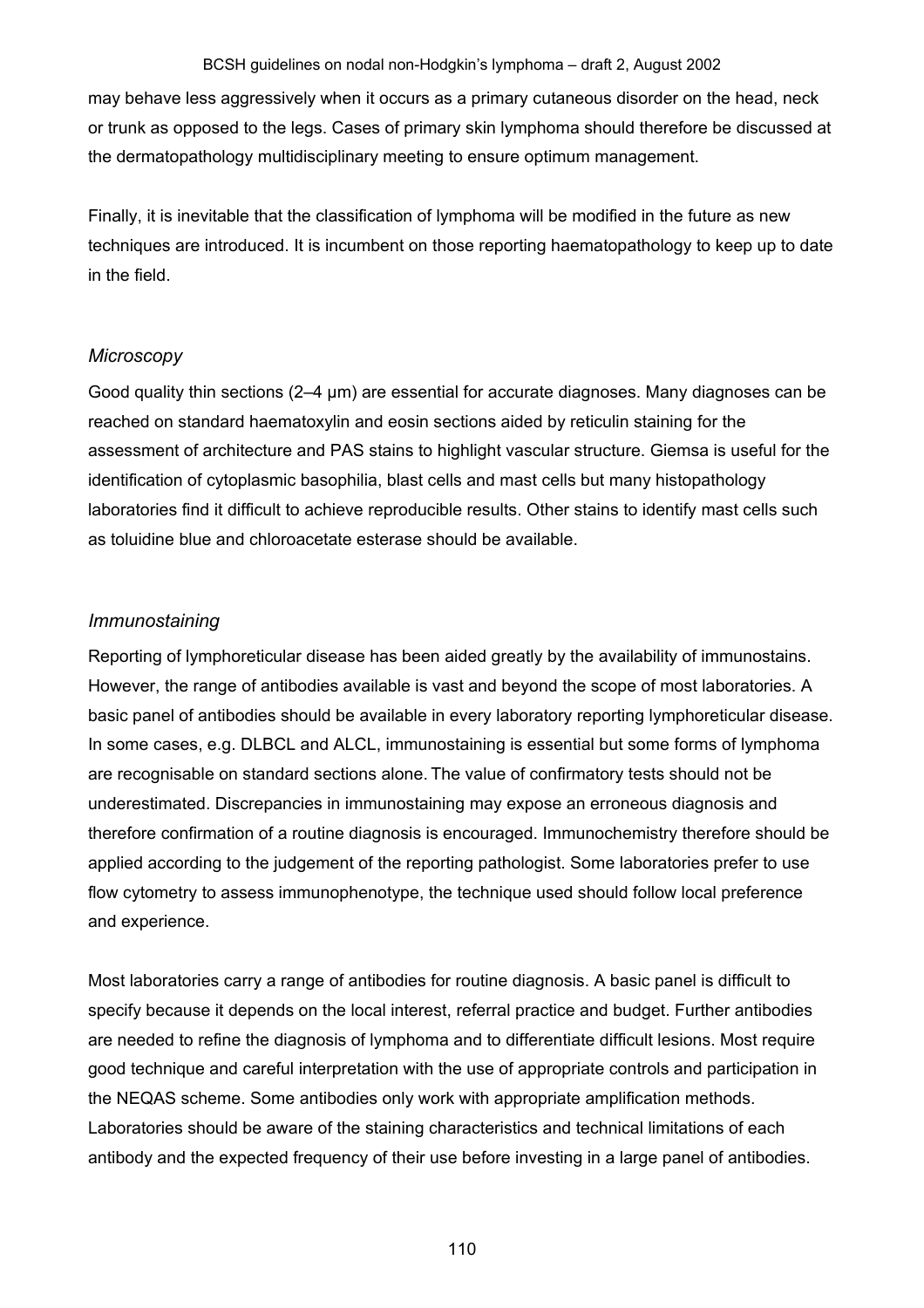may behave less aggressively when it occurs as a primary cutaneous disorder on the head, neck or trunk as opposed to the legs. Cases of primary skin lymphoma should therefore be discussed at the dermatopathology multidisciplinary meeting to ensure optimum management.

Finally, it is inevitable that the classification of lymphoma will be modified in the future as new techniques are introduced. It is incumbent on those reporting haematopathology to keep up to date in the field.

### *Microscopy*

Good quality thin sections (2–4 µm) are essential for accurate diagnoses. Many diagnoses can be reached on standard haematoxylin and eosin sections aided by reticulin staining for the assessment of architecture and PAS stains to highlight vascular structure. Giemsa is useful for the identification of cytoplasmic basophilia, blast cells and mast cells but many histopathology laboratories find it difficult to achieve reproducible results. Other stains to identify mast cells such as toluidine blue and chloroacetate esterase should be available.

### *Immunostaining*

Reporting of lymphoreticular disease has been aided greatly by the availability of immunostains. However, the range of antibodies available is vast and beyond the scope of most laboratories. A basic panel of antibodies should be available in every laboratory reporting lymphoreticular disease. In some cases, e.g. DLBCL and ALCL, immunostaining is essential but some forms of lymphoma are recognisable on standard sections alone. The value of confirmatory tests should not be underestimated. Discrepancies in immunostaining may expose an erroneous diagnosis and therefore confirmation of a routine diagnosis is encouraged. Immunochemistry therefore should be applied according to the judgement of the reporting pathologist. Some laboratories prefer to use flow cytometry to assess immunophenotype, the technique used should follow local preference and experience.

Most laboratories carry a range of antibodies for routine diagnosis. A basic panel is difficult to specify because it depends on the local interest, referral practice and budget. Further antibodies are needed to refine the diagnosis of lymphoma and to differentiate difficult lesions. Most require good technique and careful interpretation with the use of appropriate controls and participation in the NEQAS scheme. Some antibodies only work with appropriate amplification methods. Laboratories should be aware of the staining characteristics and technical limitations of each antibody and the expected frequency of their use before investing in a large panel of antibodies.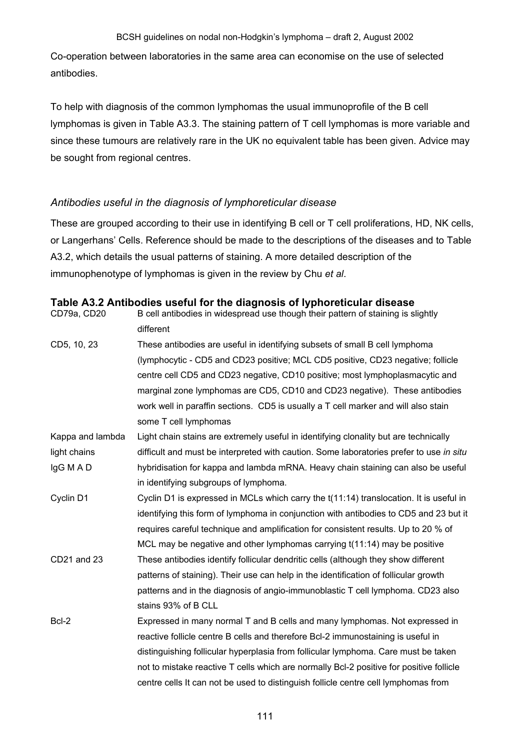Co-operation between laboratories in the same area can economise on the use of selected antibodies.

To help with diagnosis of the common lymphomas the usual immunoprofile of the B cell lymphomas is given in Table A3.3. The staining pattern of T cell lymphomas is more variable and since these tumours are relatively rare in the UK no equivalent table has been given. Advice may be sought from regional centres.

### *Antibodies useful in the diagnosis of lymphoreticular disease*

These are grouped according to their use in identifying B cell or T cell proliferations, HD, NK cells, or Langerhans' Cells. Reference should be made to the descriptions of the diseases and to Table A3.2, which details the usual patterns of staining. A more detailed description of the immunophenotype of lymphomas is given in the review by Chu *et al*.

**Table A3.2 Antibodies useful for the diagnosis of lyphoreticular disease**

| | |
|---|---|
| CD79a, CD20 | B cell antibodies in widespread use though their pattern of staining is slightly different |
| CD5, 10, 23 | These antibodies are useful in identifying subsets of small B cell lymphoma (lymphocytic - CD5 and CD23 positive; MCL CD5 positive, CD23 negative; follicle centre cell CD5 and CD23 negative, CD10 positive; most lymphoplasmacytic and marginal zone lymphomas are CD5, CD10 and CD23 negative). These antibodies work well in paraffin sections. CD5 is usually a T cell marker and will also stain some T cell lymphomas |
| Kappa and lambda light chains IgG M A D | Light chain stains are extremely useful in identifying clonality but are technically difficult and must be interpreted with caution. Some laboratories prefer to use *in situ* hybridisation for kappa and lambda mRNA. Heavy chain staining can also be useful in identifying subgroups of lymphoma. |
| Cyclin D1 | Cyclin D1 is expressed in MCLs which carry the t(11:14) translocation. It is useful in identifying this form of lymphoma in conjunction with antibodies to CD5 and 23 but it requires careful technique and amplification for consistent results. Up to 20 % of MCL may be negative and other lymphomas carrying t(11:14) may be positive |
| CD21 and 23 | These antibodies identify follicular dendritic cells (although they show different patterns of staining). Their use can help in the identification of follicular growth patterns and in the diagnosis of angio-immunoblastic T cell lymphoma. CD23 also stains 93% of B CLL |
| Bcl-2 | Expressed in many normal T and B cells and many lymphomas. Not expressed in reactive follicle centre B cells and therefore Bcl-2 immunostaining is useful in distinguishing follicular hyperplasia from follicular lymphoma. Care must be taken not to mistake reactive T cells which are normally Bcl-2 positive for positive follicle centre cells It can not be used to distinguish follicle centre cell lymphomas from |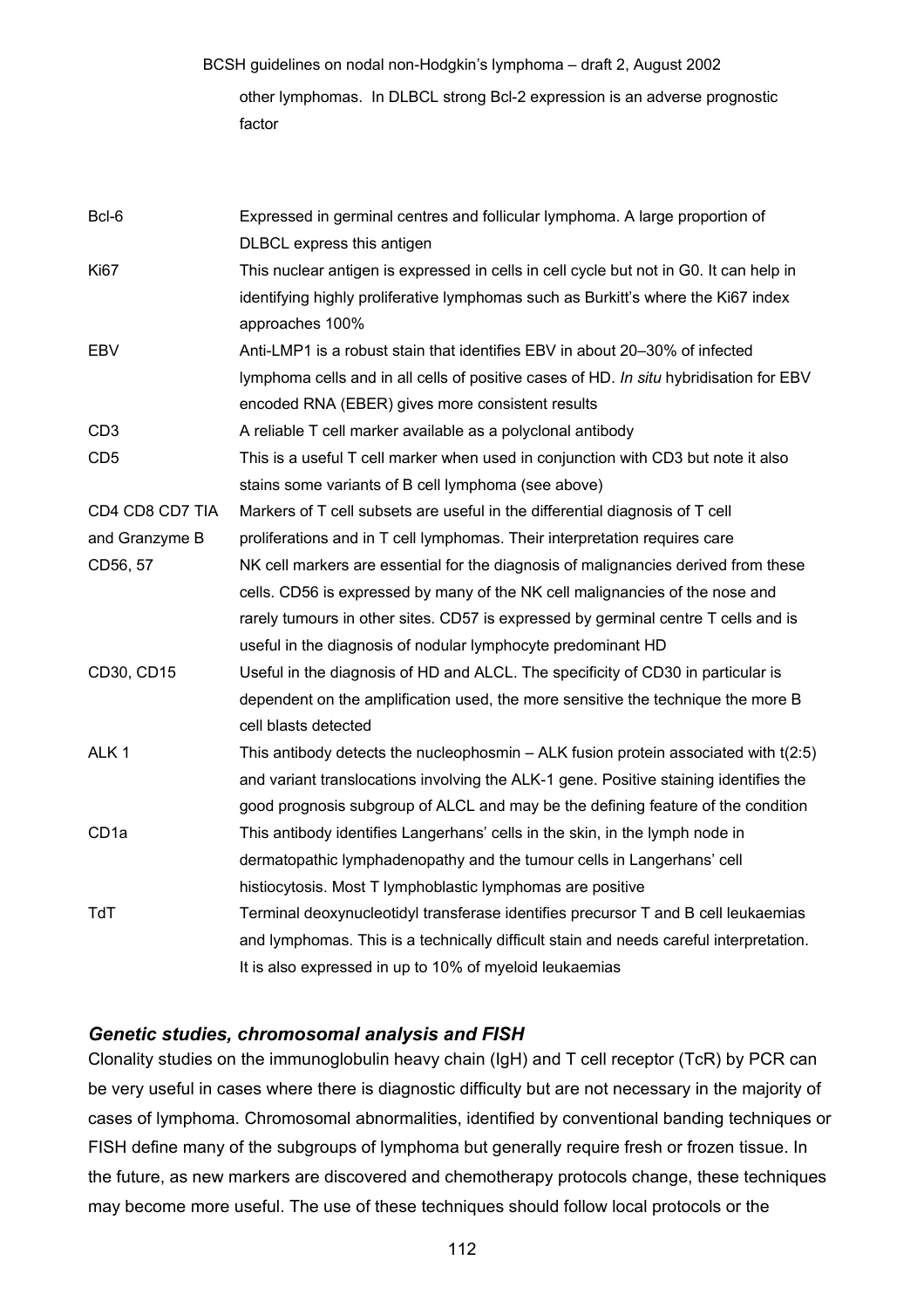other lymphomas. In DLBCL strong Bcl-2 expression is an adverse prognostic factor

| | |
|---|---|
| Bcl-6 | Expressed in germinal centres and follicular lymphoma. A large proportion of DLBCL express this antigen |
| Ki67 | This nuclear antigen is expressed in cells in cell cycle but not in G0. It can help in identifying highly proliferative lymphomas such as Burkitt's where the Ki67 index approaches 100% |
| EBV | Anti-LMP1 is a robust stain that identifies EBV in about 20–30% of infected lymphoma cells and in all cells of positive cases of HD. *In situ* hybridisation for EBV encoded RNA (EBER) gives more consistent results |
| CD3 | A reliable T cell marker available as a polyclonal antibody |
| CD5 | This is a useful T cell marker when used in conjunction with CD3 but note it also stains some variants of B cell lymphoma (see above) |
| CD4 CD8 CD7 TIA and Granzyme B | Markers of T cell subsets are useful in the differential diagnosis of T cell proliferations and in T cell lymphomas. Their interpretation requires care |
| CD56, 57 | NK cell markers are essential for the diagnosis of malignancies derived from these cells. CD56 is expressed by many of the NK cell malignancies of the nose and rarely tumours in other sites. CD57 is expressed by germinal centre T cells and is useful in the diagnosis of nodular lymphocyte predominant HD |
| CD30, CD15 | Useful in the diagnosis of HD and ALCL. The specificity of CD30 in particular is dependent on the amplification used, the more sensitive the technique the more B cell blasts detected |
| ALK 1 | This antibody detects the nucleophosmin – ALK fusion protein associated with t(2:5) and variant translocations involving the ALK-1 gene. Positive staining identifies the good prognosis subgroup of ALCL and may be the defining feature of the condition |
| CD1a | This antibody identifies Langerhans' cells in the skin, in the lymph node in dermatopathic lymphadenopathy and the tumour cells in Langerhans' cell histiocytosis. Most T lymphoblastic lymphomas are positive |
| TdT | Terminal deoxynucleotidyl transferase identifies precursor T and B cell leukaemias and lymphomas. This is a technically difficult stain and needs careful interpretation. It is also expressed in up to 10% of myeloid leukaemias |

### *Genetic studies, chromosomal analysis and FISH*

Clonality studies on the immunoglobulin heavy chain (IgH) and T cell receptor (TcR) by PCR can be very useful in cases where there is diagnostic difficulty but are not necessary in the majority of cases of lymphoma. Chromosomal abnormalities, identified by conventional banding techniques or FISH define many of the subgroups of lymphoma but generally require fresh or frozen tissue. In the future, as new markers are discovered and chemotherapy protocols change, these techniques may become more useful. The use of these techniques should follow local protocols or the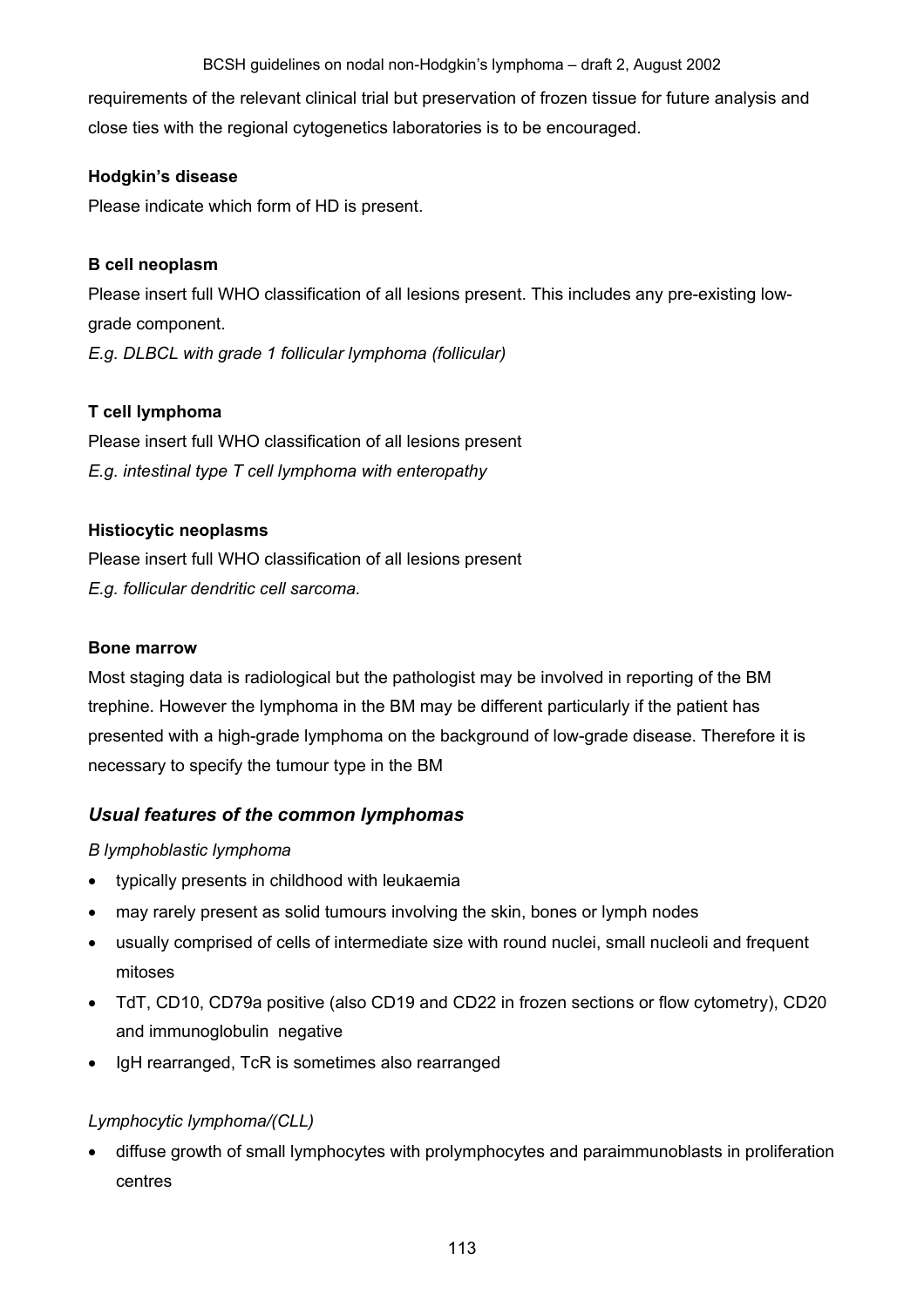requirements of the relevant clinical trial but preservation of frozen tissue for future analysis and close ties with the regional cytogenetics laboratories is to be encouraged.

**Hodgkin's disease**

Please indicate which form of HD is present.

**B cell neoplasm**

Please insert full WHO classification of all lesions present. This includes any pre-existing low-grade component.

*E.g. DLBCL with grade 1 follicular lymphoma (follicular)*

**T cell lymphoma**

Please insert full WHO classification of all lesions present

*E.g. intestinal type T cell lymphoma with enteropathy*

**Histiocytic neoplasms**

Please insert full WHO classification of all lesions present

*E.g. follicular dendritic cell sarcoma.*

**Bone marrow**

Most staging data is radiological but the pathologist may be involved in reporting of the BM trephine. However the lymphoma in the BM may be different particularly if the patient has presented with a high-grade lymphoma on the background of low-grade disease. Therefore it is necessary to specify the tumour type in the BM

## *Usual features of the common lymphomas*

*B lymphoblastic lymphoma*

- typically presents in childhood with leukaemia
- may rarely present as solid tumours involving the skin, bones or lymph nodes
- usually comprised of cells of intermediate size with round nuclei, small nucleoli and frequent mitoses
- TdT, CD10, CD79a positive (also CD19 and CD22 in frozen sections or flow cytometry), CD20 and immunoglobulin negative
- IgH rearranged, TcR is sometimes also rearranged

*Lymphocytic lymphoma/(CLL)*

- diffuse growth of small lymphocytes with prolymphocytes and paraimmunoblasts in proliferation centres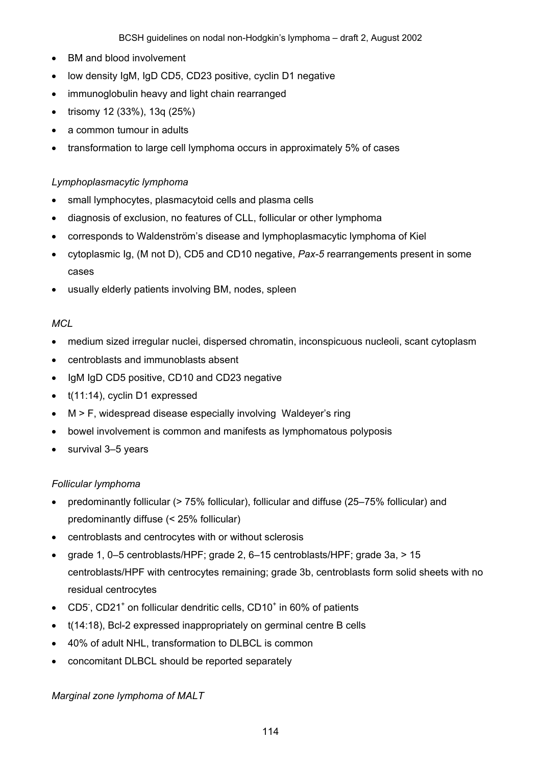- BM and blood involvement
- low density IgM, IgD CD5, CD23 positive, cyclin D1 negative
- immunoglobulin heavy and light chain rearranged
- trisomy 12 (33%), 13q (25%)
- a common tumour in adults
- transformation to large cell lymphoma occurs in approximately 5% of cases

*Lymphoplasmacytic lymphoma*

- small lymphocytes, plasmacytoid cells and plasma cells
- diagnosis of exclusion, no features of CLL, follicular or other lymphoma
- corresponds to Waldenström's disease and lymphoplasmacytic lymphoma of Kiel
- cytoplasmic Ig, (M not D), CD5 and CD10 negative, *Pax-5* rearrangements present in some cases
- usually elderly patients involving BM, nodes, spleen

*MCL*

- medium sized irregular nuclei, dispersed chromatin, inconspicuous nucleoli, scant cytoplasm
- centroblasts and immunoblasts absent
- IgM IgD CD5 positive, CD10 and CD23 negative
- t(11:14), cyclin D1 expressed
- M > F, widespread disease especially involving Waldeyer's ring
- bowel involvement is common and manifests as lymphomatous polyposis
- survival 3–5 years

*Follicular lymphoma*

- predominantly follicular (> 75% follicular), follicular and diffuse (25–75% follicular) and predominantly diffuse (< 25% follicular)
- centroblasts and centrocytes with or without sclerosis
- grade 1, 0–5 centroblasts/HPF; grade 2, 6–15 centroblasts/HPF; grade 3a, > 15 centroblasts/HPF with centrocytes remaining; grade 3b, centroblasts form solid sheets with no residual centrocytes
- $CD5^-$, $CD21^+$ on follicular dendritic cells, $CD10^+$ in 60% of patients
- t(14:18), Bcl-2 expressed inappropriately on germinal centre B cells
- 40% of adult NHL, transformation to DLBCL is common
- concomitant DLBCL should be reported separately

*Marginal zone lymphoma of MALT*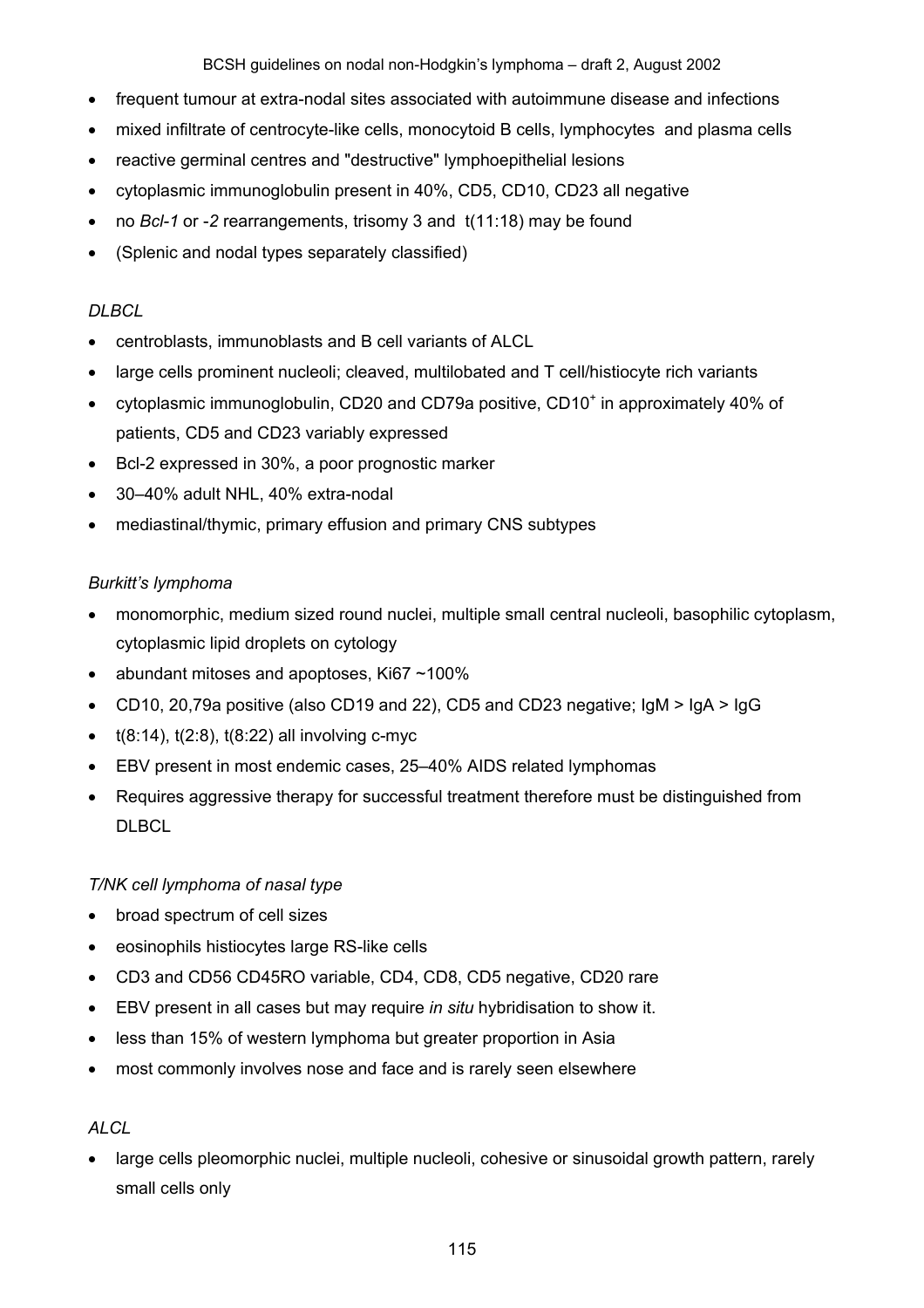- frequent tumour at extra-nodal sites associated with autoimmune disease and infections
- mixed infiltrate of centrocyte-like cells, monocytoid B cells, lymphocytes and plasma cells
- reactive germinal centres and "destructive" lymphoepithelial lesions
- cytoplasmic immunoglobulin present in 40%, CD5, CD10, CD23 all negative
- no *Bcl-1* or *-2* rearrangements, trisomy 3 and t(11:18) may be found
- (Splenic and nodal types separately classified)

*DLBCL*

- centroblasts, immunoblasts and B cell variants of ALCL
- large cells prominent nucleoli; cleaved, multilobated and T cell/histiocyte rich variants
- cytoplasmic immunoglobulin, CD20 and CD79a positive, $CD10^+$ in approximately 40% of patients, CD5 and CD23 variably expressed
- Bcl-2 expressed in 30%, a poor prognostic marker
- 30–40% adult NHL, 40% extra-nodal
- mediastinal/thymic, primary effusion and primary CNS subtypes

*Burkitt's lymphoma*

- monomorphic, medium sized round nuclei, multiple small central nucleoli, basophilic cytoplasm, cytoplasmic lipid droplets on cytology
- abundant mitoses and apoptoses, Ki67 ~100%
- CD10, 20,79a positive (also CD19 and 22), CD5 and CD23 negative; IgM > IgA > IgG
- t(8:14), t(2:8), t(8:22) all involving c-myc
- EBV present in most endemic cases, 25–40% AIDS related lymphomas
- Requires aggressive therapy for successful treatment therefore must be distinguished from DLBCL

*T/NK cell lymphoma of nasal type*

- broad spectrum of cell sizes
- eosinophils histiocytes large RS-like cells
- CD3 and CD56 CD45RO variable, CD4, CD8, CD5 negative, CD20 rare
- EBV present in all cases but may require *in situ* hybridisation to show it.
- less than 15% of western lymphoma but greater proportion in Asia
- most commonly involves nose and face and is rarely seen elsewhere

*ALCL*

- large cells pleomorphic nuclei, multiple nucleoli, cohesive or sinusoidal growth pattern, rarely small cells only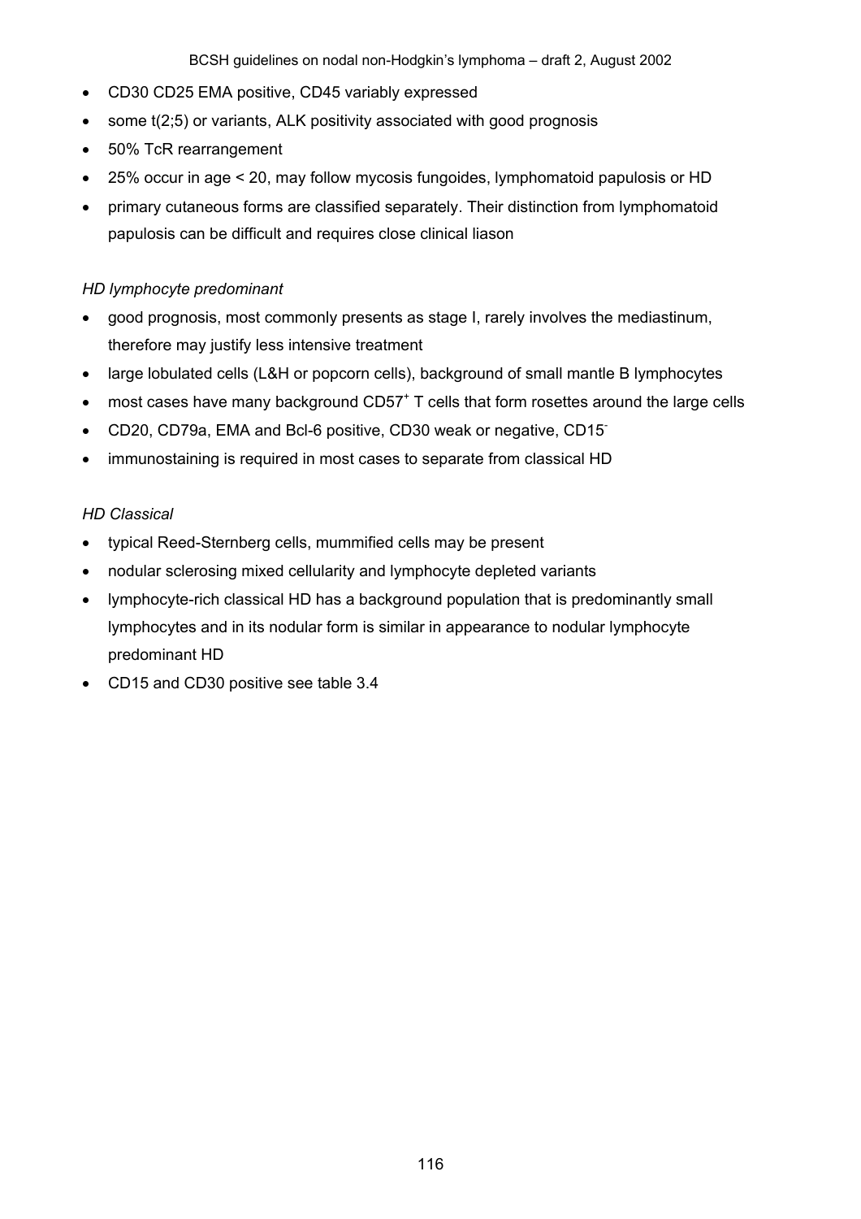- CD30 CD25 EMA positive, CD45 variably expressed
- some t(2;5) or variants, ALK positivity associated with good prognosis
- 50% TcR rearrangement
- 25% occur in age < 20, may follow mycosis fungoides, lymphomatoid papulosis or HD
- primary cutaneous forms are classified separately. Their distinction from lymphomatoid papulosis can be difficult and requires close clinical liason

*HD lymphocyte predominant*

- good prognosis, most commonly presents as stage I, rarely involves the mediastinum, therefore may justify less intensive treatment
- large lobulated cells (L&H or popcorn cells), background of small mantle B lymphocytes
- most cases have many background $CD57^+$ T cells that form rosettes around the large cells
- CD20, CD79a, EMA and Bcl-6 positive, CD30 weak or negative, $CD15^-$
- immunostaining is required in most cases to separate from classical HD

*HD Classical*

- typical Reed-Sternberg cells, mummified cells may be present
- nodular sclerosing mixed cellularity and lymphocyte depleted variants
- lymphocyte-rich classical HD has a background population that is predominantly small lymphocytes and in its nodular form is similar in appearance to nodular lymphocyte predominant HD
- CD15 and CD30 positive see table 3.4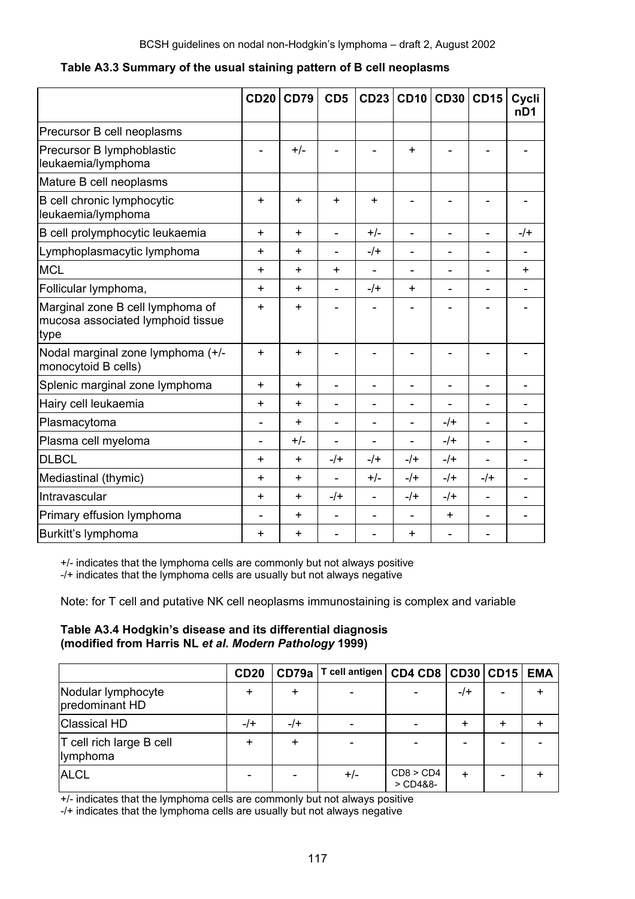**Table A3.3 Summary of the usual staining pattern of B cell neoplasms**

| | CD20 | CD79 | CD5 | CD23 | CD10 | CD30 | CD15 | CyclinD1 |
|---|---|---|---|---|---|---|---|---|
| Precursor B cell neoplasms | | | | | | | | |
| Precursor B lymphoblastic leukaemia/lymphoma | - | +/- | - | - | + | - | - | - |
| Mature B cell neoplasms | | | | | | | | |
| B cell chronic lymphocytic leukaemia/lymphoma | + | + | + | + | - | - | - | - |
| B cell prolymphocytic leukaemia | + | + | - | +/- | - | - | - | -/+ |
| Lymphoplasmacytic lymphoma | + | + | - | -/+ | - | - | - | - |
| MCL | + | + | + | - | - | - | - | + |
| Follicular lymphoma, | + | + | - | -/+ | + | - | - | - |
| Marginal zone B cell lymphoma of mucosa associated lymphoid tissue type | + | + | - | - | - | - | - | - |
| Nodal marginal zone lymphoma (+/- monocytoid B cells) | + | + | - | - | - | - | - | - |
| Splenic marginal zone lymphoma | + | + | - | - | - | - | - | - |
| Hairy cell leukaemia | + | + | - | - | - | - | - | - |
| Plasmacytoma | - | + | - | - | - | -/+ | - | - |
| Plasma cell myeloma | - | +/- | - | - | - | -/+ | - | - |
| DLBCL | + | + | -/+ | -/+ | -/+ | -/+ | - | - |
| Mediastinal (thymic) | + | + | - | +/- | -/+ | -/+ | -/+ | - |
| Intravascular | + | + | -/+ | - | -/+ | -/+ | - | - |
| Primary effusion lymphoma | - | + | - | - | - | + | - | - |
| Burkitt's lymphoma | + | + | - | - | + | - | - | |

+/- indicates that the lymphoma cells are commonly but not always positive
-/+ indicates that the lymphoma cells are usually but not always negative

Note: for T cell and putative NK cell neoplasms immunostaining is complex and variable

**Table A3.4 Hodgkin's disease and its differential diagnosis (modified from Harris NL *et al. Modern Pathology* 1999)**

| | CD20 | CD79a | T cell antigen | CD4 CD8 | CD30 | CD15 | EMA |
|---|---|---|---|---|---|---|---|
| Nodular lymphocyte predominant HD | + | + | - | - | -/+ | - | + |
| Classical HD | -/+ | -/+ | - | - | + | + | + |
| T cell rich large B cell lymphoma | + | + | - | - | - | - | - |
| ALCL | - | - | +/- | CD8 > CD4 > CD4&8- | + | - | + |

+/- indicates that the lymphoma cells are commonly but not always positive
-/+ indicates that the lymphoma cells are usually but not always negative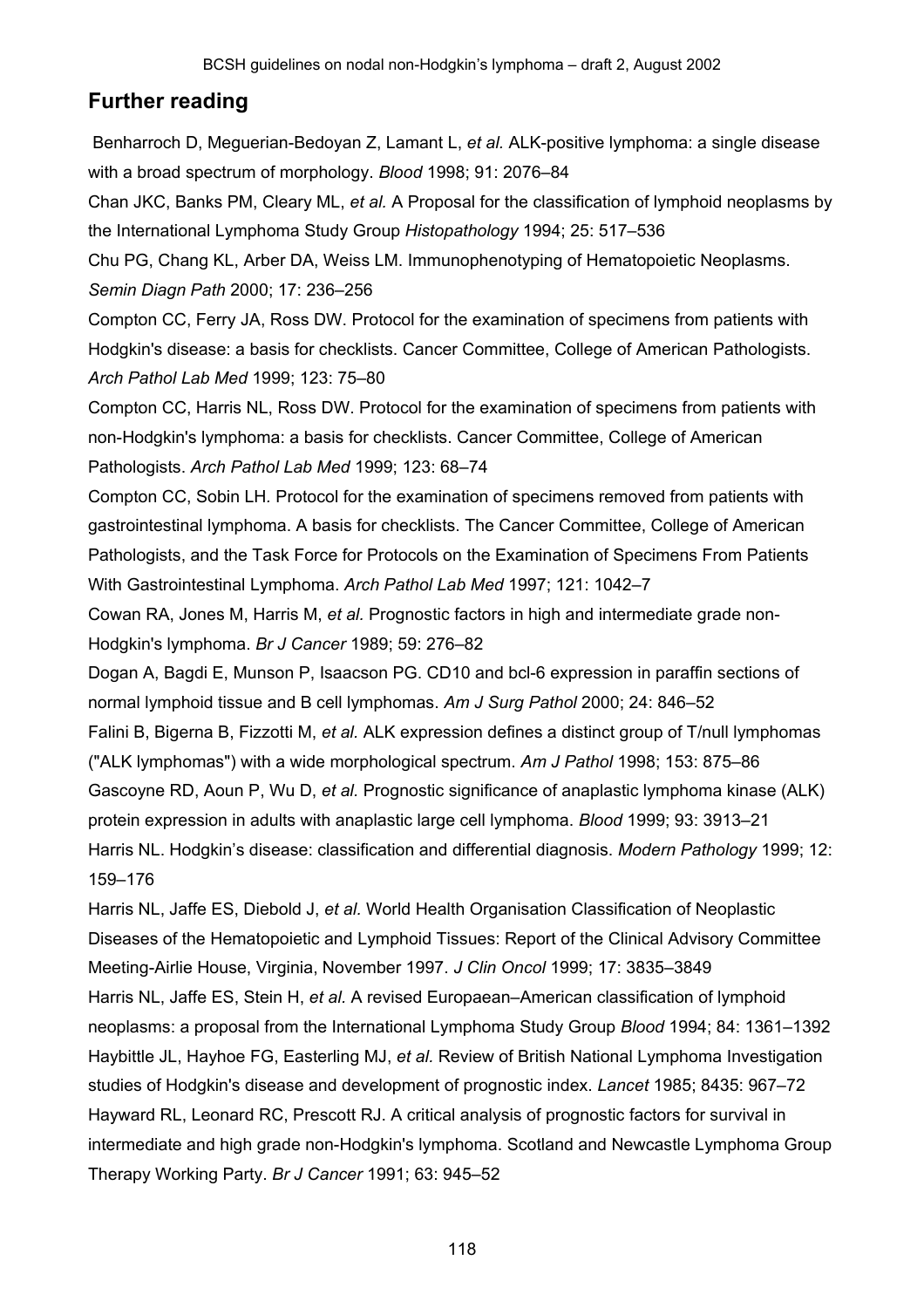## Further reading

Benharroch D, Meguerian-Bedoyan Z, Lamant L, *et al.* ALK-positive lymphoma: a single disease with a broad spectrum of morphology. *Blood* 1998; 91: 2076–84

Chan JKC, Banks PM, Cleary ML, *et al.* A Proposal for the classification of lymphoid neoplasms by the International Lymphoma Study Group *Histopathology* 1994; 25: 517–536

Chu PG, Chang KL, Arber DA, Weiss LM. Immunophenotyping of Hematopoietic Neoplasms. *Semin Diagn Path* 2000; 17: 236–256

Compton CC, Ferry JA, Ross DW. Protocol for the examination of specimens from patients with Hodgkin's disease: a basis for checklists. Cancer Committee, College of American Pathologists. *Arch Pathol Lab Med* 1999; 123: 75–80

Compton CC, Harris NL, Ross DW. Protocol for the examination of specimens from patients with non-Hodgkin's lymphoma: a basis for checklists. Cancer Committee, College of American Pathologists. *Arch Pathol Lab Med* 1999; 123: 68–74

Compton CC, Sobin LH. Protocol for the examination of specimens removed from patients with gastrointestinal lymphoma. A basis for checklists. The Cancer Committee, College of American Pathologists, and the Task Force for Protocols on the Examination of Specimens From Patients With Gastrointestinal Lymphoma. *Arch Pathol Lab Med* 1997; 121: 1042–7

Cowan RA, Jones M, Harris M, *et al.* Prognostic factors in high and intermediate grade non-Hodgkin's lymphoma. *Br J Cancer* 1989; 59: 276–82

Dogan A, Bagdi E, Munson P, Isaacson PG. CD10 and bcl-6 expression in paraffin sections of normal lymphoid tissue and B cell lymphomas. *Am J Surg Pathol* 2000; 24: 846–52

Falini B, Bigerna B, Fizzotti M, *et al.* ALK expression defines a distinct group of T/null lymphomas ("ALK lymphomas") with a wide morphological spectrum. *Am J Pathol* 1998; 153: 875–86

Gascoyne RD, Aoun P, Wu D, *et al.* Prognostic significance of anaplastic lymphoma kinase (ALK) protein expression in adults with anaplastic large cell lymphoma. *Blood* 1999; 93: 3913–21

Harris NL. Hodgkin's disease: classification and differential diagnosis. *Modern Pathology* 1999; 12: 159–176

Harris NL, Jaffe ES, Diebold J, *et al.* World Health Organisation Classification of Neoplastic Diseases of the Hematopoietic and Lymphoid Tissues: Report of the Clinical Advisory Committee Meeting-Airlie House, Virginia, November 1997. *J Clin Oncol* 1999; 17: 3835–3849

Harris NL, Jaffe ES, Stein H, *et al.* A revised Europaean–American classification of lymphoid neoplasms: a proposal from the International Lymphoma Study Group *Blood* 1994; 84: 1361–1392

Haybittle JL, Hayhoe FG, Easterling MJ, *et al.* Review of British National Lymphoma Investigation studies of Hodgkin's disease and development of prognostic index. *Lancet* 1985; 8435: 967–72

Hayward RL, Leonard RC, Prescott RJ. A critical analysis of prognostic factors for survival in intermediate and high grade non-Hodgkin's lymphoma. Scotland and Newcastle Lymphoma Group Therapy Working Party. *Br J Cancer* 1991; 63: 945–52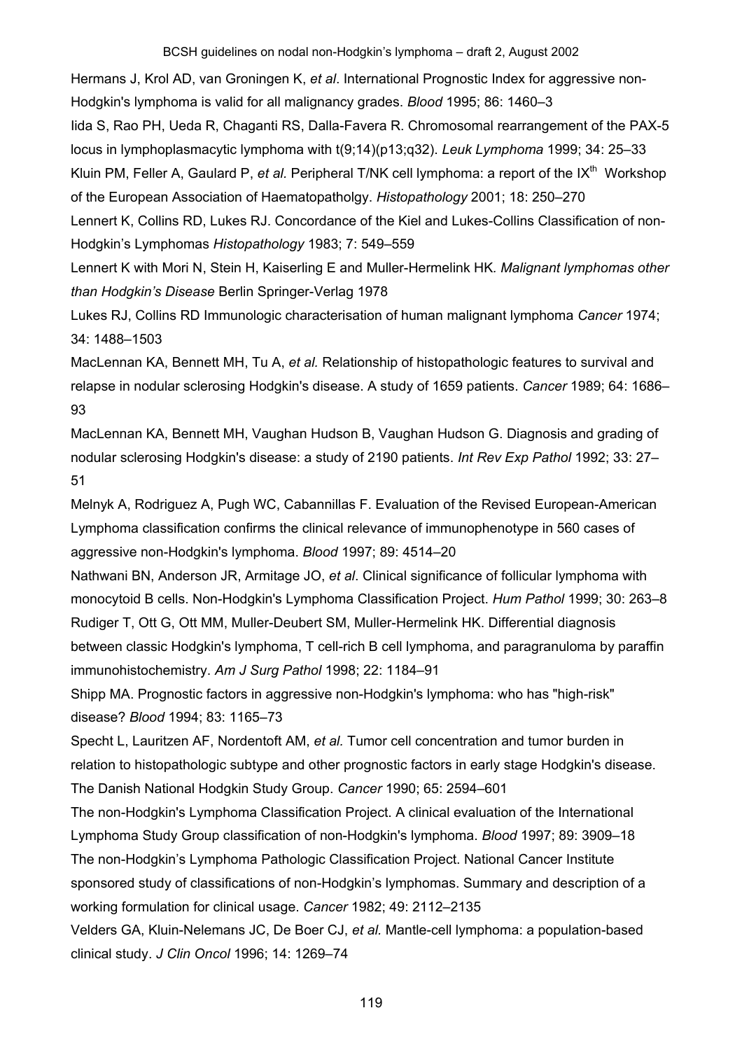Hermans J, Krol AD, van Groningen K, *et al*. International Prognostic Index for aggressive non-Hodgkin's lymphoma is valid for all malignancy grades. *Blood* 1995; 86: 1460–3

Iida S, Rao PH, Ueda R, Chaganti RS, Dalla-Favera R. Chromosomal rearrangement of the PAX-5 locus in lymphoplasmacytic lymphoma with t(9;14)(p13;q32). *Leuk Lymphoma* 1999; 34: 25–33

Kluin PM, Feller A, Gaulard P, *et al.* Peripheral T/NK cell lymphoma: a report of the IX[th] Workshop of the European Association of Haematopatholgy. *Histopathology* 2001; 18: 250–270

Lennert K, Collins RD, Lukes RJ. Concordance of the Kiel and Lukes-Collins Classification of non-Hodgkin's Lymphomas *Histopathology* 1983; 7: 549–559

Lennert K with Mori N, Stein H, Kaiserling E and Muller-Hermelink HK. *Malignant lymphomas other than Hodgkin's Disease* Berlin Springer-Verlag 1978

Lukes RJ, Collins RD Immunologic characterisation of human malignant lymphoma *Cancer* 1974; 34: 1488–1503

MacLennan KA, Bennett MH, Tu A, *et al.* Relationship of histopathologic features to survival and relapse in nodular sclerosing Hodgkin's disease. A study of 1659 patients. *Cancer* 1989; 64: 1686–93

MacLennan KA, Bennett MH, Vaughan Hudson B, Vaughan Hudson G. Diagnosis and grading of nodular sclerosing Hodgkin's disease: a study of 2190 patients. *Int Rev Exp Pathol* 1992; 33: 27–51

Melnyk A, Rodriguez A, Pugh WC, Cabannillas F. Evaluation of the Revised European-American Lymphoma classification confirms the clinical relevance of immunophenotype in 560 cases of aggressive non-Hodgkin's lymphoma. *Blood* 1997; 89: 4514–20

Nathwani BN, Anderson JR, Armitage JO, *et al*. Clinical significance of follicular lymphoma with monocytoid B cells. Non-Hodgkin's Lymphoma Classification Project. *Hum Pathol* 1999; 30: 263–8

Rudiger T, Ott G, Ott MM, Muller-Deubert SM, Muller-Hermelink HK. Differential diagnosis between classic Hodgkin's lymphoma, T cell-rich B cell lymphoma, and paragranuloma by paraffin immunohistochemistry. *Am J Surg Pathol* 1998; 22: 1184–91

Shipp MA. Prognostic factors in aggressive non-Hodgkin's lymphoma: who has "high-risk" disease? *Blood* 1994; 83: 1165–73

Specht L, Lauritzen AF, Nordentoft AM, *et al.* Tumor cell concentration and tumor burden in relation to histopathologic subtype and other prognostic factors in early stage Hodgkin's disease. The Danish National Hodgkin Study Group. *Cancer* 1990; 65: 2594–601

The non-Hodgkin's Lymphoma Classification Project. A clinical evaluation of the International Lymphoma Study Group classification of non-Hodgkin's lymphoma. *Blood* 1997; 89: 3909–18

The non-Hodgkin's Lymphoma Pathologic Classification Project. National Cancer Institute sponsored study of classifications of non-Hodgkin's lymphomas. Summary and description of a working formulation for clinical usage. *Cancer* 1982; 49: 2112–2135

Velders GA, Kluin-Nelemans JC, De Boer CJ, *et al.* Mantle-cell lymphoma: a population-based clinical study. *J Clin Oncol* 1996; 14: 1269–74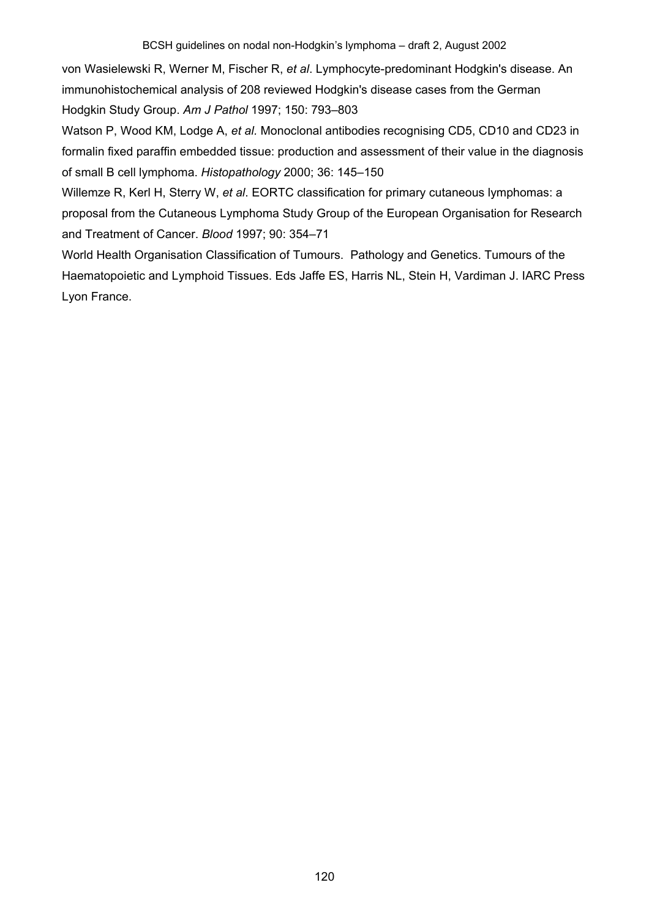von Wasielewski R, Werner M, Fischer R, *et al*. Lymphocyte-predominant Hodgkin's disease. An immunohistochemical analysis of 208 reviewed Hodgkin's disease cases from the German Hodgkin Study Group. *Am J Pathol* 1997; 150: 793–803

Watson P, Wood KM, Lodge A, *et al.* Monoclonal antibodies recognising CD5, CD10 and CD23 in formalin fixed paraffin embedded tissue: production and assessment of their value in the diagnosis of small B cell lymphoma. *Histopathology* 2000; 36: 145–150

Willemze R, Kerl H, Sterry W, *et al*. EORTC classification for primary cutaneous lymphomas: a proposal from the Cutaneous Lymphoma Study Group of the European Organisation for Research and Treatment of Cancer. *Blood* 1997; 90: 354–71

World Health Organisation Classification of Tumours. Pathology and Genetics. Tumours of the Haematopoietic and Lymphoid Tissues. Eds Jaffe ES, Harris NL, Stein H, Vardiman J. IARC Press Lyon France.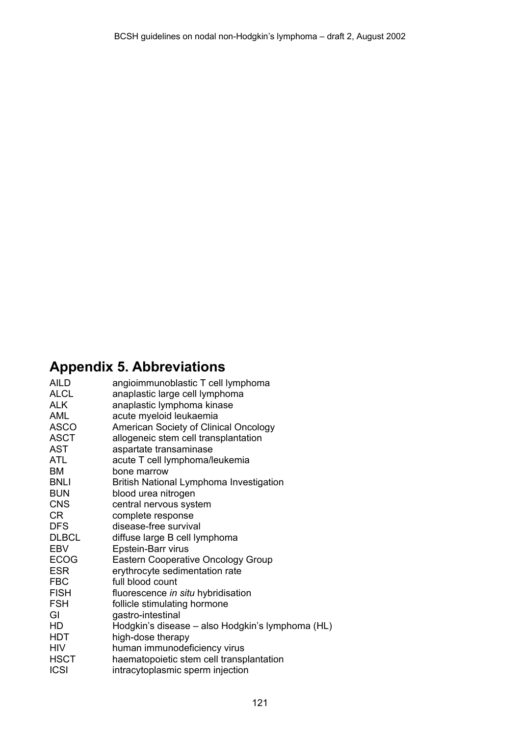## Appendix 5. Abbreviations

| | |
|---|---|
| AILD | angioimmunoblastic T cell lymphoma |
| ALCL | anaplastic large cell lymphoma |
| ALK | anaplastic lymphoma kinase |
| AML | acute myeloid leukaemia |
| ASCO | American Society of Clinical Oncology |
| ASCT | allogeneic stem cell transplantation |
| AST | aspartate transaminase |
| ATL | acute T cell lymphoma/leukemia |
| BM | bone marrow |
| BNLI | British National Lymphoma Investigation |
| BUN | blood urea nitrogen |
| CNS | central nervous system |
| CR | complete response |
| DFS | disease-free survival |
| DLBCL | diffuse large B cell lymphoma |
| EBV | Epstein-Barr virus |
| ECOG | Eastern Cooperative Oncology Group |
| ESR | erythrocyte sedimentation rate |
| FBC | full blood count |
| FISH | fluorescence *in situ* hybridisation |
| FSH | follicle stimulating hormone |
| GI | gastro-intestinal |
| HD | Hodgkin's disease – also Hodgkin's lymphoma (HL) |
| HDT | high-dose therapy |
| HIV | human immunodeficiency virus |
| HSCT | haematopoietic stem cell transplantation |
| ICSI | intracytoplasmic sperm injection |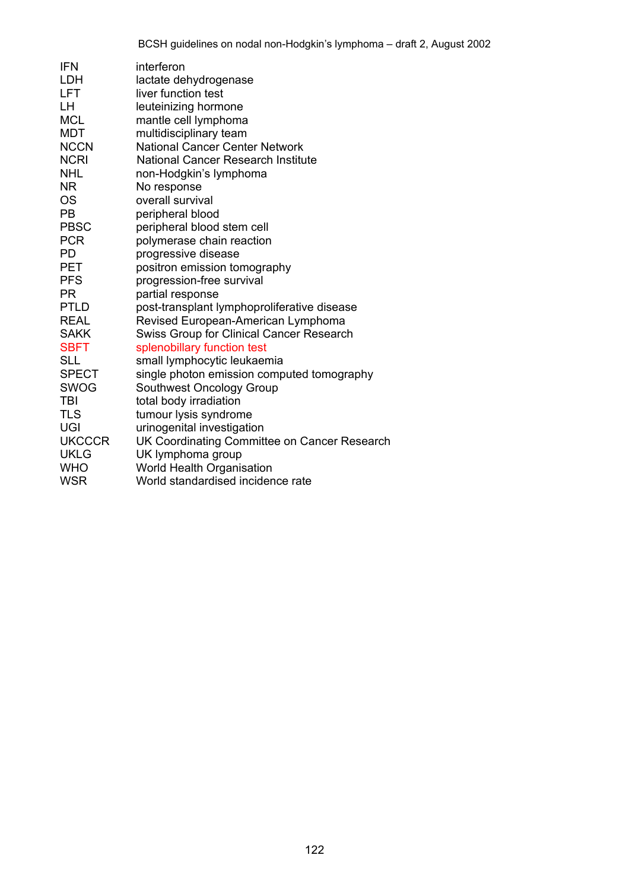| | |
|---|---|
| IFN | interferon |
| LDH | lactate dehydrogenase |
| LFT | liver function test |
| LH | leuteinizing hormone |
| MCL | mantle cell lymphoma |
| MDT | multidisciplinary team |
| NCCN | National Cancer Center Network |
| NCRI | National Cancer Research Institute |
| NHL | non-Hodgkin's lymphoma |
| NR | No response |
| OS | overall survival |
| PB | peripheral blood |
| PBSC | peripheral blood stem cell |
| PCR | polymerase chain reaction |
| PD | progressive disease |
| PET | positron emission tomography |
| PFS | progression-free survival |
| PR | partial response |
| PTLD | post-transplant lymphoproliferative disease |
| REAL | Revised European-American Lymphoma |
| SAKK | Swiss Group for Clinical Cancer Research |
| SBFT | splenobillary function test |
| SLL | small lymphocytic leukaemia |
| SPECT | single photon emission computed tomography |
| SWOG | Southwest Oncology Group |
| TBI | total body irradiation |
| TLS | tumour lysis syndrome |
| UGI | urinogenital investigation |
| UKCCCR | UK Coordinating Committee on Cancer Research |
| UKLG | UK lymphoma group |
| WHO | World Health Organisation |
| WSR | World standardised incidence rate |